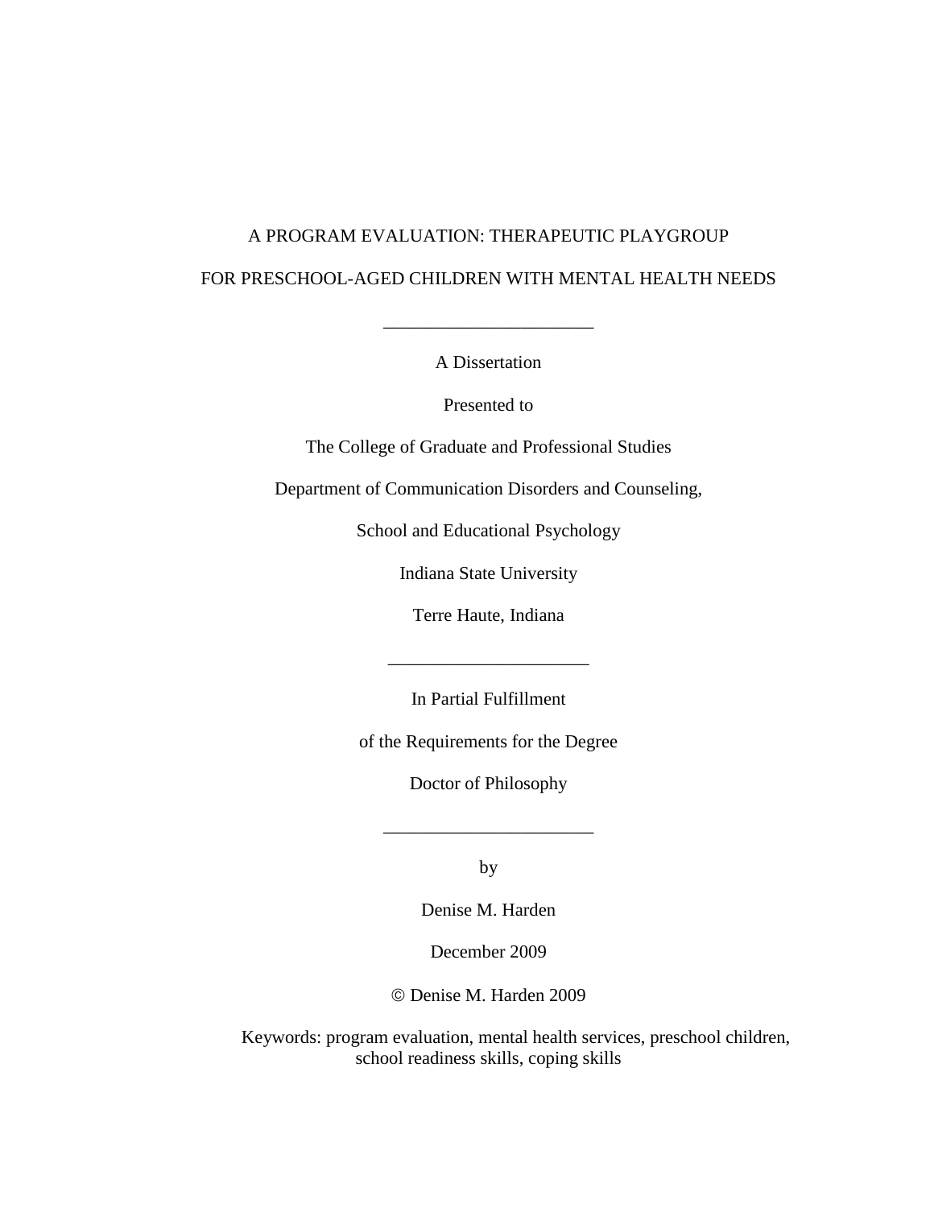# A PROGRAM EVALUATION: THERAPEUTIC PLAYGROUP FOR PRESCHOOL-AGED CHILDREN WITH MENTAL HEALTH NEEDS

---

A Dissertation

Presented to

The College of Graduate and Professional Studies

Department of Communication Disorders and Counseling,

School and Educational Psychology

Indiana State University

Terre Haute, Indiana

---

In Partial Fulfillment

of the Requirements for the Degree

Doctor of Philosophy

---

by

Denise M. Harden

December 2009

© Denise M. Harden 2009

Keywords: program evaluation, mental health services, preschool children, school readiness skills, coping skills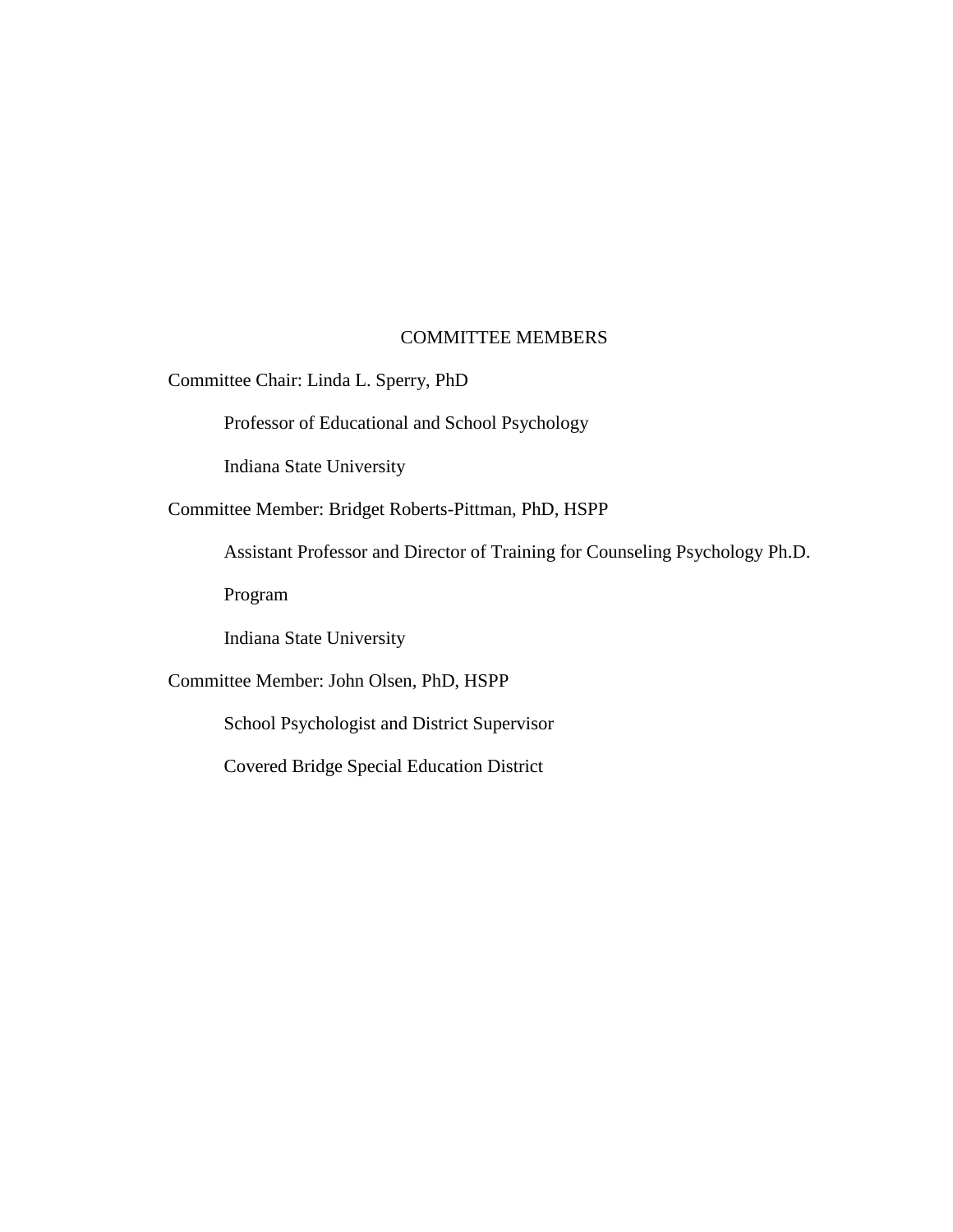# COMMITTEE MEMBERS

Committee Chair: Linda L. Sperry, PhD

Professor of Educational and School Psychology

Indiana State University

Committee Member: Bridget Roberts-Pittman, PhD, HSPP

Assistant Professor and Director of Training for Counseling Psychology Ph.D. Program

Indiana State University

Committee Member: John Olsen, PhD, HSPP

School Psychologist and District Supervisor

Covered Bridge Special Education District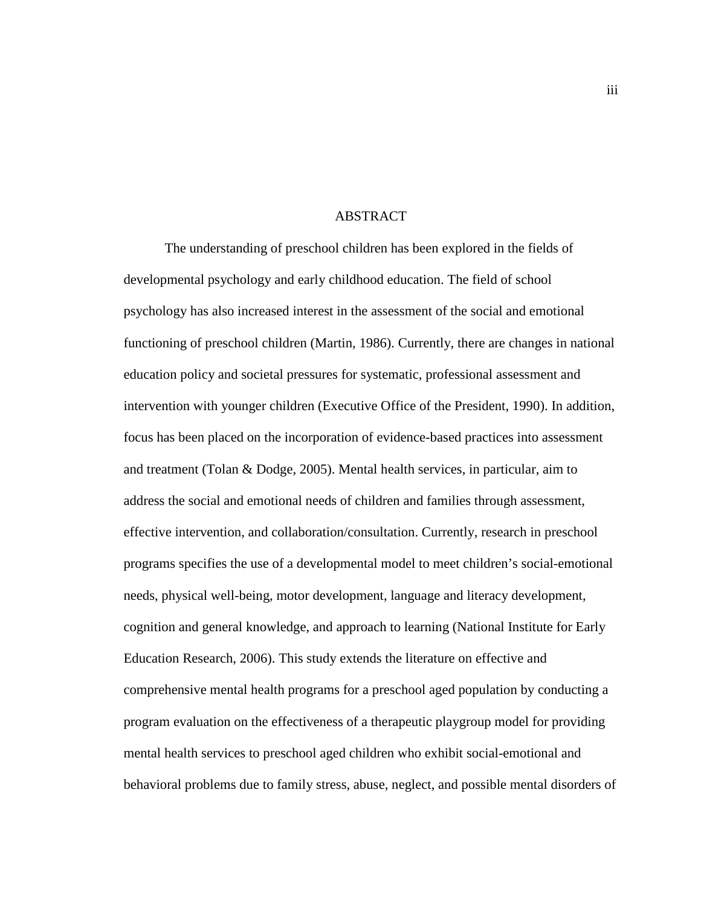# ABSTRACT

The understanding of preschool children has been explored in the fields of developmental psychology and early childhood education. The field of school psychology has also increased interest in the assessment of the social and emotional functioning of preschool children (Martin, 1986). Currently, there are changes in national education policy and societal pressures for systematic, professional assessment and intervention with younger children (Executive Office of the President, 1990). In addition, focus has been placed on the incorporation of evidence-based practices into assessment and treatment (Tolan & Dodge, 2005). Mental health services, in particular, aim to address the social and emotional needs of children and families through assessment, effective intervention, and collaboration/consultation. Currently, research in preschool programs specifies the use of a developmental model to meet children's social-emotional needs, physical well-being, motor development, language and literacy development, cognition and general knowledge, and approach to learning (National Institute for Early Education Research, 2006). This study extends the literature on effective and comprehensive mental health programs for a preschool aged population by conducting a program evaluation on the effectiveness of a therapeutic playgroup model for providing mental health services to preschool aged children who exhibit social-emotional and behavioral problems due to family stress, abuse, neglect, and possible mental disorders of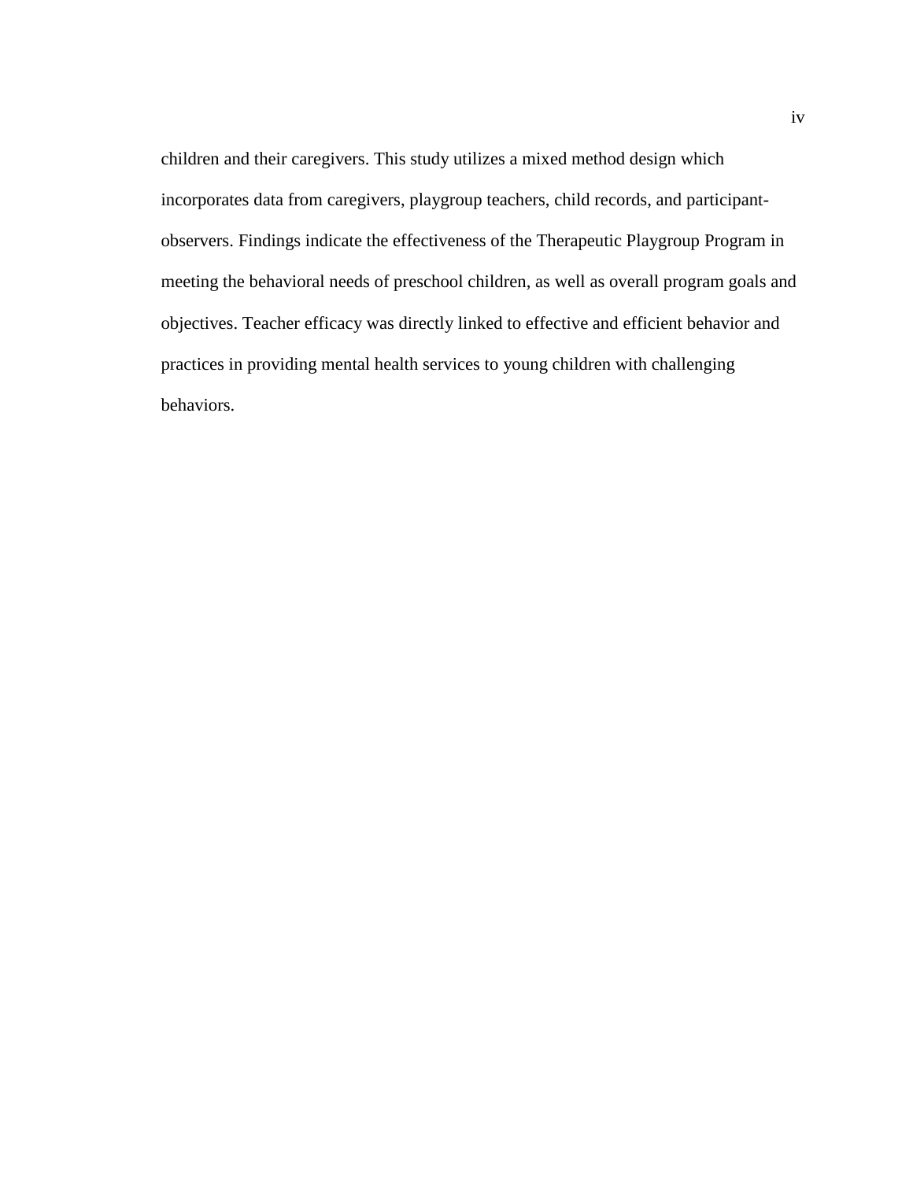children and their caregivers. This study utilizes a mixed method design which incorporates data from caregivers, playgroup teachers, child records, and participant-observers. Findings indicate the effectiveness of the Therapeutic Playgroup Program in meeting the behavioral needs of preschool children, as well as overall program goals and objectives. Teacher efficacy was directly linked to effective and efficient behavior and practices in providing mental health services to young children with challenging behaviors.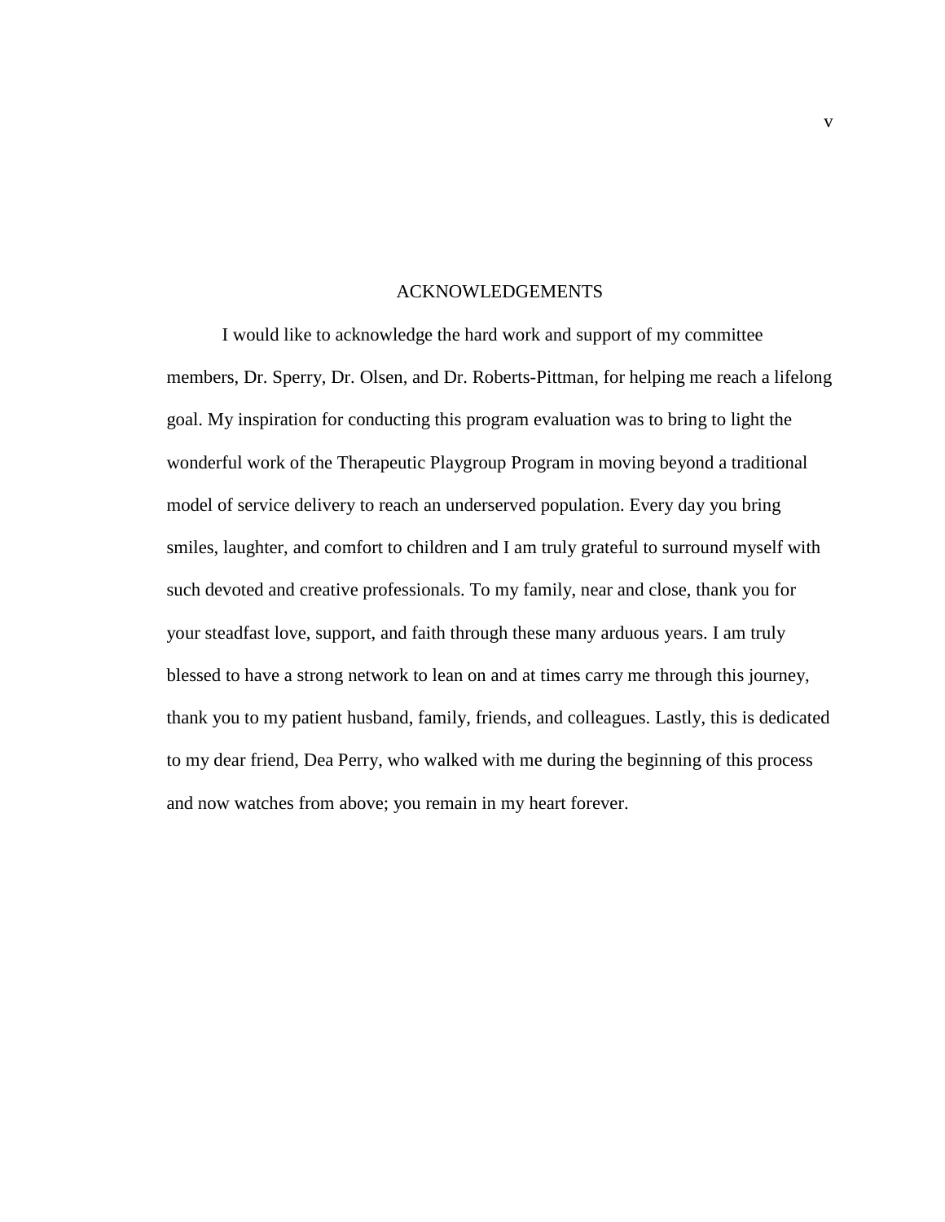# ACKNOWLEDGEMENTS

I would like to acknowledge the hard work and support of my committee members, Dr. Sperry, Dr. Olsen, and Dr. Roberts-Pittman, for helping me reach a lifelong goal. My inspiration for conducting this program evaluation was to bring to light the wonderful work of the Therapeutic Playgroup Program in moving beyond a traditional model of service delivery to reach an underserved population. Every day you bring smiles, laughter, and comfort to children and I am truly grateful to surround myself with such devoted and creative professionals. To my family, near and close, thank you for your steadfast love, support, and faith through these many arduous years. I am truly blessed to have a strong network to lean on and at times carry me through this journey, thank you to my patient husband, family, friends, and colleagues. Lastly, this is dedicated to my dear friend, Dea Perry, who walked with me during the beginning of this process and now watches from above; you remain in my heart forever.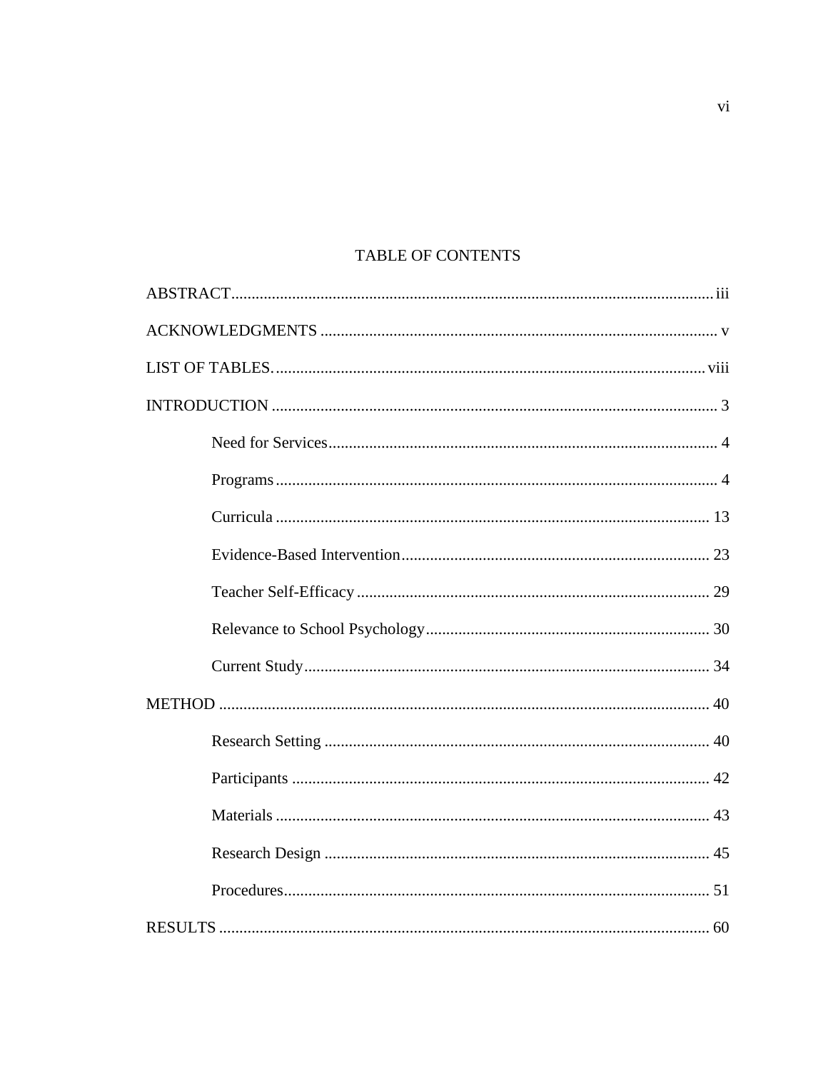# TABLE OF CONTENTS

ABSTRACT ... iii

ACKNOWLEDGMENTS ... v

LIST OF TABLES. ... viii

INTRODUCTION ... 3

- Need for Services ... 4
- Programs ... 4
- Curricula ... 13
- Evidence-Based Intervention ... 23
- Teacher Self-Efficacy ... 29
- Relevance to School Psychology ... 30
- Current Study ... 34

METHOD ... 40

- Research Setting ... 40
- Participants ... 42
- Materials ... 43
- Research Design ... 45
- Procedures ... 51

RESULTS ... 60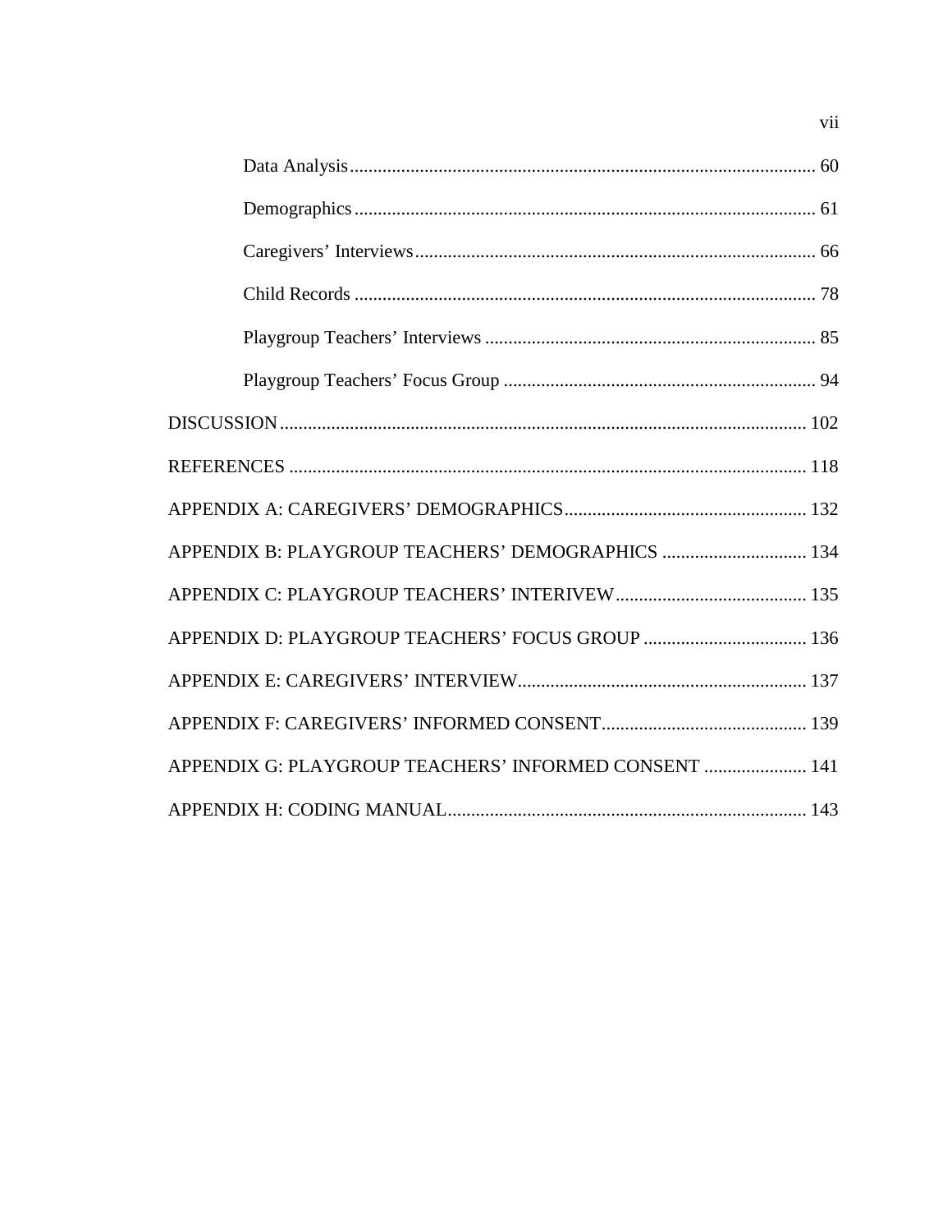Data Analysis ........................................................................................ 60

Demographics ........................................................................................ 61

Caregivers' Interviews ........................................................................................ 66

Child Records ........................................................................................ 78

Playgroup Teachers' Interviews ........................................................................................ 85

Playgroup Teachers' Focus Group ........................................................................................ 94

DISCUSSION ........................................................................................ 102

REFERENCES ........................................................................................ 118

APPENDIX A: CAREGIVERS' DEMOGRAPHICS ........................................................................................ 132

APPENDIX B: PLAYGROUP TEACHERS' DEMOGRAPHICS ........................................................................................ 134

APPENDIX C: PLAYGROUP TEACHERS' INTERIVEW ........................................................................................ 135

APPENDIX D: PLAYGROUP TEACHERS' FOCUS GROUP ........................................................................................ 136

APPENDIX E: CAREGIVERS' INTERVIEW ........................................................................................ 137

APPENDIX F: CAREGIVERS' INFORMED CONSENT ........................................................................................ 139

APPENDIX G: PLAYGROUP TEACHERS' INFORMED CONSENT ........................................................................................ 141

APPENDIX H: CODING MANUAL ........................................................................................ 143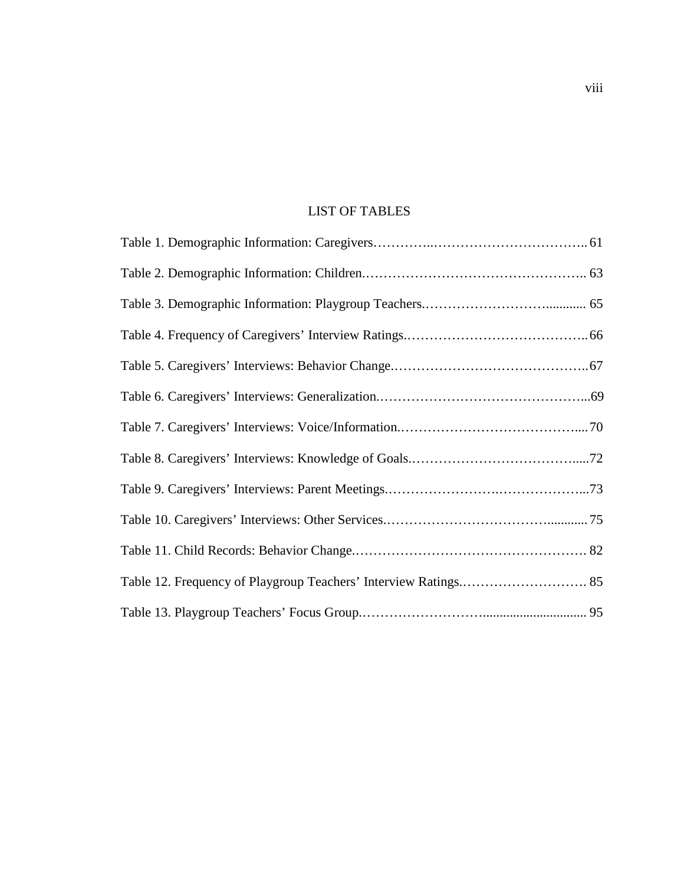# LIST OF TABLES

Table 1. Demographic Information: Caregivers.......................................................... 61

Table 2. Demographic Information: Children............................................................ 63

Table 3. Demographic Information: Playgroup Teachers............................................ 65

Table 4. Frequency of Caregivers' Interview Ratings................................................. 66

Table 5. Caregivers' Interviews: Behavior Change..................................................... 67

Table 6. Caregivers' Interviews: Generalization......................................................... 69

Table 7. Caregivers' Interviews: Voice/Information.................................................... 70

Table 8. Caregivers' Interviews: Knowledge of Goals................................................ 72

Table 9. Caregivers' Interviews: Parent Meetings....................................................... 73

Table 10. Caregivers' Interviews: Other Services....................................................... 75

Table 11. Child Records: Behavior Change................................................................. 82

Table 12. Frequency of Playgroup Teachers' Interview Ratings.................................. 85

Table 13. Playgroup Teachers' Focus Group............................................................... 95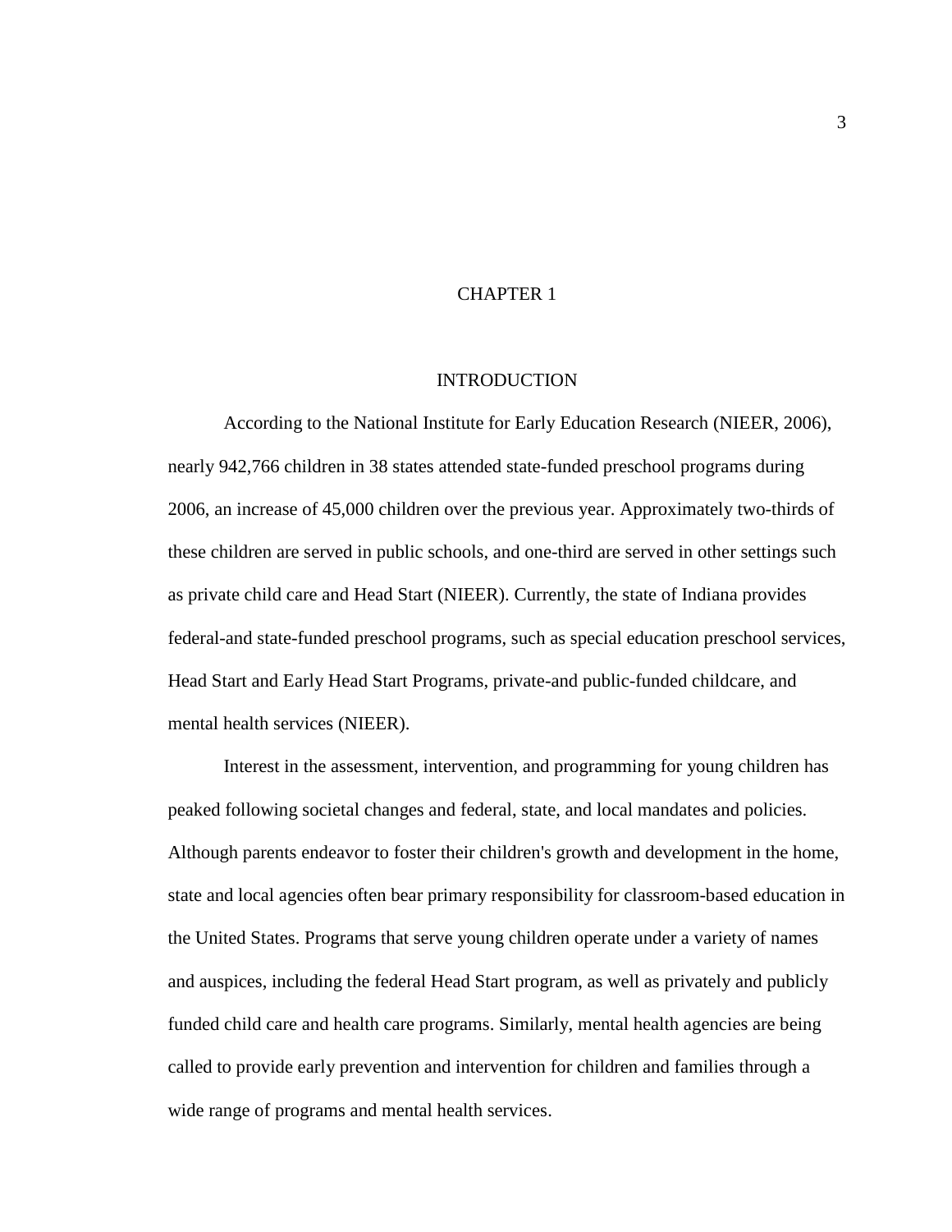# CHAPTER 1

## INTRODUCTION

According to the National Institute for Early Education Research (NIEER, 2006), nearly 942,766 children in 38 states attended state-funded preschool programs during 2006, an increase of 45,000 children over the previous year. Approximately two-thirds of these children are served in public schools, and one-third are served in other settings such as private child care and Head Start (NIEER). Currently, the state of Indiana provides federal-and state-funded preschool programs, such as special education preschool services, Head Start and Early Head Start Programs, private-and public-funded childcare, and mental health services (NIEER).

Interest in the assessment, intervention, and programming for young children has peaked following societal changes and federal, state, and local mandates and policies. Although parents endeavor to foster their children's growth and development in the home, state and local agencies often bear primary responsibility for classroom-based education in the United States. Programs that serve young children operate under a variety of names and auspices, including the federal Head Start program, as well as privately and publicly funded child care and health care programs. Similarly, mental health agencies are being called to provide early prevention and intervention for children and families through a wide range of programs and mental health services.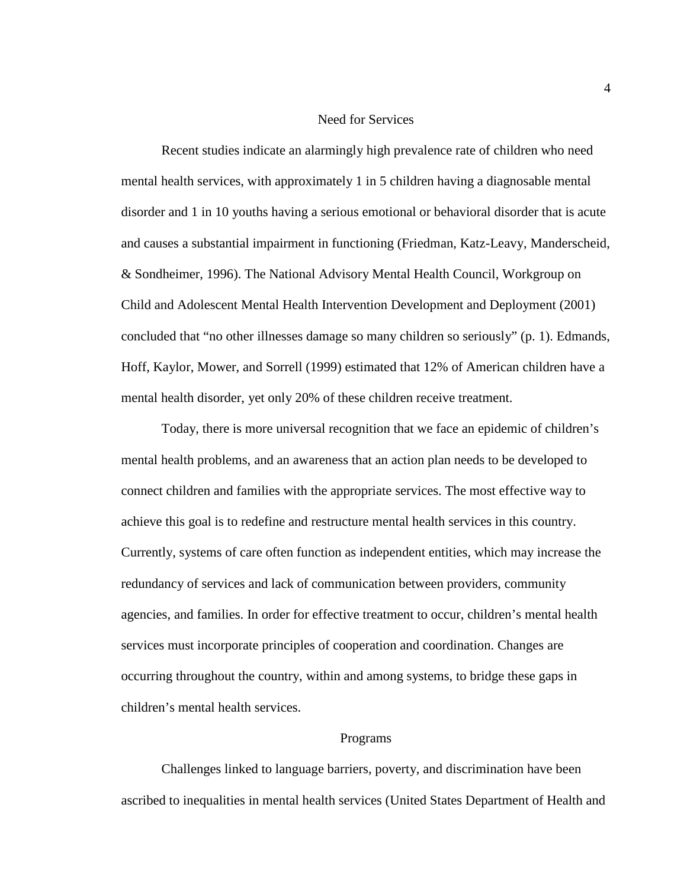## Need for Services

Recent studies indicate an alarmingly high prevalence rate of children who need mental health services, with approximately 1 in 5 children having a diagnosable mental disorder and 1 in 10 youths having a serious emotional or behavioral disorder that is acute and causes a substantial impairment in functioning (Friedman, Katz-Leavy, Manderscheid, & Sondheimer, 1996). The National Advisory Mental Health Council, Workgroup on Child and Adolescent Mental Health Intervention Development and Deployment (2001) concluded that "no other illnesses damage so many children so seriously" (p. 1). Edmands, Hoff, Kaylor, Mower, and Sorrell (1999) estimated that 12% of American children have a mental health disorder, yet only 20% of these children receive treatment.

Today, there is more universal recognition that we face an epidemic of children's mental health problems, and an awareness that an action plan needs to be developed to connect children and families with the appropriate services. The most effective way to achieve this goal is to redefine and restructure mental health services in this country. Currently, systems of care often function as independent entities, which may increase the redundancy of services and lack of communication between providers, community agencies, and families. In order for effective treatment to occur, children's mental health services must incorporate principles of cooperation and coordination. Changes are occurring throughout the country, within and among systems, to bridge these gaps in children's mental health services.

## Programs

Challenges linked to language barriers, poverty, and discrimination have been ascribed to inequalities in mental health services (United States Department of Health and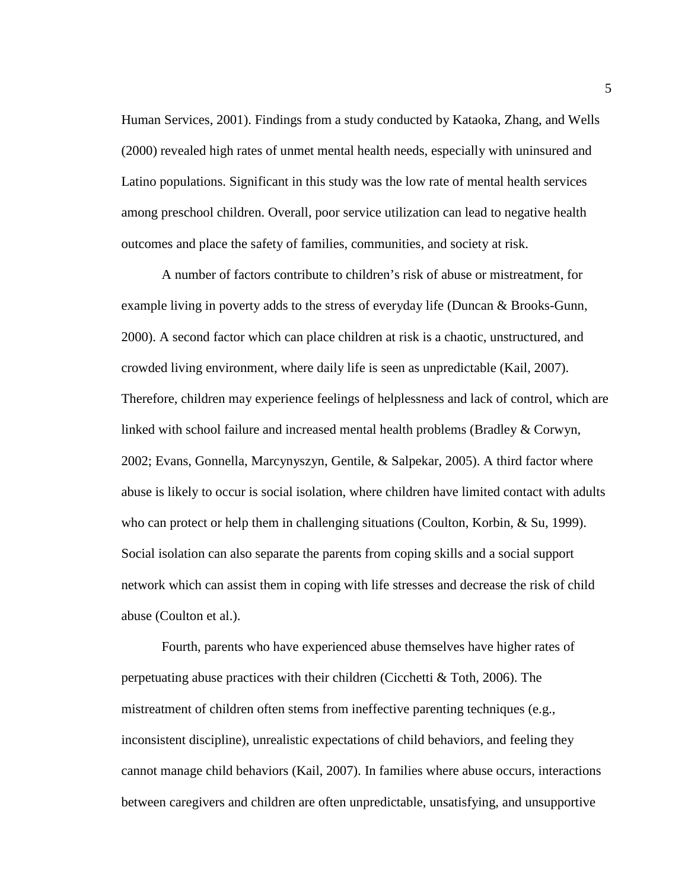Human Services, 2001). Findings from a study conducted by Kataoka, Zhang, and Wells (2000) revealed high rates of unmet mental health needs, especially with uninsured and Latino populations. Significant in this study was the low rate of mental health services among preschool children. Overall, poor service utilization can lead to negative health outcomes and place the safety of families, communities, and society at risk.

A number of factors contribute to children's risk of abuse or mistreatment, for example living in poverty adds to the stress of everyday life (Duncan & Brooks-Gunn, 2000). A second factor which can place children at risk is a chaotic, unstructured, and crowded living environment, where daily life is seen as unpredictable (Kail, 2007). Therefore, children may experience feelings of helplessness and lack of control, which are linked with school failure and increased mental health problems (Bradley & Corwyn, 2002; Evans, Gonnella, Marcynyszyn, Gentile, & Salpekar, 2005). A third factor where abuse is likely to occur is social isolation, where children have limited contact with adults who can protect or help them in challenging situations (Coulton, Korbin, & Su, 1999). Social isolation can also separate the parents from coping skills and a social support network which can assist them in coping with life stresses and decrease the risk of child abuse (Coulton et al.).

Fourth, parents who have experienced abuse themselves have higher rates of perpetuating abuse practices with their children (Cicchetti & Toth, 2006). The mistreatment of children often stems from ineffective parenting techniques (e.g., inconsistent discipline), unrealistic expectations of child behaviors, and feeling they cannot manage child behaviors (Kail, 2007). In families where abuse occurs, interactions between caregivers and children are often unpredictable, unsatisfying, and unsupportive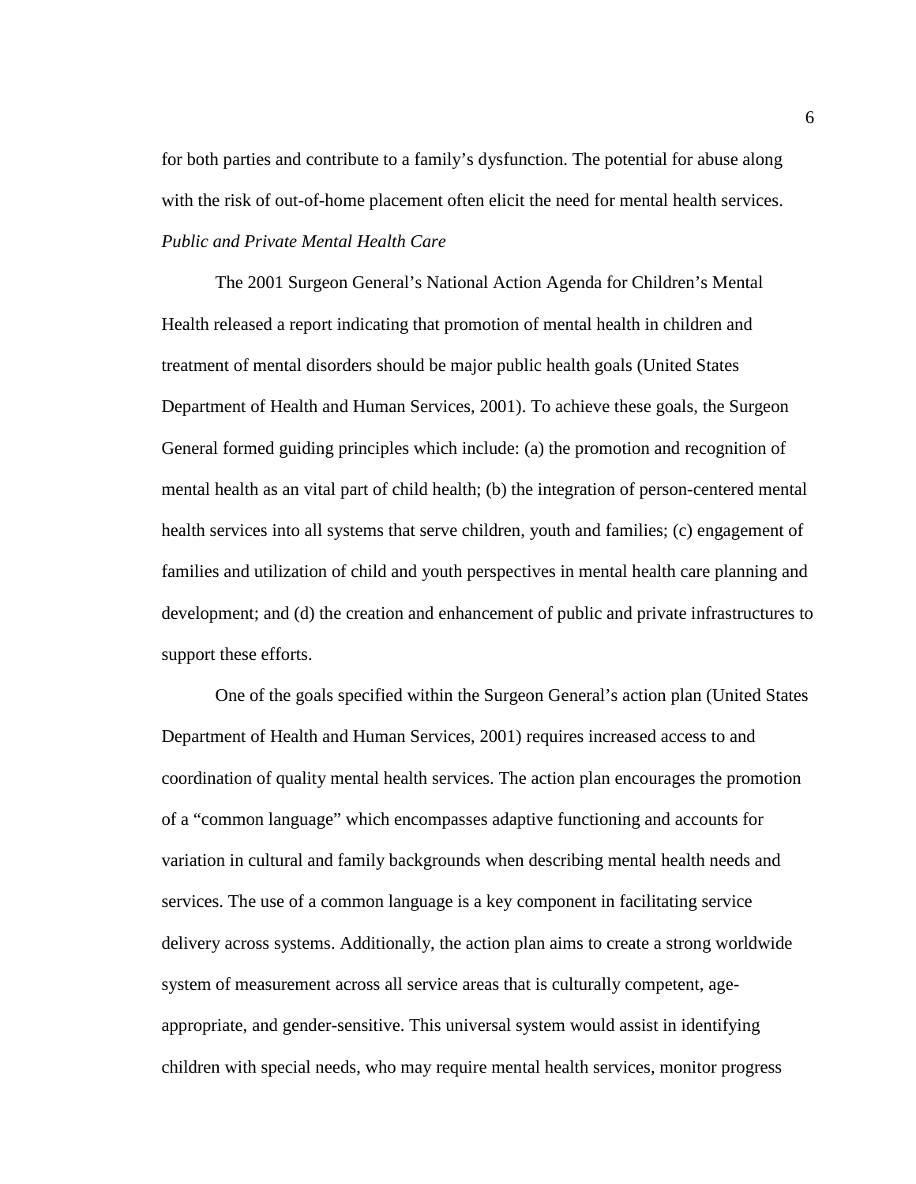for both parties and contribute to a family's dysfunction. The potential for abuse along with the risk of out-of-home placement often elicit the need for mental health services.

*Public and Private Mental Health Care*

The 2001 Surgeon General's National Action Agenda for Children's Mental Health released a report indicating that promotion of mental health in children and treatment of mental disorders should be major public health goals (United States Department of Health and Human Services, 2001). To achieve these goals, the Surgeon General formed guiding principles which include: (a) the promotion and recognition of mental health as an vital part of child health; (b) the integration of person-centered mental health services into all systems that serve children, youth and families; (c) engagement of families and utilization of child and youth perspectives in mental health care planning and development; and (d) the creation and enhancement of public and private infrastructures to support these efforts.

One of the goals specified within the Surgeon General's action plan (United States Department of Health and Human Services, 2001) requires increased access to and coordination of quality mental health services. The action plan encourages the promotion of a "common language" which encompasses adaptive functioning and accounts for variation in cultural and family backgrounds when describing mental health needs and services. The use of a common language is a key component in facilitating service delivery across systems. Additionally, the action plan aims to create a strong worldwide system of measurement across all service areas that is culturally competent, age-appropriate, and gender-sensitive. This universal system would assist in identifying children with special needs, who may require mental health services, monitor progress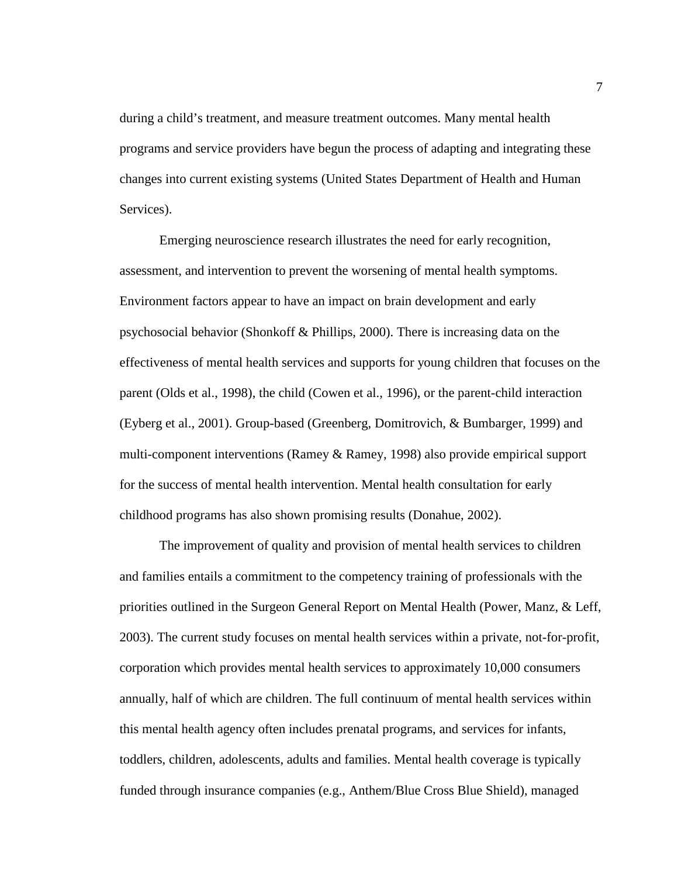during a child's treatment, and measure treatment outcomes. Many mental health programs and service providers have begun the process of adapting and integrating these changes into current existing systems (United States Department of Health and Human Services).

Emerging neuroscience research illustrates the need for early recognition, assessment, and intervention to prevent the worsening of mental health symptoms. Environment factors appear to have an impact on brain development and early psychosocial behavior (Shonkoff & Phillips, 2000). There is increasing data on the effectiveness of mental health services and supports for young children that focuses on the parent (Olds et al., 1998), the child (Cowen et al., 1996), or the parent-child interaction (Eyberg et al., 2001). Group-based (Greenberg, Domitrovich, & Bumbarger, 1999) and multi-component interventions (Ramey & Ramey, 1998) also provide empirical support for the success of mental health intervention. Mental health consultation for early childhood programs has also shown promising results (Donahue, 2002).

The improvement of quality and provision of mental health services to children and families entails a commitment to the competency training of professionals with the priorities outlined in the Surgeon General Report on Mental Health (Power, Manz, & Leff, 2003). The current study focuses on mental health services within a private, not-for-profit, corporation which provides mental health services to approximately 10,000 consumers annually, half of which are children. The full continuum of mental health services within this mental health agency often includes prenatal programs, and services for infants, toddlers, children, adolescents, adults and families. Mental health coverage is typically funded through insurance companies (e.g., Anthem/Blue Cross Blue Shield), managed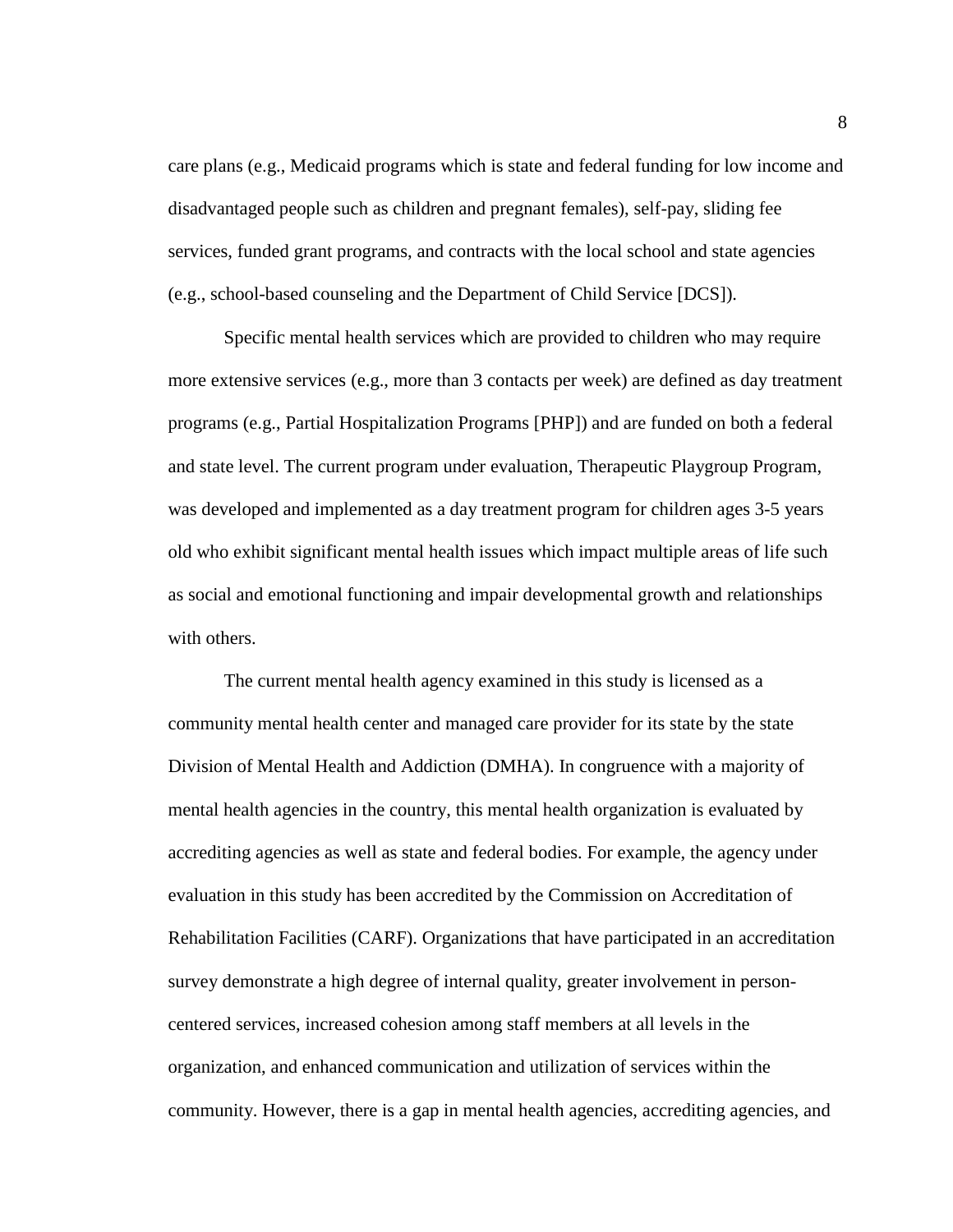care plans (e.g., Medicaid programs which is state and federal funding for low income and disadvantaged people such as children and pregnant females), self-pay, sliding fee services, funded grant programs, and contracts with the local school and state agencies (e.g., school-based counseling and the Department of Child Service [DCS]).

Specific mental health services which are provided to children who may require more extensive services (e.g., more than 3 contacts per week) are defined as day treatment programs (e.g., Partial Hospitalization Programs [PHP]) and are funded on both a federal and state level. The current program under evaluation, Therapeutic Playgroup Program, was developed and implemented as a day treatment program for children ages 3-5 years old who exhibit significant mental health issues which impact multiple areas of life such as social and emotional functioning and impair developmental growth and relationships with others.

The current mental health agency examined in this study is licensed as a community mental health center and managed care provider for its state by the state Division of Mental Health and Addiction (DMHA). In congruence with a majority of mental health agencies in the country, this mental health organization is evaluated by accrediting agencies as well as state and federal bodies. For example, the agency under evaluation in this study has been accredited by the Commission on Accreditation of Rehabilitation Facilities (CARF). Organizations that have participated in an accreditation survey demonstrate a high degree of internal quality, greater involvement in person-centered services, increased cohesion among staff members at all levels in the organization, and enhanced communication and utilization of services within the community. However, there is a gap in mental health agencies, accrediting agencies, and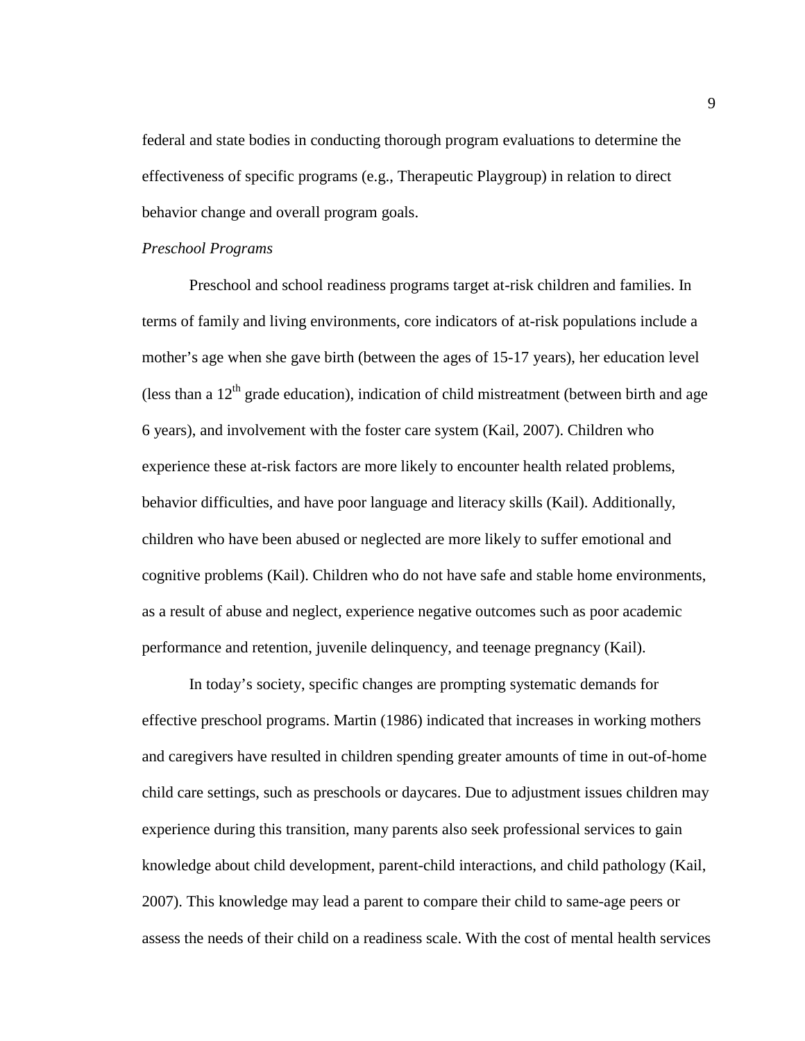federal and state bodies in conducting thorough program evaluations to determine the effectiveness of specific programs (e.g., Therapeutic Playgroup) in relation to direct behavior change and overall program goals.

*Preschool Programs*

Preschool and school readiness programs target at-risk children and families. In terms of family and living environments, core indicators of at-risk populations include a mother's age when she gave birth (between the ages of 15-17 years), her education level (less than a 12th grade education), indication of child mistreatment (between birth and age 6 years), and involvement with the foster care system (Kail, 2007). Children who experience these at-risk factors are more likely to encounter health related problems, behavior difficulties, and have poor language and literacy skills (Kail). Additionally, children who have been abused or neglected are more likely to suffer emotional and cognitive problems (Kail). Children who do not have safe and stable home environments, as a result of abuse and neglect, experience negative outcomes such as poor academic performance and retention, juvenile delinquency, and teenage pregnancy (Kail).

In today's society, specific changes are prompting systematic demands for effective preschool programs. Martin (1986) indicated that increases in working mothers and caregivers have resulted in children spending greater amounts of time in out-of-home child care settings, such as preschools or daycares. Due to adjustment issues children may experience during this transition, many parents also seek professional services to gain knowledge about child development, parent-child interactions, and child pathology (Kail, 2007). This knowledge may lead a parent to compare their child to same-age peers or assess the needs of their child on a readiness scale. With the cost of mental health services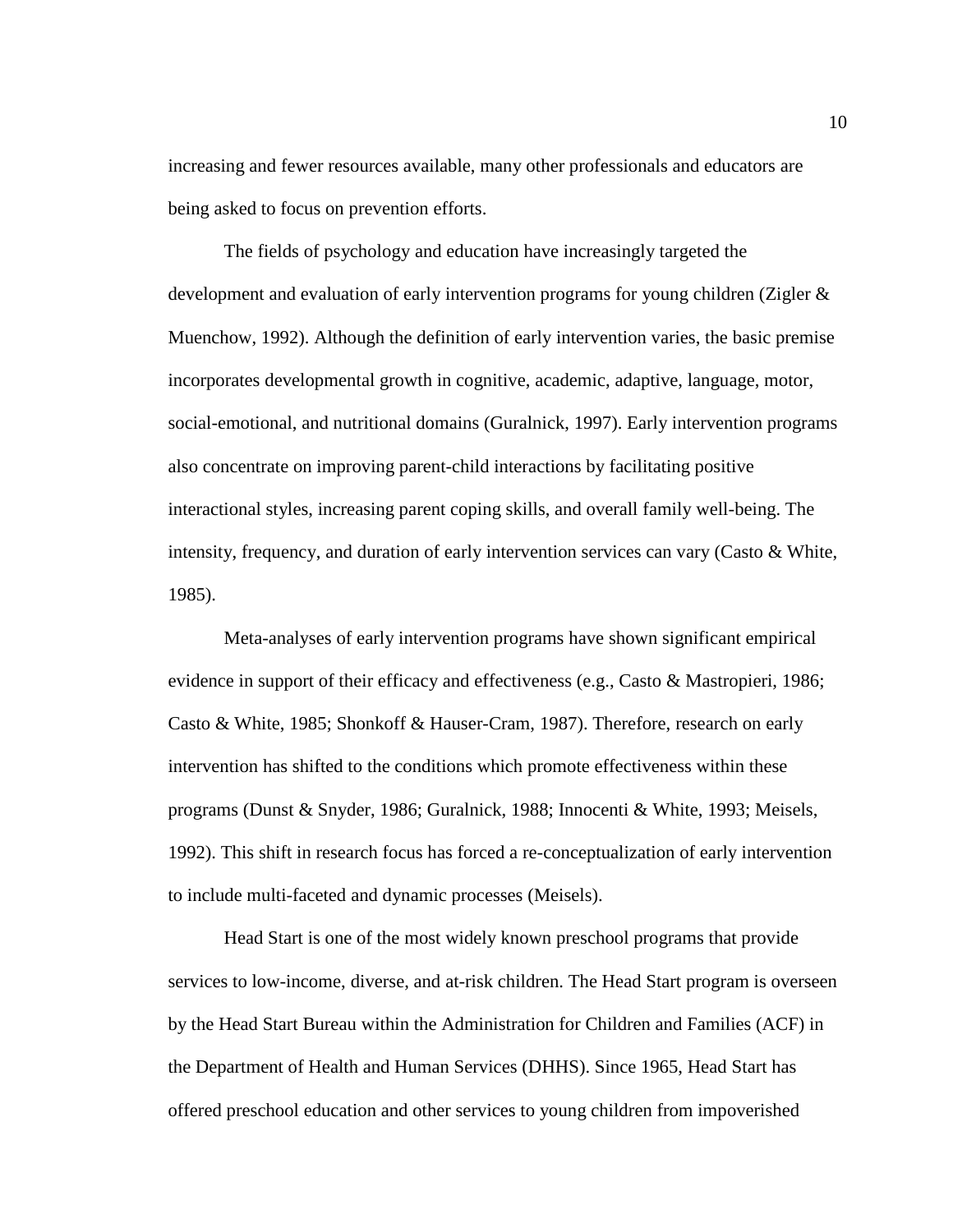increasing and fewer resources available, many other professionals and educators are being asked to focus on prevention efforts.

The fields of psychology and education have increasingly targeted the development and evaluation of early intervention programs for young children (Zigler & Muenchow, 1992). Although the definition of early intervention varies, the basic premise incorporates developmental growth in cognitive, academic, adaptive, language, motor, social-emotional, and nutritional domains (Guralnick, 1997). Early intervention programs also concentrate on improving parent-child interactions by facilitating positive interactional styles, increasing parent coping skills, and overall family well-being. The intensity, frequency, and duration of early intervention services can vary (Casto & White, 1985).

Meta-analyses of early intervention programs have shown significant empirical evidence in support of their efficacy and effectiveness (e.g., Casto & Mastropieri, 1986; Casto & White, 1985; Shonkoff & Hauser-Cram, 1987). Therefore, research on early intervention has shifted to the conditions which promote effectiveness within these programs (Dunst & Snyder, 1986; Guralnick, 1988; Innocenti & White, 1993; Meisels, 1992). This shift in research focus has forced a re-conceptualization of early intervention to include multi-faceted and dynamic processes (Meisels).

Head Start is one of the most widely known preschool programs that provide services to low-income, diverse, and at-risk children. The Head Start program is overseen by the Head Start Bureau within the Administration for Children and Families (ACF) in the Department of Health and Human Services (DHHS). Since 1965, Head Start has offered preschool education and other services to young children from impoverished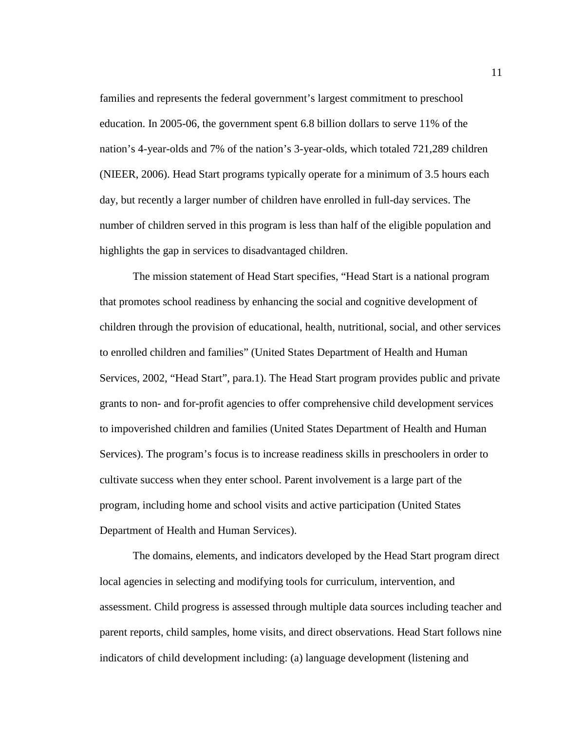families and represents the federal government's largest commitment to preschool education. In 2005-06, the government spent 6.8 billion dollars to serve 11% of the nation's 4-year-olds and 7% of the nation's 3-year-olds, which totaled 721,289 children (NIEER, 2006). Head Start programs typically operate for a minimum of 3.5 hours each day, but recently a larger number of children have enrolled in full-day services. The number of children served in this program is less than half of the eligible population and highlights the gap in services to disadvantaged children.

The mission statement of Head Start specifies, "Head Start is a national program that promotes school readiness by enhancing the social and cognitive development of children through the provision of educational, health, nutritional, social, and other services to enrolled children and families" (United States Department of Health and Human Services, 2002, "Head Start", para.1). The Head Start program provides public and private grants to non- and for-profit agencies to offer comprehensive child development services to impoverished children and families (United States Department of Health and Human Services). The program's focus is to increase readiness skills in preschoolers in order to cultivate success when they enter school. Parent involvement is a large part of the program, including home and school visits and active participation (United States Department of Health and Human Services).

The domains, elements, and indicators developed by the Head Start program direct local agencies in selecting and modifying tools for curriculum, intervention, and assessment. Child progress is assessed through multiple data sources including teacher and parent reports, child samples, home visits, and direct observations. Head Start follows nine indicators of child development including: (a) language development (listening and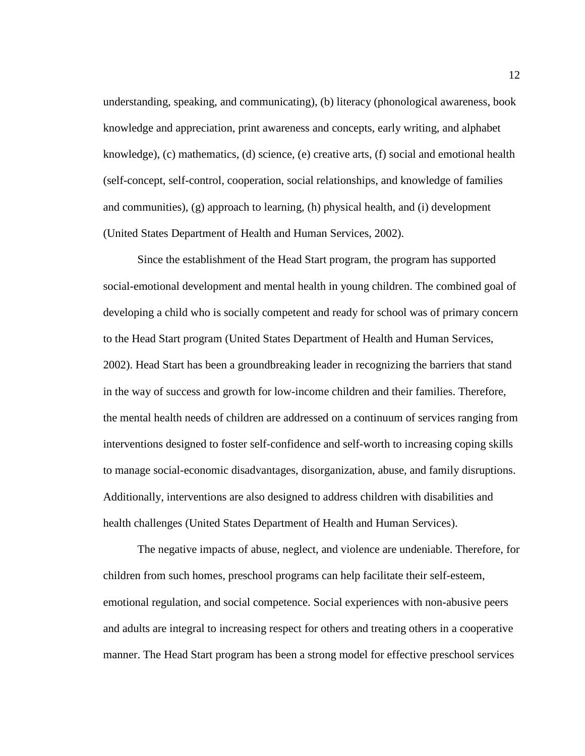understanding, speaking, and communicating), (b) literacy (phonological awareness, book knowledge and appreciation, print awareness and concepts, early writing, and alphabet knowledge), (c) mathematics, (d) science, (e) creative arts, (f) social and emotional health (self-concept, self-control, cooperation, social relationships, and knowledge of families and communities), (g) approach to learning, (h) physical health, and (i) development (United States Department of Health and Human Services, 2002).

Since the establishment of the Head Start program, the program has supported social-emotional development and mental health in young children. The combined goal of developing a child who is socially competent and ready for school was of primary concern to the Head Start program (United States Department of Health and Human Services, 2002). Head Start has been a groundbreaking leader in recognizing the barriers that stand in the way of success and growth for low-income children and their families. Therefore, the mental health needs of children are addressed on a continuum of services ranging from interventions designed to foster self-confidence and self-worth to increasing coping skills to manage social-economic disadvantages, disorganization, abuse, and family disruptions. Additionally, interventions are also designed to address children with disabilities and health challenges (United States Department of Health and Human Services).

The negative impacts of abuse, neglect, and violence are undeniable. Therefore, for children from such homes, preschool programs can help facilitate their self-esteem, emotional regulation, and social competence. Social experiences with non-abusive peers and adults are integral to increasing respect for others and treating others in a cooperative manner. The Head Start program has been a strong model for effective preschool services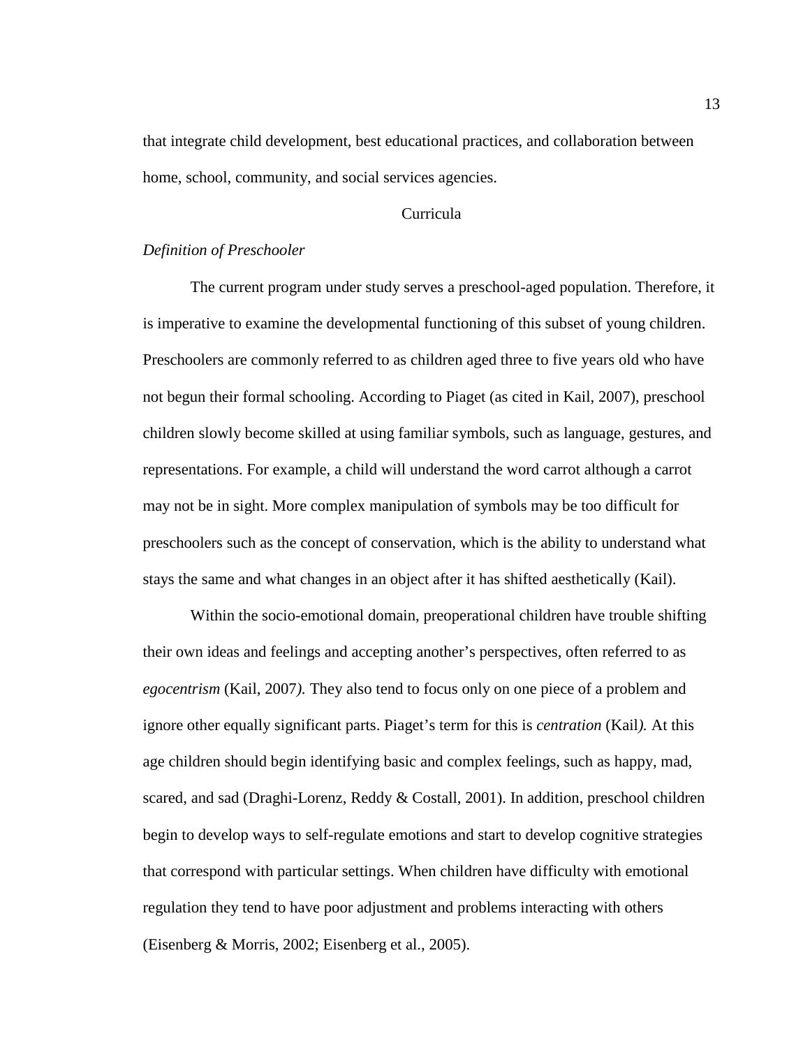that integrate child development, best educational practices, and collaboration between home, school, community, and social services agencies.

## Curricula

### *Definition of Preschooler*

The current program under study serves a preschool-aged population. Therefore, it is imperative to examine the developmental functioning of this subset of young children. Preschoolers are commonly referred to as children aged three to five years old who have not begun their formal schooling. According to Piaget (as cited in Kail, 2007), preschool children slowly become skilled at using familiar symbols, such as language, gestures, and representations. For example, a child will understand the word carrot although a carrot may not be in sight. More complex manipulation of symbols may be too difficult for preschoolers such as the concept of conservation, which is the ability to understand what stays the same and what changes in an object after it has shifted aesthetically (Kail).

Within the socio-emotional domain, preoperational children have trouble shifting their own ideas and feelings and accepting another's perspectives, often referred to as *egocentrism* (Kail, 2007*).* They also tend to focus only on one piece of a problem and ignore other equally significant parts. Piaget's term for this is *centration* (Kail*).* At this age children should begin identifying basic and complex feelings, such as happy, mad, scared, and sad (Draghi-Lorenz, Reddy & Costall, 2001). In addition, preschool children begin to develop ways to self-regulate emotions and start to develop cognitive strategies that correspond with particular settings. When children have difficulty with emotional regulation they tend to have poor adjustment and problems interacting with others (Eisenberg & Morris, 2002; Eisenberg et al., 2005).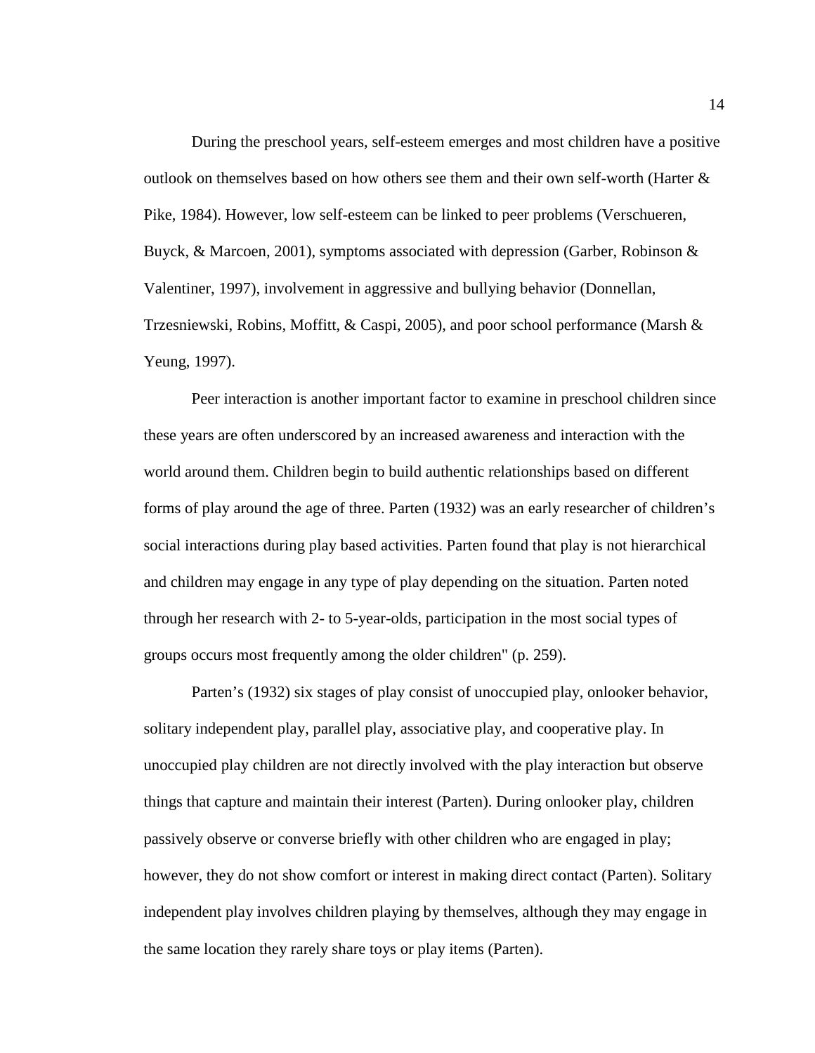During the preschool years, self-esteem emerges and most children have a positive outlook on themselves based on how others see them and their own self-worth (Harter & Pike, 1984). However, low self-esteem can be linked to peer problems (Verschueren, Buyck, & Marcoen, 2001), symptoms associated with depression (Garber, Robinson & Valentiner, 1997), involvement in aggressive and bullying behavior (Donnellan, Trzesniewski, Robins, Moffitt, & Caspi, 2005), and poor school performance (Marsh & Yeung, 1997).

Peer interaction is another important factor to examine in preschool children since these years are often underscored by an increased awareness and interaction with the world around them. Children begin to build authentic relationships based on different forms of play around the age of three. Parten (1932) was an early researcher of children's social interactions during play based activities. Parten found that play is not hierarchical and children may engage in any type of play depending on the situation. Parten noted through her research with 2- to 5-year-olds, participation in the most social types of groups occurs most frequently among the older children" (p. 259).

Parten's (1932) six stages of play consist of unoccupied play, onlooker behavior, solitary independent play, parallel play, associative play, and cooperative play. In unoccupied play children are not directly involved with the play interaction but observe things that capture and maintain their interest (Parten). During onlooker play, children passively observe or converse briefly with other children who are engaged in play; however, they do not show comfort or interest in making direct contact (Parten). Solitary independent play involves children playing by themselves, although they may engage in the same location they rarely share toys or play items (Parten).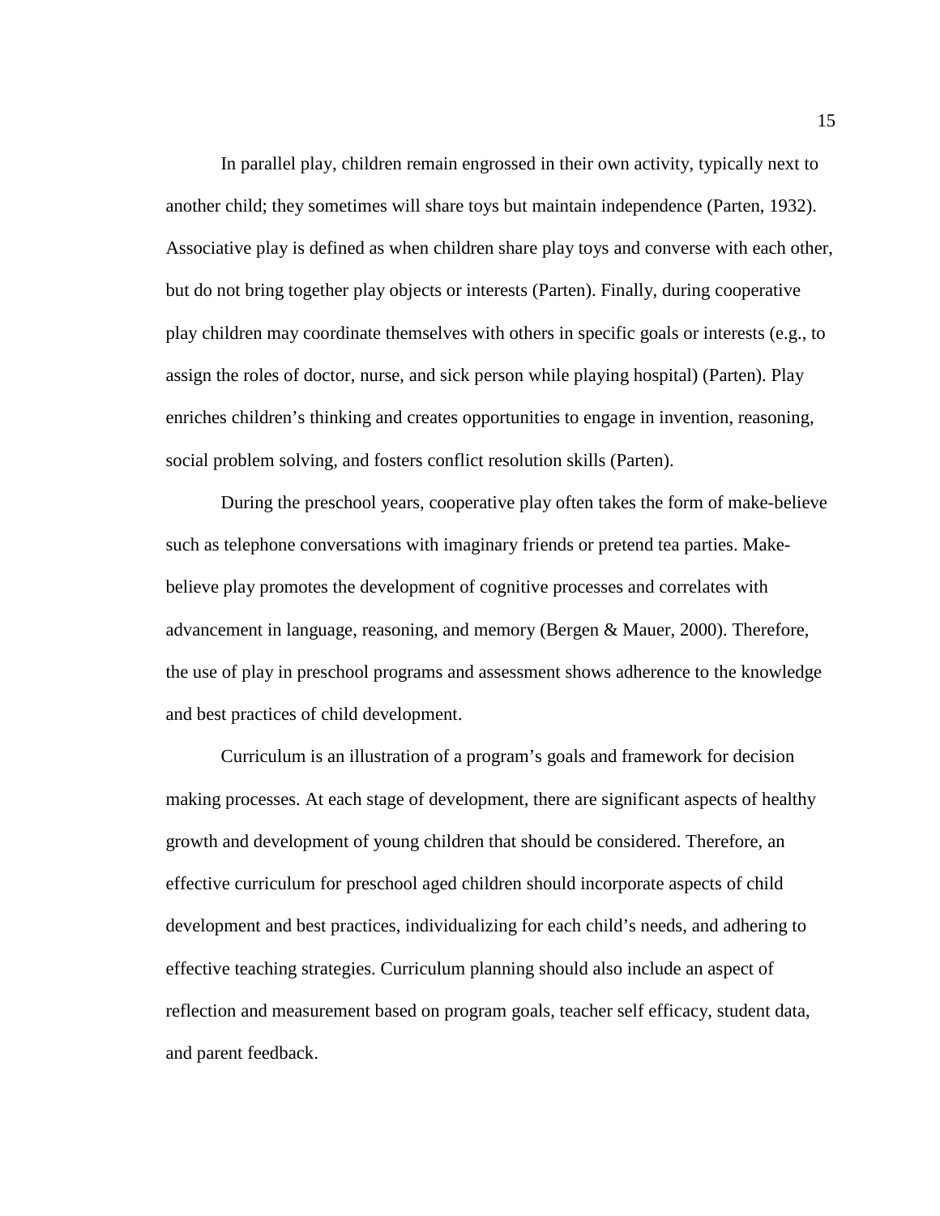In parallel play, children remain engrossed in their own activity, typically next to another child; they sometimes will share toys but maintain independence (Parten, 1932). Associative play is defined as when children share play toys and converse with each other, but do not bring together play objects or interests (Parten). Finally, during cooperative play children may coordinate themselves with others in specific goals or interests (e.g., to assign the roles of doctor, nurse, and sick person while playing hospital) (Parten). Play enriches children's thinking and creates opportunities to engage in invention, reasoning, social problem solving, and fosters conflict resolution skills (Parten).

During the preschool years, cooperative play often takes the form of make-believe such as telephone conversations with imaginary friends or pretend tea parties. Make-believe play promotes the development of cognitive processes and correlates with advancement in language, reasoning, and memory (Bergen & Mauer, 2000). Therefore, the use of play in preschool programs and assessment shows adherence to the knowledge and best practices of child development.

Curriculum is an illustration of a program's goals and framework for decision making processes. At each stage of development, there are significant aspects of healthy growth and development of young children that should be considered. Therefore, an effective curriculum for preschool aged children should incorporate aspects of child development and best practices, individualizing for each child's needs, and adhering to effective teaching strategies. Curriculum planning should also include an aspect of reflection and measurement based on program goals, teacher self efficacy, student data, and parent feedback.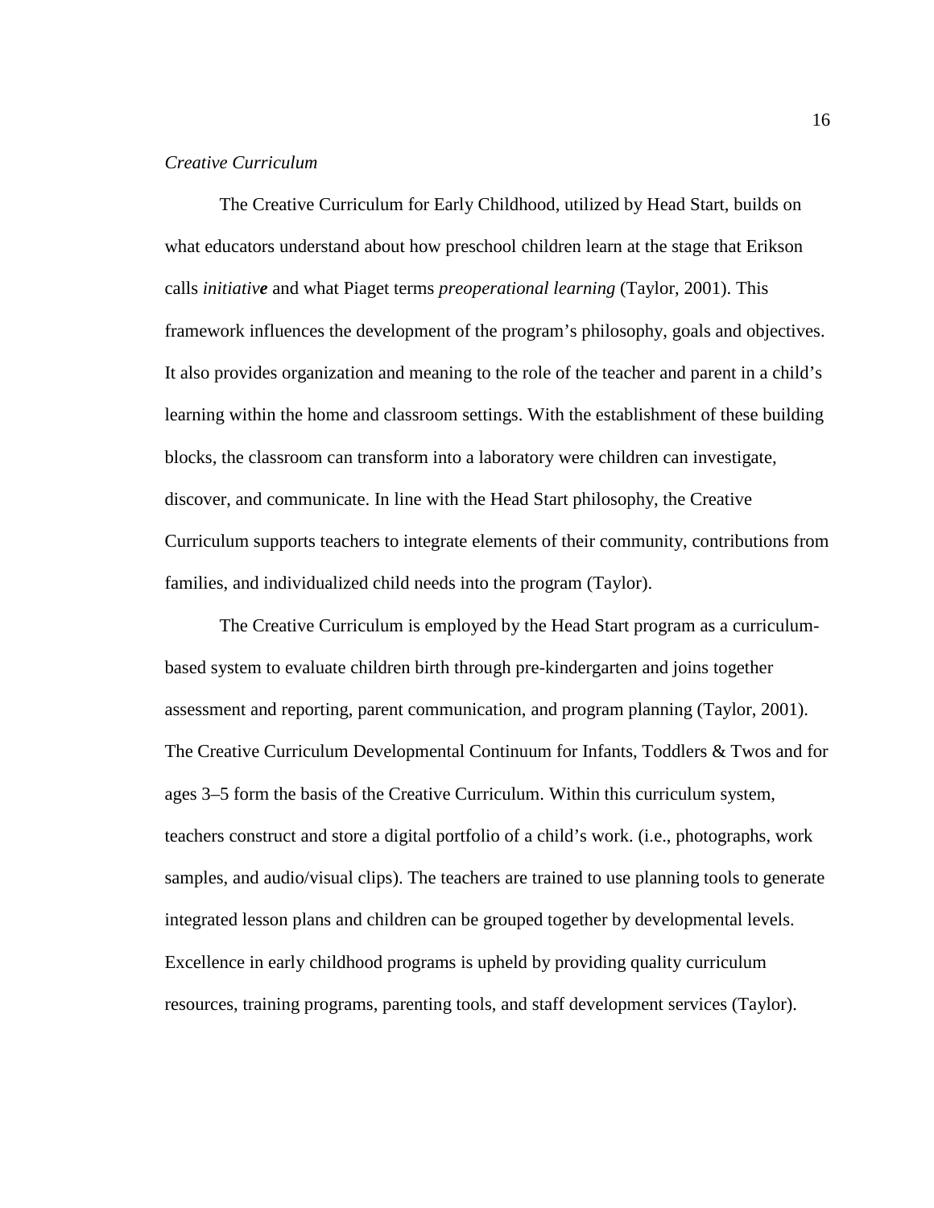*Creative Curriculum*

The Creative Curriculum for Early Childhood, utilized by Head Start, builds on what educators understand about how preschool children learn at the stage that Erikson calls *initiative* and what Piaget terms *preoperational learning* (Taylor, 2001). This framework influences the development of the program's philosophy, goals and objectives. It also provides organization and meaning to the role of the teacher and parent in a child's learning within the home and classroom settings. With the establishment of these building blocks, the classroom can transform into a laboratory were children can investigate, discover, and communicate. In line with the Head Start philosophy, the Creative Curriculum supports teachers to integrate elements of their community, contributions from families, and individualized child needs into the program (Taylor).

The Creative Curriculum is employed by the Head Start program as a curriculum-based system to evaluate children birth through pre-kindergarten and joins together assessment and reporting, parent communication, and program planning (Taylor, 2001). The Creative Curriculum Developmental Continuum for Infants, Toddlers & Twos and for ages 3–5 form the basis of the Creative Curriculum. Within this curriculum system, teachers construct and store a digital portfolio of a child's work. (i.e., photographs, work samples, and audio/visual clips). The teachers are trained to use planning tools to generate integrated lesson plans and children can be grouped together by developmental levels. Excellence in early childhood programs is upheld by providing quality curriculum resources, training programs, parenting tools, and staff development services (Taylor).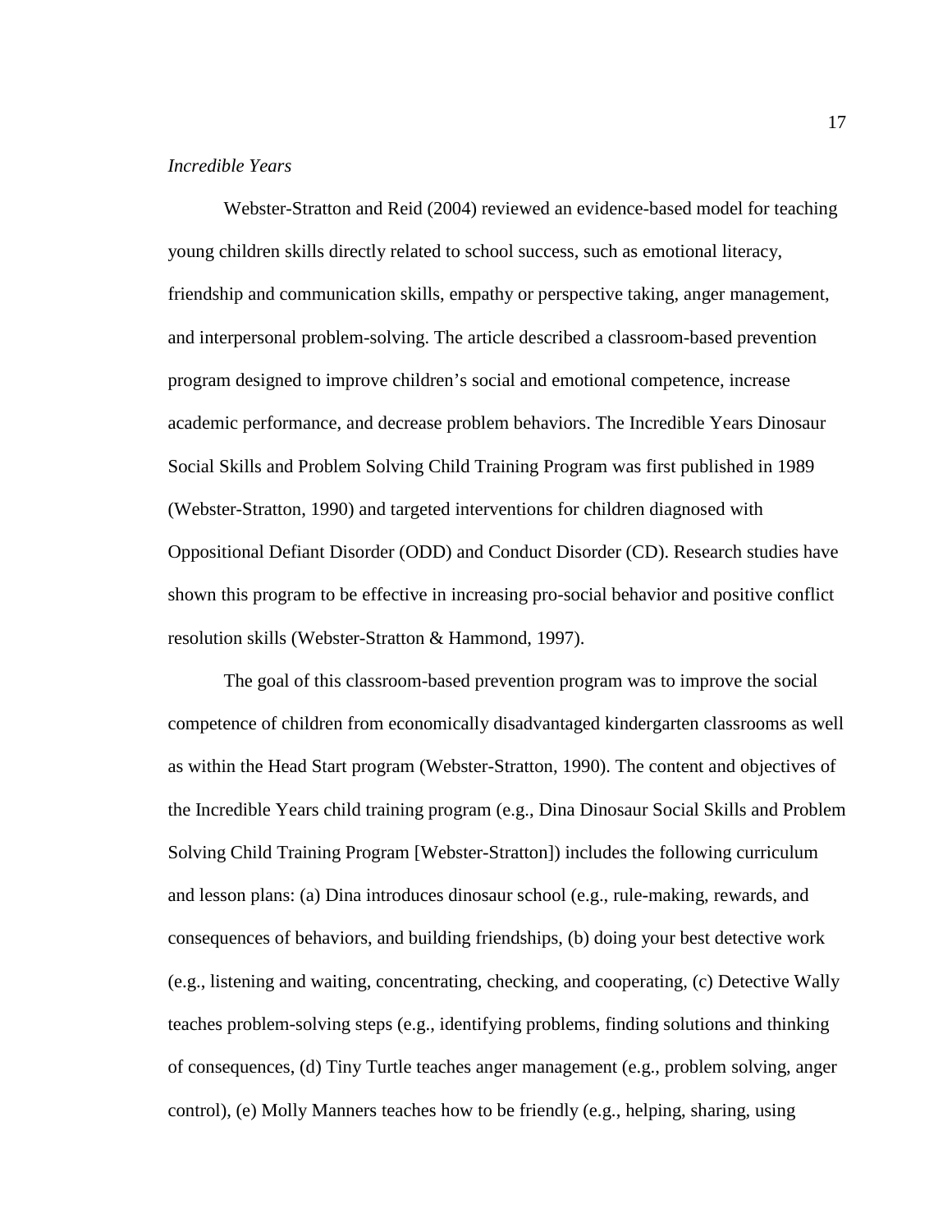*Incredible Years*

Webster-Stratton and Reid (2004) reviewed an evidence-based model for teaching young children skills directly related to school success, such as emotional literacy, friendship and communication skills, empathy or perspective taking, anger management, and interpersonal problem-solving. The article described a classroom-based prevention program designed to improve children's social and emotional competence, increase academic performance, and decrease problem behaviors. The Incredible Years Dinosaur Social Skills and Problem Solving Child Training Program was first published in 1989 (Webster-Stratton, 1990) and targeted interventions for children diagnosed with Oppositional Defiant Disorder (ODD) and Conduct Disorder (CD). Research studies have shown this program to be effective in increasing pro-social behavior and positive conflict resolution skills (Webster-Stratton & Hammond, 1997).

The goal of this classroom-based prevention program was to improve the social competence of children from economically disadvantaged kindergarten classrooms as well as within the Head Start program (Webster-Stratton, 1990). The content and objectives of the Incredible Years child training program (e.g., Dina Dinosaur Social Skills and Problem Solving Child Training Program [Webster-Stratton]) includes the following curriculum and lesson plans: (a) Dina introduces dinosaur school (e.g., rule-making, rewards, and consequences of behaviors, and building friendships, (b) doing your best detective work (e.g., listening and waiting, concentrating, checking, and cooperating, (c) Detective Wally teaches problem-solving steps (e.g., identifying problems, finding solutions and thinking of consequences, (d) Tiny Turtle teaches anger management (e.g., problem solving, anger control), (e) Molly Manners teaches how to be friendly (e.g., helping, sharing, using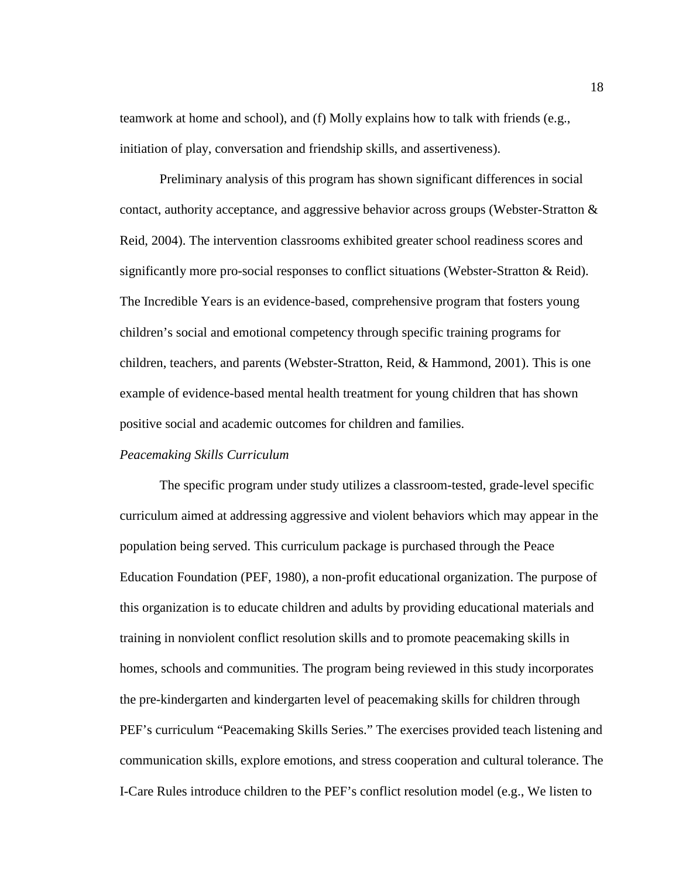teamwork at home and school), and (f) Molly explains how to talk with friends (e.g., initiation of play, conversation and friendship skills, and assertiveness).

Preliminary analysis of this program has shown significant differences in social contact, authority acceptance, and aggressive behavior across groups (Webster-Stratton & Reid, 2004). The intervention classrooms exhibited greater school readiness scores and significantly more pro-social responses to conflict situations (Webster-Stratton & Reid). The Incredible Years is an evidence-based, comprehensive program that fosters young children's social and emotional competency through specific training programs for children, teachers, and parents (Webster-Stratton, Reid, & Hammond, 2001). This is one example of evidence-based mental health treatment for young children that has shown positive social and academic outcomes for children and families.

*Peacemaking Skills Curriculum*

The specific program under study utilizes a classroom-tested, grade-level specific curriculum aimed at addressing aggressive and violent behaviors which may appear in the population being served. This curriculum package is purchased through the Peace Education Foundation (PEF, 1980), a non-profit educational organization. The purpose of this organization is to educate children and adults by providing educational materials and training in nonviolent conflict resolution skills and to promote peacemaking skills in homes, schools and communities. The program being reviewed in this study incorporates the pre-kindergarten and kindergarten level of peacemaking skills for children through PEF's curriculum "Peacemaking Skills Series." The exercises provided teach listening and communication skills, explore emotions, and stress cooperation and cultural tolerance. The I-Care Rules introduce children to the PEF's conflict resolution model (e.g., We listen to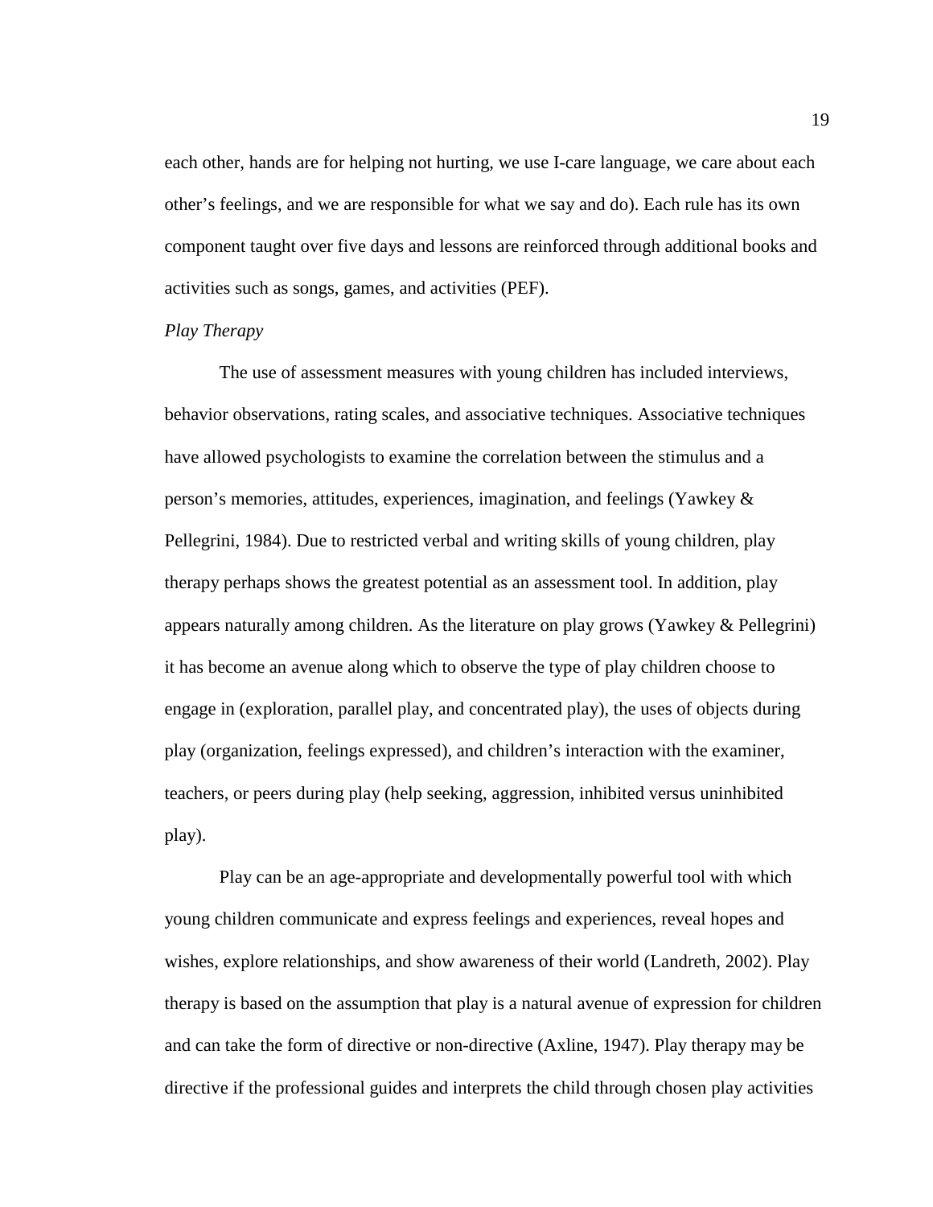each other, hands are for helping not hurting, we use I-care language, we care about each other's feelings, and we are responsible for what we say and do). Each rule has its own component taught over five days and lessons are reinforced through additional books and activities such as songs, games, and activities (PEF).

*Play Therapy*

The use of assessment measures with young children has included interviews, behavior observations, rating scales, and associative techniques. Associative techniques have allowed psychologists to examine the correlation between the stimulus and a person's memories, attitudes, experiences, imagination, and feelings (Yawkey & Pellegrini, 1984). Due to restricted verbal and writing skills of young children, play therapy perhaps shows the greatest potential as an assessment tool. In addition, play appears naturally among children. As the literature on play grows (Yawkey & Pellegrini) it has become an avenue along which to observe the type of play children choose to engage in (exploration, parallel play, and concentrated play), the uses of objects during play (organization, feelings expressed), and children's interaction with the examiner, teachers, or peers during play (help seeking, aggression, inhibited versus uninhibited play).

Play can be an age-appropriate and developmentally powerful tool with which young children communicate and express feelings and experiences, reveal hopes and wishes, explore relationships, and show awareness of their world (Landreth, 2002). Play therapy is based on the assumption that play is a natural avenue of expression for children and can take the form of directive or non-directive (Axline, 1947). Play therapy may be directive if the professional guides and interprets the child through chosen play activities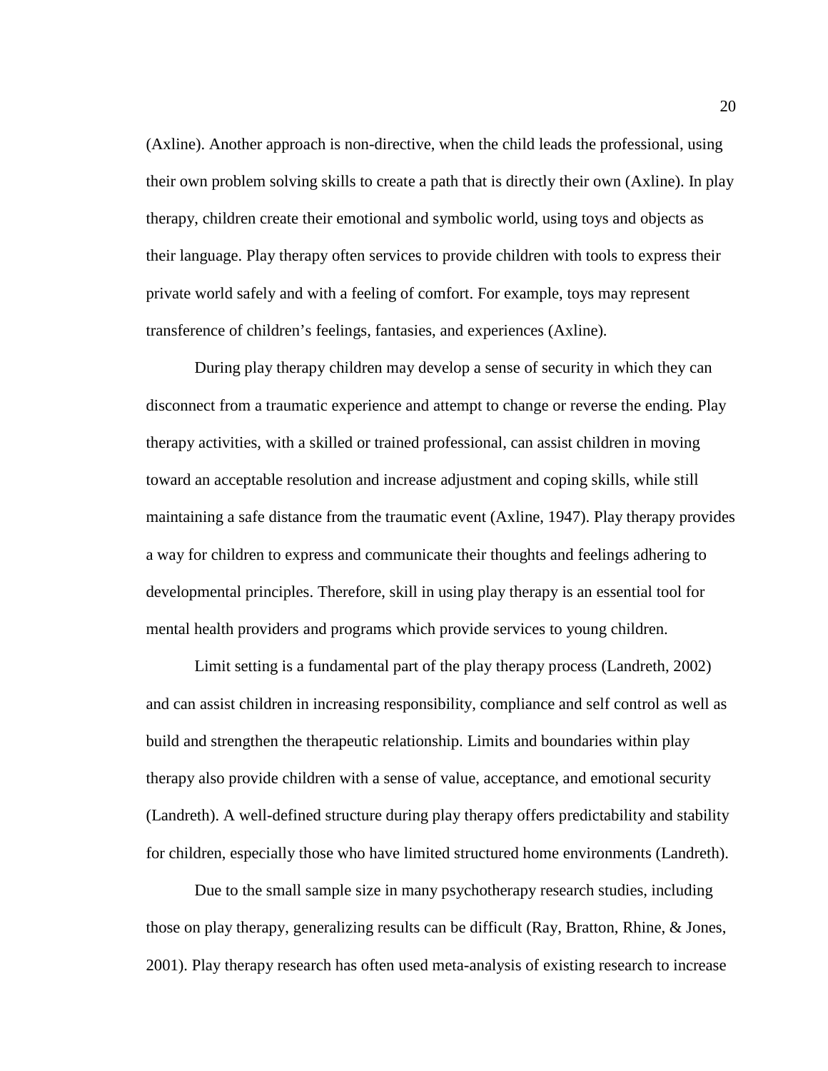(Axline). Another approach is non-directive, when the child leads the professional, using their own problem solving skills to create a path that is directly their own (Axline). In play therapy, children create their emotional and symbolic world, using toys and objects as their language. Play therapy often services to provide children with tools to express their private world safely and with a feeling of comfort. For example, toys may represent transference of children's feelings, fantasies, and experiences (Axline).

During play therapy children may develop a sense of security in which they can disconnect from a traumatic experience and attempt to change or reverse the ending. Play therapy activities, with a skilled or trained professional, can assist children in moving toward an acceptable resolution and increase adjustment and coping skills, while still maintaining a safe distance from the traumatic event (Axline, 1947). Play therapy provides a way for children to express and communicate their thoughts and feelings adhering to developmental principles. Therefore, skill in using play therapy is an essential tool for mental health providers and programs which provide services to young children.

Limit setting is a fundamental part of the play therapy process (Landreth, 2002) and can assist children in increasing responsibility, compliance and self control as well as build and strengthen the therapeutic relationship. Limits and boundaries within play therapy also provide children with a sense of value, acceptance, and emotional security (Landreth). A well-defined structure during play therapy offers predictability and stability for children, especially those who have limited structured home environments (Landreth).

Due to the small sample size in many psychotherapy research studies, including those on play therapy, generalizing results can be difficult (Ray, Bratton, Rhine, & Jones, 2001). Play therapy research has often used meta-analysis of existing research to increase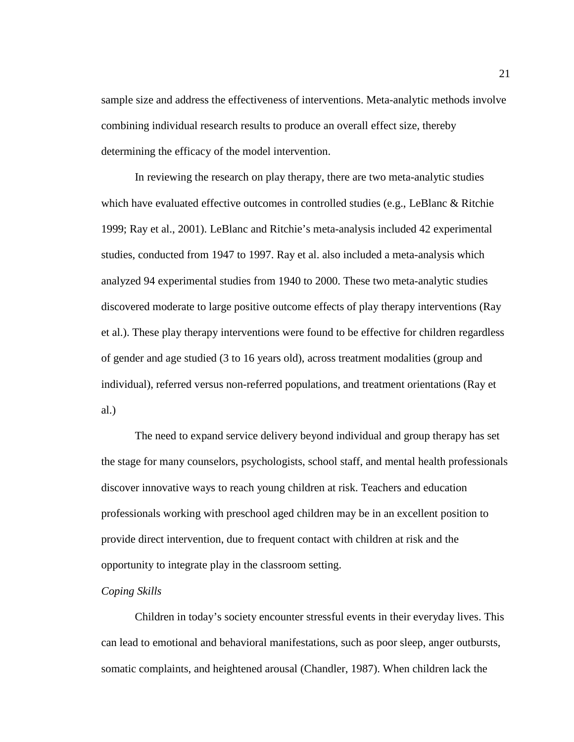sample size and address the effectiveness of interventions. Meta-analytic methods involve combining individual research results to produce an overall effect size, thereby determining the efficacy of the model intervention.

In reviewing the research on play therapy, there are two meta-analytic studies which have evaluated effective outcomes in controlled studies (e.g., LeBlanc & Ritchie 1999; Ray et al., 2001). LeBlanc and Ritchie's meta-analysis included 42 experimental studies, conducted from 1947 to 1997. Ray et al. also included a meta-analysis which analyzed 94 experimental studies from 1940 to 2000. These two meta-analytic studies discovered moderate to large positive outcome effects of play therapy interventions (Ray et al.). These play therapy interventions were found to be effective for children regardless of gender and age studied (3 to 16 years old), across treatment modalities (group and individual), referred versus non-referred populations, and treatment orientations (Ray et al.)

The need to expand service delivery beyond individual and group therapy has set the stage for many counselors, psychologists, school staff, and mental health professionals discover innovative ways to reach young children at risk. Teachers and education professionals working with preschool aged children may be in an excellent position to provide direct intervention, due to frequent contact with children at risk and the opportunity to integrate play in the classroom setting.

*Coping Skills*

Children in today's society encounter stressful events in their everyday lives. This can lead to emotional and behavioral manifestations, such as poor sleep, anger outbursts, somatic complaints, and heightened arousal (Chandler, 1987). When children lack the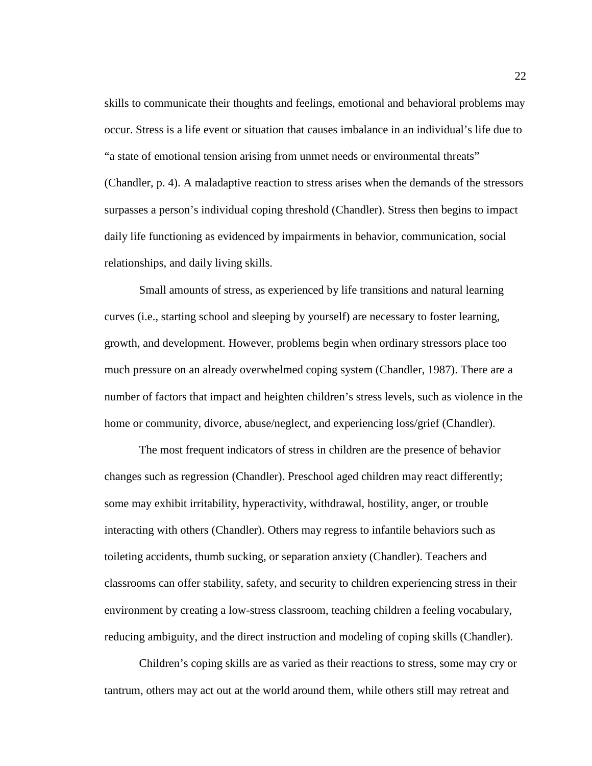skills to communicate their thoughts and feelings, emotional and behavioral problems may occur. Stress is a life event or situation that causes imbalance in an individual's life due to "a state of emotional tension arising from unmet needs or environmental threats" (Chandler, p. 4). A maladaptive reaction to stress arises when the demands of the stressors surpasses a person's individual coping threshold (Chandler). Stress then begins to impact daily life functioning as evidenced by impairments in behavior, communication, social relationships, and daily living skills.

Small amounts of stress, as experienced by life transitions and natural learning curves (i.e., starting school and sleeping by yourself) are necessary to foster learning, growth, and development. However, problems begin when ordinary stressors place too much pressure on an already overwhelmed coping system (Chandler, 1987). There are a number of factors that impact and heighten children's stress levels, such as violence in the home or community, divorce, abuse/neglect, and experiencing loss/grief (Chandler).

The most frequent indicators of stress in children are the presence of behavior changes such as regression (Chandler). Preschool aged children may react differently; some may exhibit irritability, hyperactivity, withdrawal, hostility, anger, or trouble interacting with others (Chandler). Others may regress to infantile behaviors such as toileting accidents, thumb sucking, or separation anxiety (Chandler). Teachers and classrooms can offer stability, safety, and security to children experiencing stress in their environment by creating a low-stress classroom, teaching children a feeling vocabulary, reducing ambiguity, and the direct instruction and modeling of coping skills (Chandler).

Children's coping skills are as varied as their reactions to stress, some may cry or tantrum, others may act out at the world around them, while others still may retreat and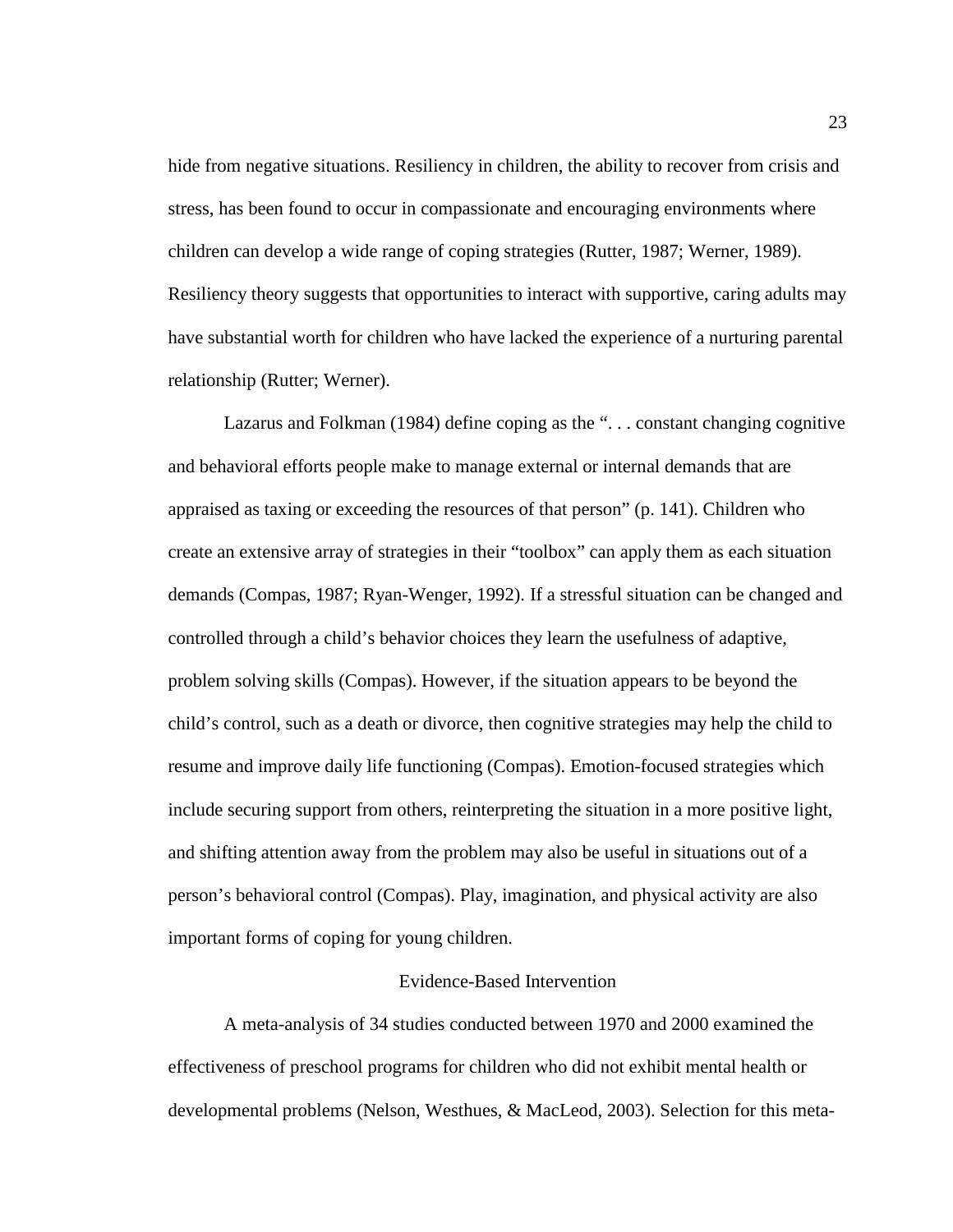hide from negative situations. Resiliency in children, the ability to recover from crisis and stress, has been found to occur in compassionate and encouraging environments where children can develop a wide range of coping strategies (Rutter, 1987; Werner, 1989). Resiliency theory suggests that opportunities to interact with supportive, caring adults may have substantial worth for children who have lacked the experience of a nurturing parental relationship (Rutter; Werner).

Lazarus and Folkman (1984) define coping as the ". . . constant changing cognitive and behavioral efforts people make to manage external or internal demands that are appraised as taxing or exceeding the resources of that person" (p. 141). Children who create an extensive array of strategies in their "toolbox" can apply them as each situation demands (Compas, 1987; Ryan-Wenger, 1992). If a stressful situation can be changed and controlled through a child's behavior choices they learn the usefulness of adaptive, problem solving skills (Compas). However, if the situation appears to be beyond the child's control, such as a death or divorce, then cognitive strategies may help the child to resume and improve daily life functioning (Compas). Emotion-focused strategies which include securing support from others, reinterpreting the situation in a more positive light, and shifting attention away from the problem may also be useful in situations out of a person's behavioral control (Compas). Play, imagination, and physical activity are also important forms of coping for young children.

## Evidence-Based Intervention

A meta-analysis of 34 studies conducted between 1970 and 2000 examined the effectiveness of preschool programs for children who did not exhibit mental health or developmental problems (Nelson, Westhues, & MacLeod, 2003). Selection for this meta-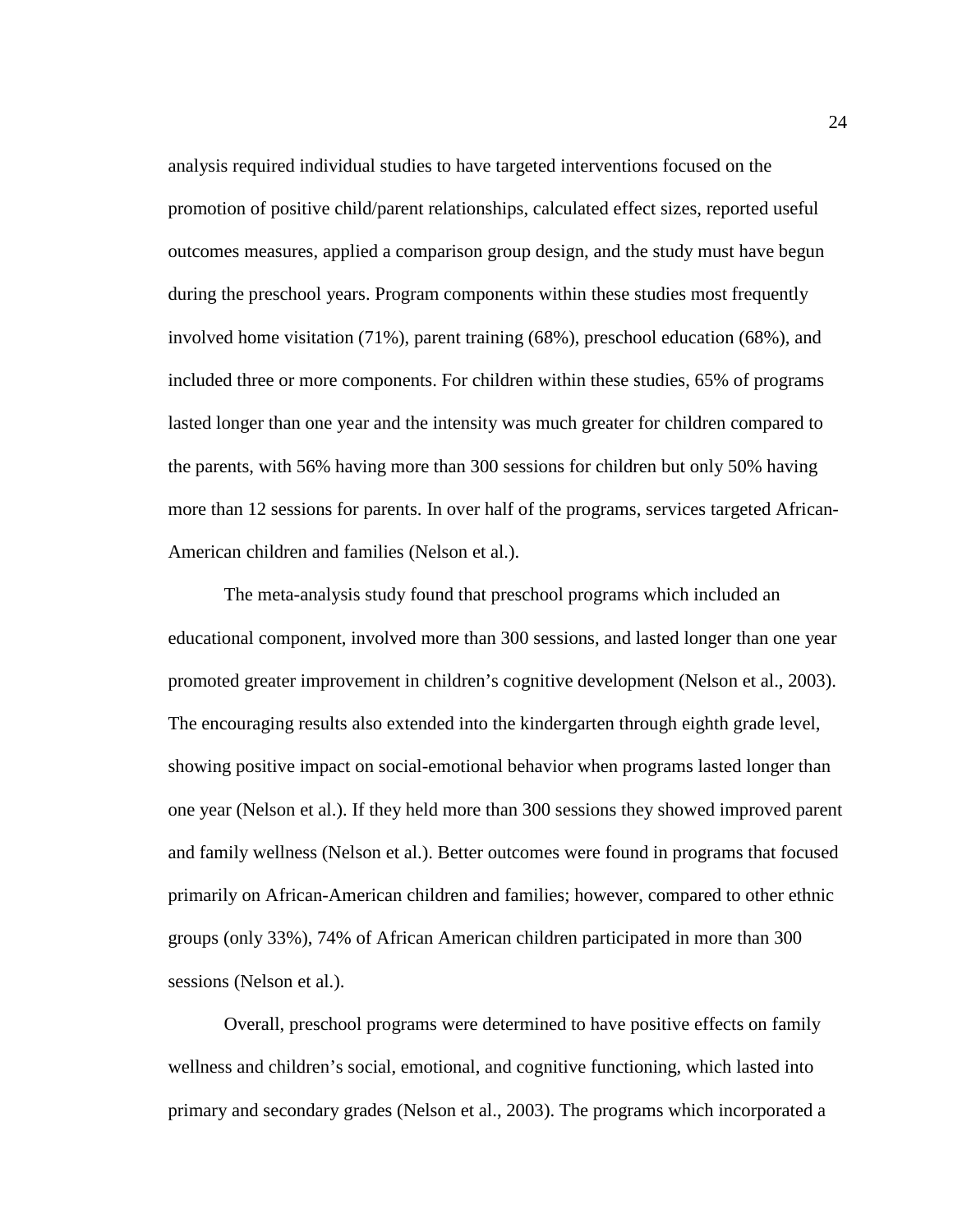analysis required individual studies to have targeted interventions focused on the promotion of positive child/parent relationships, calculated effect sizes, reported useful outcomes measures, applied a comparison group design, and the study must have begun during the preschool years. Program components within these studies most frequently involved home visitation (71%), parent training (68%), preschool education (68%), and included three or more components. For children within these studies, 65% of programs lasted longer than one year and the intensity was much greater for children compared to the parents, with 56% having more than 300 sessions for children but only 50% having more than 12 sessions for parents. In over half of the programs, services targeted African-American children and families (Nelson et al.).

The meta-analysis study found that preschool programs which included an educational component, involved more than 300 sessions, and lasted longer than one year promoted greater improvement in children's cognitive development (Nelson et al., 2003). The encouraging results also extended into the kindergarten through eighth grade level, showing positive impact on social-emotional behavior when programs lasted longer than one year (Nelson et al.). If they held more than 300 sessions they showed improved parent and family wellness (Nelson et al.). Better outcomes were found in programs that focused primarily on African-American children and families; however, compared to other ethnic groups (only 33%), 74% of African American children participated in more than 300 sessions (Nelson et al.).

Overall, preschool programs were determined to have positive effects on family wellness and children's social, emotional, and cognitive functioning, which lasted into primary and secondary grades (Nelson et al., 2003). The programs which incorporated a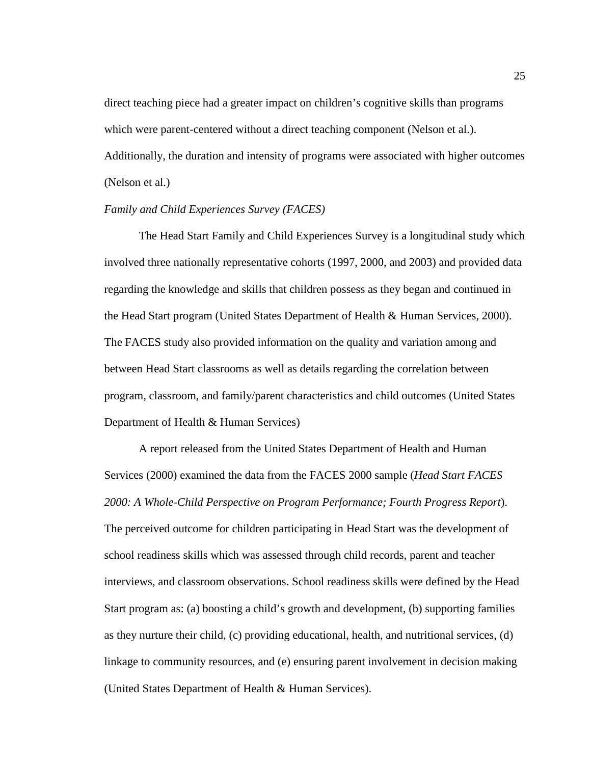direct teaching piece had a greater impact on children's cognitive skills than programs which were parent-centered without a direct teaching component (Nelson et al.). Additionally, the duration and intensity of programs were associated with higher outcomes (Nelson et al.)

### *Family and Child Experiences Survey (FACES)*

The Head Start Family and Child Experiences Survey is a longitudinal study which involved three nationally representative cohorts (1997, 2000, and 2003) and provided data regarding the knowledge and skills that children possess as they began and continued in the Head Start program (United States Department of Health & Human Services, 2000). The FACES study also provided information on the quality and variation among and between Head Start classrooms as well as details regarding the correlation between program, classroom, and family/parent characteristics and child outcomes (United States Department of Health & Human Services)

A report released from the United States Department of Health and Human Services (2000) examined the data from the FACES 2000 sample (*Head Start FACES 2000: A Whole-Child Perspective on Program Performance; Fourth Progress Report*). The perceived outcome for children participating in Head Start was the development of school readiness skills which was assessed through child records, parent and teacher interviews, and classroom observations. School readiness skills were defined by the Head Start program as: (a) boosting a child's growth and development, (b) supporting families as they nurture their child, (c) providing educational, health, and nutritional services, (d) linkage to community resources, and (e) ensuring parent involvement in decision making (United States Department of Health & Human Services).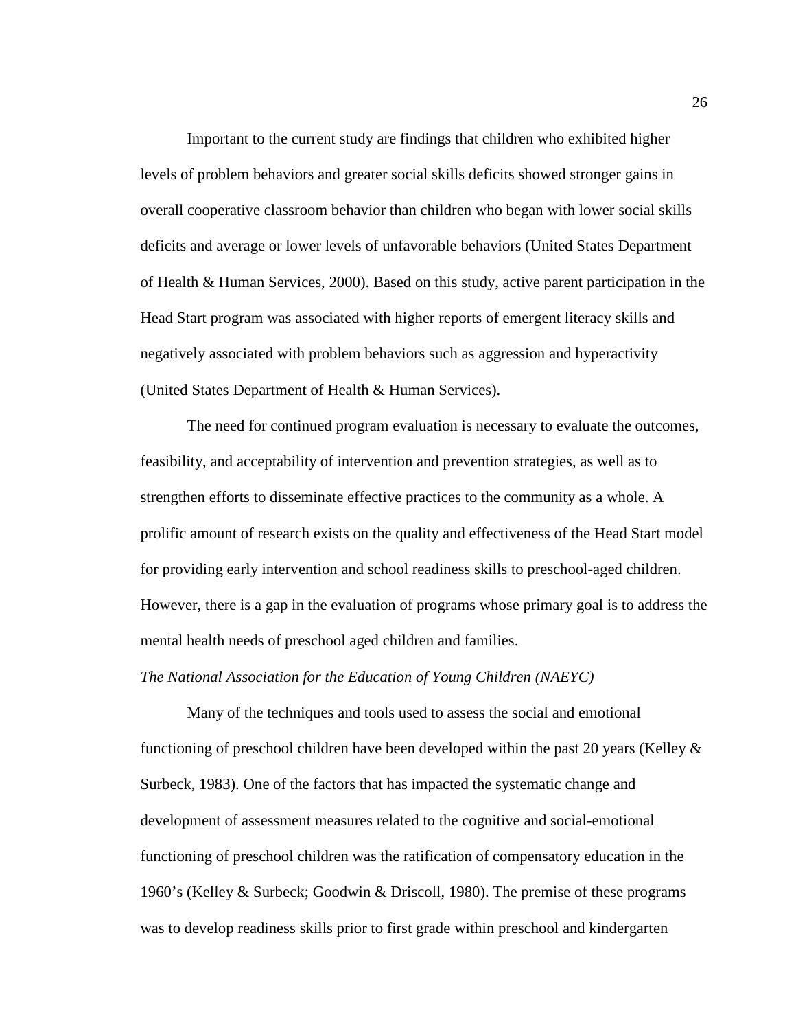Important to the current study are findings that children who exhibited higher levels of problem behaviors and greater social skills deficits showed stronger gains in overall cooperative classroom behavior than children who began with lower social skills deficits and average or lower levels of unfavorable behaviors (United States Department of Health & Human Services, 2000). Based on this study, active parent participation in the Head Start program was associated with higher reports of emergent literacy skills and negatively associated with problem behaviors such as aggression and hyperactivity (United States Department of Health & Human Services).

The need for continued program evaluation is necessary to evaluate the outcomes, feasibility, and acceptability of intervention and prevention strategies, as well as to strengthen efforts to disseminate effective practices to the community as a whole. A prolific amount of research exists on the quality and effectiveness of the Head Start model for providing early intervention and school readiness skills to preschool-aged children. However, there is a gap in the evaluation of programs whose primary goal is to address the mental health needs of preschool aged children and families.

*The National Association for the Education of Young Children (NAEYC)*

Many of the techniques and tools used to assess the social and emotional functioning of preschool children have been developed within the past 20 years (Kelley & Surbeck, 1983). One of the factors that has impacted the systematic change and development of assessment measures related to the cognitive and social-emotional functioning of preschool children was the ratification of compensatory education in the 1960's (Kelley & Surbeck; Goodwin & Driscoll, 1980). The premise of these programs was to develop readiness skills prior to first grade within preschool and kindergarten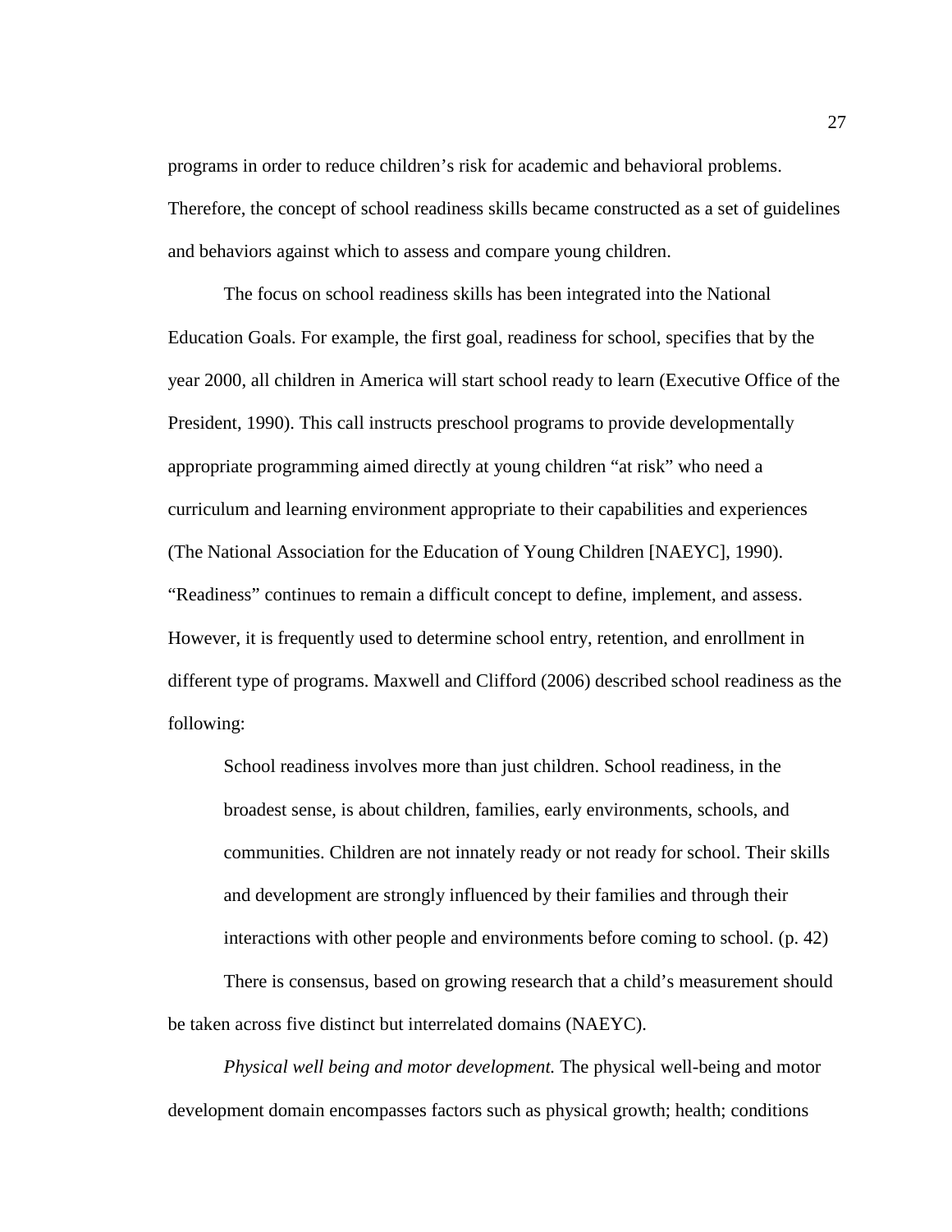programs in order to reduce children's risk for academic and behavioral problems. Therefore, the concept of school readiness skills became constructed as a set of guidelines and behaviors against which to assess and compare young children.

The focus on school readiness skills has been integrated into the National Education Goals. For example, the first goal, readiness for school, specifies that by the year 2000, all children in America will start school ready to learn (Executive Office of the President, 1990). This call instructs preschool programs to provide developmentally appropriate programming aimed directly at young children "at risk" who need a curriculum and learning environment appropriate to their capabilities and experiences (The National Association for the Education of Young Children [NAEYC], 1990). "Readiness" continues to remain a difficult concept to define, implement, and assess. However, it is frequently used to determine school entry, retention, and enrollment in different type of programs. Maxwell and Clifford (2006) described school readiness as the following:

> School readiness involves more than just children. School readiness, in the broadest sense, is about children, families, early environments, schools, and communities. Children are not innately ready or not ready for school. Their skills and development are strongly influenced by their families and through their interactions with other people and environments before coming to school. (p. 42)

There is consensus, based on growing research that a child's measurement should be taken across five distinct but interrelated domains (NAEYC).

*Physical well being and motor development.* The physical well-being and motor development domain encompasses factors such as physical growth; health; conditions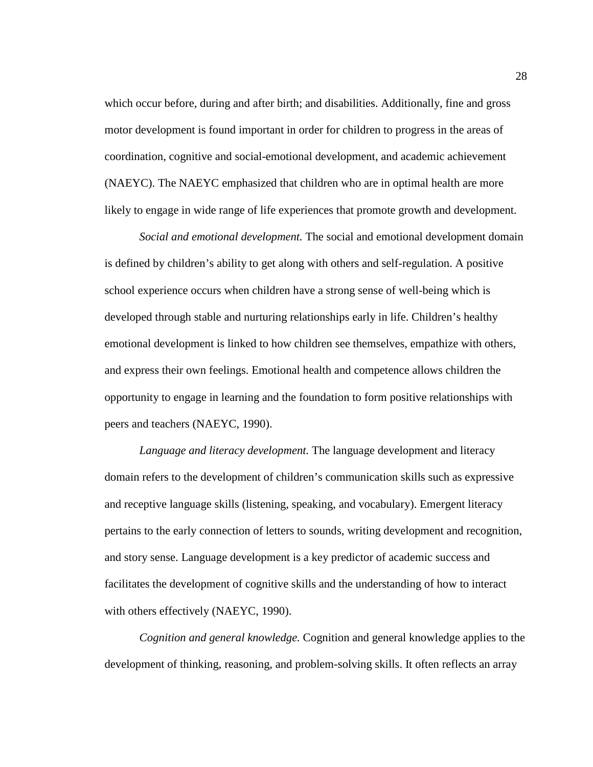which occur before, during and after birth; and disabilities. Additionally, fine and gross motor development is found important in order for children to progress in the areas of coordination, cognitive and social-emotional development, and academic achievement (NAEYC). The NAEYC emphasized that children who are in optimal health are more likely to engage in wide range of life experiences that promote growth and development.

*Social and emotional development.* The social and emotional development domain is defined by children's ability to get along with others and self-regulation. A positive school experience occurs when children have a strong sense of well-being which is developed through stable and nurturing relationships early in life. Children's healthy emotional development is linked to how children see themselves, empathize with others, and express their own feelings. Emotional health and competence allows children the opportunity to engage in learning and the foundation to form positive relationships with peers and teachers (NAEYC, 1990).

*Language and literacy development.* The language development and literacy domain refers to the development of children's communication skills such as expressive and receptive language skills (listening, speaking, and vocabulary). Emergent literacy pertains to the early connection of letters to sounds, writing development and recognition, and story sense. Language development is a key predictor of academic success and facilitates the development of cognitive skills and the understanding of how to interact with others effectively (NAEYC, 1990).

*Cognition and general knowledge.* Cognition and general knowledge applies to the development of thinking, reasoning, and problem-solving skills. It often reflects an array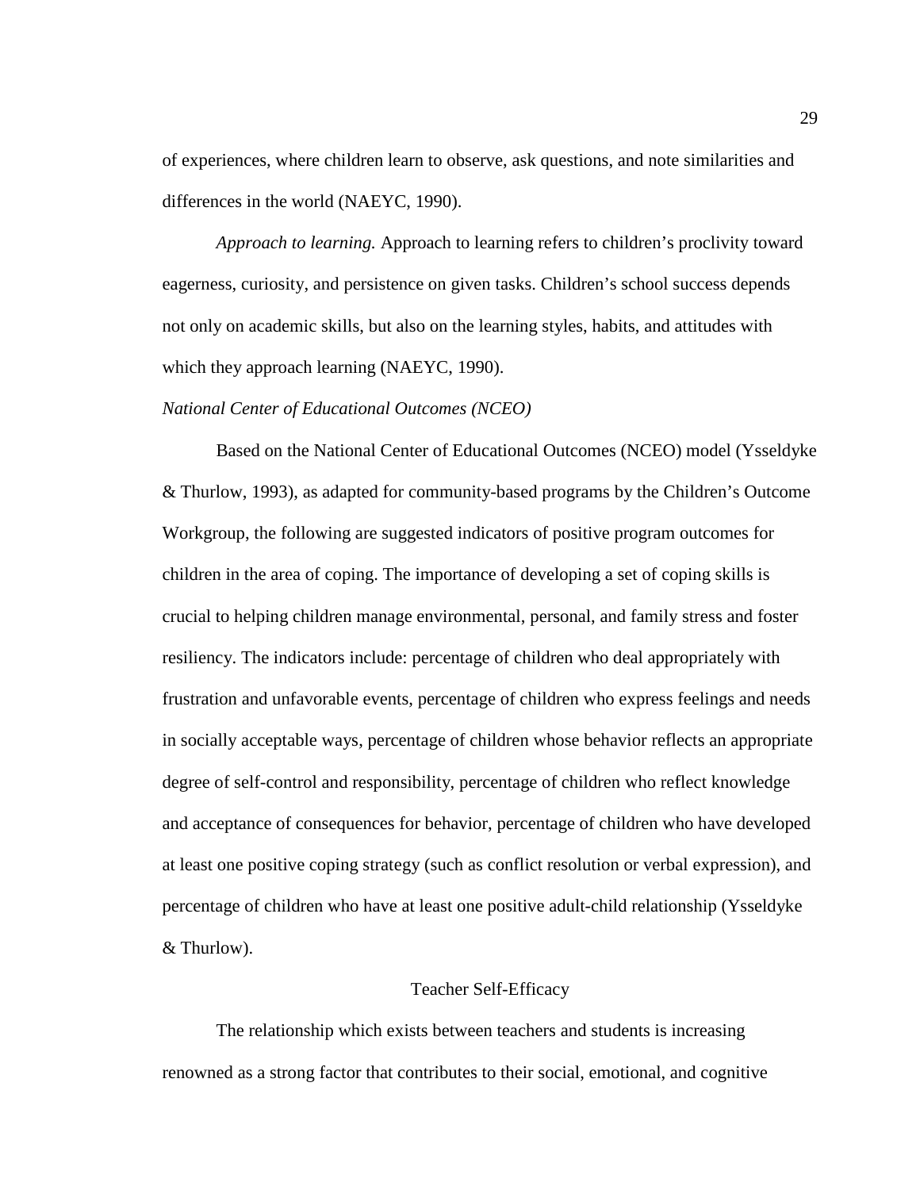of experiences, where children learn to observe, ask questions, and note similarities and differences in the world (NAEYC, 1990).

*Approach to learning.* Approach to learning refers to children's proclivity toward eagerness, curiosity, and persistence on given tasks. Children's school success depends not only on academic skills, but also on the learning styles, habits, and attitudes with which they approach learning (NAEYC, 1990).

### *National Center of Educational Outcomes (NCEO)*

Based on the National Center of Educational Outcomes (NCEO) model (Ysseldyke & Thurlow, 1993), as adapted for community-based programs by the Children's Outcome Workgroup, the following are suggested indicators of positive program outcomes for children in the area of coping. The importance of developing a set of coping skills is crucial to helping children manage environmental, personal, and family stress and foster resiliency. The indicators include: percentage of children who deal appropriately with frustration and unfavorable events, percentage of children who express feelings and needs in socially acceptable ways, percentage of children whose behavior reflects an appropriate degree of self-control and responsibility, percentage of children who reflect knowledge and acceptance of consequences for behavior, percentage of children who have developed at least one positive coping strategy (such as conflict resolution or verbal expression), and percentage of children who have at least one positive adult-child relationship (Ysseldyke & Thurlow).

## Teacher Self-Efficacy

The relationship which exists between teachers and students is increasing renowned as a strong factor that contributes to their social, emotional, and cognitive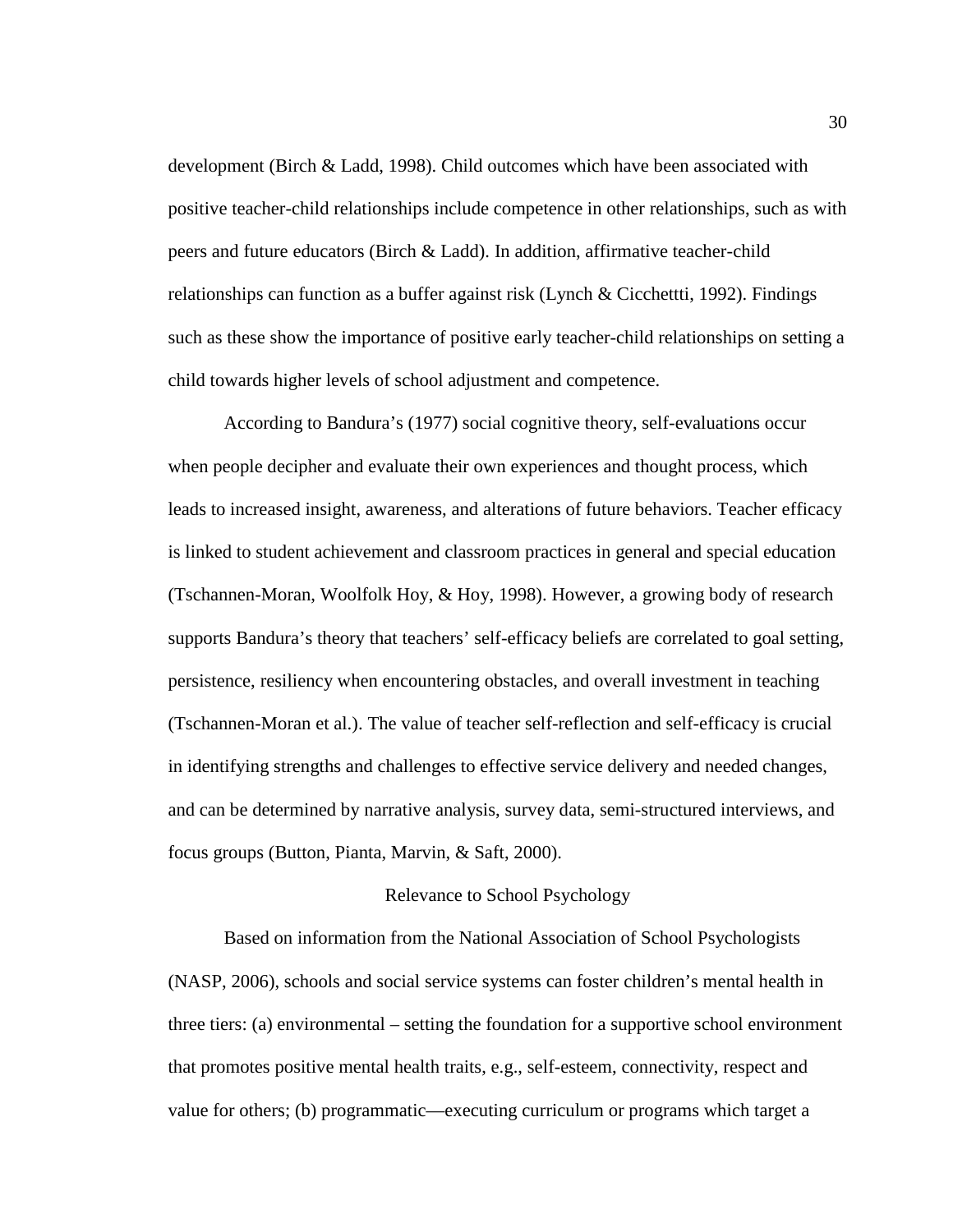development (Birch & Ladd, 1998). Child outcomes which have been associated with positive teacher-child relationships include competence in other relationships, such as with peers and future educators (Birch & Ladd). In addition, affirmative teacher-child relationships can function as a buffer against risk (Lynch & Cicchettti, 1992). Findings such as these show the importance of positive early teacher-child relationships on setting a child towards higher levels of school adjustment and competence.

According to Bandura's (1977) social cognitive theory, self-evaluations occur when people decipher and evaluate their own experiences and thought process, which leads to increased insight, awareness, and alterations of future behaviors. Teacher efficacy is linked to student achievement and classroom practices in general and special education (Tschannen-Moran, Woolfolk Hoy, & Hoy, 1998). However, a growing body of research supports Bandura's theory that teachers' self-efficacy beliefs are correlated to goal setting, persistence, resiliency when encountering obstacles, and overall investment in teaching (Tschannen-Moran et al.). The value of teacher self-reflection and self-efficacy is crucial in identifying strengths and challenges to effective service delivery and needed changes, and can be determined by narrative analysis, survey data, semi-structured interviews, and focus groups (Button, Pianta, Marvin, & Saft, 2000).

## Relevance to School Psychology

Based on information from the National Association of School Psychologists (NASP, 2006), schools and social service systems can foster children's mental health in three tiers: (a) environmental – setting the foundation for a supportive school environment that promotes positive mental health traits, e.g., self-esteem, connectivity, respect and value for others; (b) programmatic—executing curriculum or programs which target a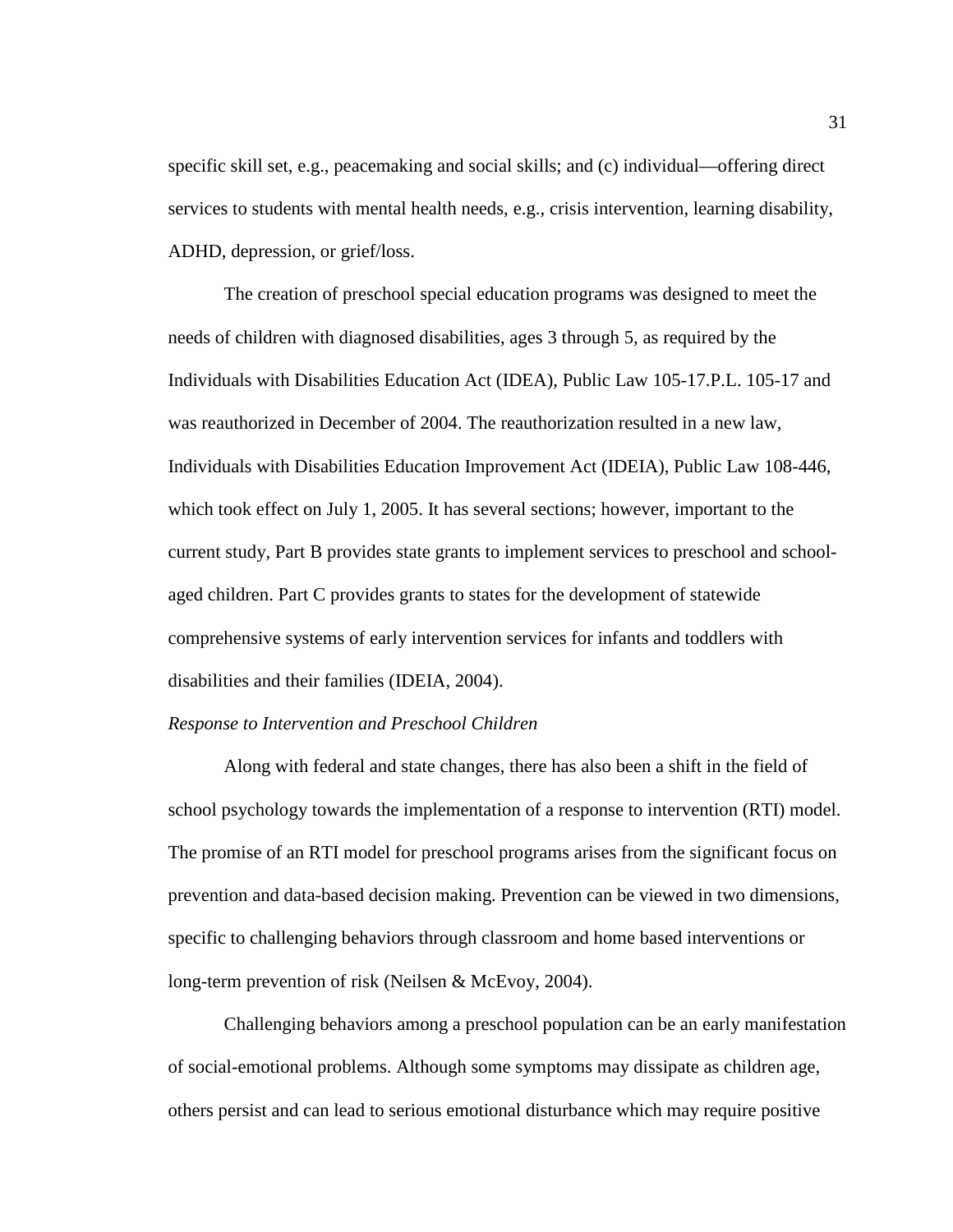specific skill set, e.g., peacemaking and social skills; and (c) individual—offering direct services to students with mental health needs, e.g., crisis intervention, learning disability, ADHD, depression, or grief/loss.

The creation of preschool special education programs was designed to meet the needs of children with diagnosed disabilities, ages 3 through 5, as required by the Individuals with Disabilities Education Act (IDEA), Public Law 105-17.P.L. 105-17 and was reauthorized in December of 2004. The reauthorization resulted in a new law, Individuals with Disabilities Education Improvement Act (IDEIA), Public Law 108-446, which took effect on July 1, 2005. It has several sections; however, important to the current study, Part B provides state grants to implement services to preschool and school-aged children. Part C provides grants to states for the development of statewide comprehensive systems of early intervention services for infants and toddlers with disabilities and their families (IDEIA, 2004).

*Response to Intervention and Preschool Children*

Along with federal and state changes, there has also been a shift in the field of school psychology towards the implementation of a response to intervention (RTI) model. The promise of an RTI model for preschool programs arises from the significant focus on prevention and data-based decision making. Prevention can be viewed in two dimensions, specific to challenging behaviors through classroom and home based interventions or long-term prevention of risk (Neilsen & McEvoy, 2004).

Challenging behaviors among a preschool population can be an early manifestation of social-emotional problems. Although some symptoms may dissipate as children age, others persist and can lead to serious emotional disturbance which may require positive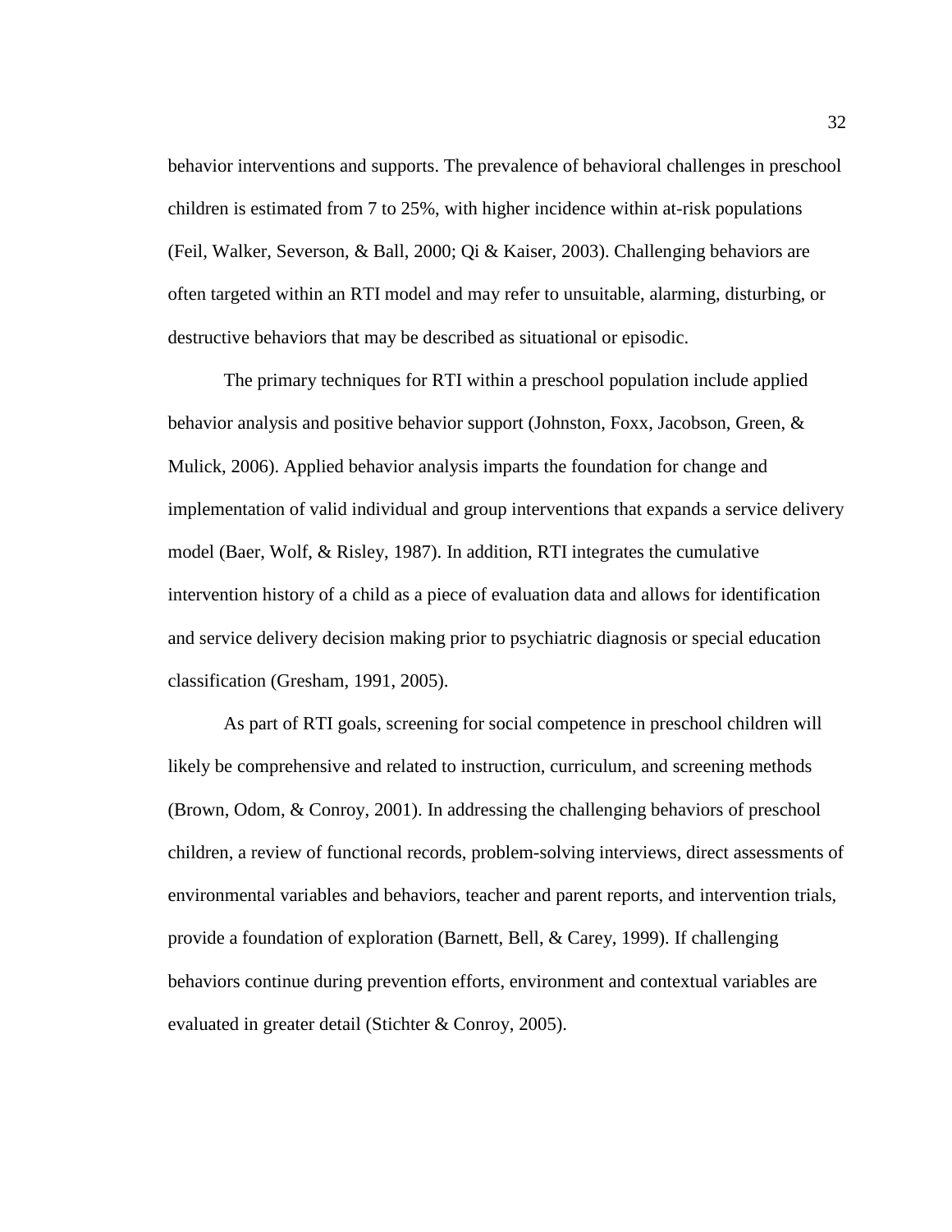behavior interventions and supports. The prevalence of behavioral challenges in preschool children is estimated from 7 to 25%, with higher incidence within at-risk populations (Feil, Walker, Severson, & Ball, 2000; Qi & Kaiser, 2003). Challenging behaviors are often targeted within an RTI model and may refer to unsuitable, alarming, disturbing, or destructive behaviors that may be described as situational or episodic.

The primary techniques for RTI within a preschool population include applied behavior analysis and positive behavior support (Johnston, Foxx, Jacobson, Green, & Mulick, 2006). Applied behavior analysis imparts the foundation for change and implementation of valid individual and group interventions that expands a service delivery model (Baer, Wolf, & Risley, 1987). In addition, RTI integrates the cumulative intervention history of a child as a piece of evaluation data and allows for identification and service delivery decision making prior to psychiatric diagnosis or special education classification (Gresham, 1991, 2005).

As part of RTI goals, screening for social competence in preschool children will likely be comprehensive and related to instruction, curriculum, and screening methods (Brown, Odom, & Conroy, 2001). In addressing the challenging behaviors of preschool children, a review of functional records, problem-solving interviews, direct assessments of environmental variables and behaviors, teacher and parent reports, and intervention trials, provide a foundation of exploration (Barnett, Bell, & Carey, 1999). If challenging behaviors continue during prevention efforts, environment and contextual variables are evaluated in greater detail (Stichter & Conroy, 2005).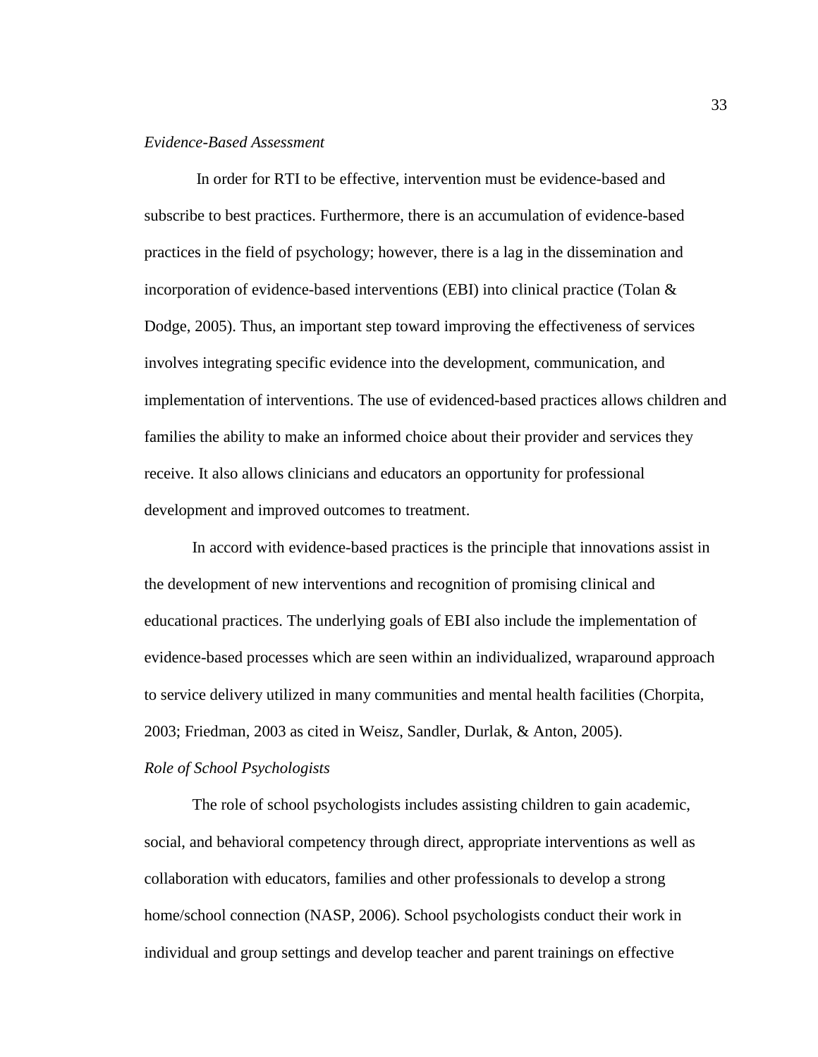*Evidence-Based Assessment*

In order for RTI to be effective, intervention must be evidence-based and subscribe to best practices. Furthermore, there is an accumulation of evidence-based practices in the field of psychology; however, there is a lag in the dissemination and incorporation of evidence-based interventions (EBI) into clinical practice (Tolan & Dodge, 2005). Thus, an important step toward improving the effectiveness of services involves integrating specific evidence into the development, communication, and implementation of interventions. The use of evidenced-based practices allows children and families the ability to make an informed choice about their provider and services they receive. It also allows clinicians and educators an opportunity for professional development and improved outcomes to treatment.

In accord with evidence-based practices is the principle that innovations assist in the development of new interventions and recognition of promising clinical and educational practices. The underlying goals of EBI also include the implementation of evidence-based processes which are seen within an individualized, wraparound approach to service delivery utilized in many communities and mental health facilities (Chorpita, 2003; Friedman, 2003 as cited in Weisz, Sandler, Durlak, & Anton, 2005).

*Role of School Psychologists*

The role of school psychologists includes assisting children to gain academic, social, and behavioral competency through direct, appropriate interventions as well as collaboration with educators, families and other professionals to develop a strong home/school connection (NASP, 2006). School psychologists conduct their work in individual and group settings and develop teacher and parent trainings on effective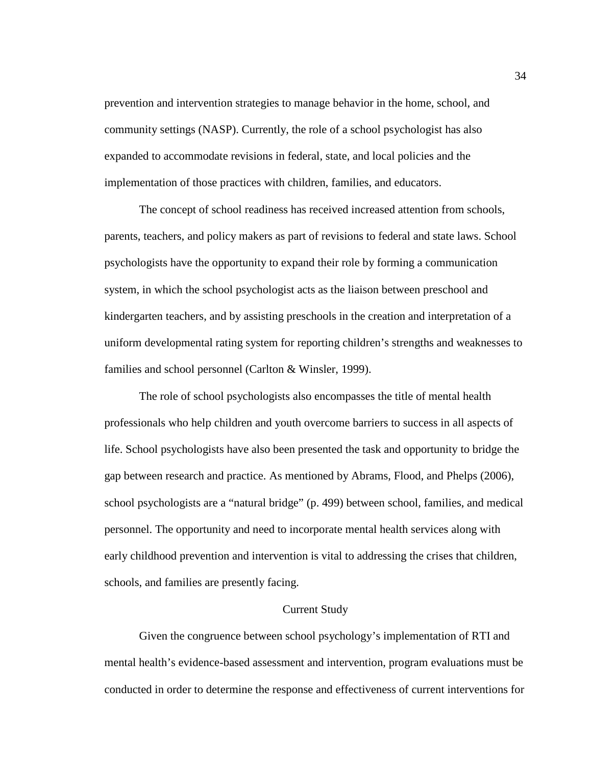prevention and intervention strategies to manage behavior in the home, school, and community settings (NASP). Currently, the role of a school psychologist has also expanded to accommodate revisions in federal, state, and local policies and the implementation of those practices with children, families, and educators.

The concept of school readiness has received increased attention from schools, parents, teachers, and policy makers as part of revisions to federal and state laws. School psychologists have the opportunity to expand their role by forming a communication system, in which the school psychologist acts as the liaison between preschool and kindergarten teachers, and by assisting preschools in the creation and interpretation of a uniform developmental rating system for reporting children's strengths and weaknesses to families and school personnel (Carlton & Winsler, 1999).

The role of school psychologists also encompasses the title of mental health professionals who help children and youth overcome barriers to success in all aspects of life. School psychologists have also been presented the task and opportunity to bridge the gap between research and practice. As mentioned by Abrams, Flood, and Phelps (2006), school psychologists are a "natural bridge" (p. 499) between school, families, and medical personnel. The opportunity and need to incorporate mental health services along with early childhood prevention and intervention is vital to addressing the crises that children, schools, and families are presently facing.

## Current Study

Given the congruence between school psychology's implementation of RTI and mental health's evidence-based assessment and intervention, program evaluations must be conducted in order to determine the response and effectiveness of current interventions for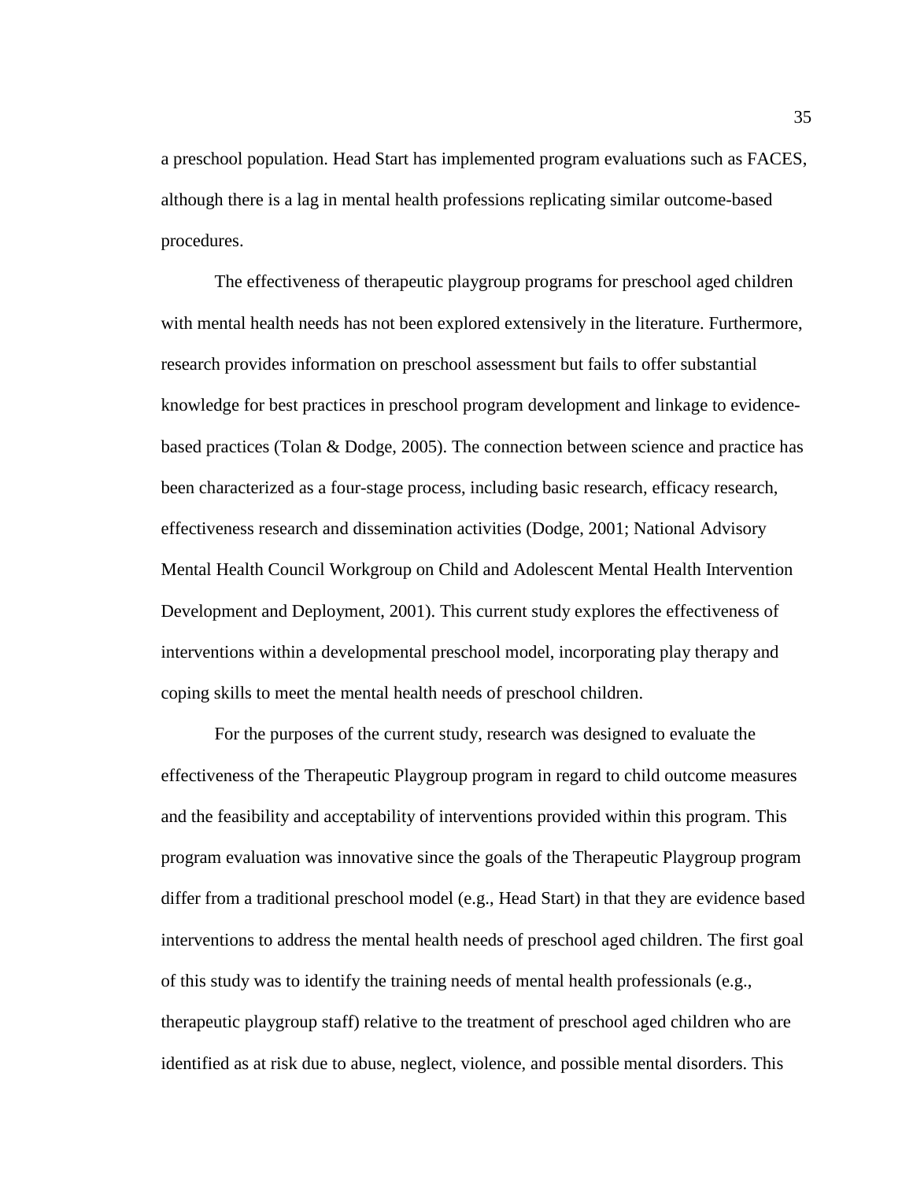a preschool population. Head Start has implemented program evaluations such as FACES, although there is a lag in mental health professions replicating similar outcome-based procedures.

The effectiveness of therapeutic playgroup programs for preschool aged children with mental health needs has not been explored extensively in the literature. Furthermore, research provides information on preschool assessment but fails to offer substantial knowledge for best practices in preschool program development and linkage to evidence-based practices (Tolan & Dodge, 2005). The connection between science and practice has been characterized as a four-stage process, including basic research, efficacy research, effectiveness research and dissemination activities (Dodge, 2001; National Advisory Mental Health Council Workgroup on Child and Adolescent Mental Health Intervention Development and Deployment, 2001). This current study explores the effectiveness of interventions within a developmental preschool model, incorporating play therapy and coping skills to meet the mental health needs of preschool children.

For the purposes of the current study, research was designed to evaluate the effectiveness of the Therapeutic Playgroup program in regard to child outcome measures and the feasibility and acceptability of interventions provided within this program. This program evaluation was innovative since the goals of the Therapeutic Playgroup program differ from a traditional preschool model (e.g., Head Start) in that they are evidence based interventions to address the mental health needs of preschool aged children. The first goal of this study was to identify the training needs of mental health professionals (e.g., therapeutic playgroup staff) relative to the treatment of preschool aged children who are identified as at risk due to abuse, neglect, violence, and possible mental disorders. This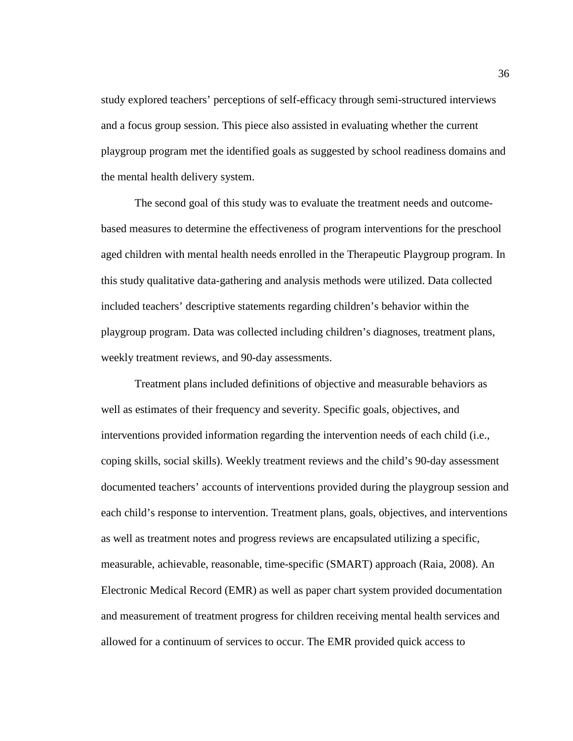study explored teachers' perceptions of self-efficacy through semi-structured interviews and a focus group session. This piece also assisted in evaluating whether the current playgroup program met the identified goals as suggested by school readiness domains and the mental health delivery system.

The second goal of this study was to evaluate the treatment needs and outcome-based measures to determine the effectiveness of program interventions for the preschool aged children with mental health needs enrolled in the Therapeutic Playgroup program. In this study qualitative data-gathering and analysis methods were utilized. Data collected included teachers' descriptive statements regarding children's behavior within the playgroup program. Data was collected including children's diagnoses, treatment plans, weekly treatment reviews, and 90-day assessments.

Treatment plans included definitions of objective and measurable behaviors as well as estimates of their frequency and severity. Specific goals, objectives, and interventions provided information regarding the intervention needs of each child (i.e., coping skills, social skills). Weekly treatment reviews and the child's 90-day assessment documented teachers' accounts of interventions provided during the playgroup session and each child's response to intervention. Treatment plans, goals, objectives, and interventions as well as treatment notes and progress reviews are encapsulated utilizing a specific, measurable, achievable, reasonable, time-specific (SMART) approach (Raia, 2008). An Electronic Medical Record (EMR) as well as paper chart system provided documentation and measurement of treatment progress for children receiving mental health services and allowed for a continuum of services to occur. The EMR provided quick access to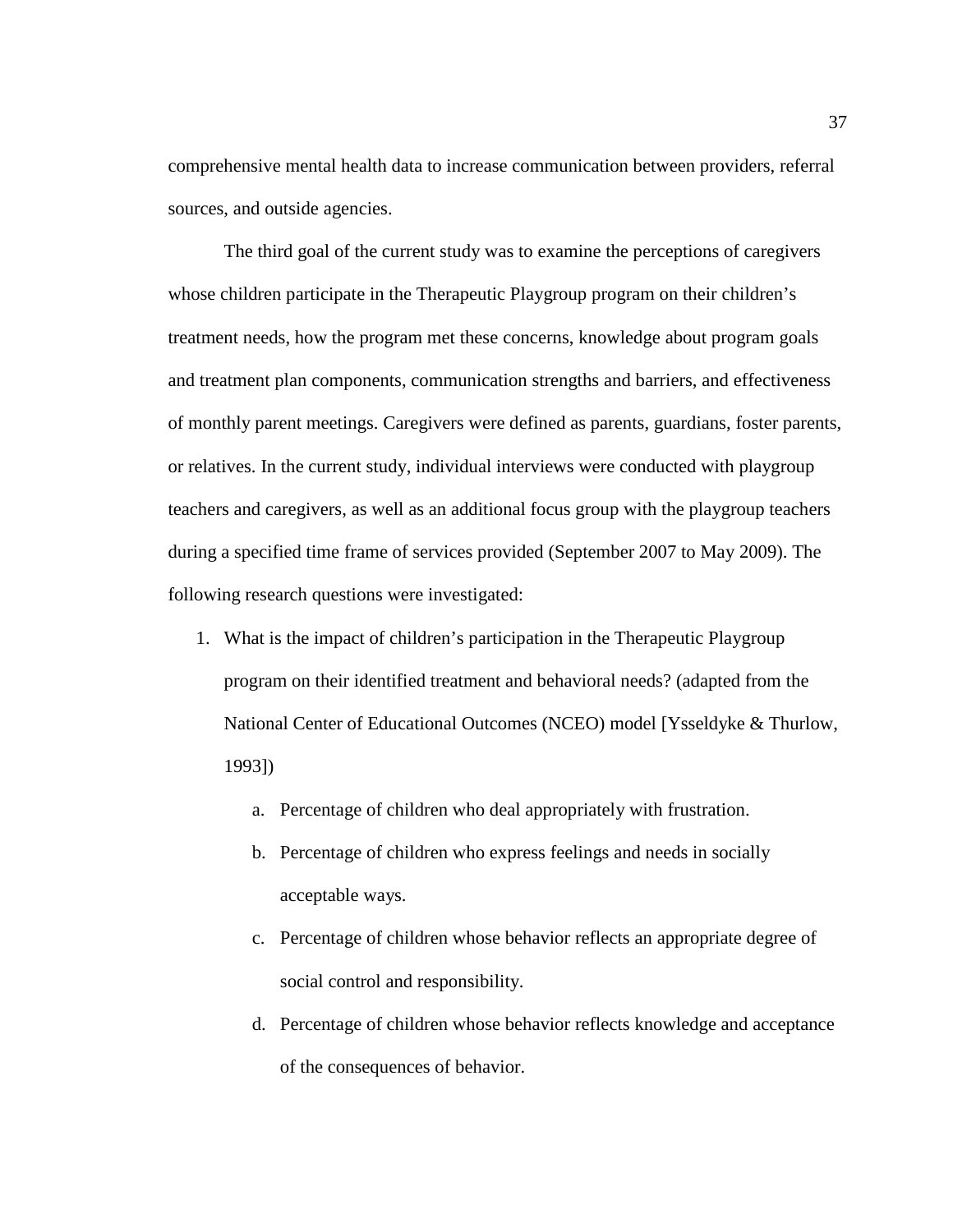comprehensive mental health data to increase communication between providers, referral sources, and outside agencies.

The third goal of the current study was to examine the perceptions of caregivers whose children participate in the Therapeutic Playgroup program on their children's treatment needs, how the program met these concerns, knowledge about program goals and treatment plan components, communication strengths and barriers, and effectiveness of monthly parent meetings. Caregivers were defined as parents, guardians, foster parents, or relatives. In the current study, individual interviews were conducted with playgroup teachers and caregivers, as well as an additional focus group with the playgroup teachers during a specified time frame of services provided (September 2007 to May 2009). The following research questions were investigated:

1. What is the impact of children's participation in the Therapeutic Playgroup program on their identified treatment and behavioral needs? (adapted from the National Center of Educational Outcomes (NCEO) model [Ysseldyke & Thurlow, 1993])
    a. Percentage of children who deal appropriately with frustration.
    b. Percentage of children who express feelings and needs in socially acceptable ways.
    c. Percentage of children whose behavior reflects an appropriate degree of social control and responsibility.
    d. Percentage of children whose behavior reflects knowledge and acceptance of the consequences of behavior.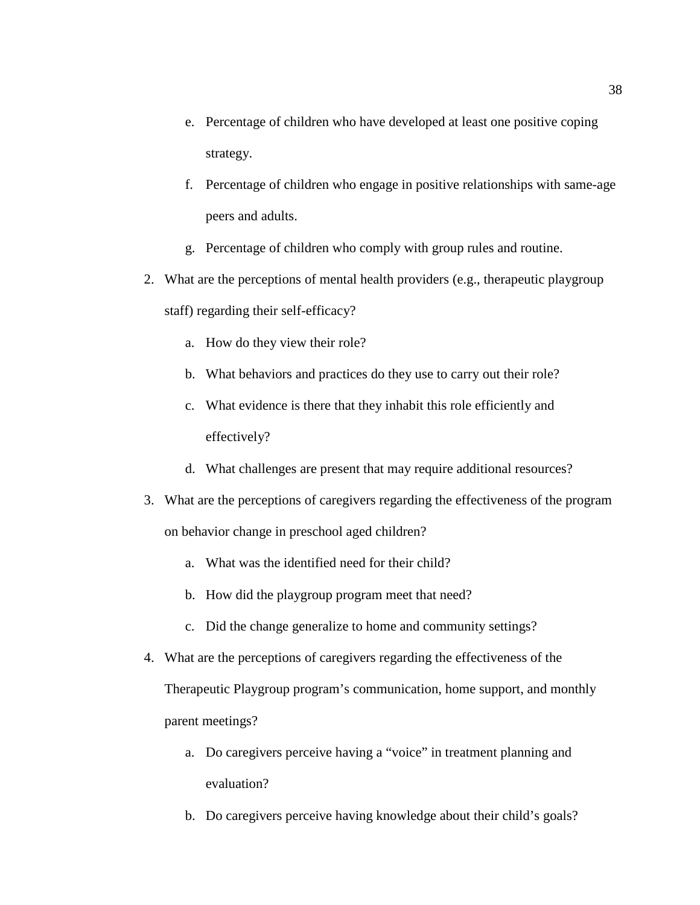e. Percentage of children who have developed at least one positive coping strategy.

   f. Percentage of children who engage in positive relationships with same-age peers and adults.

   g. Percentage of children who comply with group rules and routine.

2. What are the perceptions of mental health providers (e.g., therapeutic playgroup staff) regarding their self-efficacy?

   a. How do they view their role?

   b. What behaviors and practices do they use to carry out their role?

   c. What evidence is there that they inhabit this role efficiently and effectively?

   d. What challenges are present that may require additional resources?

3. What are the perceptions of caregivers regarding the effectiveness of the program on behavior change in preschool aged children?

   a. What was the identified need for their child?

   b. How did the playgroup program meet that need?

   c. Did the change generalize to home and community settings?

4. What are the perceptions of caregivers regarding the effectiveness of the Therapeutic Playgroup program's communication, home support, and monthly parent meetings?

   a. Do caregivers perceive having a "voice" in treatment planning and evaluation?

   b. Do caregivers perceive having knowledge about their child's goals?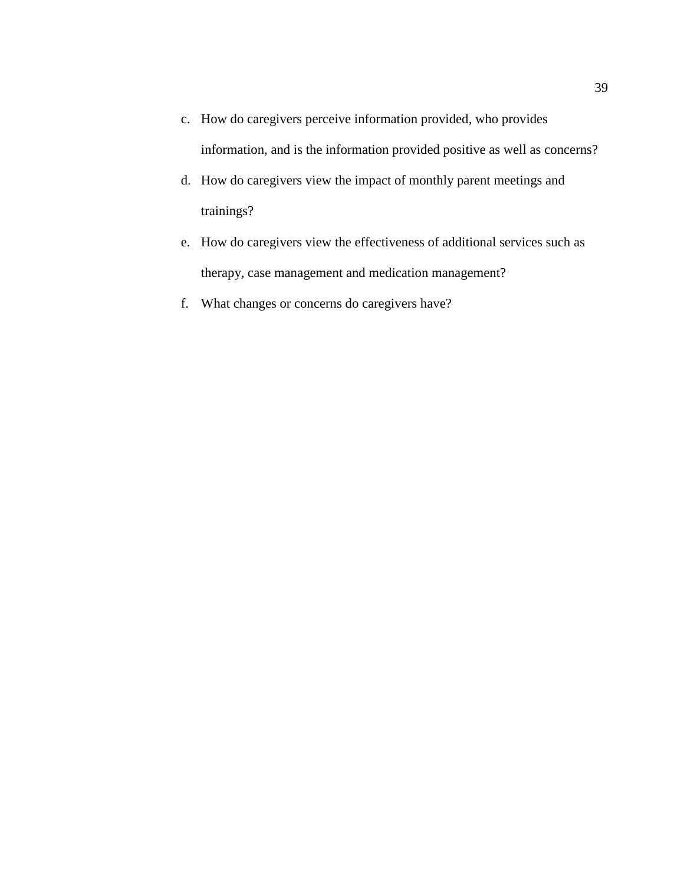c. How do caregivers perceive information provided, who provides information, and is the information provided positive as well as concerns?
d. How do caregivers view the impact of monthly parent meetings and trainings?
e. How do caregivers view the effectiveness of additional services such as therapy, case management and medication management?
f. What changes or concerns do caregivers have?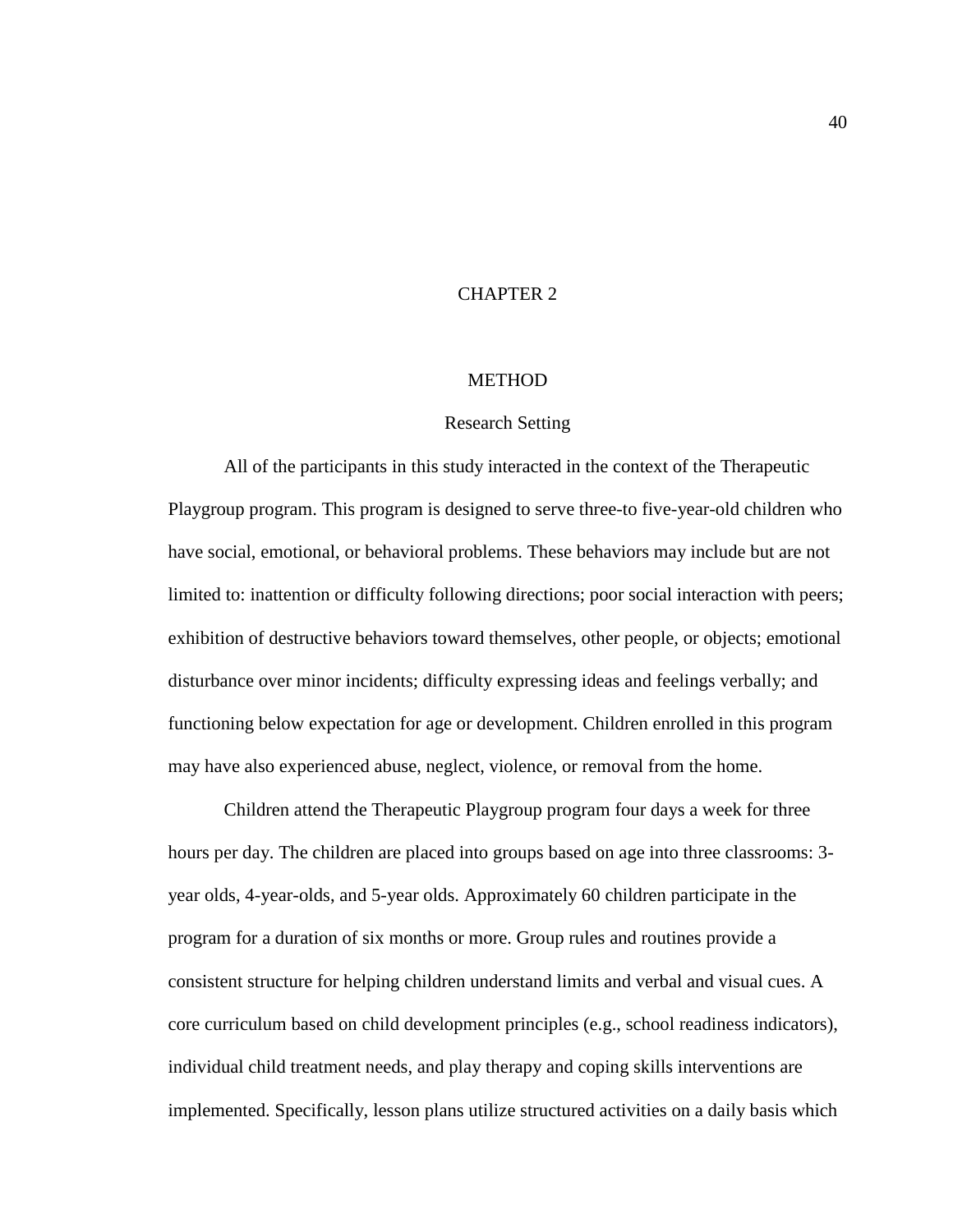# CHAPTER 2

## METHOD

### Research Setting

All of the participants in this study interacted in the context of the Therapeutic Playgroup program. This program is designed to serve three-to five-year-old children who have social, emotional, or behavioral problems. These behaviors may include but are not limited to: inattention or difficulty following directions; poor social interaction with peers; exhibition of destructive behaviors toward themselves, other people, or objects; emotional disturbance over minor incidents; difficulty expressing ideas and feelings verbally; and functioning below expectation for age or development. Children enrolled in this program may have also experienced abuse, neglect, violence, or removal from the home.

Children attend the Therapeutic Playgroup program four days a week for three hours per day. The children are placed into groups based on age into three classrooms: 3-year olds, 4-year-olds, and 5-year olds. Approximately 60 children participate in the program for a duration of six months or more. Group rules and routines provide a consistent structure for helping children understand limits and verbal and visual cues. A core curriculum based on child development principles (e.g., school readiness indicators), individual child treatment needs, and play therapy and coping skills interventions are implemented. Specifically, lesson plans utilize structured activities on a daily basis which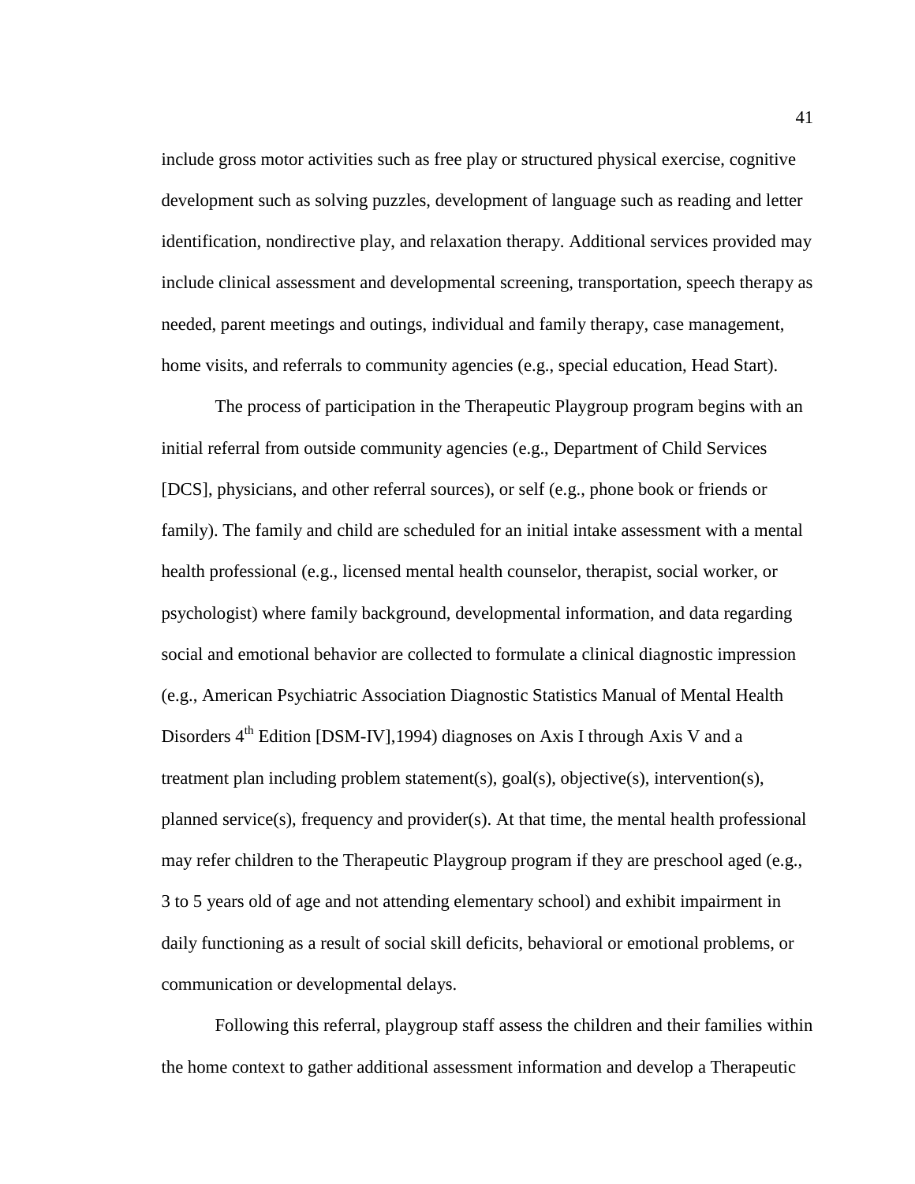include gross motor activities such as free play or structured physical exercise, cognitive development such as solving puzzles, development of language such as reading and letter identification, nondirective play, and relaxation therapy. Additional services provided may include clinical assessment and developmental screening, transportation, speech therapy as needed, parent meetings and outings, individual and family therapy, case management, home visits, and referrals to community agencies (e.g., special education, Head Start).

The process of participation in the Therapeutic Playgroup program begins with an initial referral from outside community agencies (e.g., Department of Child Services [DCS], physicians, and other referral sources), or self (e.g., phone book or friends or family). The family and child are scheduled for an initial intake assessment with a mental health professional (e.g., licensed mental health counselor, therapist, social worker, or psychologist) where family background, developmental information, and data regarding social and emotional behavior are collected to formulate a clinical diagnostic impression (e.g., American Psychiatric Association Diagnostic Statistics Manual of Mental Health Disorders 4th Edition [DSM-IV],1994) diagnoses on Axis I through Axis V and a treatment plan including problem statement(s), goal(s), objective(s), intervention(s), planned service(s), frequency and provider(s). At that time, the mental health professional may refer children to the Therapeutic Playgroup program if they are preschool aged (e.g., 3 to 5 years old of age and not attending elementary school) and exhibit impairment in daily functioning as a result of social skill deficits, behavioral or emotional problems, or communication or developmental delays.

Following this referral, playgroup staff assess the children and their families within the home context to gather additional assessment information and develop a Therapeutic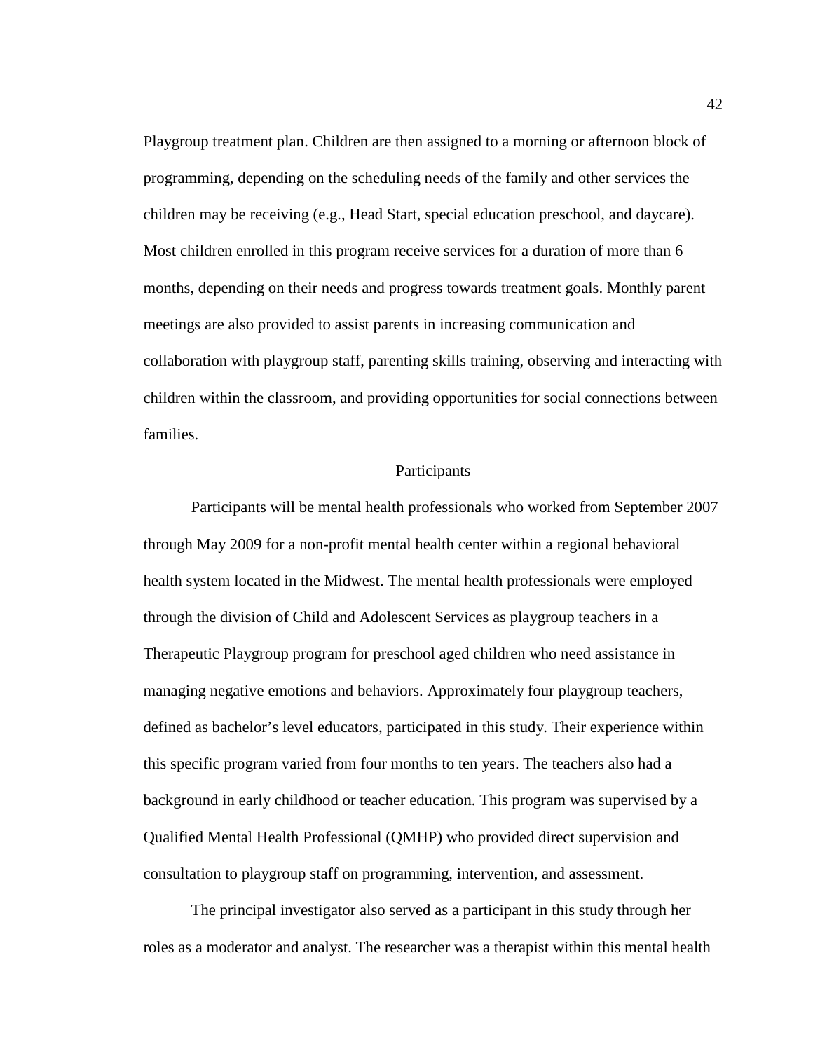Playgroup treatment plan. Children are then assigned to a morning or afternoon block of programming, depending on the scheduling needs of the family and other services the children may be receiving (e.g., Head Start, special education preschool, and daycare). Most children enrolled in this program receive services for a duration of more than 6 months, depending on their needs and progress towards treatment goals. Monthly parent meetings are also provided to assist parents in increasing communication and collaboration with playgroup staff, parenting skills training, observing and interacting with children within the classroom, and providing opportunities for social connections between families.

## Participants

Participants will be mental health professionals who worked from September 2007 through May 2009 for a non-profit mental health center within a regional behavioral health system located in the Midwest. The mental health professionals were employed through the division of Child and Adolescent Services as playgroup teachers in a Therapeutic Playgroup program for preschool aged children who need assistance in managing negative emotions and behaviors. Approximately four playgroup teachers, defined as bachelor's level educators, participated in this study. Their experience within this specific program varied from four months to ten years. The teachers also had a background in early childhood or teacher education. This program was supervised by a Qualified Mental Health Professional (QMHP) who provided direct supervision and consultation to playgroup staff on programming, intervention, and assessment.

The principal investigator also served as a participant in this study through her roles as a moderator and analyst. The researcher was a therapist within this mental health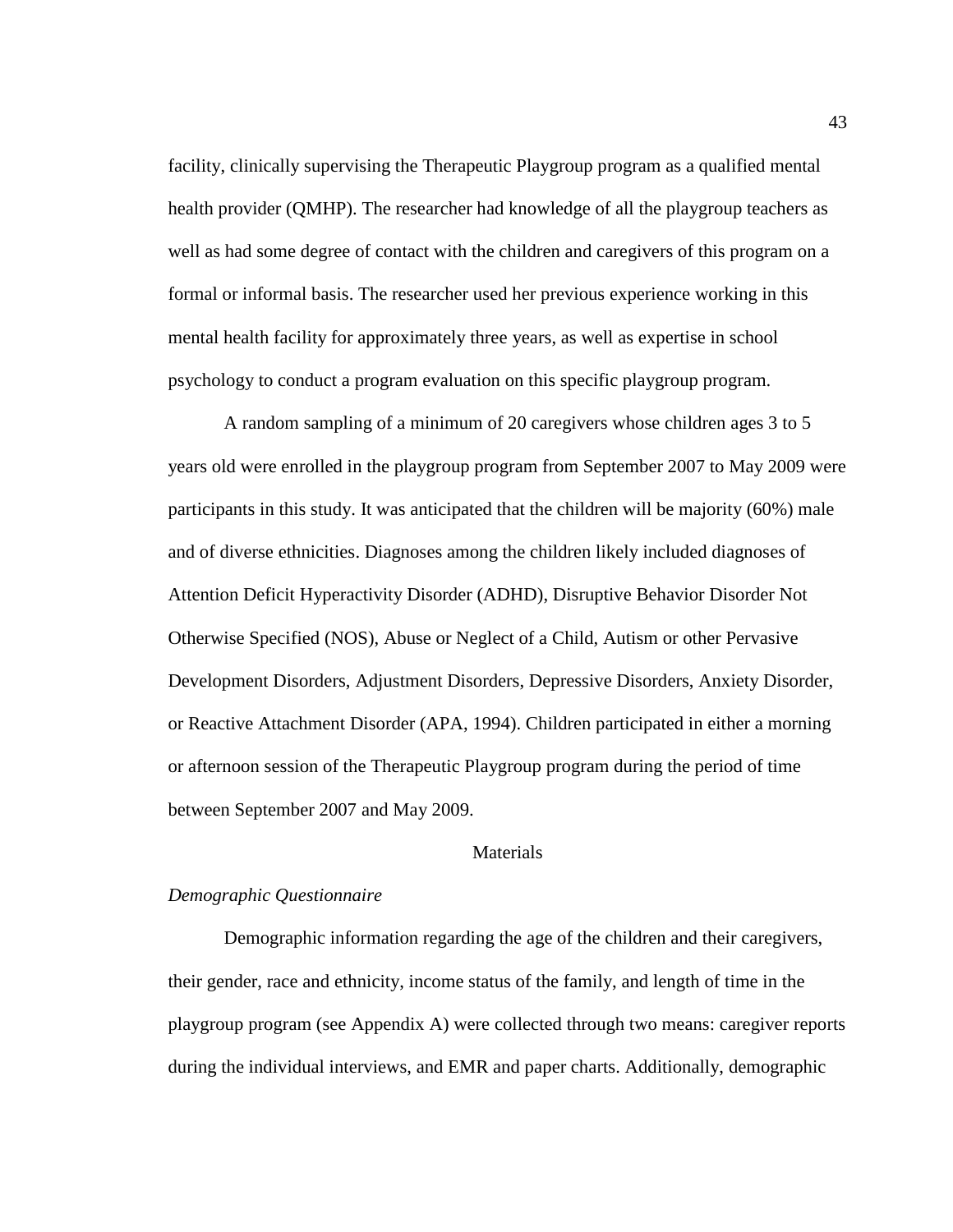facility, clinically supervising the Therapeutic Playgroup program as a qualified mental health provider (QMHP). The researcher had knowledge of all the playgroup teachers as well as had some degree of contact with the children and caregivers of this program on a formal or informal basis. The researcher used her previous experience working in this mental health facility for approximately three years, as well as expertise in school psychology to conduct a program evaluation on this specific playgroup program.

A random sampling of a minimum of 20 caregivers whose children ages 3 to 5 years old were enrolled in the playgroup program from September 2007 to May 2009 were participants in this study. It was anticipated that the children will be majority (60%) male and of diverse ethnicities. Diagnoses among the children likely included diagnoses of Attention Deficit Hyperactivity Disorder (ADHD), Disruptive Behavior Disorder Not Otherwise Specified (NOS), Abuse or Neglect of a Child, Autism or other Pervasive Development Disorders, Adjustment Disorders, Depressive Disorders, Anxiety Disorder, or Reactive Attachment Disorder (APA, 1994). Children participated in either a morning or afternoon session of the Therapeutic Playgroup program during the period of time between September 2007 and May 2009.

## Materials

### *Demographic Questionnaire*

Demographic information regarding the age of the children and their caregivers, their gender, race and ethnicity, income status of the family, and length of time in the playgroup program (see Appendix A) were collected through two means: caregiver reports during the individual interviews, and EMR and paper charts. Additionally, demographic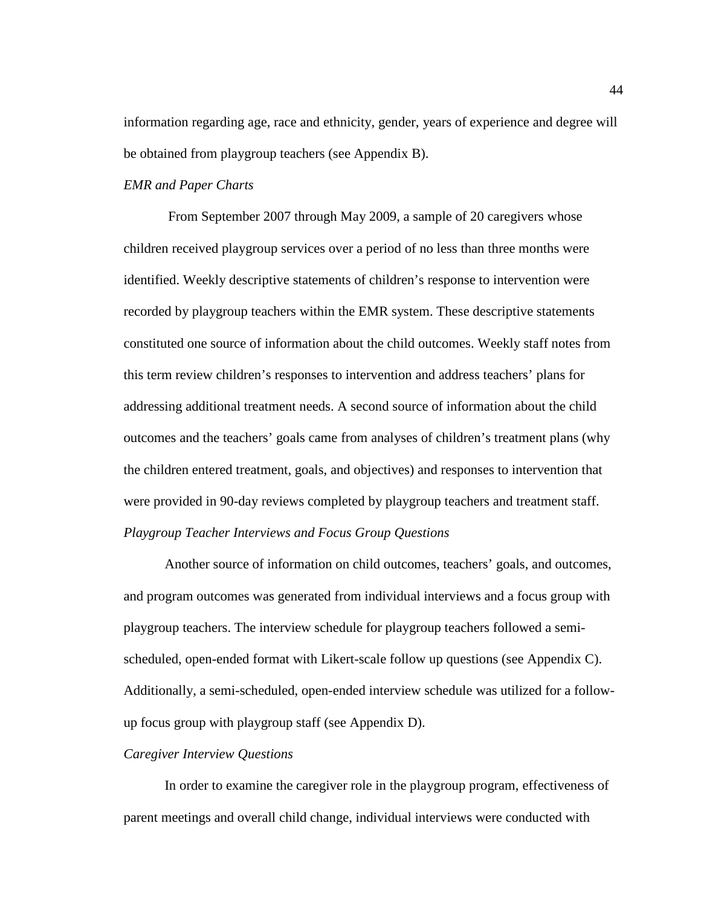information regarding age, race and ethnicity, gender, years of experience and degree will be obtained from playgroup teachers (see Appendix B).

*EMR and Paper Charts*

From September 2007 through May 2009, a sample of 20 caregivers whose children received playgroup services over a period of no less than three months were identified. Weekly descriptive statements of children's response to intervention were recorded by playgroup teachers within the EMR system. These descriptive statements constituted one source of information about the child outcomes. Weekly staff notes from this term review children's responses to intervention and address teachers' plans for addressing additional treatment needs. A second source of information about the child outcomes and the teachers' goals came from analyses of children's treatment plans (why the children entered treatment, goals, and objectives) and responses to intervention that were provided in 90-day reviews completed by playgroup teachers and treatment staff.

*Playgroup Teacher Interviews and Focus Group Questions*

Another source of information on child outcomes, teachers' goals, and outcomes, and program outcomes was generated from individual interviews and a focus group with playgroup teachers. The interview schedule for playgroup teachers followed a semi-scheduled, open-ended format with Likert-scale follow up questions (see Appendix C). Additionally, a semi-scheduled, open-ended interview schedule was utilized for a follow-up focus group with playgroup staff (see Appendix D).

*Caregiver Interview Questions*

In order to examine the caregiver role in the playgroup program, effectiveness of parent meetings and overall child change, individual interviews were conducted with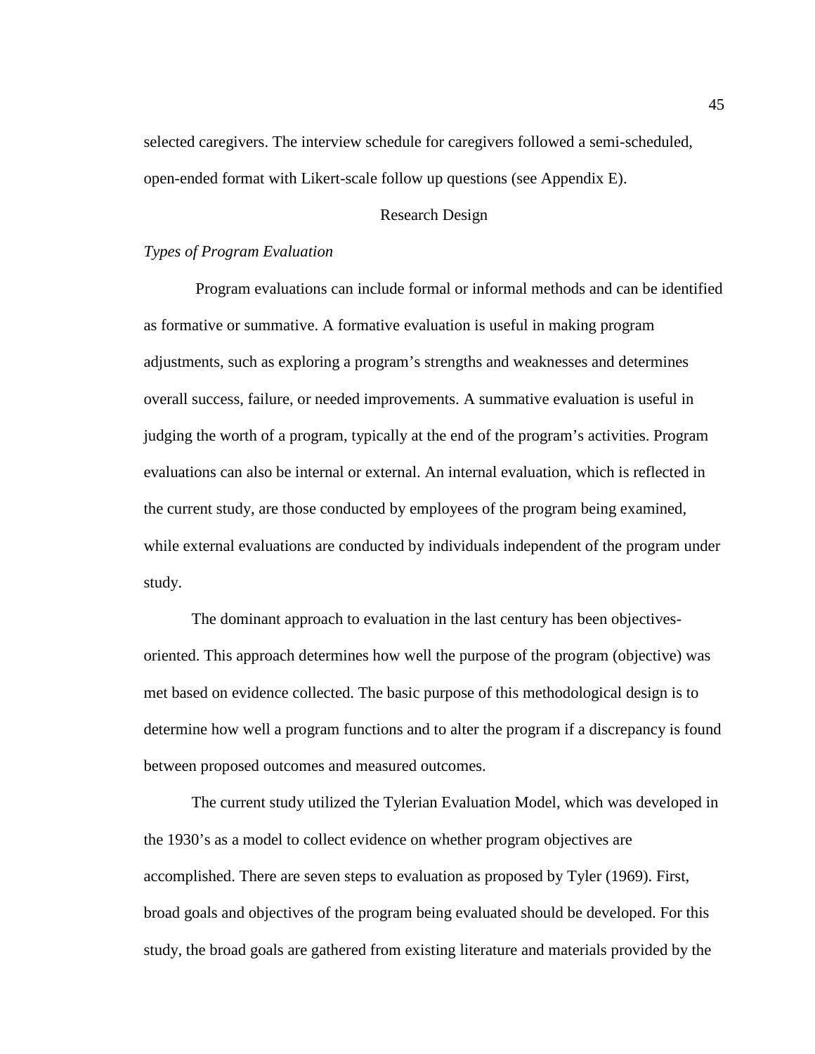selected caregivers. The interview schedule for caregivers followed a semi-scheduled, open-ended format with Likert-scale follow up questions (see Appendix E).

## Research Design

### *Types of Program Evaluation*

Program evaluations can include formal or informal methods and can be identified as formative or summative. A formative evaluation is useful in making program adjustments, such as exploring a program's strengths and weaknesses and determines overall success, failure, or needed improvements. A summative evaluation is useful in judging the worth of a program, typically at the end of the program's activities. Program evaluations can also be internal or external. An internal evaluation, which is reflected in the current study, are those conducted by employees of the program being examined, while external evaluations are conducted by individuals independent of the program under study.

The dominant approach to evaluation in the last century has been objectives-oriented. This approach determines how well the purpose of the program (objective) was met based on evidence collected. The basic purpose of this methodological design is to determine how well a program functions and to alter the program if a discrepancy is found between proposed outcomes and measured outcomes.

The current study utilized the Tylerian Evaluation Model, which was developed in the 1930's as a model to collect evidence on whether program objectives are accomplished. There are seven steps to evaluation as proposed by Tyler (1969). First, broad goals and objectives of the program being evaluated should be developed. For this study, the broad goals are gathered from existing literature and materials provided by the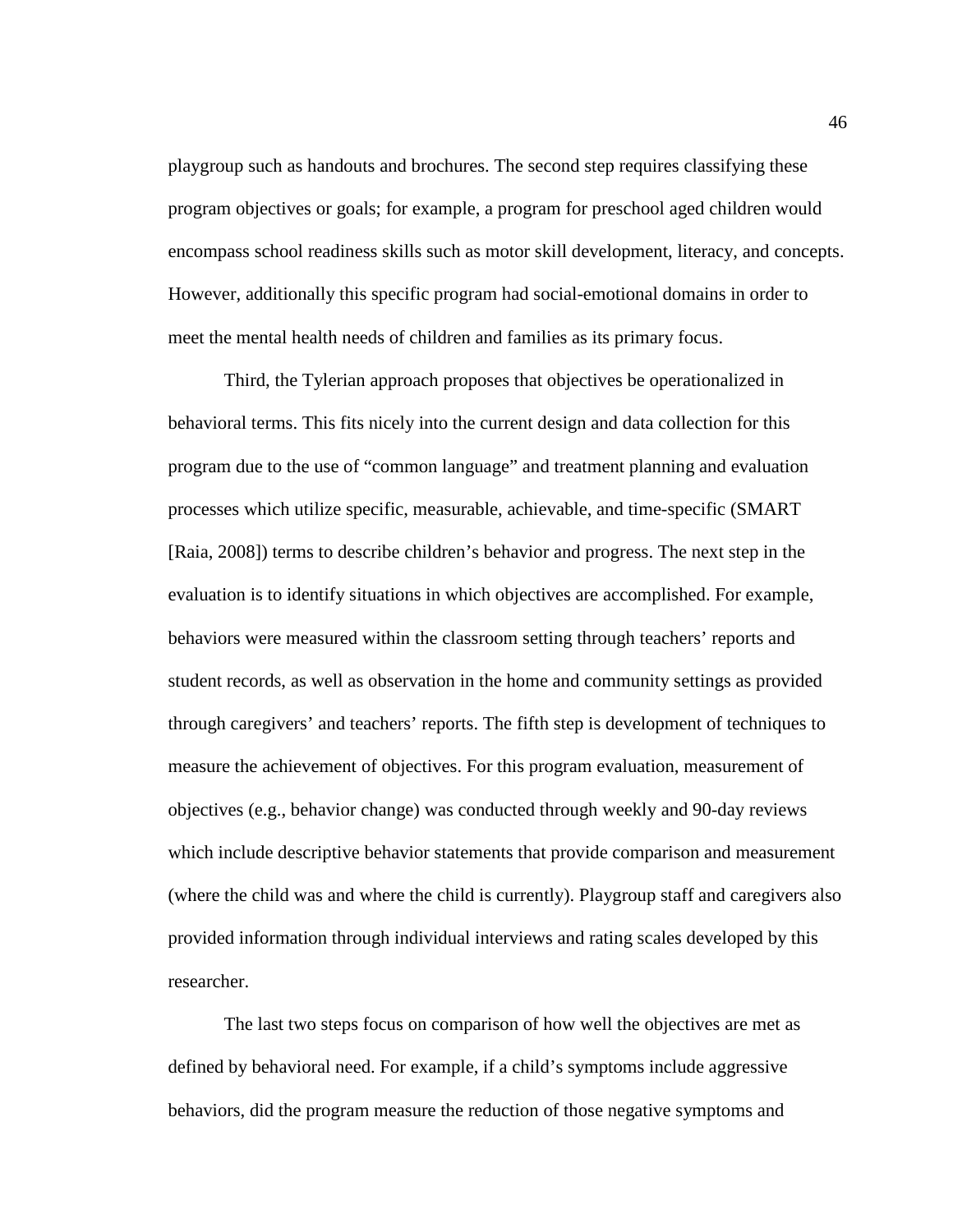playgroup such as handouts and brochures. The second step requires classifying these program objectives or goals; for example, a program for preschool aged children would encompass school readiness skills such as motor skill development, literacy, and concepts. However, additionally this specific program had social-emotional domains in order to meet the mental health needs of children and families as its primary focus.

Third, the Tylerian approach proposes that objectives be operationalized in behavioral terms. This fits nicely into the current design and data collection for this program due to the use of “common language” and treatment planning and evaluation processes which utilize specific, measurable, achievable, and time-specific (SMART [Raia, 2008]) terms to describe children’s behavior and progress. The next step in the evaluation is to identify situations in which objectives are accomplished. For example, behaviors were measured within the classroom setting through teachers’ reports and student records, as well as observation in the home and community settings as provided through caregivers’ and teachers’ reports. The fifth step is development of techniques to measure the achievement of objectives. For this program evaluation, measurement of objectives (e.g., behavior change) was conducted through weekly and 90-day reviews which include descriptive behavior statements that provide comparison and measurement (where the child was and where the child is currently). Playgroup staff and caregivers also provided information through individual interviews and rating scales developed by this researcher.

The last two steps focus on comparison of how well the objectives are met as defined by behavioral need. For example, if a child’s symptoms include aggressive behaviors, did the program measure the reduction of those negative symptoms and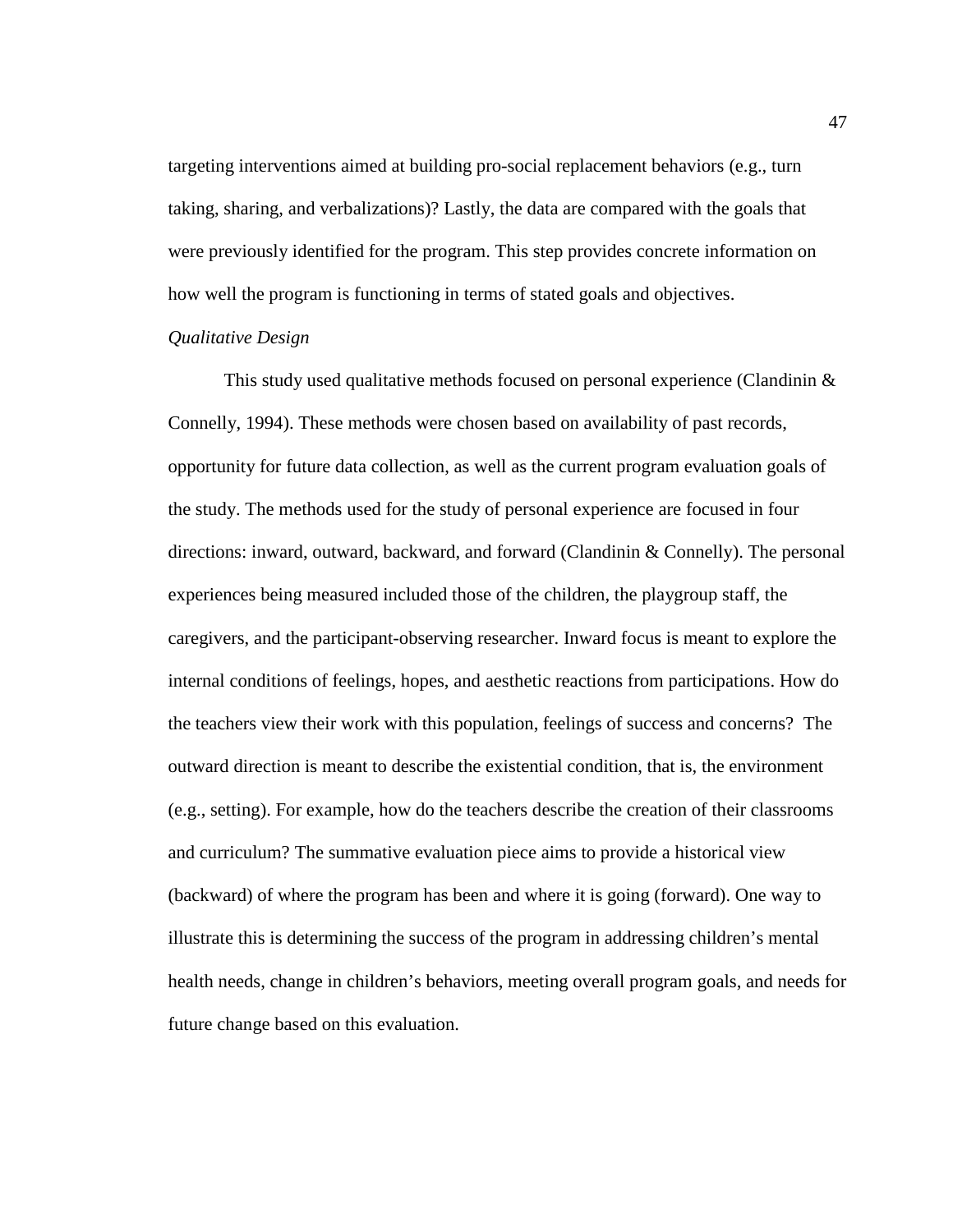targeting interventions aimed at building pro-social replacement behaviors (e.g., turn taking, sharing, and verbalizations)? Lastly, the data are compared with the goals that were previously identified for the program. This step provides concrete information on how well the program is functioning in terms of stated goals and objectives.

*Qualitative Design*

This study used qualitative methods focused on personal experience (Clandinin & Connelly, 1994). These methods were chosen based on availability of past records, opportunity for future data collection, as well as the current program evaluation goals of the study. The methods used for the study of personal experience are focused in four directions: inward, outward, backward, and forward (Clandinin & Connelly). The personal experiences being measured included those of the children, the playgroup staff, the caregivers, and the participant-observing researcher. Inward focus is meant to explore the internal conditions of feelings, hopes, and aesthetic reactions from participations. How do the teachers view their work with this population, feelings of success and concerns? The outward direction is meant to describe the existential condition, that is, the environment (e.g., setting). For example, how do the teachers describe the creation of their classrooms and curriculum? The summative evaluation piece aims to provide a historical view (backward) of where the program has been and where it is going (forward). One way to illustrate this is determining the success of the program in addressing children's mental health needs, change in children's behaviors, meeting overall program goals, and needs for future change based on this evaluation.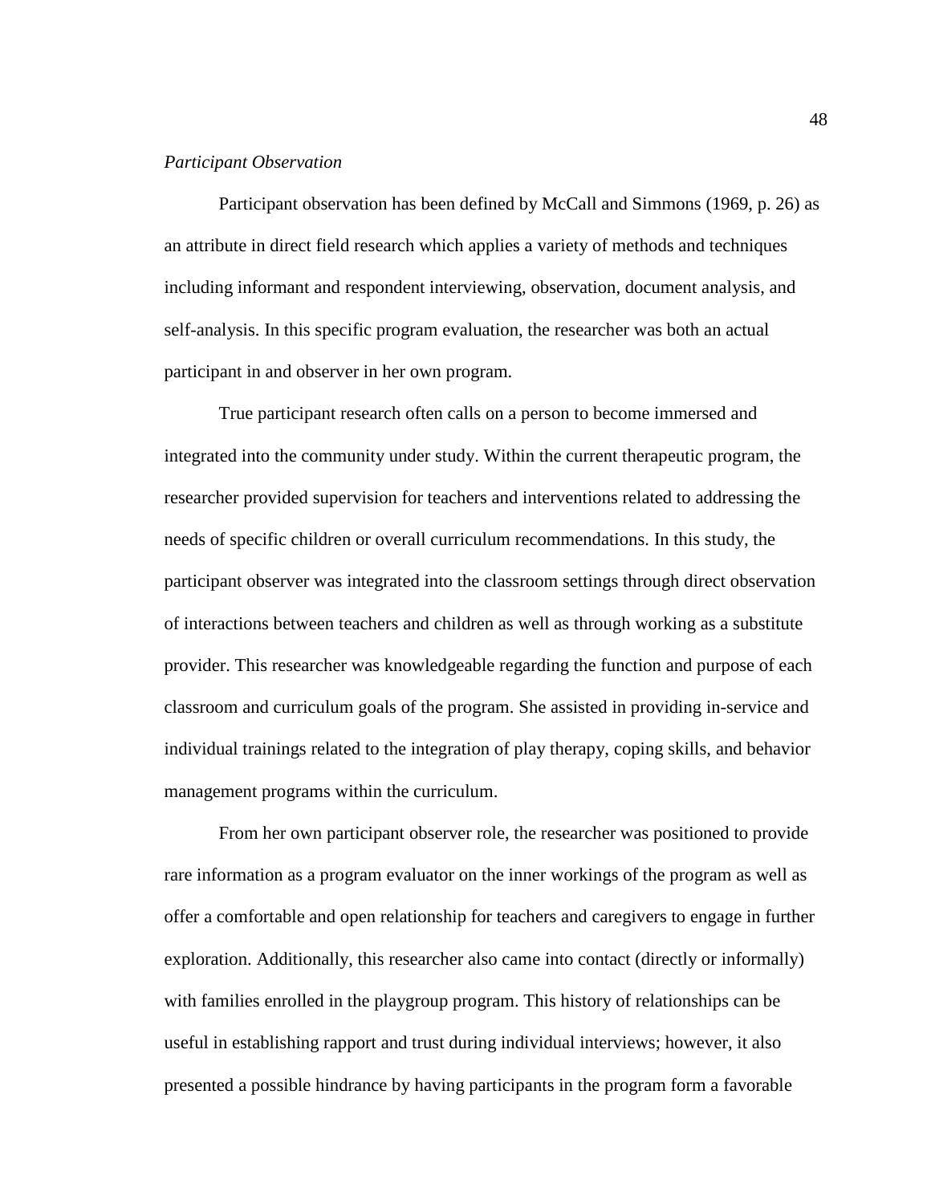*Participant Observation*

Participant observation has been defined by McCall and Simmons (1969, p. 26) as an attribute in direct field research which applies a variety of methods and techniques including informant and respondent interviewing, observation, document analysis, and self-analysis. In this specific program evaluation, the researcher was both an actual participant in and observer in her own program.

True participant research often calls on a person to become immersed and integrated into the community under study. Within the current therapeutic program, the researcher provided supervision for teachers and interventions related to addressing the needs of specific children or overall curriculum recommendations. In this study, the participant observer was integrated into the classroom settings through direct observation of interactions between teachers and children as well as through working as a substitute provider. This researcher was knowledgeable regarding the function and purpose of each classroom and curriculum goals of the program. She assisted in providing in-service and individual trainings related to the integration of play therapy, coping skills, and behavior management programs within the curriculum.

From her own participant observer role, the researcher was positioned to provide rare information as a program evaluator on the inner workings of the program as well as offer a comfortable and open relationship for teachers and caregivers to engage in further exploration. Additionally, this researcher also came into contact (directly or informally) with families enrolled in the playgroup program. This history of relationships can be useful in establishing rapport and trust during individual interviews; however, it also presented a possible hindrance by having participants in the program form a favorable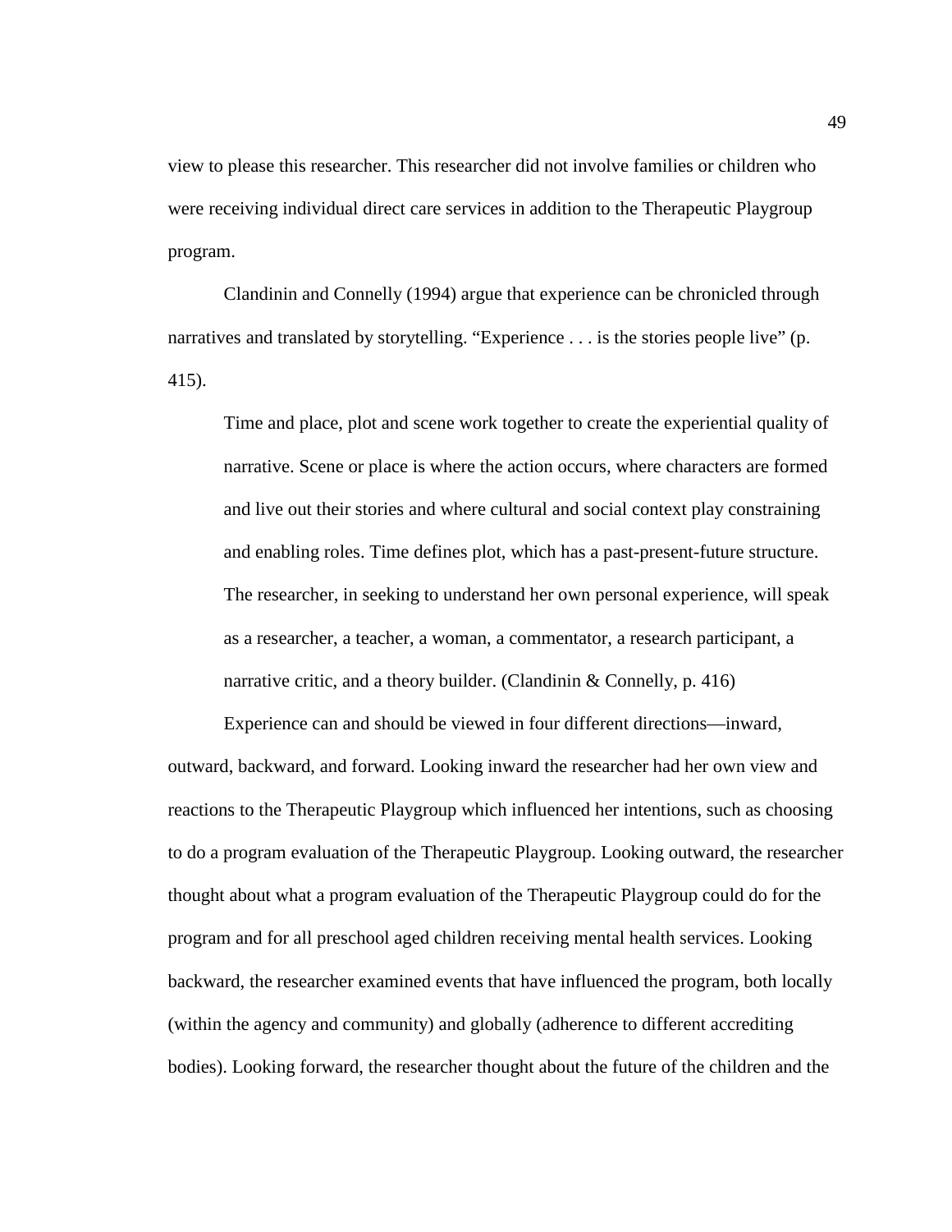view to please this researcher. This researcher did not involve families or children who were receiving individual direct care services in addition to the Therapeutic Playgroup program.

Clandinin and Connelly (1994) argue that experience can be chronicled through narratives and translated by storytelling. “Experience . . . is the stories people live” (p. 415).

> Time and place, plot and scene work together to create the experiential quality of narrative. Scene or place is where the action occurs, where characters are formed and live out their stories and where cultural and social context play constraining and enabling roles. Time defines plot, which has a past-present-future structure. The researcher, in seeking to understand her own personal experience, will speak as a researcher, a teacher, a woman, a commentator, a research participant, a narrative critic, and a theory builder. (Clandinin & Connelly, p. 416)

Experience can and should be viewed in four different directions—inward, outward, backward, and forward. Looking inward the researcher had her own view and reactions to the Therapeutic Playgroup which influenced her intentions, such as choosing to do a program evaluation of the Therapeutic Playgroup. Looking outward, the researcher thought about what a program evaluation of the Therapeutic Playgroup could do for the program and for all preschool aged children receiving mental health services. Looking backward, the researcher examined events that have influenced the program, both locally (within the agency and community) and globally (adherence to different accrediting bodies). Looking forward, the researcher thought about the future of the children and the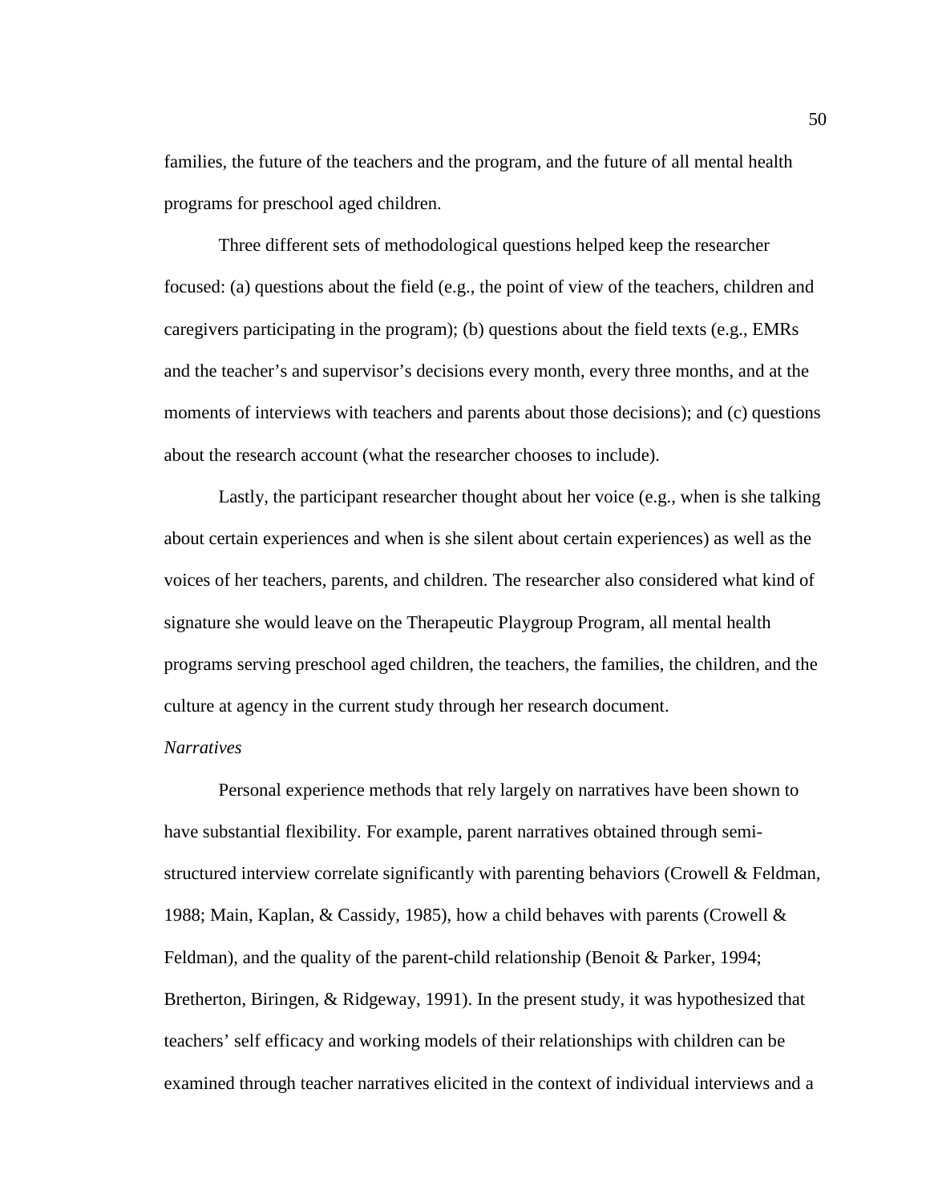families, the future of the teachers and the program, and the future of all mental health programs for preschool aged children.

Three different sets of methodological questions helped keep the researcher focused: (a) questions about the field (e.g., the point of view of the teachers, children and caregivers participating in the program); (b) questions about the field texts (e.g., EMRs and the teacher's and supervisor's decisions every month, every three months, and at the moments of interviews with teachers and parents about those decisions); and (c) questions about the research account (what the researcher chooses to include).

Lastly, the participant researcher thought about her voice (e.g., when is she talking about certain experiences and when is she silent about certain experiences) as well as the voices of her teachers, parents, and children. The researcher also considered what kind of signature she would leave on the Therapeutic Playgroup Program, all mental health programs serving preschool aged children, the teachers, the families, the children, and the culture at agency in the current study through her research document.

*Narratives*

Personal experience methods that rely largely on narratives have been shown to have substantial flexibility. For example, parent narratives obtained through semi-structured interview correlate significantly with parenting behaviors (Crowell & Feldman, 1988; Main, Kaplan, & Cassidy, 1985), how a child behaves with parents (Crowell & Feldman), and the quality of the parent-child relationship (Benoit & Parker, 1994; Bretherton, Biringen, & Ridgeway, 1991). In the present study, it was hypothesized that teachers' self efficacy and working models of their relationships with children can be examined through teacher narratives elicited in the context of individual interviews and a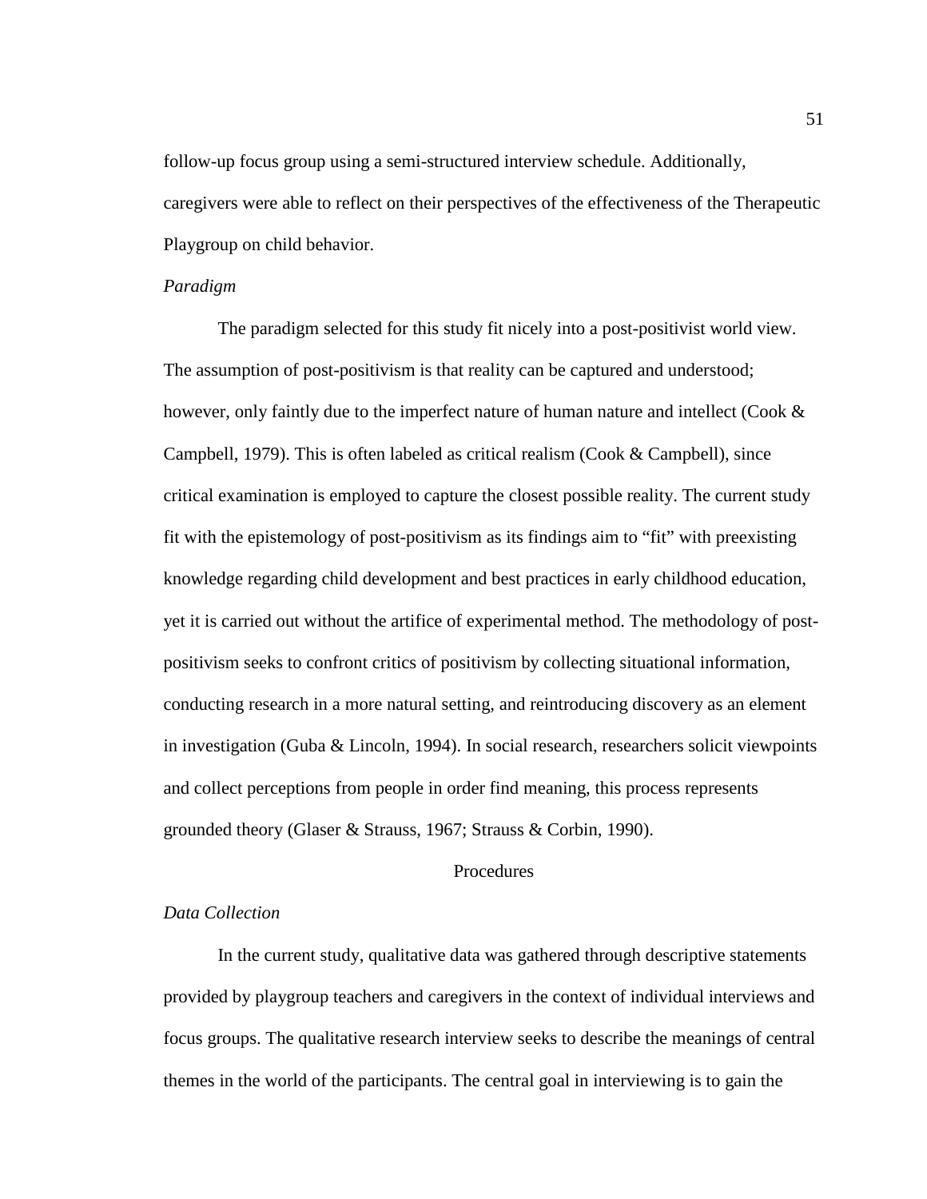follow-up focus group using a semi-structured interview schedule. Additionally, caregivers were able to reflect on their perspectives of the effectiveness of the Therapeutic Playgroup on child behavior.

*Paradigm*

The paradigm selected for this study fit nicely into a post-positivist world view. The assumption of post-positivism is that reality can be captured and understood; however, only faintly due to the imperfect nature of human nature and intellect (Cook & Campbell, 1979). This is often labeled as critical realism (Cook & Campbell), since critical examination is employed to capture the closest possible reality. The current study fit with the epistemology of post-positivism as its findings aim to "fit" with preexisting knowledge regarding child development and best practices in early childhood education, yet it is carried out without the artifice of experimental method. The methodology of post-positivism seeks to confront critics of positivism by collecting situational information, conducting research in a more natural setting, and reintroducing discovery as an element in investigation (Guba & Lincoln, 1994). In social research, researchers solicit viewpoints and collect perceptions from people in order find meaning, this process represents grounded theory (Glaser & Strauss, 1967; Strauss & Corbin, 1990).

## Procedures

*Data Collection*

In the current study, qualitative data was gathered through descriptive statements provided by playgroup teachers and caregivers in the context of individual interviews and focus groups. The qualitative research interview seeks to describe the meanings of central themes in the world of the participants. The central goal in interviewing is to gain the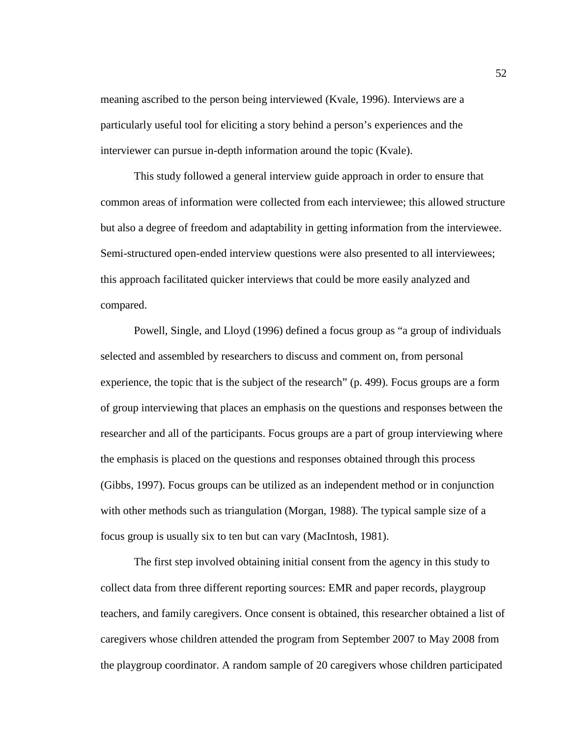meaning ascribed to the person being interviewed (Kvale, 1996). Interviews are a particularly useful tool for eliciting a story behind a person's experiences and the interviewer can pursue in-depth information around the topic (Kvale).

This study followed a general interview guide approach in order to ensure that common areas of information were collected from each interviewee; this allowed structure but also a degree of freedom and adaptability in getting information from the interviewee. Semi-structured open-ended interview questions were also presented to all interviewees; this approach facilitated quicker interviews that could be more easily analyzed and compared.

Powell, Single, and Lloyd (1996) defined a focus group as "a group of individuals selected and assembled by researchers to discuss and comment on, from personal experience, the topic that is the subject of the research" (p. 499). Focus groups are a form of group interviewing that places an emphasis on the questions and responses between the researcher and all of the participants. Focus groups are a part of group interviewing where the emphasis is placed on the questions and responses obtained through this process (Gibbs, 1997). Focus groups can be utilized as an independent method or in conjunction with other methods such as triangulation (Morgan, 1988). The typical sample size of a focus group is usually six to ten but can vary (MacIntosh, 1981).

The first step involved obtaining initial consent from the agency in this study to collect data from three different reporting sources: EMR and paper records, playgroup teachers, and family caregivers. Once consent is obtained, this researcher obtained a list of caregivers whose children attended the program from September 2007 to May 2008 from the playgroup coordinator. A random sample of 20 caregivers whose children participated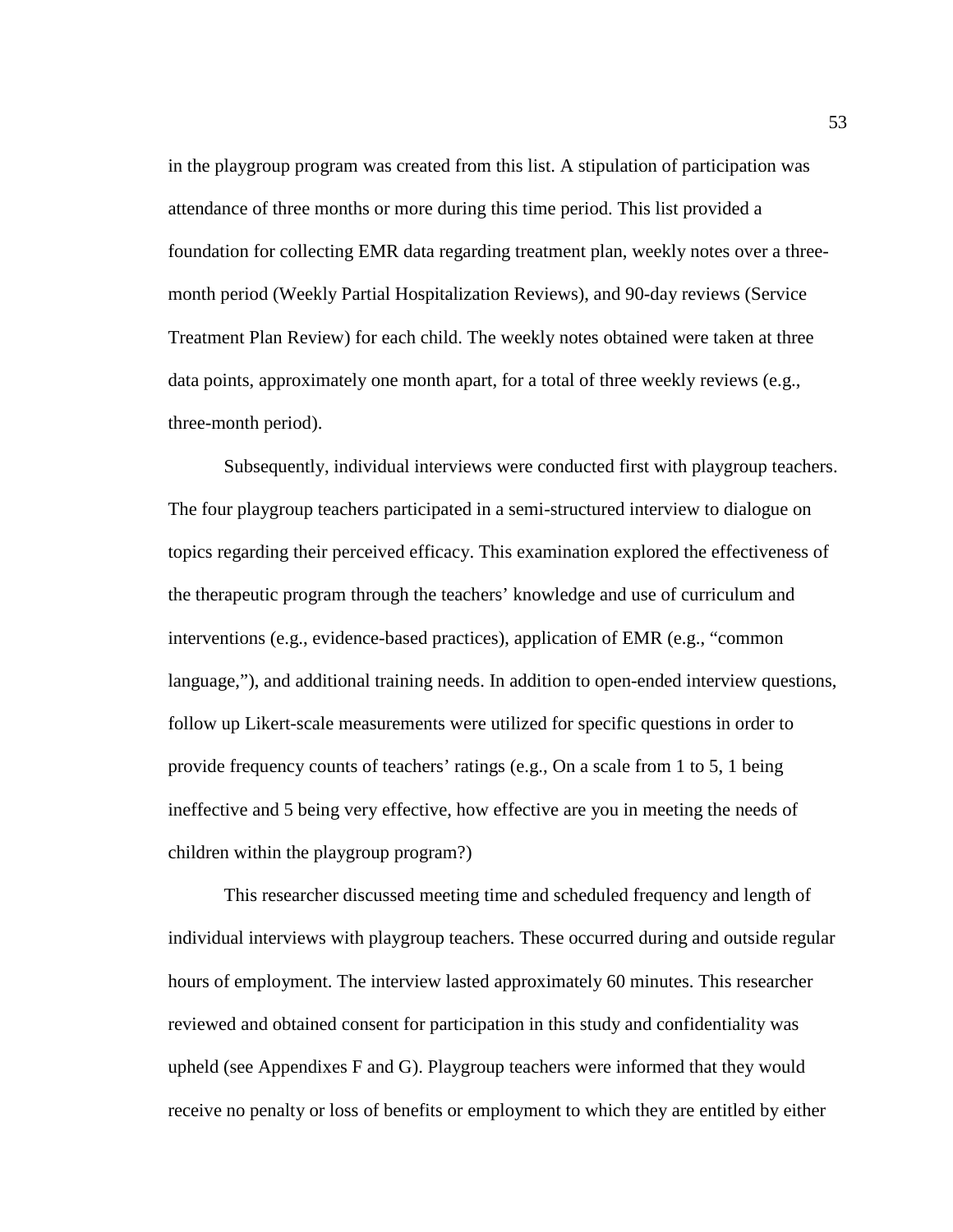in the playgroup program was created from this list. A stipulation of participation was attendance of three months or more during this time period. This list provided a foundation for collecting EMR data regarding treatment plan, weekly notes over a three-month period (Weekly Partial Hospitalization Reviews), and 90-day reviews (Service Treatment Plan Review) for each child. The weekly notes obtained were taken at three data points, approximately one month apart, for a total of three weekly reviews (e.g., three-month period).

Subsequently, individual interviews were conducted first with playgroup teachers. The four playgroup teachers participated in a semi-structured interview to dialogue on topics regarding their perceived efficacy. This examination explored the effectiveness of the therapeutic program through the teachers' knowledge and use of curriculum and interventions (e.g., evidence-based practices), application of EMR (e.g., "common language,"), and additional training needs. In addition to open-ended interview questions, follow up Likert-scale measurements were utilized for specific questions in order to provide frequency counts of teachers' ratings (e.g., On a scale from 1 to 5, 1 being ineffective and 5 being very effective, how effective are you in meeting the needs of children within the playgroup program?)

This researcher discussed meeting time and scheduled frequency and length of individual interviews with playgroup teachers. These occurred during and outside regular hours of employment. The interview lasted approximately 60 minutes. This researcher reviewed and obtained consent for participation in this study and confidentiality was upheld (see Appendixes F and G). Playgroup teachers were informed that they would receive no penalty or loss of benefits or employment to which they are entitled by either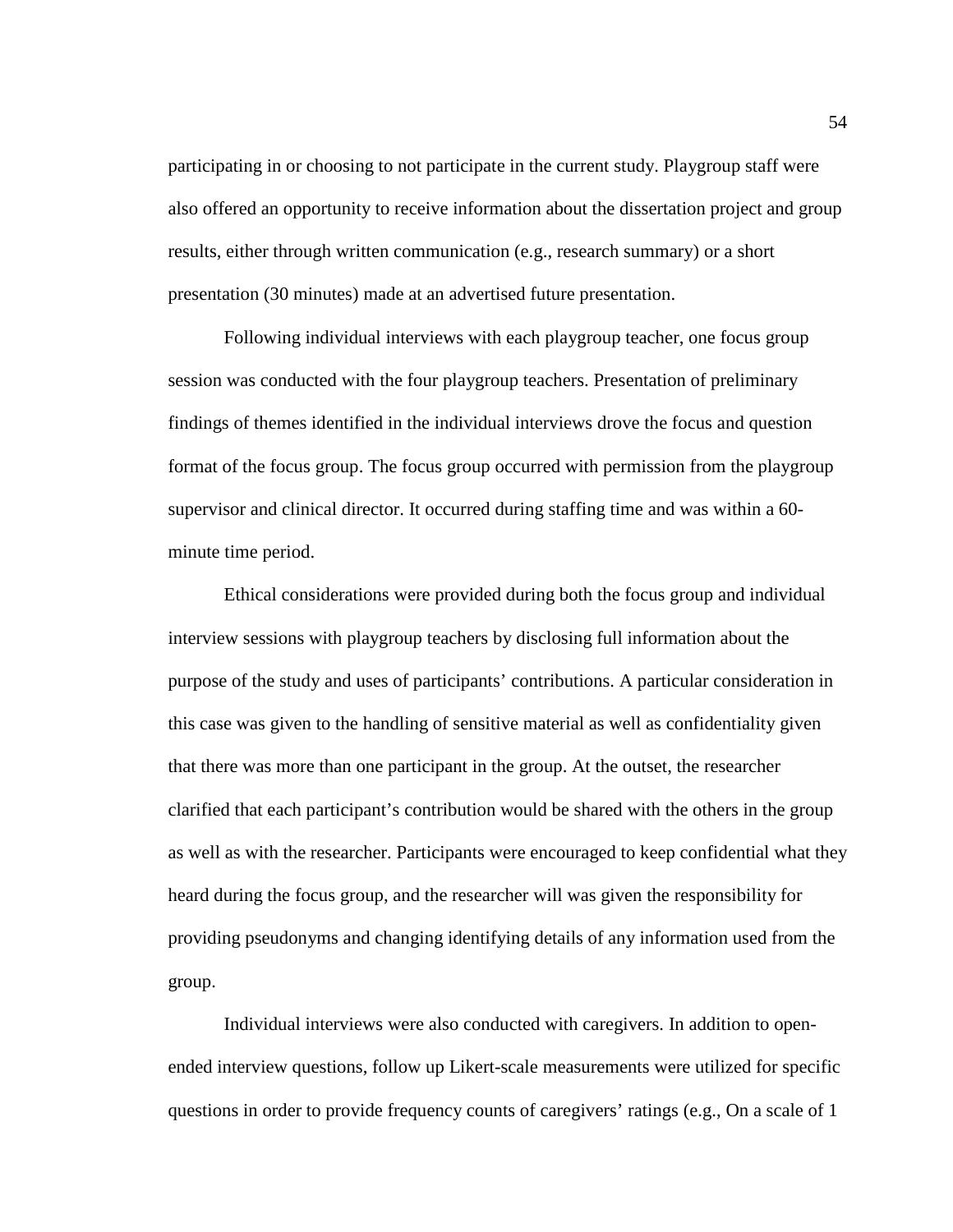participating in or choosing to not participate in the current study. Playgroup staff were also offered an opportunity to receive information about the dissertation project and group results, either through written communication (e.g., research summary) or a short presentation (30 minutes) made at an advertised future presentation.

Following individual interviews with each playgroup teacher, one focus group session was conducted with the four playgroup teachers. Presentation of preliminary findings of themes identified in the individual interviews drove the focus and question format of the focus group. The focus group occurred with permission from the playgroup supervisor and clinical director. It occurred during staffing time and was within a 60-minute time period.

Ethical considerations were provided during both the focus group and individual interview sessions with playgroup teachers by disclosing full information about the purpose of the study and uses of participants' contributions. A particular consideration in this case was given to the handling of sensitive material as well as confidentiality given that there was more than one participant in the group. At the outset, the researcher clarified that each participant's contribution would be shared with the others in the group as well as with the researcher. Participants were encouraged to keep confidential what they heard during the focus group, and the researcher will was given the responsibility for providing pseudonyms and changing identifying details of any information used from the group.

Individual interviews were also conducted with caregivers. In addition to open-ended interview questions, follow up Likert-scale measurements were utilized for specific questions in order to provide frequency counts of caregivers' ratings (e.g., On a scale of 1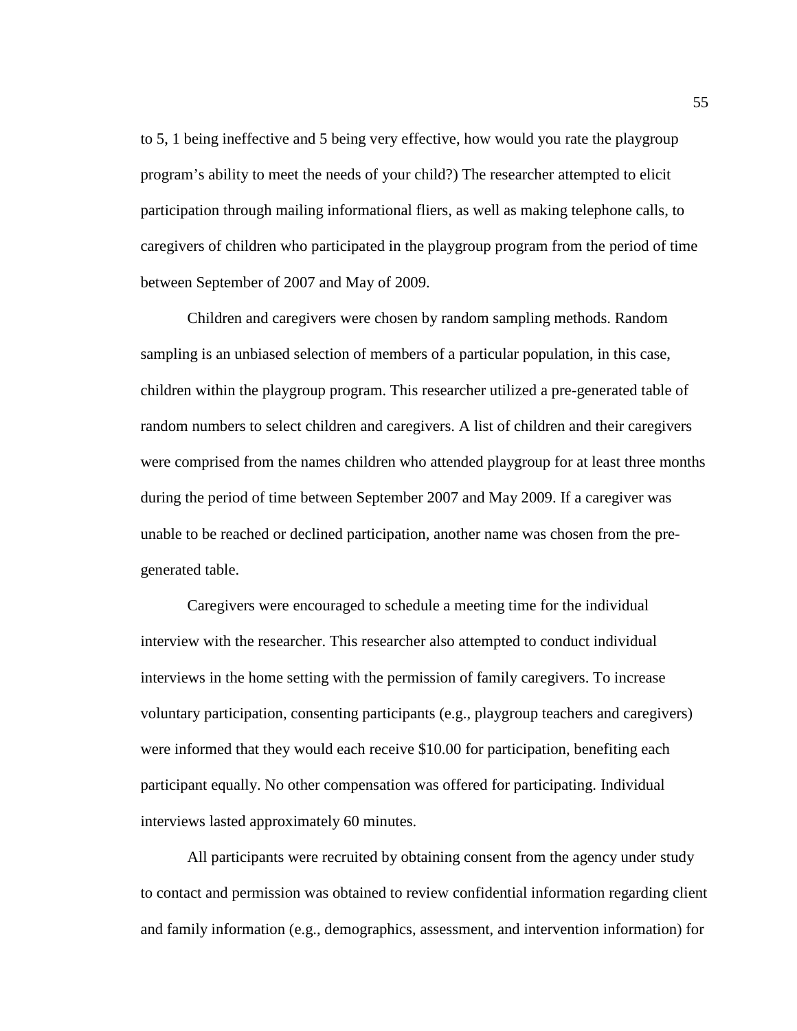to 5, 1 being ineffective and 5 being very effective, how would you rate the playgroup program's ability to meet the needs of your child?) The researcher attempted to elicit participation through mailing informational fliers, as well as making telephone calls, to caregivers of children who participated in the playgroup program from the period of time between September of 2007 and May of 2009.

Children and caregivers were chosen by random sampling methods. Random sampling is an unbiased selection of members of a particular population, in this case, children within the playgroup program. This researcher utilized a pre-generated table of random numbers to select children and caregivers. A list of children and their caregivers were comprised from the names children who attended playgroup for at least three months during the period of time between September 2007 and May 2009. If a caregiver was unable to be reached or declined participation, another name was chosen from the pre-generated table.

Caregivers were encouraged to schedule a meeting time for the individual interview with the researcher. This researcher also attempted to conduct individual interviews in the home setting with the permission of family caregivers. To increase voluntary participation, consenting participants (e.g., playgroup teachers and caregivers) were informed that they would each receive $10.00 for participation, benefiting each participant equally. No other compensation was offered for participating. Individual interviews lasted approximately 60 minutes.

All participants were recruited by obtaining consent from the agency under study to contact and permission was obtained to review confidential information regarding client and family information (e.g., demographics, assessment, and intervention information) for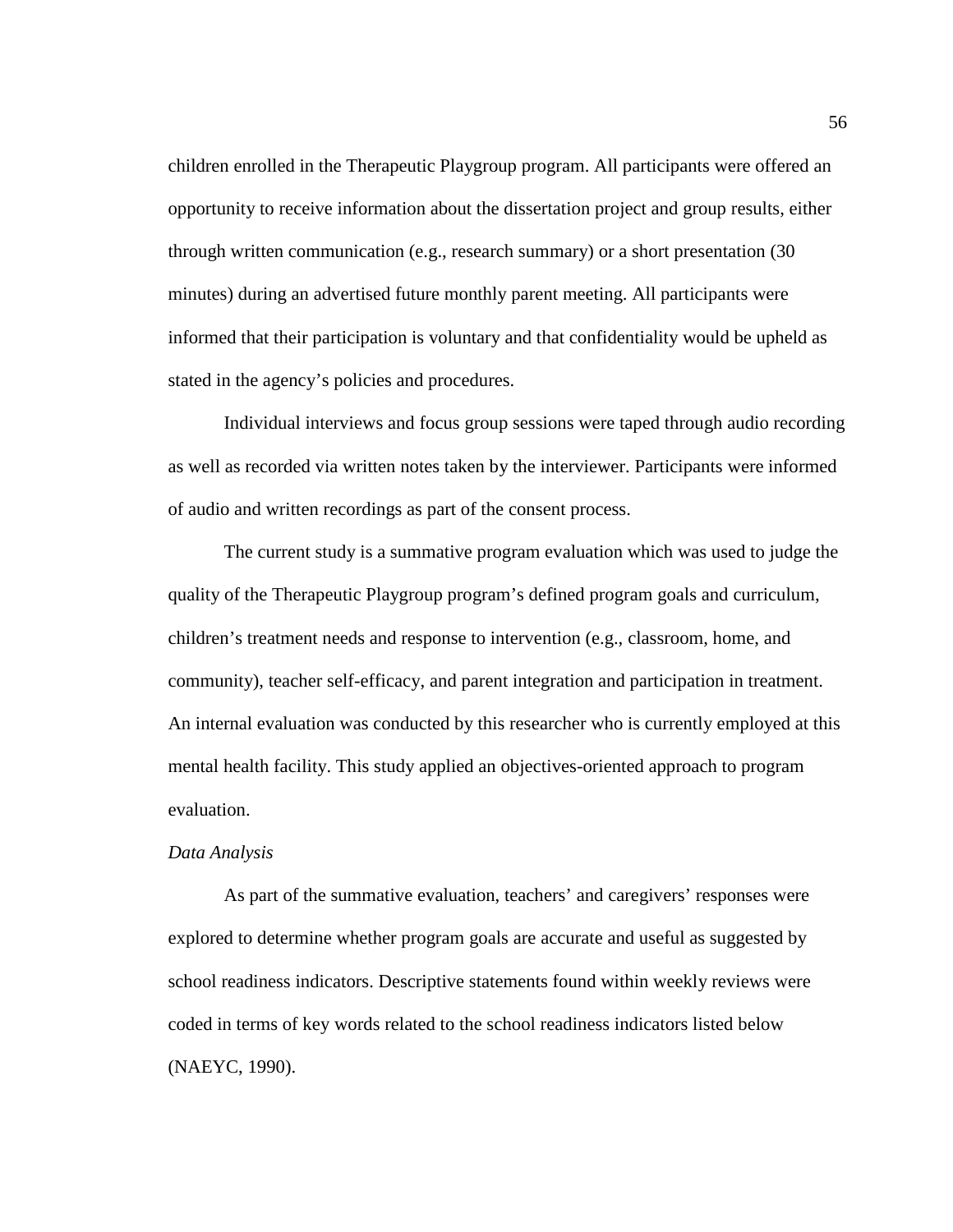children enrolled in the Therapeutic Playgroup program. All participants were offered an opportunity to receive information about the dissertation project and group results, either through written communication (e.g., research summary) or a short presentation (30 minutes) during an advertised future monthly parent meeting. All participants were informed that their participation is voluntary and that confidentiality would be upheld as stated in the agency's policies and procedures.

Individual interviews and focus group sessions were taped through audio recording as well as recorded via written notes taken by the interviewer. Participants were informed of audio and written recordings as part of the consent process.

The current study is a summative program evaluation which was used to judge the quality of the Therapeutic Playgroup program's defined program goals and curriculum, children's treatment needs and response to intervention (e.g., classroom, home, and community), teacher self-efficacy, and parent integration and participation in treatment. An internal evaluation was conducted by this researcher who is currently employed at this mental health facility. This study applied an objectives-oriented approach to program evaluation.

*Data Analysis*

As part of the summative evaluation, teachers' and caregivers' responses were explored to determine whether program goals are accurate and useful as suggested by school readiness indicators. Descriptive statements found within weekly reviews were coded in terms of key words related to the school readiness indicators listed below (NAEYC, 1990).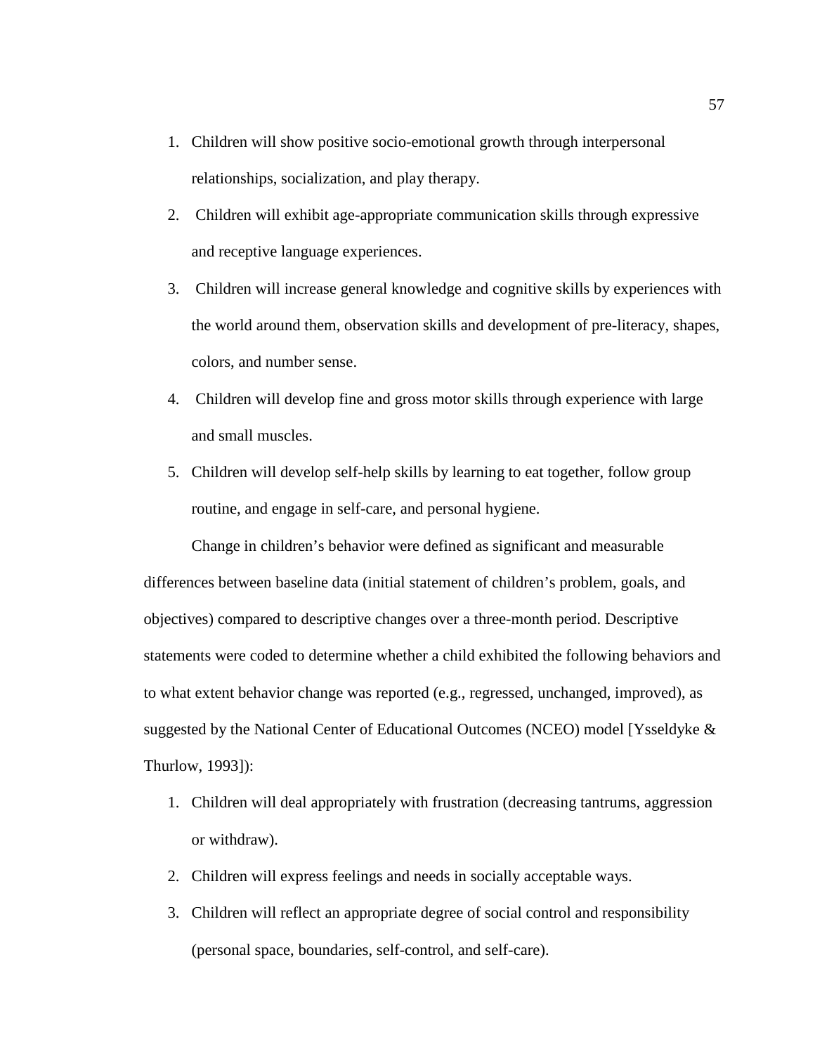1. Children will show positive socio-emotional growth through interpersonal relationships, socialization, and play therapy.
2. Children will exhibit age-appropriate communication skills through expressive and receptive language experiences.
3. Children will increase general knowledge and cognitive skills by experiences with the world around them, observation skills and development of pre-literacy, shapes, colors, and number sense.
4. Children will develop fine and gross motor skills through experience with large and small muscles.
5. Children will develop self-help skills by learning to eat together, follow group routine, and engage in self-care, and personal hygiene.

Change in children's behavior were defined as significant and measurable differences between baseline data (initial statement of children's problem, goals, and objectives) compared to descriptive changes over a three-month period. Descriptive statements were coded to determine whether a child exhibited the following behaviors and to what extent behavior change was reported (e.g., regressed, unchanged, improved), as suggested by the National Center of Educational Outcomes (NCEO) model [Ysseldyke & Thurlow, 1993]):

1. Children will deal appropriately with frustration (decreasing tantrums, aggression or withdraw).
2. Children will express feelings and needs in socially acceptable ways.
3. Children will reflect an appropriate degree of social control and responsibility (personal space, boundaries, self-control, and self-care).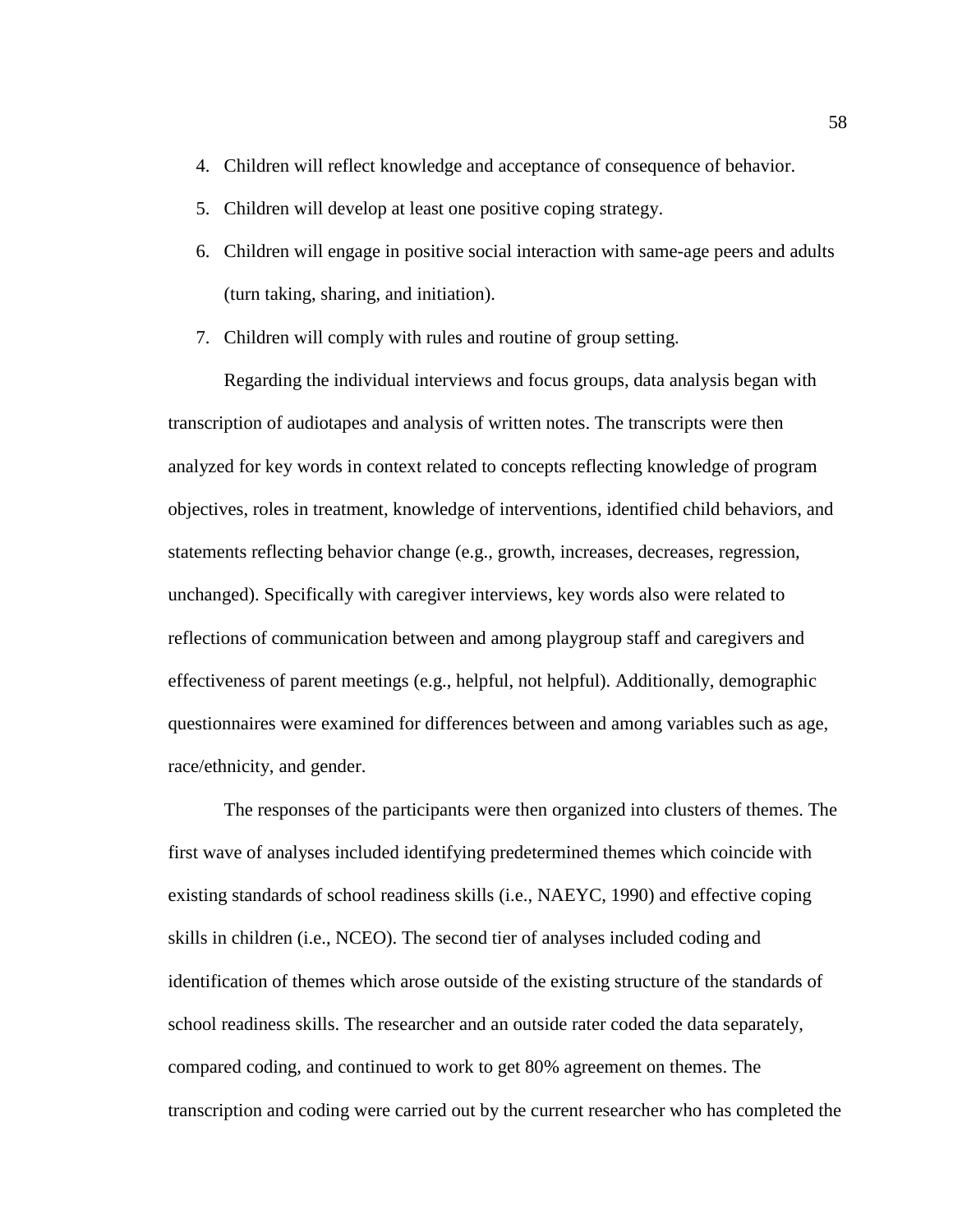4. Children will reflect knowledge and acceptance of consequence of behavior.
5. Children will develop at least one positive coping strategy.
6. Children will engage in positive social interaction with same-age peers and adults (turn taking, sharing, and initiation).
7. Children will comply with rules and routine of group setting.

Regarding the individual interviews and focus groups, data analysis began with transcription of audiotapes and analysis of written notes. The transcripts were then analyzed for key words in context related to concepts reflecting knowledge of program objectives, roles in treatment, knowledge of interventions, identified child behaviors, and statements reflecting behavior change (e.g., growth, increases, decreases, regression, unchanged). Specifically with caregiver interviews, key words also were related to reflections of communication between and among playgroup staff and caregivers and effectiveness of parent meetings (e.g., helpful, not helpful). Additionally, demographic questionnaires were examined for differences between and among variables such as age, race/ethnicity, and gender.

The responses of the participants were then organized into clusters of themes. The first wave of analyses included identifying predetermined themes which coincide with existing standards of school readiness skills (i.e., NAEYC, 1990) and effective coping skills in children (i.e., NCEO). The second tier of analyses included coding and identification of themes which arose outside of the existing structure of the standards of school readiness skills. The researcher and an outside rater coded the data separately, compared coding, and continued to work to get 80% agreement on themes. The transcription and coding were carried out by the current researcher who has completed the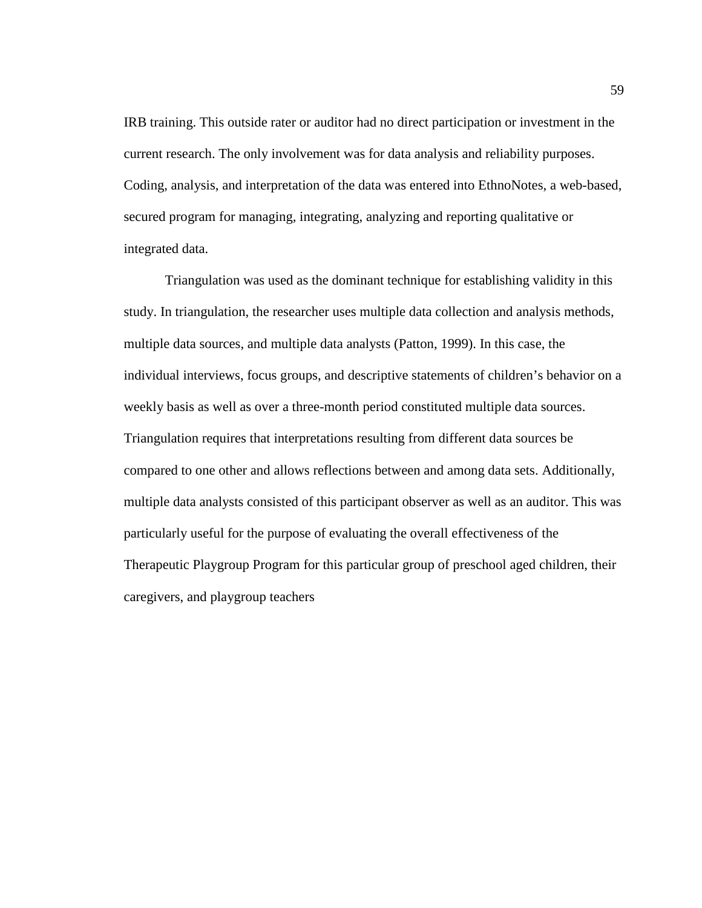IRB training. This outside rater or auditor had no direct participation or investment in the current research. The only involvement was for data analysis and reliability purposes. Coding, analysis, and interpretation of the data was entered into EthnoNotes, a web-based, secured program for managing, integrating, analyzing and reporting qualitative or integrated data.

Triangulation was used as the dominant technique for establishing validity in this study. In triangulation, the researcher uses multiple data collection and analysis methods, multiple data sources, and multiple data analysts (Patton, 1999). In this case, the individual interviews, focus groups, and descriptive statements of children's behavior on a weekly basis as well as over a three-month period constituted multiple data sources. Triangulation requires that interpretations resulting from different data sources be compared to one other and allows reflections between and among data sets. Additionally, multiple data analysts consisted of this participant observer as well as an auditor. This was particularly useful for the purpose of evaluating the overall effectiveness of the Therapeutic Playgroup Program for this particular group of preschool aged children, their caregivers, and playgroup teachers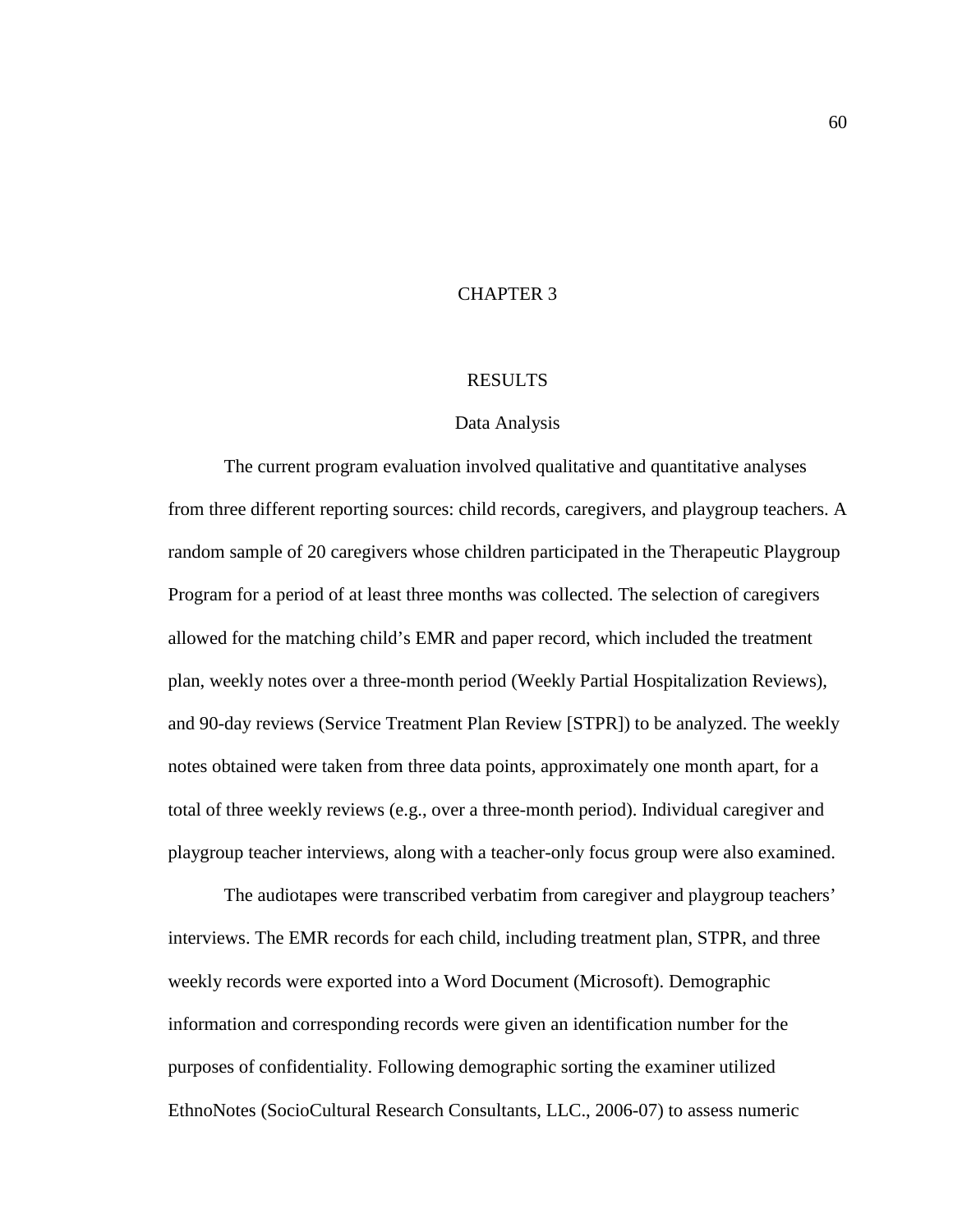# CHAPTER 3

## RESULTS

### Data Analysis

The current program evaluation involved qualitative and quantitative analyses from three different reporting sources: child records, caregivers, and playgroup teachers. A random sample of 20 caregivers whose children participated in the Therapeutic Playgroup Program for a period of at least three months was collected. The selection of caregivers allowed for the matching child's EMR and paper record, which included the treatment plan, weekly notes over a three-month period (Weekly Partial Hospitalization Reviews), and 90-day reviews (Service Treatment Plan Review [STPR]) to be analyzed. The weekly notes obtained were taken from three data points, approximately one month apart, for a total of three weekly reviews (e.g., over a three-month period). Individual caregiver and playgroup teacher interviews, along with a teacher-only focus group were also examined.

The audiotapes were transcribed verbatim from caregiver and playgroup teachers' interviews. The EMR records for each child, including treatment plan, STPR, and three weekly records were exported into a Word Document (Microsoft). Demographic information and corresponding records were given an identification number for the purposes of confidentiality. Following demographic sorting the examiner utilized EthnoNotes (SocioCultural Research Consultants, LLC., 2006-07) to assess numeric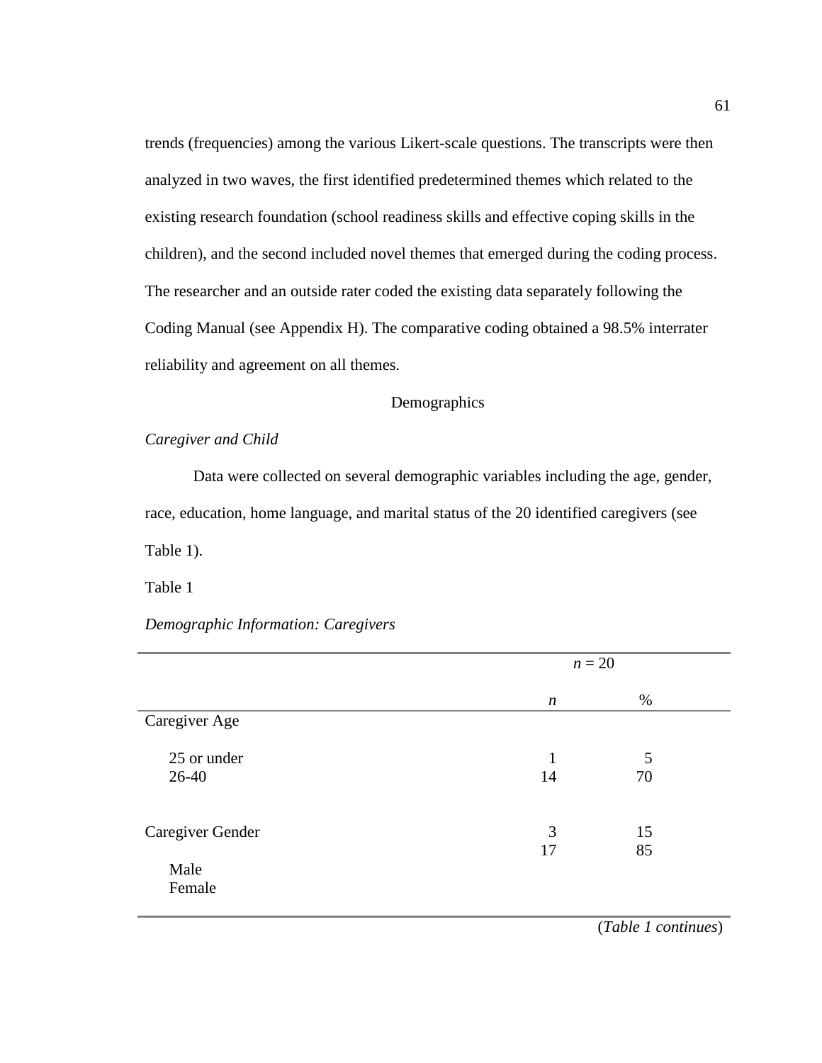trends (frequencies) among the various Likert-scale questions. The transcripts were then analyzed in two waves, the first identified predetermined themes which related to the existing research foundation (school readiness skills and effective coping skills in the children), and the second included novel themes that emerged during the coding process. The researcher and an outside rater coded the existing data separately following the Coding Manual (see Appendix H). The comparative coding obtained a 98.5% interrater reliability and agreement on all themes.

## Demographics

### *Caregiver and Child*

Data were collected on several demographic variables including the age, gender, race, education, home language, and marital status of the 20 identified caregivers (see Table 1).

Table 1

*Demographic Information: Caregivers*

| | *n* = 20 | |
|---|---|---|
| | *n* | % |
| Caregiver Age | | |
| 25 or under | 1 | 5 |
| 26-40 | 14 | 70 |
| Caregiver Gender | | |
| Male | 3 | 15 |
| Female | 17 | 85 |

(*Table 1 continues*)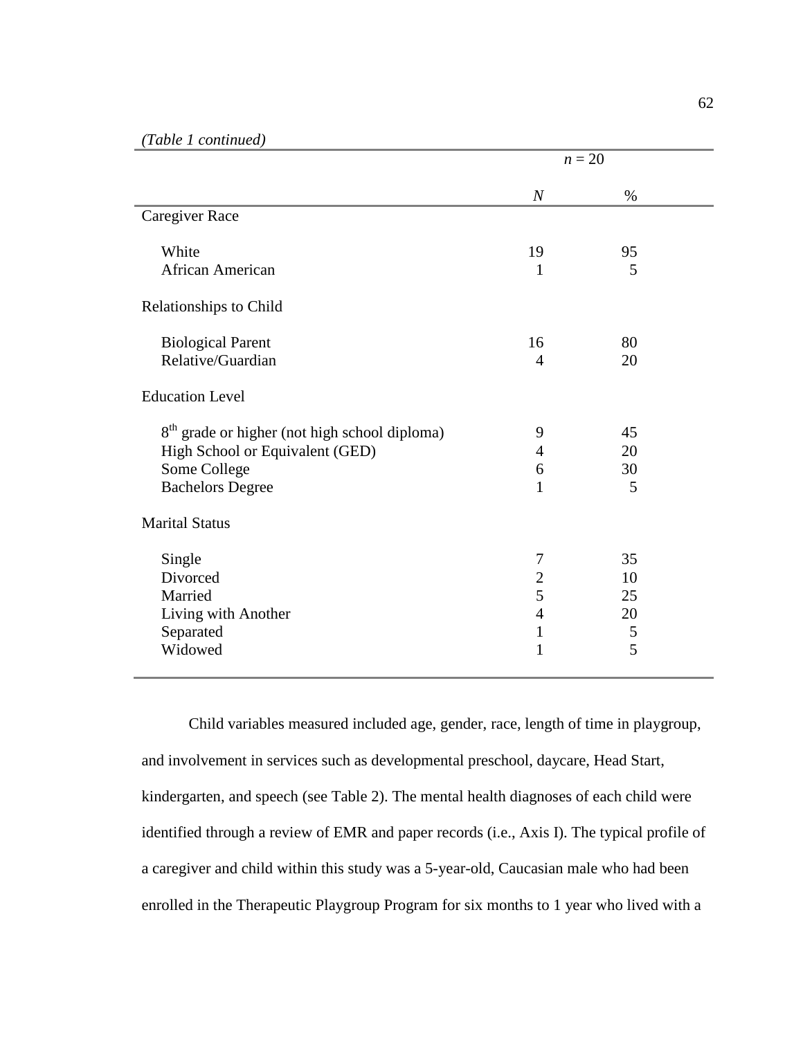*(Table 1 continued)*

| | $n$ = 20 | |
|---|---|---|
| | *N* | % |
| Caregiver Race | | |
| White | 19 | 95 |
| African American | 1 | 5 |
| Relationships to Child | | |
| Biological Parent | 16 | 80 |
| Relative/Guardian | 4 | 20 |
| Education Level | | |
| 8th grade or higher (not high school diploma) | 9 | 45 |
| High School or Equivalent (GED) | 4 | 20 |
| Some College | 6 | 30 |
| Bachelors Degree | 1 | 5 |
| Marital Status | | |
| Single | 7 | 35 |
| Divorced | 2 | 10 |
| Married | 5 | 25 |
| Living with Another | 4 | 20 |
| Separated | 1 | 5 |
| Widowed | 1 | 5 |

Child variables measured included age, gender, race, length of time in playgroup, and involvement in services such as developmental preschool, daycare, Head Start, kindergarten, and speech (see Table 2). The mental health diagnoses of each child were identified through a review of EMR and paper records (i.e., Axis I). The typical profile of a caregiver and child within this study was a 5-year-old, Caucasian male who had been enrolled in the Therapeutic Playgroup Program for six months to 1 year who lived with a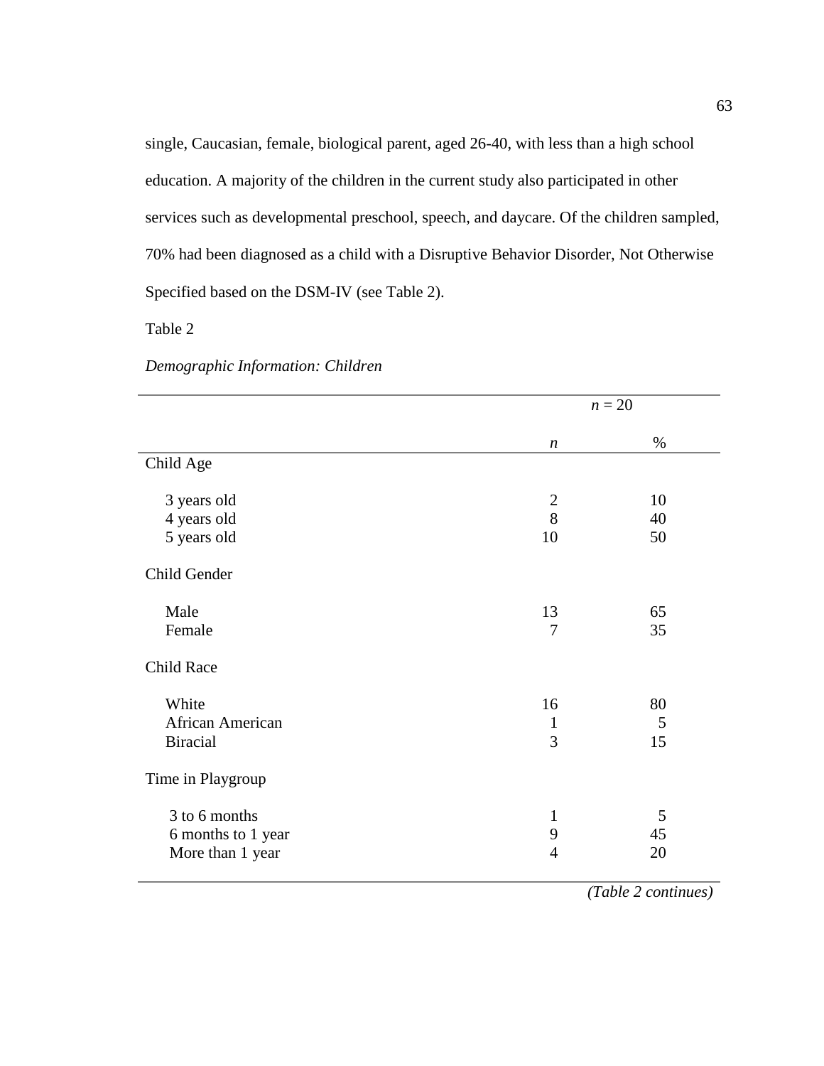single, Caucasian, female, biological parent, aged 26-40, with less than a high school education. A majority of the children in the current study also participated in other services such as developmental preschool, speech, and daycare. Of the children sampled, 70% had been diagnosed as a child with a Disruptive Behavior Disorder, Not Otherwise Specified based on the DSM-IV (see Table 2).

Table 2

*Demographic Information: Children*

| | *n* = 20 | |
|---|---|---|
| | *n* | % |
| Child Age | | |
| 3 years old | 2 | 10 |
| 4 years old | 8 | 40 |
| 5 years old | 10 | 50 |
| Child Gender | | |
| Male | 13 | 65 |
| Female | 7 | 35 |
| Child Race | | |
| White | 16 | 80 |
| African American | 1 | 5 |
| Biracial | 3 | 15 |
| Time in Playgroup | | |
| 3 to 6 months | 1 | 5 |
| 6 months to 1 year | 9 | 45 |
| More than 1 year | 4 | 20 |

*(Table 2 continues)*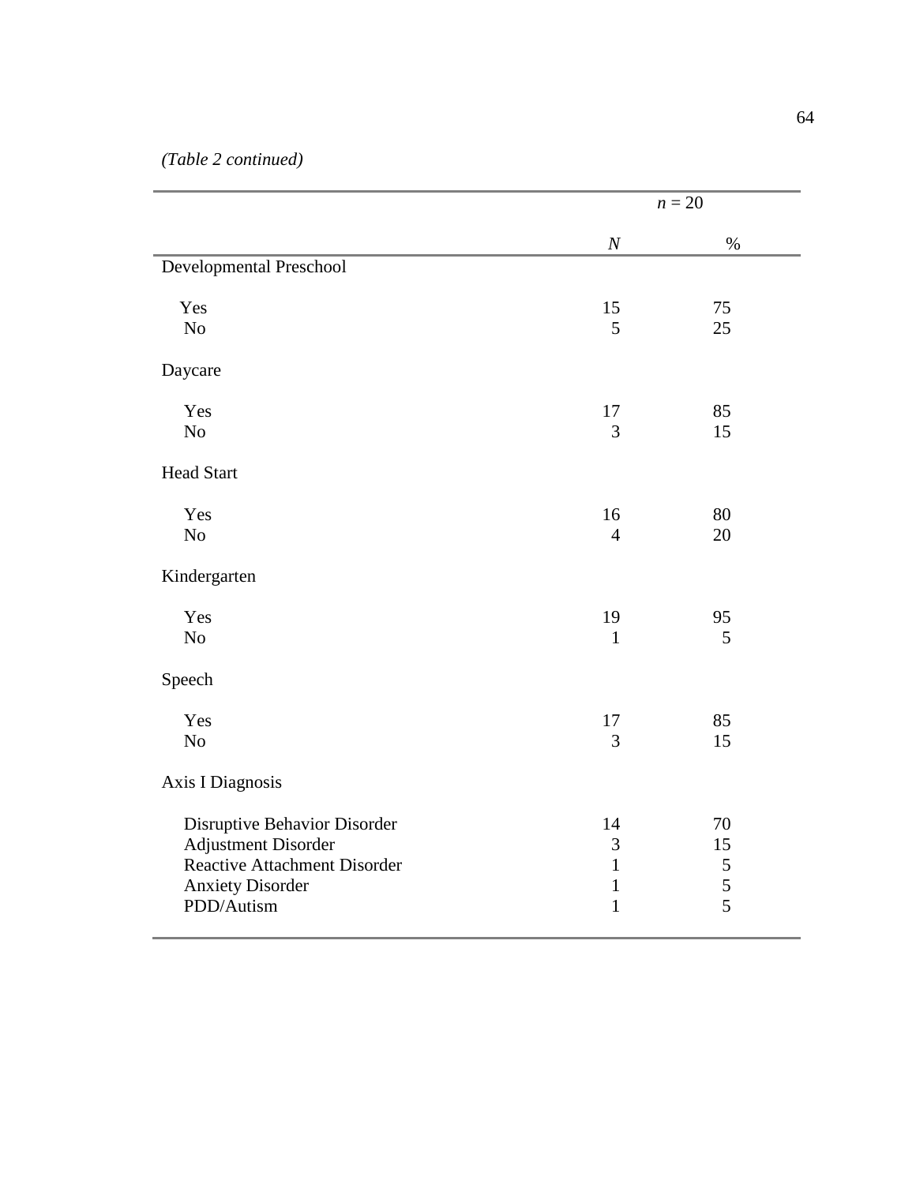*(Table 2 continued)*

| | *n* = 20 | |
|---|---|---|
| | *N* | % |
| Developmental Preschool | | |
| Yes | 15 | 75 |
| No | 5 | 25 |
| Daycare | | |
| Yes | 17 | 85 |
| No | 3 | 15 |
| Head Start | | |
| Yes | 16 | 80 |
| No | 4 | 20 |
| Kindergarten | | |
| Yes | 19 | 95 |
| No | 1 | 5 |
| Speech | | |
| Yes | 17 | 85 |
| No | 3 | 15 |
| Axis I Diagnosis | | |
| Disruptive Behavior Disorder | 14 | 70 |
| Adjustment Disorder | 3 | 15 |
| Reactive Attachment Disorder | 1 | 5 |
| Anxiety Disorder | 1 | 5 |
| PDD/Autism | 1 | 5 |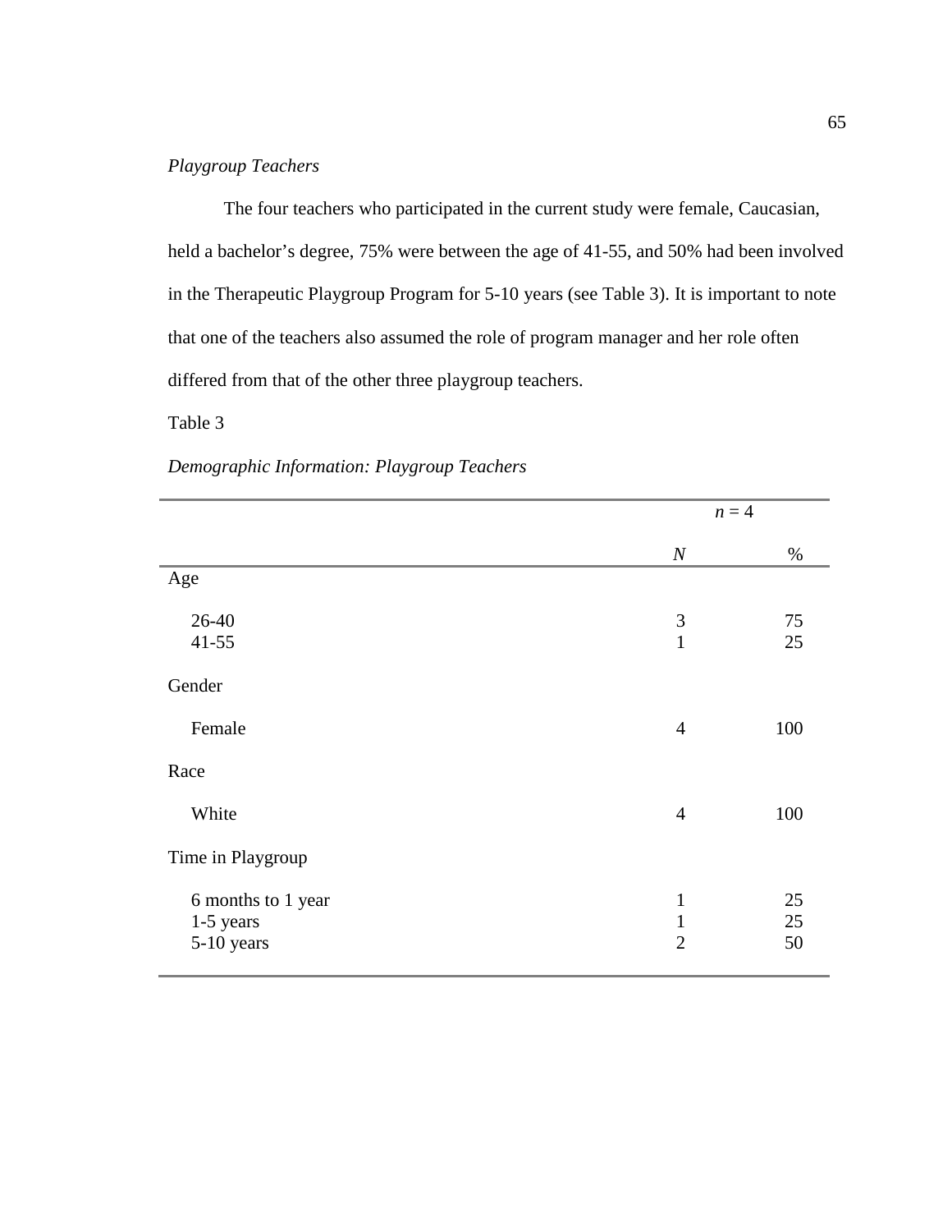*Playgroup Teachers*

The four teachers who participated in the current study were female, Caucasian, held a bachelor's degree, 75% were between the age of 41-55, and 50% had been involved in the Therapeutic Playgroup Program for 5-10 years (see Table 3). It is important to note that one of the teachers also assumed the role of program manager and her role often differed from that of the other three playgroup teachers.

Table 3

*Demographic Information: Playgroup Teachers*

| | *n* = 4 | |
|---|---|---|
| | *N* | % |
| Age | | |
| 26-40 | 3 | 75 |
| 41-55 | 1 | 25 |
| Gender | | |
| Female | 4 | 100 |
| Race | | |
| White | 4 | 100 |
| Time in Playgroup | | |
| 6 months to 1 year | 1 | 25 |
| 1-5 years | 1 | 25 |
| 5-10 years | 2 | 50 |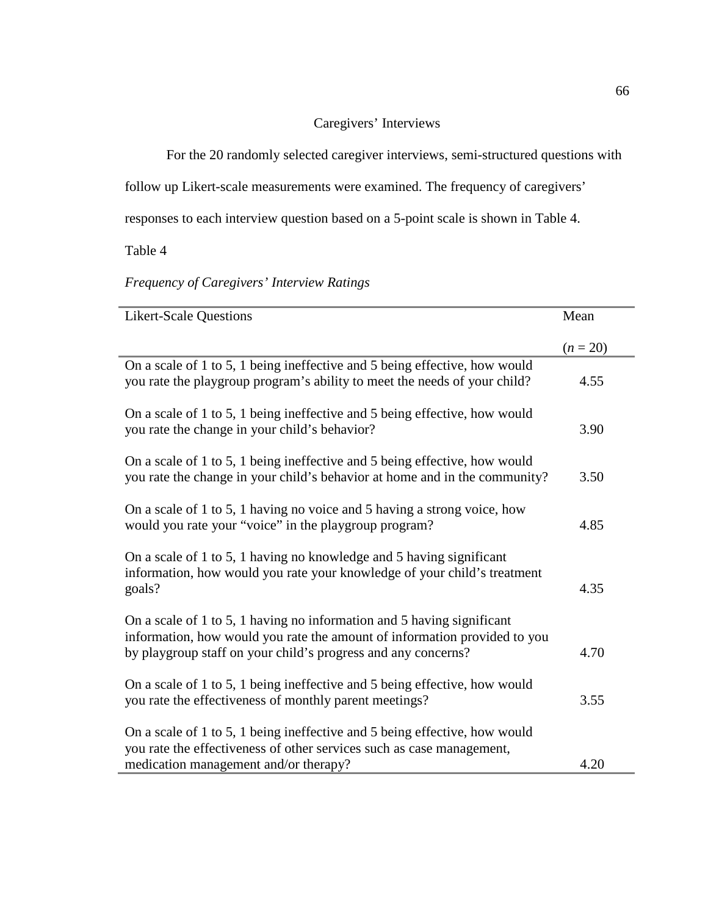## Caregivers' Interviews

For the 20 randomly selected caregiver interviews, semi-structured questions with follow up Likert-scale measurements were examined. The frequency of caregivers' responses to each interview question based on a 5-point scale is shown in Table 4.

Table 4

*Frequency of Caregivers' Interview Ratings*

| Likert-Scale Questions | Mean ($n$ = 20) |
|---|---|
| On a scale of 1 to 5, 1 being ineffective and 5 being effective, how would you rate the playgroup program's ability to meet the needs of your child? | 4.55 |
| On a scale of 1 to 5, 1 being ineffective and 5 being effective, how would you rate the change in your child's behavior? | 3.90 |
| On a scale of 1 to 5, 1 being ineffective and 5 being effective, how would you rate the change in your child's behavior at home and in the community? | 3.50 |
| On a scale of 1 to 5, 1 having no voice and 5 having a strong voice, how would you rate your "voice" in the playgroup program? | 4.85 |
| On a scale of 1 to 5, 1 having no knowledge and 5 having significant information, how would you rate your knowledge of your child's treatment goals? | 4.35 |
| On a scale of 1 to 5, 1 having no information and 5 having significant information, how would you rate the amount of information provided to you by playgroup staff on your child's progress and any concerns? | 4.70 |
| On a scale of 1 to 5, 1 being ineffective and 5 being effective, how would you rate the effectiveness of monthly parent meetings? | 3.55 |
| On a scale of 1 to 5, 1 being ineffective and 5 being effective, how would you rate the effectiveness of other services such as case management, medication management and/or therapy? | 4.20 |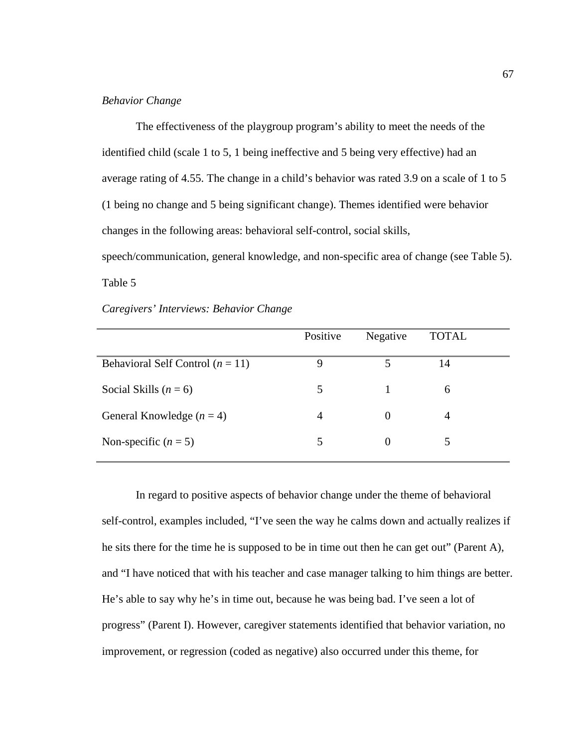*Behavior Change*

The effectiveness of the playgroup program's ability to meet the needs of the identified child (scale 1 to 5, 1 being ineffective and 5 being very effective) had an average rating of 4.55. The change in a child's behavior was rated 3.9 on a scale of 1 to 5 (1 being no change and 5 being significant change). Themes identified were behavior changes in the following areas: behavioral self-control, social skills, speech/communication, general knowledge, and non-specific area of change (see Table 5).

Table 5

*Caregivers' Interviews: Behavior Change*

| | Positive | Negative | TOTAL |
|---|---|---|---|
| Behavioral Self Control (*n* = 11) | 9 | 5 | 14 |
| Social Skills (*n* = 6) | 5 | 1 | 6 |
| General Knowledge (*n* = 4) | 4 | 0 | 4 |
| Non-specific (*n* = 5) | 5 | 0 | 5 |

In regard to positive aspects of behavior change under the theme of behavioral self-control, examples included, "I've seen the way he calms down and actually realizes if he sits there for the time he is supposed to be in time out then he can get out" (Parent A), and "I have noticed that with his teacher and case manager talking to him things are better. He's able to say why he's in time out, because he was being bad. I've seen a lot of progress" (Parent I). However, caregiver statements identified that behavior variation, no improvement, or regression (coded as negative) also occurred under this theme, for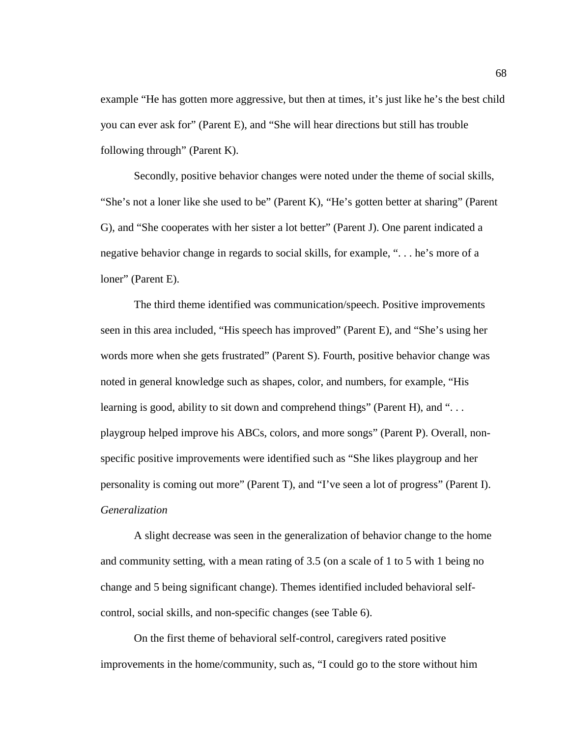example “He has gotten more aggressive, but then at times, it’s just like he’s the best child you can ever ask for” (Parent E), and “She will hear directions but still has trouble following through” (Parent K).

Secondly, positive behavior changes were noted under the theme of social skills, “She’s not a loner like she used to be” (Parent K), “He’s gotten better at sharing” (Parent G), and “She cooperates with her sister a lot better” (Parent J). One parent indicated a negative behavior change in regards to social skills, for example, “. . . he’s more of a loner” (Parent E).

The third theme identified was communication/speech. Positive improvements seen in this area included, “His speech has improved” (Parent E), and “She’s using her words more when she gets frustrated” (Parent S). Fourth, positive behavior change was noted in general knowledge such as shapes, color, and numbers, for example, “His learning is good, ability to sit down and comprehend things” (Parent H), and “. . . playgroup helped improve his ABCs, colors, and more songs” (Parent P). Overall, non-specific positive improvements were identified such as “She likes playgroup and her personality is coming out more” (Parent T), and “I’ve seen a lot of progress” (Parent I).

*Generalization*

A slight decrease was seen in the generalization of behavior change to the home and community setting, with a mean rating of 3.5 (on a scale of 1 to 5 with 1 being no change and 5 being significant change). Themes identified included behavioral self-control, social skills, and non-specific changes (see Table 6).

On the first theme of behavioral self-control, caregivers rated positive improvements in the home/community, such as, “I could go to the store without him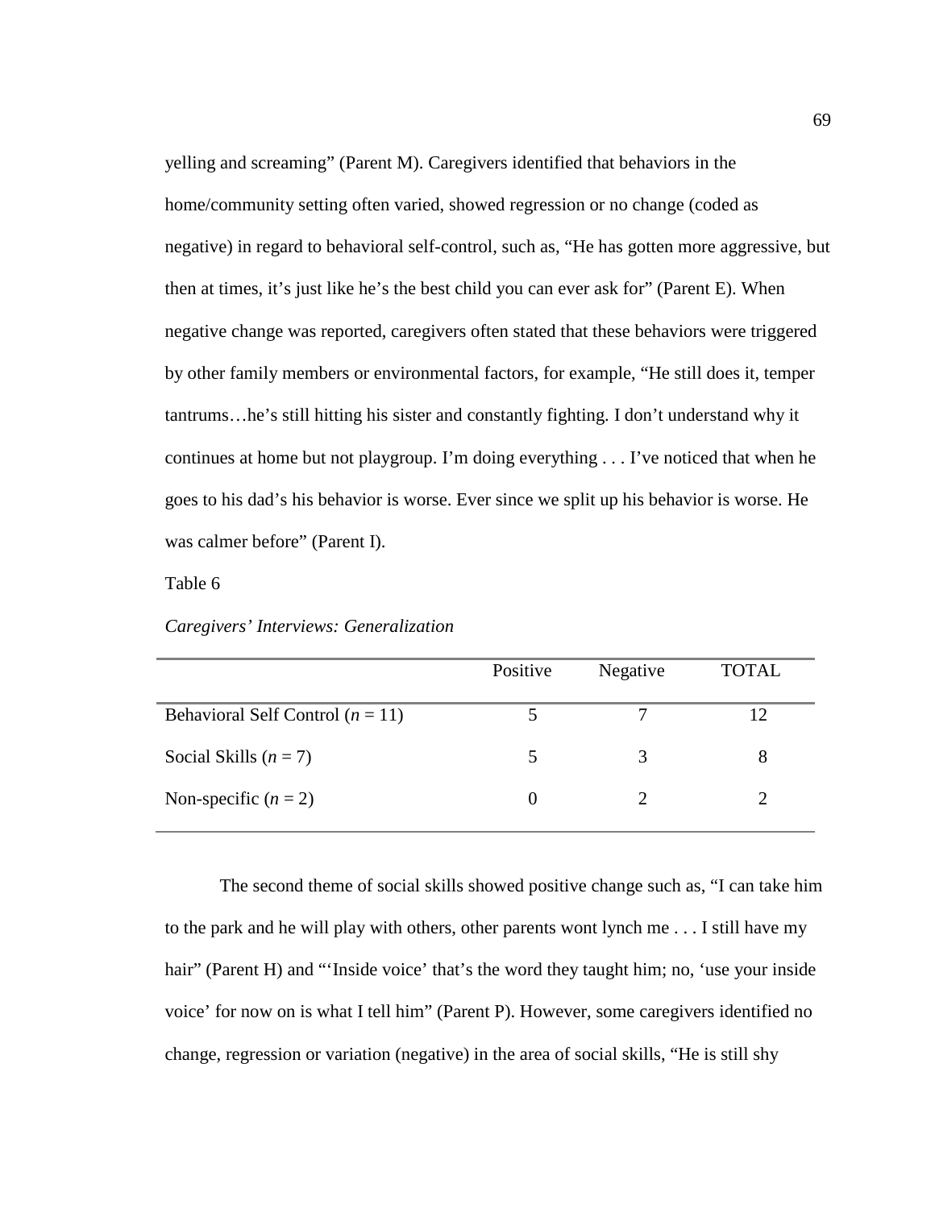yelling and screaming" (Parent M). Caregivers identified that behaviors in the home/community setting often varied, showed regression or no change (coded as negative) in regard to behavioral self-control, such as, "He has gotten more aggressive, but then at times, it's just like he's the best child you can ever ask for" (Parent E). When negative change was reported, caregivers often stated that these behaviors were triggered by other family members or environmental factors, for example, "He still does it, temper tantrums…he's still hitting his sister and constantly fighting. I don't understand why it continues at home but not playgroup. I'm doing everything . . . I've noticed that when he goes to his dad's his behavior is worse. Ever since we split up his behavior is worse. He was calmer before" (Parent I).

Table 6

*Caregivers' Interviews: Generalization*

| | Positive | Negative | TOTAL |
|---|---|---|---|
| Behavioral Self Control (*n* = 11) | 5 | 7 | 12 |
| Social Skills (*n* = 7) | 5 | 3 | 8 |
| Non-specific (*n* = 2) | 0 | 2 | 2 |

The second theme of social skills showed positive change such as, "I can take him to the park and he will play with others, other parents wont lynch me . . . I still have my hair" (Parent H) and "'Inside voice' that's the word they taught him; no, 'use your inside voice' for now on is what I tell him" (Parent P). However, some caregivers identified no change, regression or variation (negative) in the area of social skills, "He is still shy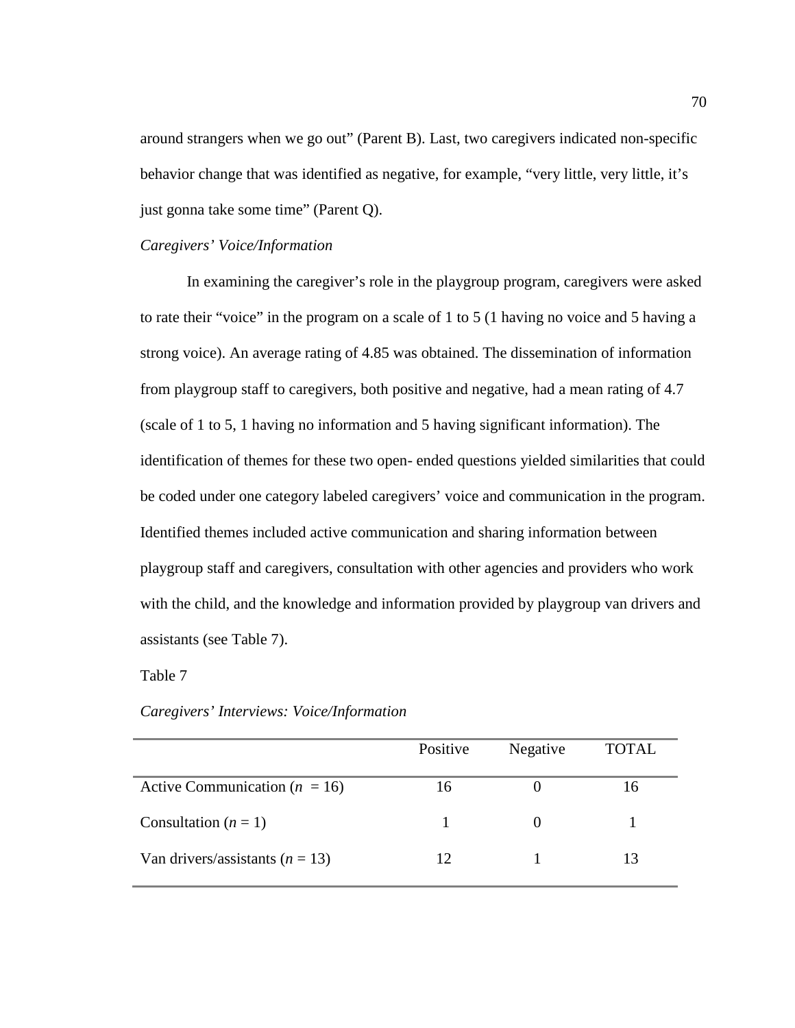around strangers when we go out" (Parent B). Last, two caregivers indicated non-specific behavior change that was identified as negative, for example, "very little, very little, it's just gonna take some time" (Parent Q).

*Caregivers' Voice/Information*

In examining the caregiver's role in the playgroup program, caregivers were asked to rate their "voice" in the program on a scale of 1 to 5 (1 having no voice and 5 having a strong voice). An average rating of 4.85 was obtained. The dissemination of information from playgroup staff to caregivers, both positive and negative, had a mean rating of 4.7 (scale of 1 to 5, 1 having no information and 5 having significant information). The identification of themes for these two open- ended questions yielded similarities that could be coded under one category labeled caregivers' voice and communication in the program. Identified themes included active communication and sharing information between playgroup staff and caregivers, consultation with other agencies and providers who work with the child, and the knowledge and information provided by playgroup van drivers and assistants (see Table 7).

Table 7

*Caregivers' Interviews: Voice/Information*

| | Positive | Negative | TOTAL |
|---|---|---|---|
| Active Communication (*n* = 16) | 16 | 0 | 16 |
| Consultation (*n* = 1) | 1 | 0 | 1 |
| Van drivers/assistants (*n* = 13) | 12 | 1 | 13 |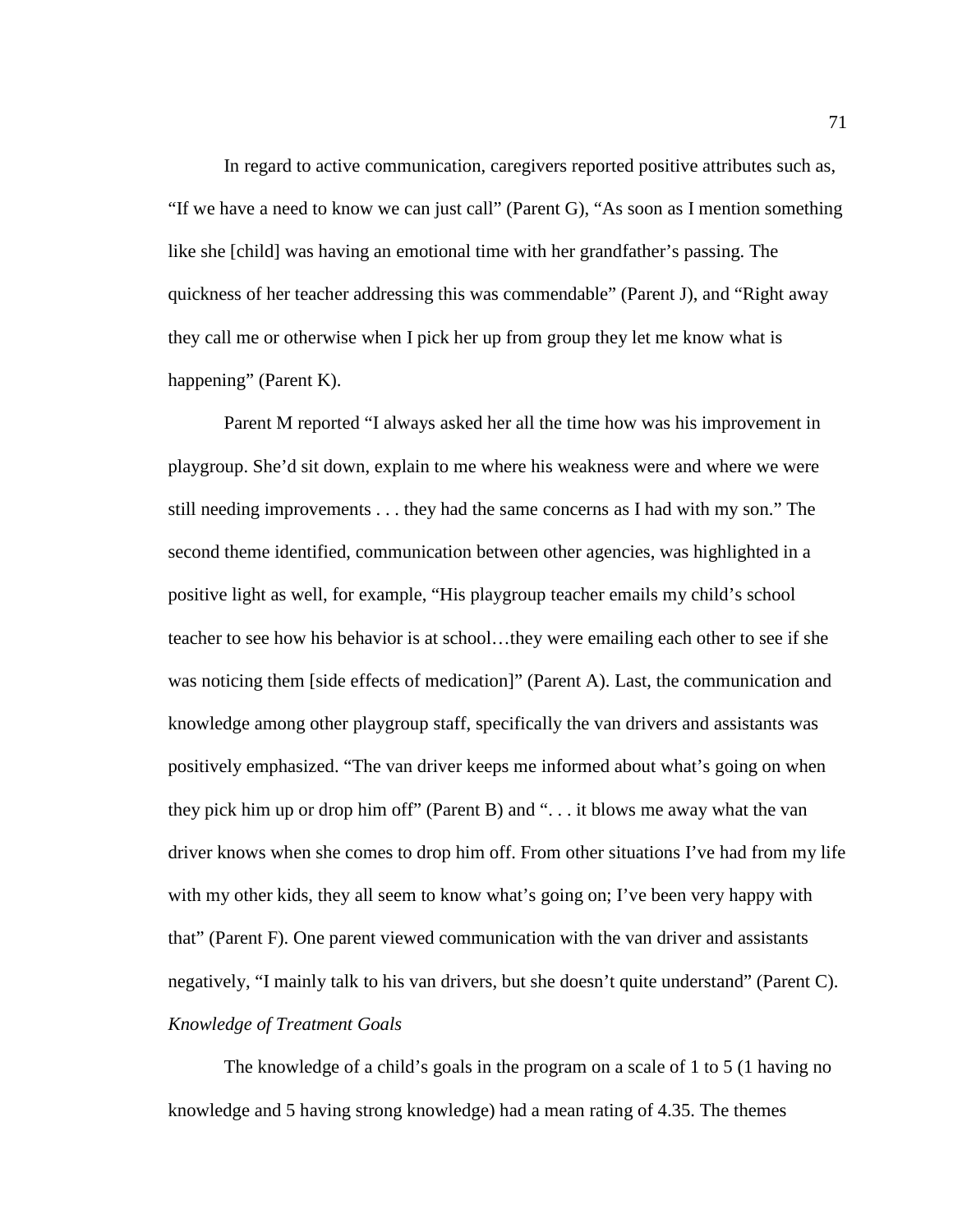In regard to active communication, caregivers reported positive attributes such as, "If we have a need to know we can just call" (Parent G), "As soon as I mention something like she [child] was having an emotional time with her grandfather's passing. The quickness of her teacher addressing this was commendable" (Parent J), and "Right away they call me or otherwise when I pick her up from group they let me know what is happening" (Parent K).

Parent M reported "I always asked her all the time how was his improvement in playgroup. She'd sit down, explain to me where his weakness were and where we were still needing improvements . . . they had the same concerns as I had with my son." The second theme identified, communication between other agencies, was highlighted in a positive light as well, for example, "His playgroup teacher emails my child's school teacher to see how his behavior is at school…they were emailing each other to see if she was noticing them [side effects of medication]" (Parent A). Last, the communication and knowledge among other playgroup staff, specifically the van drivers and assistants was positively emphasized. "The van driver keeps me informed about what's going on when they pick him up or drop him off" (Parent B) and ". . . it blows me away what the van driver knows when she comes to drop him off. From other situations I've had from my life with my other kids, they all seem to know what's going on; I've been very happy with that" (Parent F). One parent viewed communication with the van driver and assistants negatively, "I mainly talk to his van drivers, but she doesn't quite understand" (Parent C).

*Knowledge of Treatment Goals*

The knowledge of a child's goals in the program on a scale of 1 to 5 (1 having no knowledge and 5 having strong knowledge) had a mean rating of 4.35. The themes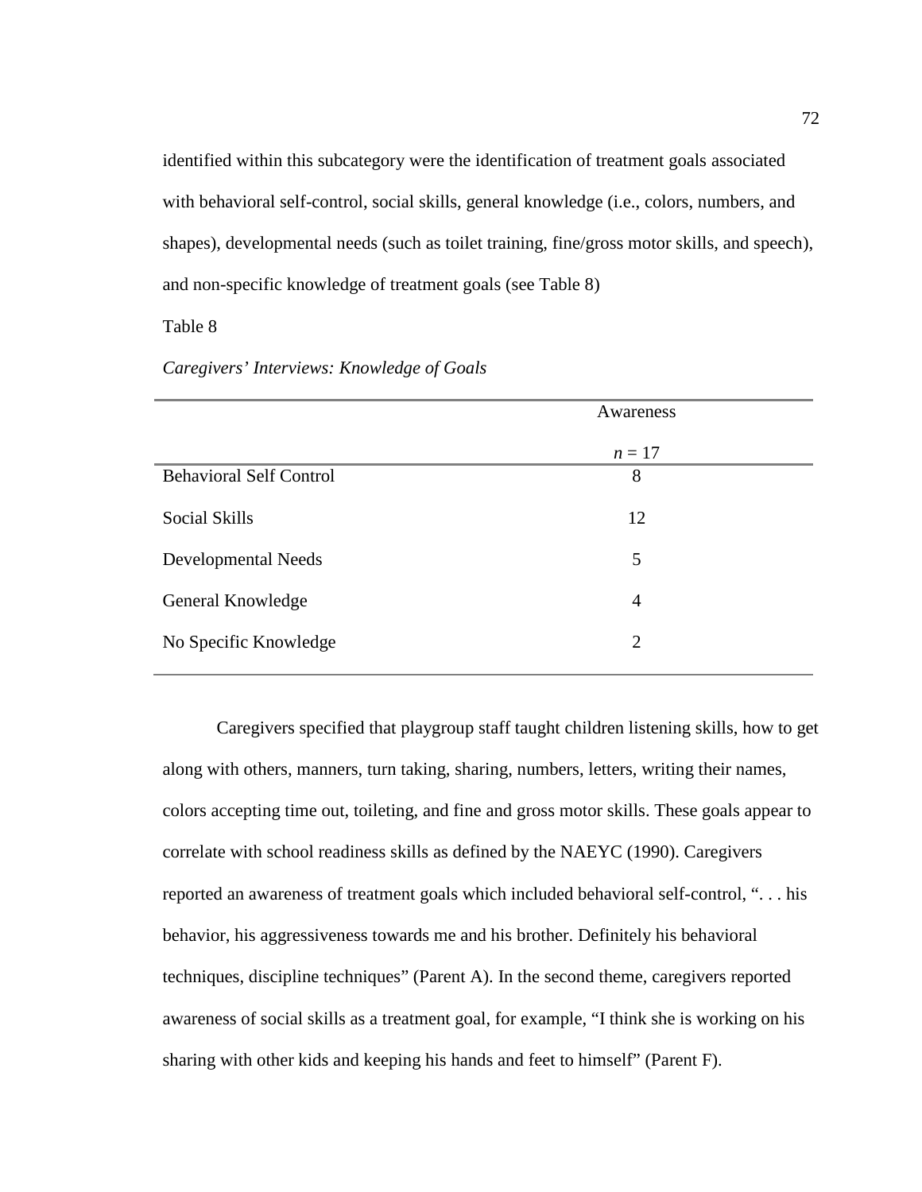identified within this subcategory were the identification of treatment goals associated with behavioral self-control, social skills, general knowledge (i.e., colors, numbers, and shapes), developmental needs (such as toilet training, fine/gross motor skills, and speech), and non-specific knowledge of treatment goals (see Table 8)

Table 8

*Caregivers' Interviews: Knowledge of Goals*

| | Awareness<br>*n* = 17 |
|---|---|
| Behavioral Self Control | 8 |
| Social Skills | 12 |
| Developmental Needs | 5 |
| General Knowledge | 4 |
| No Specific Knowledge | 2 |

Caregivers specified that playgroup staff taught children listening skills, how to get along with others, manners, turn taking, sharing, numbers, letters, writing their names, colors accepting time out, toileting, and fine and gross motor skills. These goals appear to correlate with school readiness skills as defined by the NAEYC (1990). Caregivers reported an awareness of treatment goals which included behavioral self-control, ". . . his behavior, his aggressiveness towards me and his brother. Definitely his behavioral techniques, discipline techniques" (Parent A). In the second theme, caregivers reported awareness of social skills as a treatment goal, for example, "I think she is working on his sharing with other kids and keeping his hands and feet to himself" (Parent F).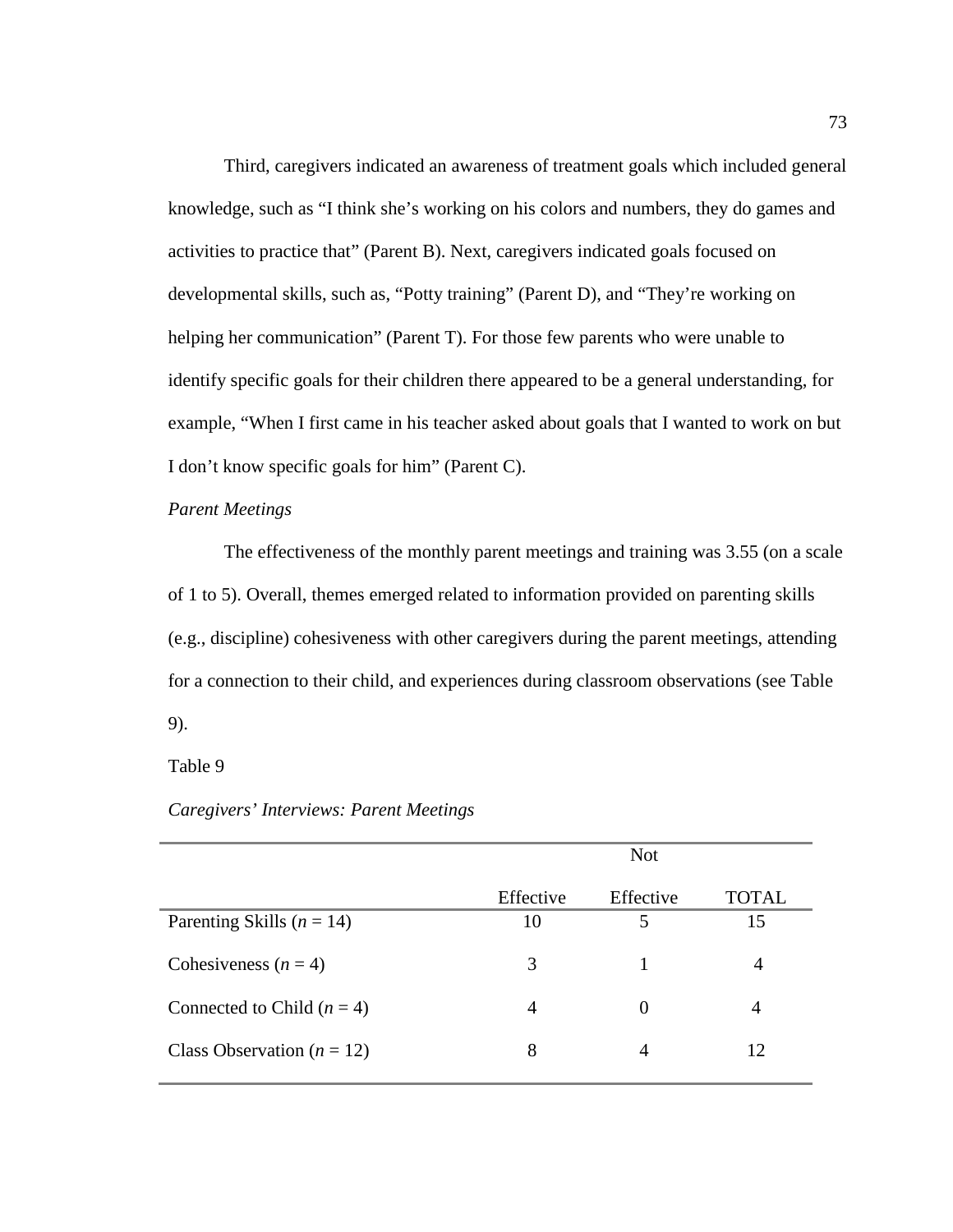Third, caregivers indicated an awareness of treatment goals which included general knowledge, such as “I think she’s working on his colors and numbers, they do games and activities to practice that” (Parent B). Next, caregivers indicated goals focused on developmental skills, such as, “Potty training” (Parent D), and “They’re working on helping her communication” (Parent T). For those few parents who were unable to identify specific goals for their children there appeared to be a general understanding, for example, “When I first came in his teacher asked about goals that I wanted to work on but I don’t know specific goals for him” (Parent C).

*Parent Meetings*

The effectiveness of the monthly parent meetings and training was 3.55 (on a scale of 1 to 5). Overall, themes emerged related to information provided on parenting skills (e.g., discipline) cohesiveness with other caregivers during the parent meetings, attending for a connection to their child, and experiences during classroom observations (see Table 9).

Table 9

*Caregivers’ Interviews: Parent Meetings*

| | Effective | Not Effective | TOTAL |
|---|---|---|---|
| Parenting Skills (*n* = 14) | 10 | 5 | 15 |
| Cohesiveness (*n* = 4) | 3 | 1 | 4 |
| Connected to Child (*n* = 4) | 4 | 0 | 4 |
| Class Observation (*n* = 12) | 8 | 4 | 12 |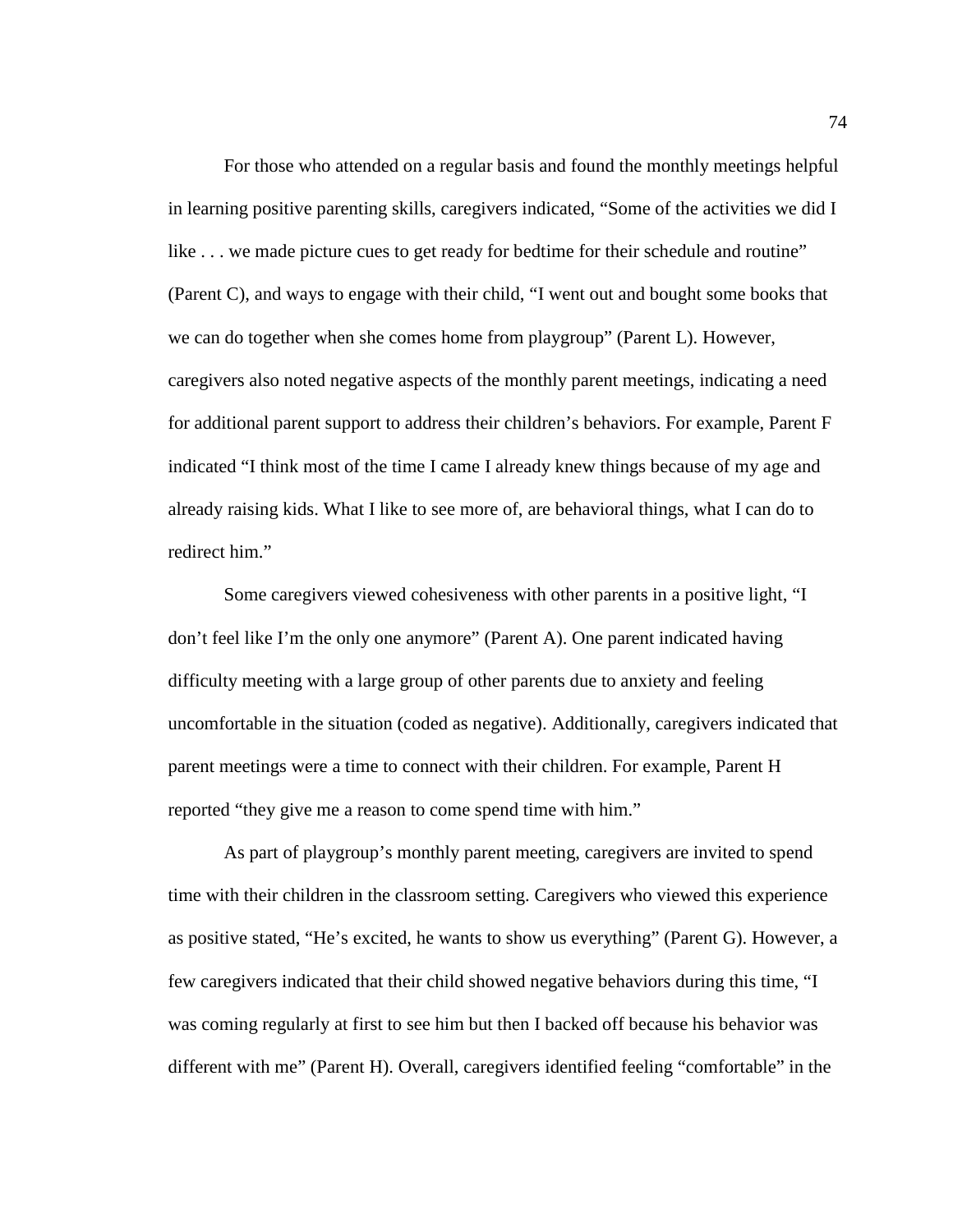For those who attended on a regular basis and found the monthly meetings helpful in learning positive parenting skills, caregivers indicated, “Some of the activities we did I like . . . we made picture cues to get ready for bedtime for their schedule and routine” (Parent C), and ways to engage with their child, “I went out and bought some books that we can do together when she comes home from playgroup” (Parent L). However, caregivers also noted negative aspects of the monthly parent meetings, indicating a need for additional parent support to address their children’s behaviors. For example, Parent F indicated “I think most of the time I came I already knew things because of my age and already raising kids. What I like to see more of, are behavioral things, what I can do to redirect him.”

Some caregivers viewed cohesiveness with other parents in a positive light, “I don’t feel like I’m the only one anymore” (Parent A). One parent indicated having difficulty meeting with a large group of other parents due to anxiety and feeling uncomfortable in the situation (coded as negative). Additionally, caregivers indicated that parent meetings were a time to connect with their children. For example, Parent H reported “they give me a reason to come spend time with him.”

As part of playgroup’s monthly parent meeting, caregivers are invited to spend time with their children in the classroom setting. Caregivers who viewed this experience as positive stated, “He’s excited, he wants to show us everything” (Parent G). However, a few caregivers indicated that their child showed negative behaviors during this time, “I was coming regularly at first to see him but then I backed off because his behavior was different with me” (Parent H). Overall, caregivers identified feeling “comfortable” in the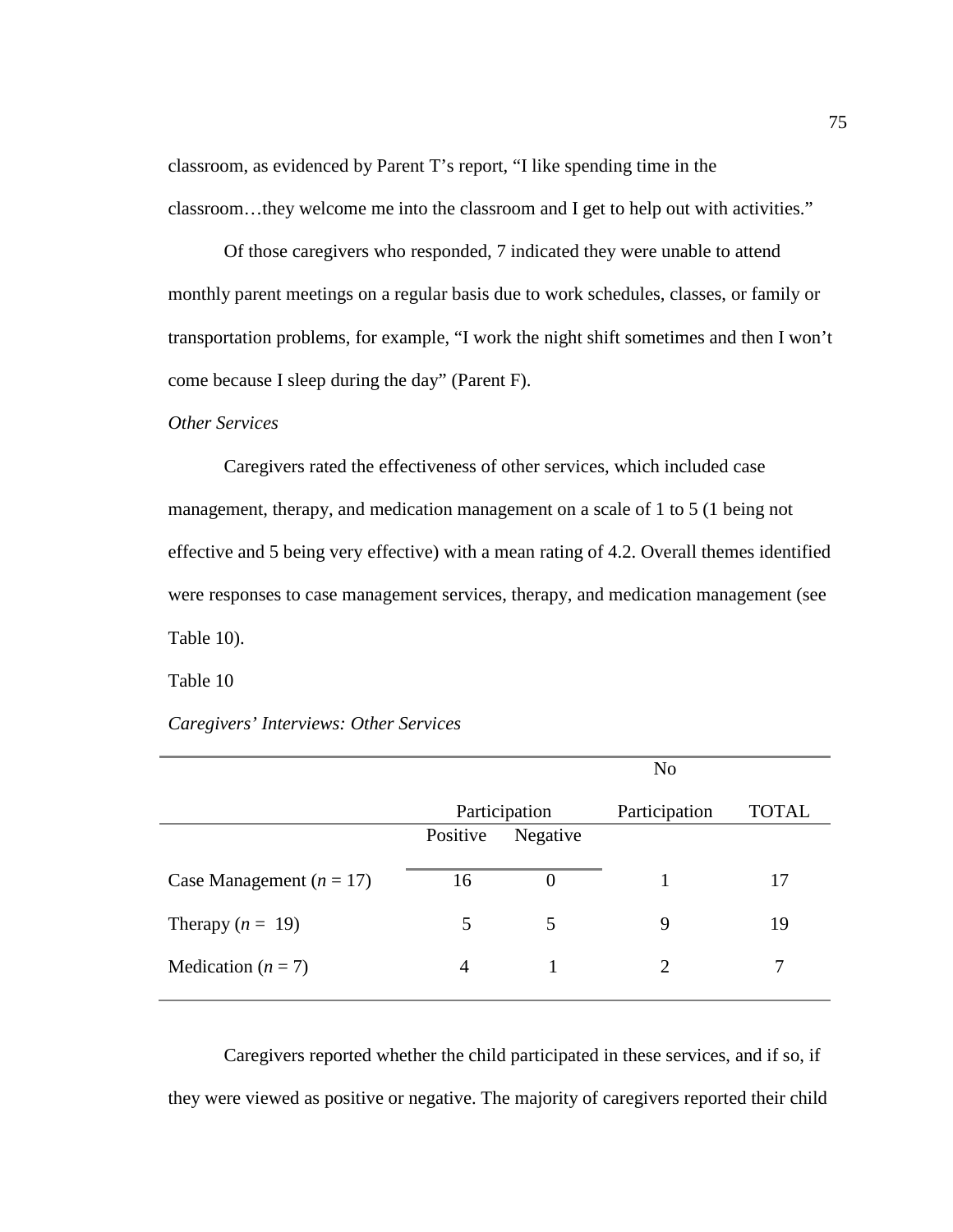classroom, as evidenced by Parent T's report, "I like spending time in the classroom…they welcome me into the classroom and I get to help out with activities."

Of those caregivers who responded, 7 indicated they were unable to attend monthly parent meetings on a regular basis due to work schedules, classes, or family or transportation problems, for example, "I work the night shift sometimes and then I won't come because I sleep during the day" (Parent F).

*Other Services*

Caregivers rated the effectiveness of other services, which included case management, therapy, and medication management on a scale of 1 to 5 (1 being not effective and 5 being very effective) with a mean rating of 4.2. Overall themes identified were responses to case management services, therapy, and medication management (see Table 10).

Table 10

*Caregivers' Interviews: Other Services*

| | Participation | | No Participation | TOTAL |
|---|---|---|---|---|
| | Positive | Negative | | |
| Case Management (*n* = 17) | 16 | 0 | 1 | 17 |
| Therapy (*n* = 19) | 5 | 5 | 9 | 19 |
| Medication (*n* = 7) | 4 | 1 | 2 | 7 |

Caregivers reported whether the child participated in these services, and if so, if they were viewed as positive or negative. The majority of caregivers reported their child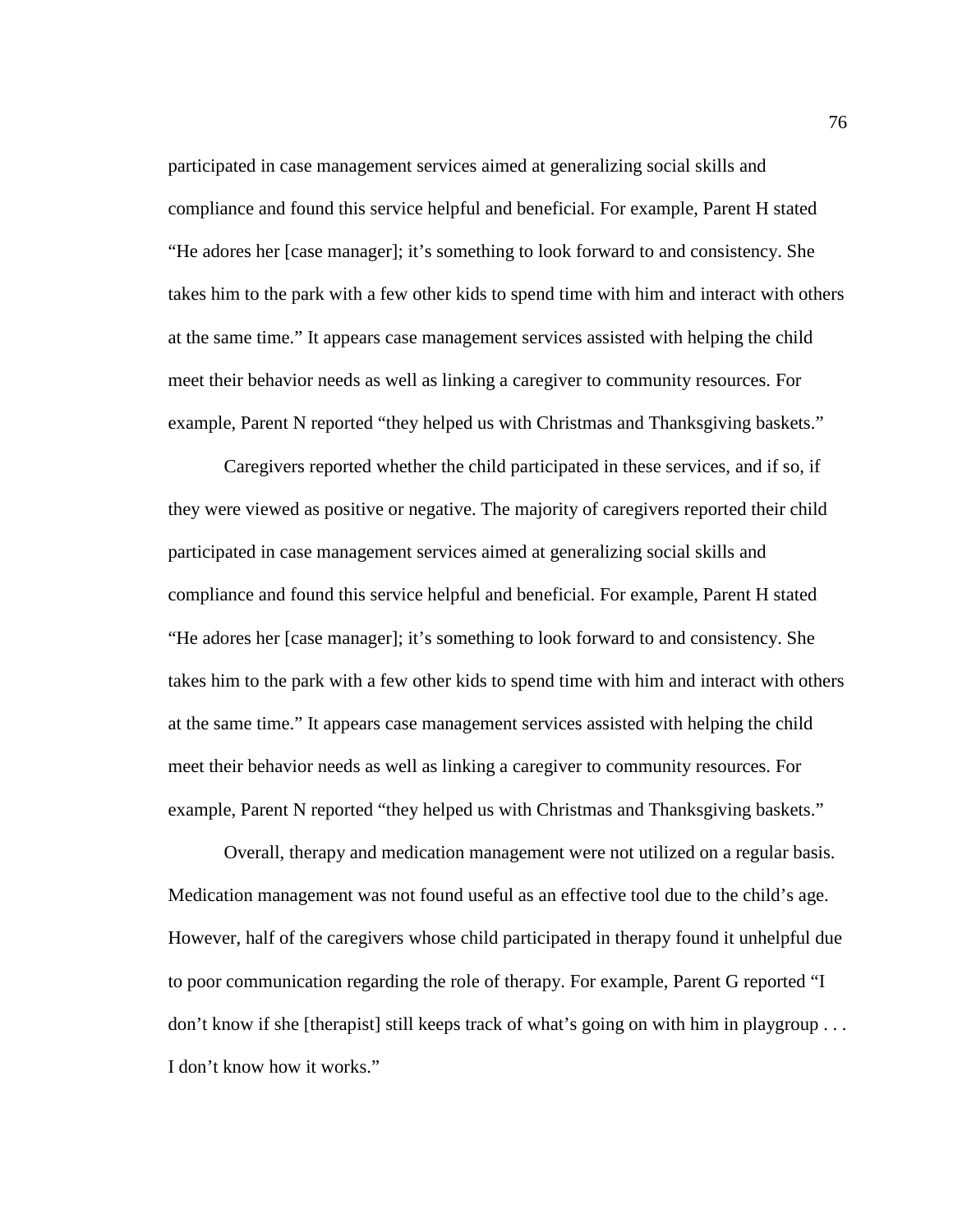participated in case management services aimed at generalizing social skills and compliance and found this service helpful and beneficial. For example, Parent H stated "He adores her [case manager]; it's something to look forward to and consistency. She takes him to the park with a few other kids to spend time with him and interact with others at the same time." It appears case management services assisted with helping the child meet their behavior needs as well as linking a caregiver to community resources. For example, Parent N reported "they helped us with Christmas and Thanksgiving baskets."

Caregivers reported whether the child participated in these services, and if so, if they were viewed as positive or negative. The majority of caregivers reported their child participated in case management services aimed at generalizing social skills and compliance and found this service helpful and beneficial. For example, Parent H stated "He adores her [case manager]; it's something to look forward to and consistency. She takes him to the park with a few other kids to spend time with him and interact with others at the same time." It appears case management services assisted with helping the child meet their behavior needs as well as linking a caregiver to community resources. For example, Parent N reported "they helped us with Christmas and Thanksgiving baskets."

Overall, therapy and medication management were not utilized on a regular basis. Medication management was not found useful as an effective tool due to the child's age. However, half of the caregivers whose child participated in therapy found it unhelpful due to poor communication regarding the role of therapy. For example, Parent G reported "I don't know if she [therapist] still keeps track of what's going on with him in playgroup . . . I don't know how it works."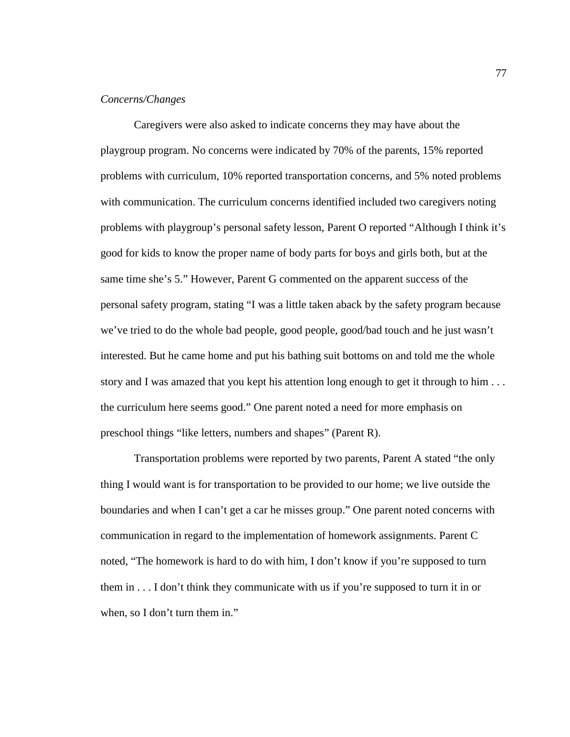*Concerns/Changes*

Caregivers were also asked to indicate concerns they may have about the playgroup program. No concerns were indicated by 70% of the parents, 15% reported problems with curriculum, 10% reported transportation concerns, and 5% noted problems with communication. The curriculum concerns identified included two caregivers noting problems with playgroup's personal safety lesson, Parent O reported "Although I think it's good for kids to know the proper name of body parts for boys and girls both, but at the same time she's 5." However, Parent G commented on the apparent success of the personal safety program, stating "I was a little taken aback by the safety program because we've tried to do the whole bad people, good people, good/bad touch and he just wasn't interested. But he came home and put his bathing suit bottoms on and told me the whole story and I was amazed that you kept his attention long enough to get it through to him . . . the curriculum here seems good." One parent noted a need for more emphasis on preschool things "like letters, numbers and shapes" (Parent R).

Transportation problems were reported by two parents, Parent A stated "the only thing I would want is for transportation to be provided to our home; we live outside the boundaries and when I can't get a car he misses group." One parent noted concerns with communication in regard to the implementation of homework assignments. Parent C noted, "The homework is hard to do with him, I don't know if you're supposed to turn them in . . . I don't think they communicate with us if you're supposed to turn it in or when, so I don't turn them in."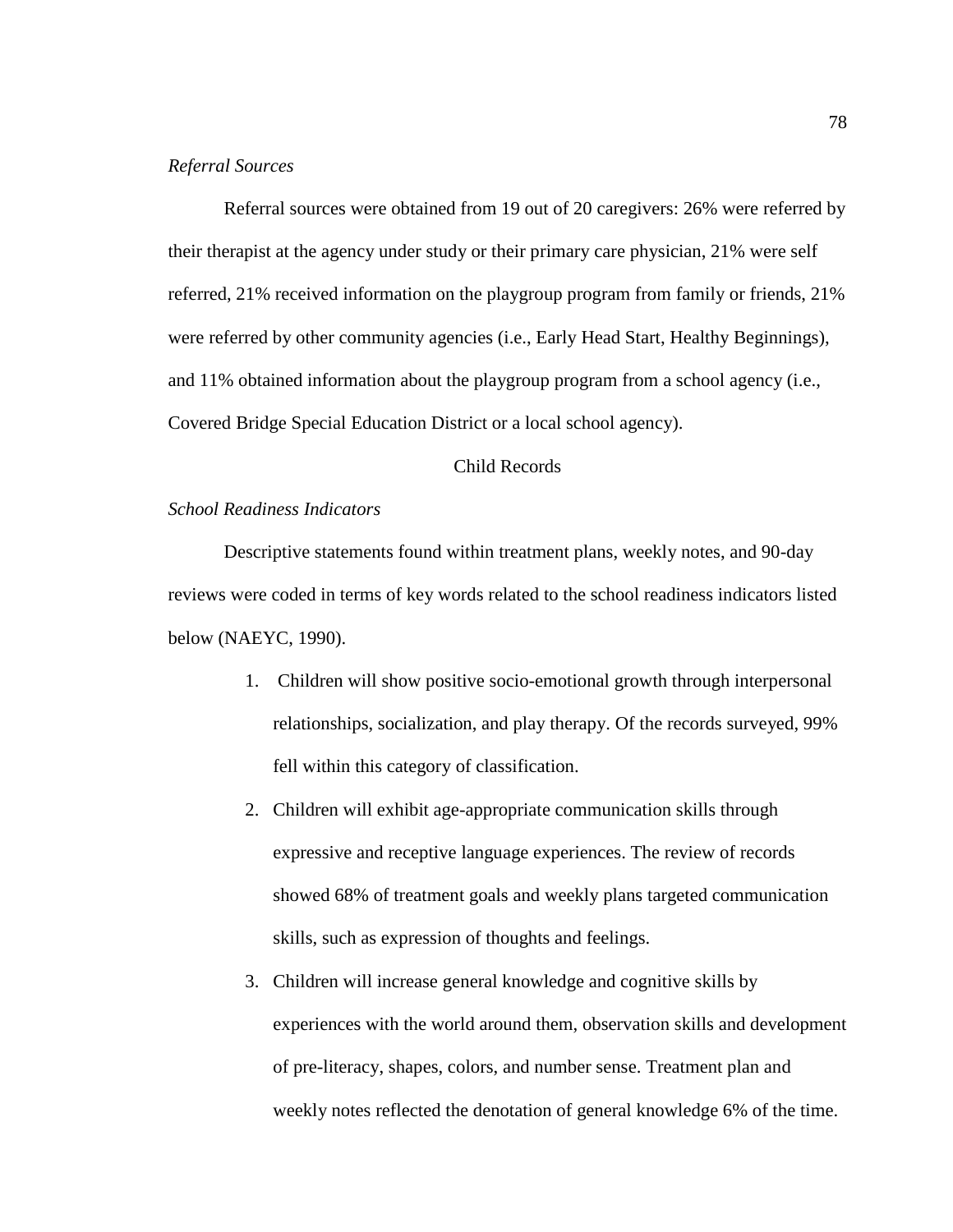*Referral Sources*

Referral sources were obtained from 19 out of 20 caregivers: 26% were referred by their therapist at the agency under study or their primary care physician, 21% were self referred, 21% received information on the playgroup program from family or friends, 21% were referred by other community agencies (i.e., Early Head Start, Healthy Beginnings), and 11% obtained information about the playgroup program from a school agency (i.e., Covered Bridge Special Education District or a local school agency).

## Child Records

*School Readiness Indicators*

Descriptive statements found within treatment plans, weekly notes, and 90-day reviews were coded in terms of key words related to the school readiness indicators listed below (NAEYC, 1990).

1. Children will show positive socio-emotional growth through interpersonal relationships, socialization, and play therapy. Of the records surveyed, 99% fell within this category of classification.
2. Children will exhibit age-appropriate communication skills through expressive and receptive language experiences. The review of records showed 68% of treatment goals and weekly plans targeted communication skills, such as expression of thoughts and feelings.
3. Children will increase general knowledge and cognitive skills by experiences with the world around them, observation skills and development of pre-literacy, shapes, colors, and number sense. Treatment plan and weekly notes reflected the denotation of general knowledge 6% of the time.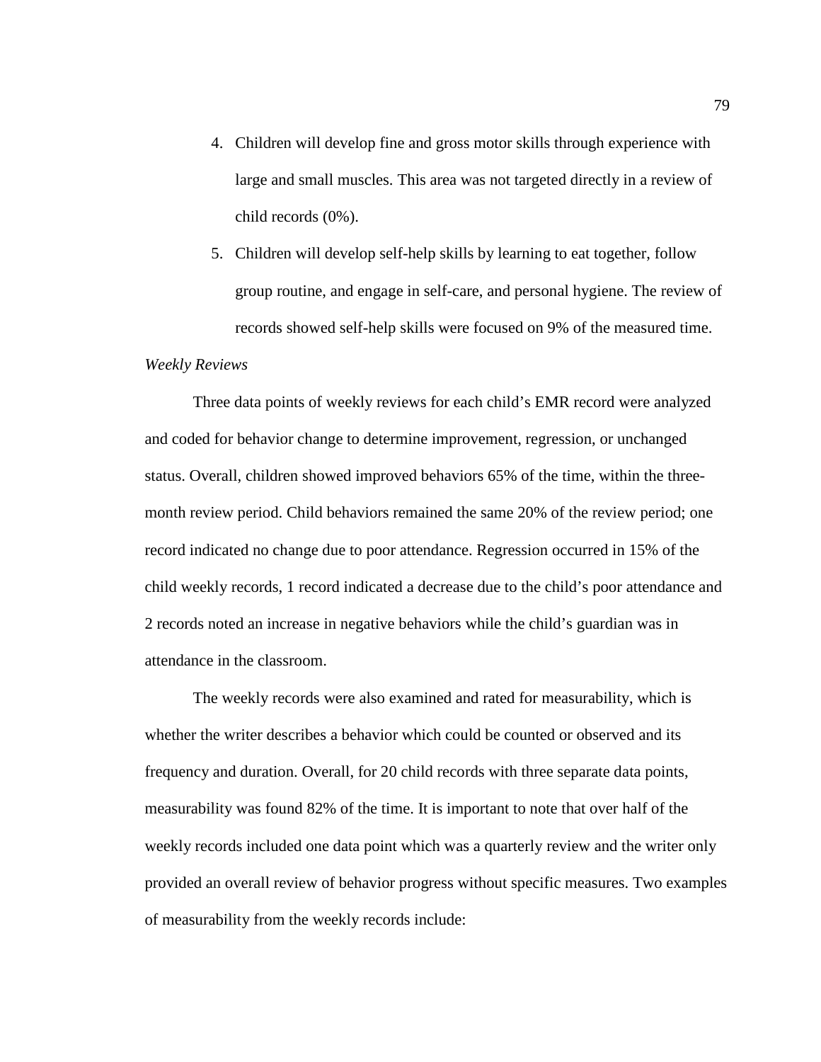4. Children will develop fine and gross motor skills through experience with large and small muscles. This area was not targeted directly in a review of child records (0%).
5. Children will develop self-help skills by learning to eat together, follow group routine, and engage in self-care, and personal hygiene. The review of records showed self-help skills were focused on 9% of the measured time.

*Weekly Reviews*

Three data points of weekly reviews for each child's EMR record were analyzed and coded for behavior change to determine improvement, regression, or unchanged status. Overall, children showed improved behaviors 65% of the time, within the three-month review period. Child behaviors remained the same 20% of the review period; one record indicated no change due to poor attendance. Regression occurred in 15% of the child weekly records, 1 record indicated a decrease due to the child's poor attendance and 2 records noted an increase in negative behaviors while the child's guardian was in attendance in the classroom.

The weekly records were also examined and rated for measurability, which is whether the writer describes a behavior which could be counted or observed and its frequency and duration. Overall, for 20 child records with three separate data points, measurability was found 82% of the time. It is important to note that over half of the weekly records included one data point which was a quarterly review and the writer only provided an overall review of behavior progress without specific measures. Two examples of measurability from the weekly records include: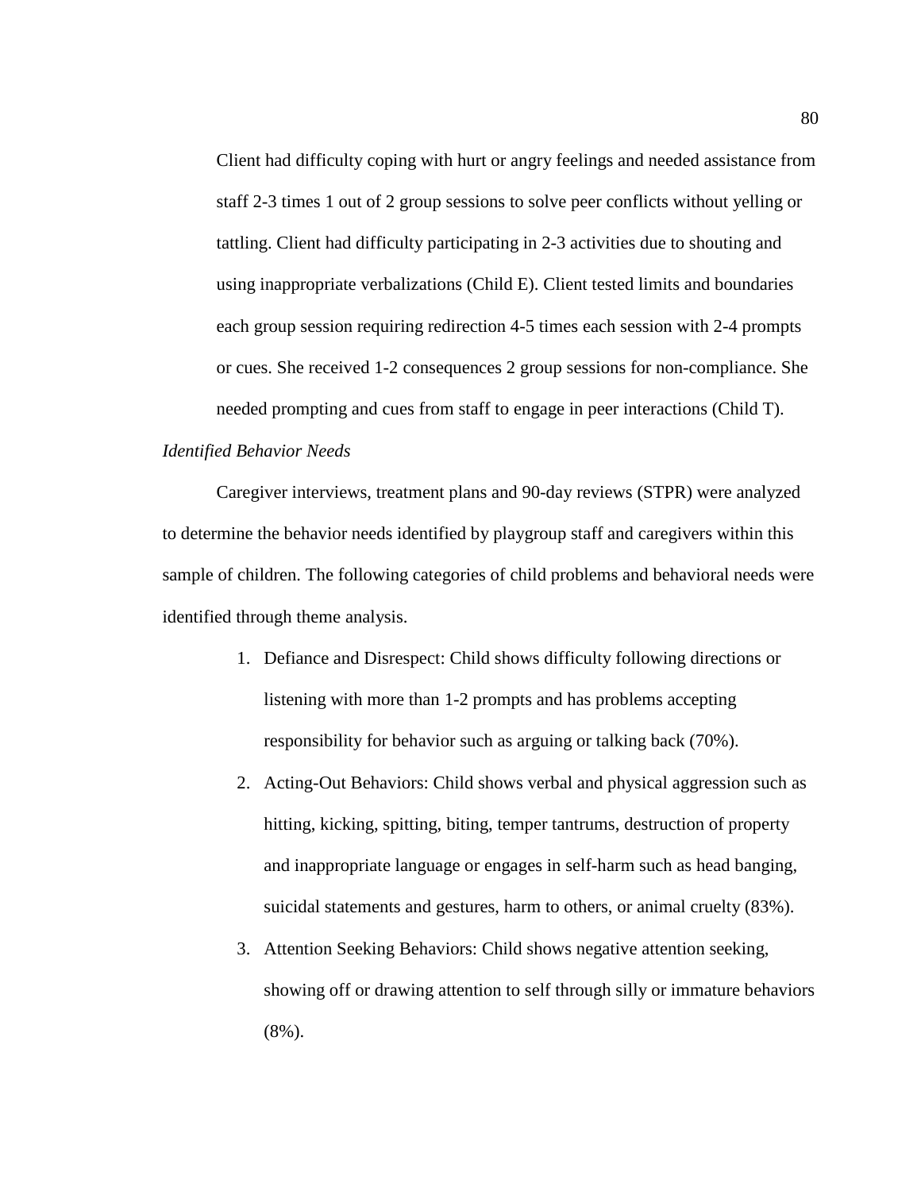Client had difficulty coping with hurt or angry feelings and needed assistance from staff 2-3 times 1 out of 2 group sessions to solve peer conflicts without yelling or tattling. Client had difficulty participating in 2-3 activities due to shouting and using inappropriate verbalizations (Child E). Client tested limits and boundaries each group session requiring redirection 4-5 times each session with 2-4 prompts or cues. She received 1-2 consequences 2 group sessions for non-compliance. She needed prompting and cues from staff to engage in peer interactions (Child T).

*Identified Behavior Needs*

Caregiver interviews, treatment plans and 90-day reviews (STPR) were analyzed to determine the behavior needs identified by playgroup staff and caregivers within this sample of children. The following categories of child problems and behavioral needs were identified through theme analysis.

1. Defiance and Disrespect: Child shows difficulty following directions or listening with more than 1-2 prompts and has problems accepting responsibility for behavior such as arguing or talking back (70%).
2. Acting-Out Behaviors: Child shows verbal and physical aggression such as hitting, kicking, spitting, biting, temper tantrums, destruction of property and inappropriate language or engages in self-harm such as head banging, suicidal statements and gestures, harm to others, or animal cruelty (83%).
3. Attention Seeking Behaviors: Child shows negative attention seeking, showing off or drawing attention to self through silly or immature behaviors (8%).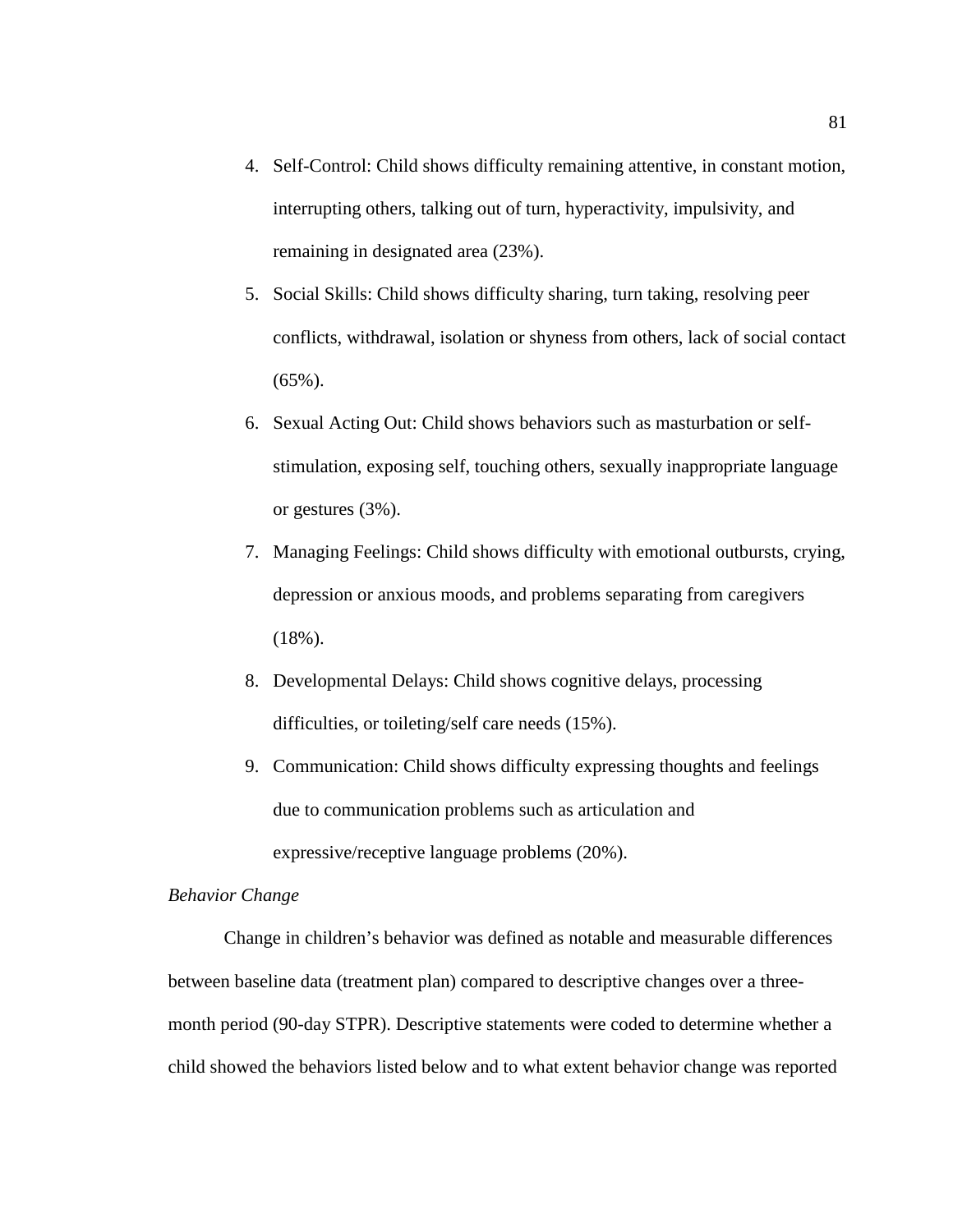4. Self-Control: Child shows difficulty remaining attentive, in constant motion, interrupting others, talking out of turn, hyperactivity, impulsivity, and remaining in designated area (23%).
5. Social Skills: Child shows difficulty sharing, turn taking, resolving peer conflicts, withdrawal, isolation or shyness from others, lack of social contact (65%).
6. Sexual Acting Out: Child shows behaviors such as masturbation or self-stimulation, exposing self, touching others, sexually inappropriate language or gestures (3%).
7. Managing Feelings: Child shows difficulty with emotional outbursts, crying, depression or anxious moods, and problems separating from caregivers (18%).
8. Developmental Delays: Child shows cognitive delays, processing difficulties, or toileting/self care needs (15%).
9. Communication: Child shows difficulty expressing thoughts and feelings due to communication problems such as articulation and expressive/receptive language problems (20%).

*Behavior Change*

Change in children's behavior was defined as notable and measurable differences between baseline data (treatment plan) compared to descriptive changes over a three-month period (90-day STPR). Descriptive statements were coded to determine whether a child showed the behaviors listed below and to what extent behavior change was reported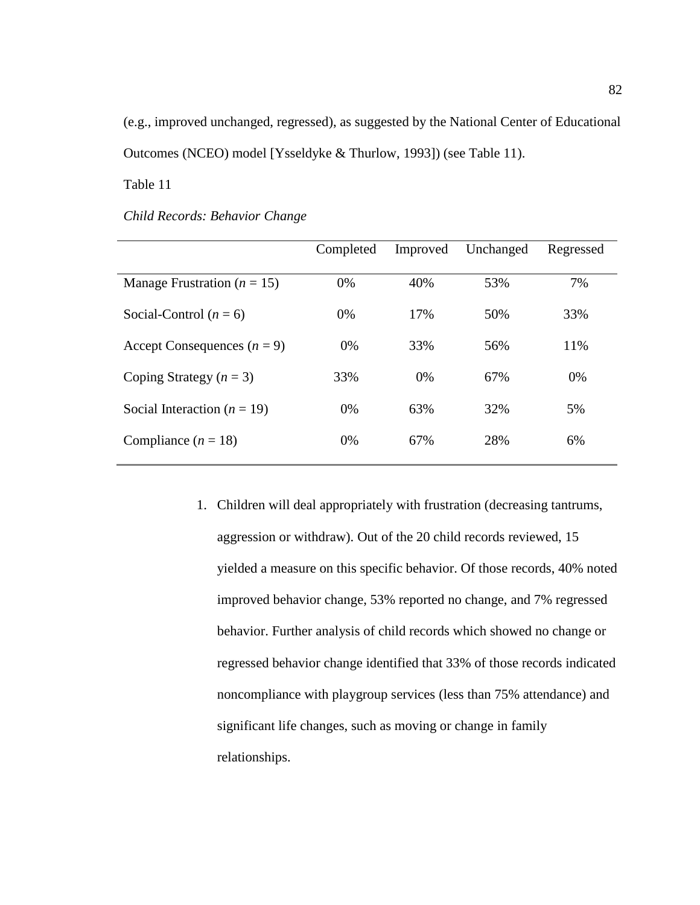(e.g., improved unchanged, regressed), as suggested by the National Center of Educational Outcomes (NCEO) model [Ysseldyke & Thurlow, 1993]) (see Table 11).

Table 11

*Child Records: Behavior Change*

| | Completed | Improved | Unchanged | Regressed |
|---|---|---|---|---|
| Manage Frustration ($n$ = 15) | 0% | 40% | 53% | 7% |
| Social-Control ($n$ = 6) | 0% | 17% | 50% | 33% |
| Accept Consequences ($n$ = 9) | 0% | 33% | 56% | 11% |
| Coping Strategy ($n$ = 3) | 33% | 0% | 67% | 0% |
| Social Interaction ($n$ = 19) | 0% | 63% | 32% | 5% |
| Compliance ($n$ = 18) | 0% | 67% | 28% | 6% |

1. Children will deal appropriately with frustration (decreasing tantrums, aggression or withdraw). Out of the 20 child records reviewed, 15 yielded a measure on this specific behavior. Of those records, 40% noted improved behavior change, 53% reported no change, and 7% regressed behavior. Further analysis of child records which showed no change or regressed behavior change identified that 33% of those records indicated noncompliance with playgroup services (less than 75% attendance) and significant life changes, such as moving or change in family relationships.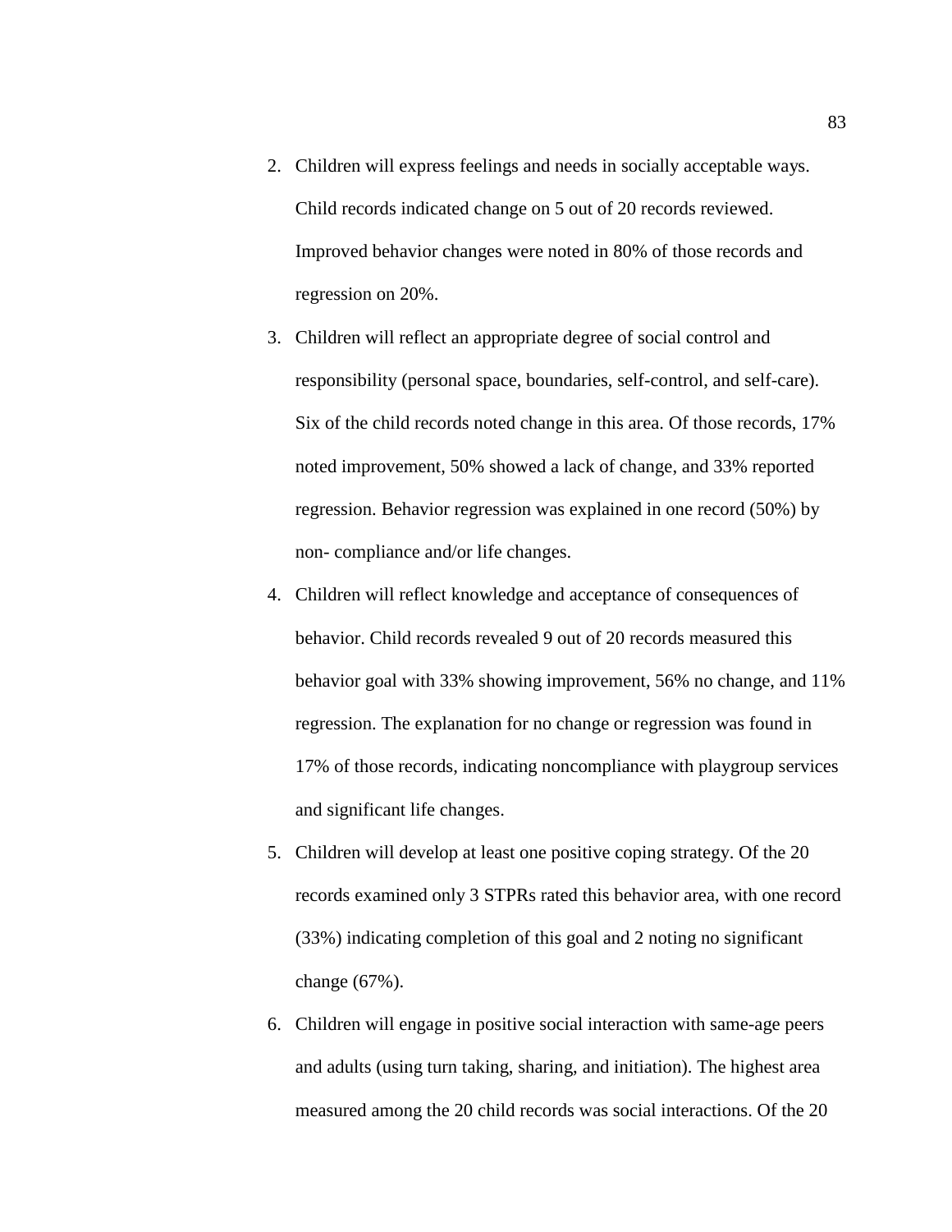2. Children will express feelings and needs in socially acceptable ways. Child records indicated change on 5 out of 20 records reviewed. Improved behavior changes were noted in 80% of those records and regression on 20%.
3. Children will reflect an appropriate degree of social control and responsibility (personal space, boundaries, self-control, and self-care). Six of the child records noted change in this area. Of those records, 17% noted improvement, 50% showed a lack of change, and 33% reported regression. Behavior regression was explained in one record (50%) by non- compliance and/or life changes.
4. Children will reflect knowledge and acceptance of consequences of behavior. Child records revealed 9 out of 20 records measured this behavior goal with 33% showing improvement, 56% no change, and 11% regression. The explanation for no change or regression was found in 17% of those records, indicating noncompliance with playgroup services and significant life changes.
5. Children will develop at least one positive coping strategy. Of the 20 records examined only 3 STPRs rated this behavior area, with one record (33%) indicating completion of this goal and 2 noting no significant change (67%).
6. Children will engage in positive social interaction with same-age peers and adults (using turn taking, sharing, and initiation). The highest area measured among the 20 child records was social interactions. Of the 20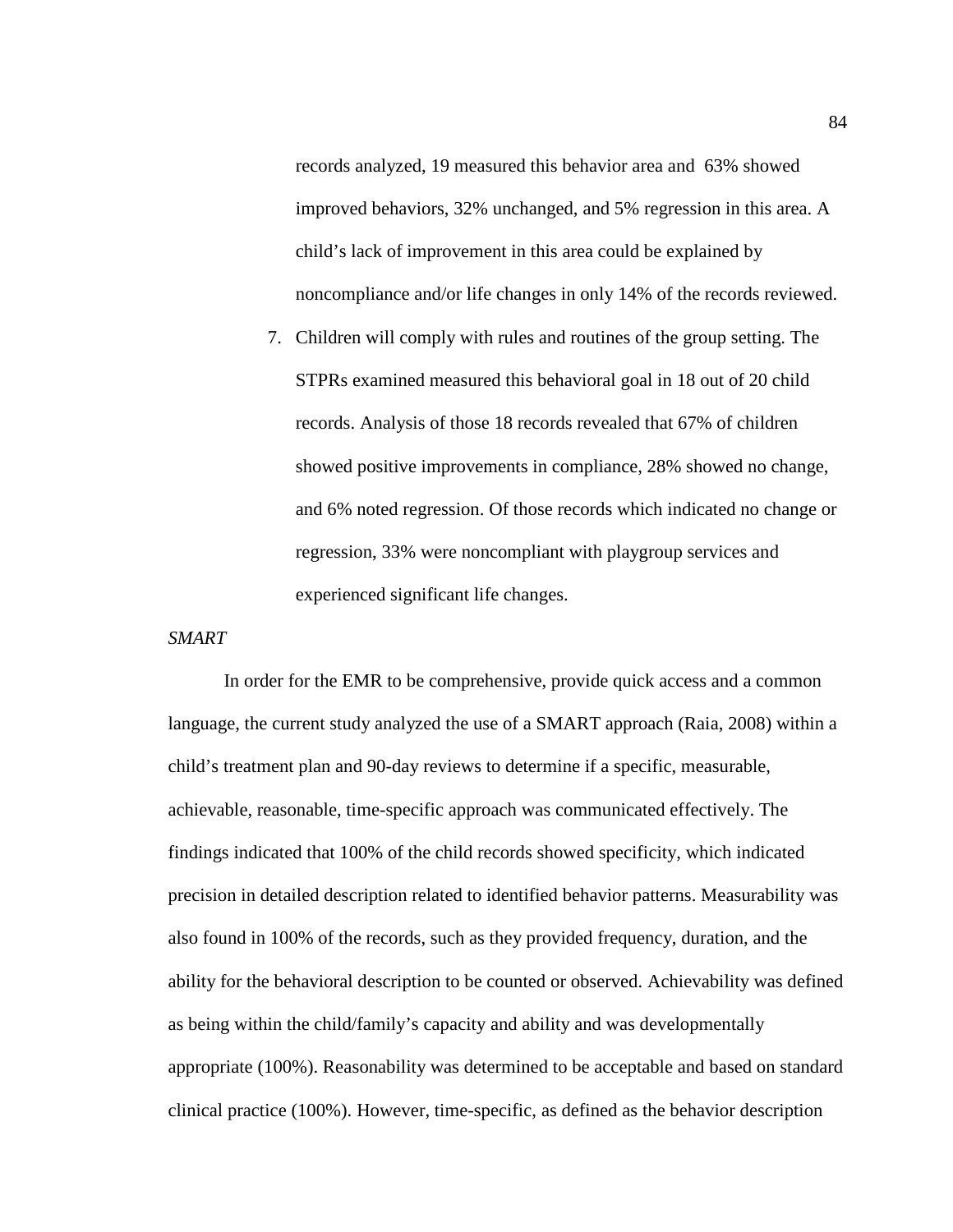records analyzed, 19 measured this behavior area and 63% showed improved behaviors, 32% unchanged, and 5% regression in this area. A child's lack of improvement in this area could be explained by noncompliance and/or life changes in only 14% of the records reviewed.

7. Children will comply with rules and routines of the group setting. The STPRs examined measured this behavioral goal in 18 out of 20 child records. Analysis of those 18 records revealed that 67% of children showed positive improvements in compliance, 28% showed no change, and 6% noted regression. Of those records which indicated no change or regression, 33% were noncompliant with playgroup services and experienced significant life changes.

*SMART*

In order for the EMR to be comprehensive, provide quick access and a common language, the current study analyzed the use of a SMART approach (Raia, 2008) within a child's treatment plan and 90-day reviews to determine if a specific, measurable, achievable, reasonable, time-specific approach was communicated effectively. The findings indicated that 100% of the child records showed specificity, which indicated precision in detailed description related to identified behavior patterns. Measurability was also found in 100% of the records, such as they provided frequency, duration, and the ability for the behavioral description to be counted or observed. Achievability was defined as being within the child/family's capacity and ability and was developmentally appropriate (100%). Reasonability was determined to be acceptable and based on standard clinical practice (100%). However, time-specific, as defined as the behavior description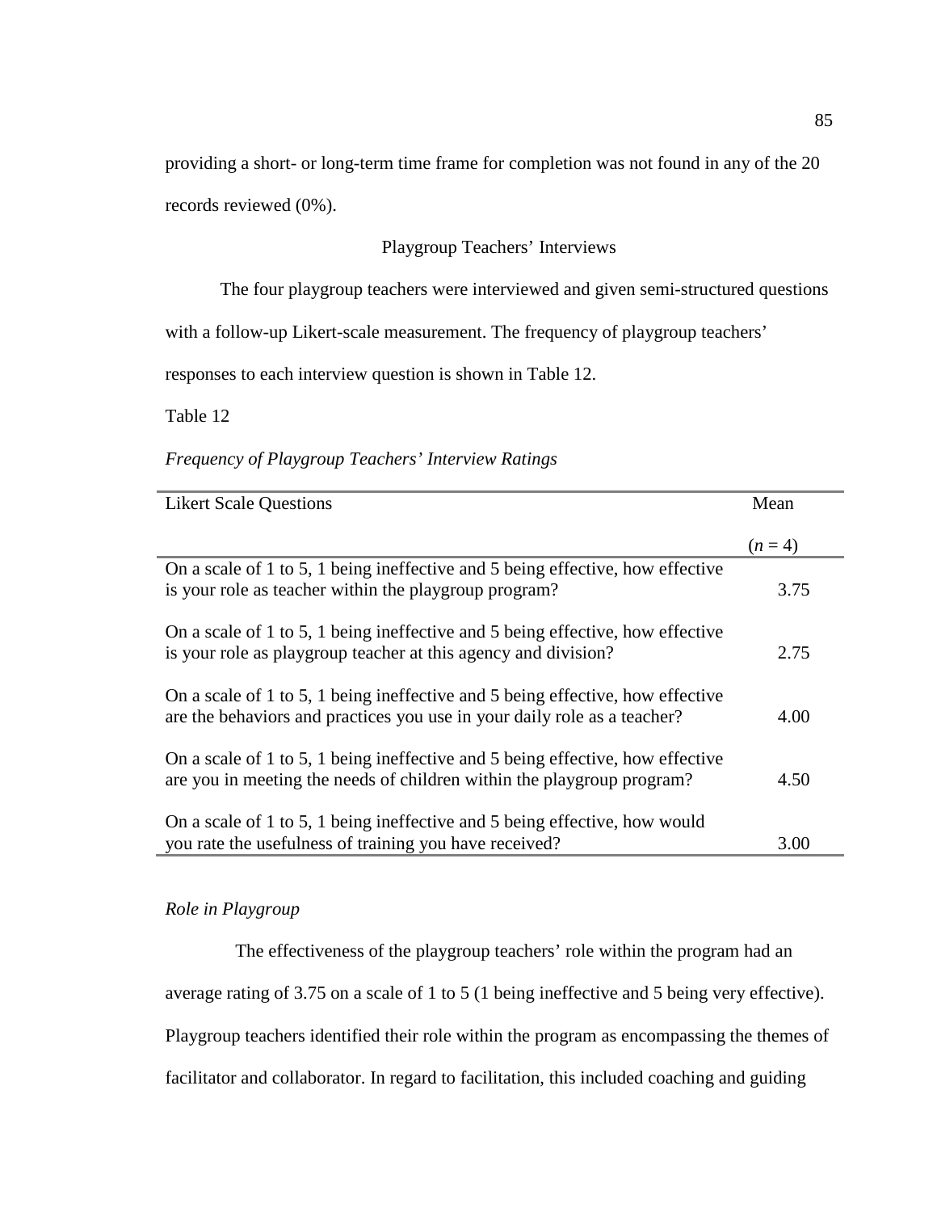providing a short- or long-term time frame for completion was not found in any of the 20 records reviewed (0%).

## Playgroup Teachers' Interviews

The four playgroup teachers were interviewed and given semi-structured questions with a follow-up Likert-scale measurement. The frequency of playgroup teachers' responses to each interview question is shown in Table 12.

Table 12

*Frequency of Playgroup Teachers' Interview Ratings*

| Likert Scale Questions | Mean ($n = 4$) |
|---|---|
| On a scale of 1 to 5, 1 being ineffective and 5 being effective, how effective is your role as teacher within the playgroup program? | 3.75 |
| On a scale of 1 to 5, 1 being ineffective and 5 being effective, how effective is your role as playgroup teacher at this agency and division? | 2.75 |
| On a scale of 1 to 5, 1 being ineffective and 5 being effective, how effective are the behaviors and practices you use in your daily role as a teacher? | 4.00 |
| On a scale of 1 to 5, 1 being ineffective and 5 being effective, how effective are you in meeting the needs of children within the playgroup program? | 4.50 |
| On a scale of 1 to 5, 1 being ineffective and 5 being effective, how would you rate the usefulness of training you have received? | 3.00 |

### *Role in Playgroup*

The effectiveness of the playgroup teachers' role within the program had an average rating of 3.75 on a scale of 1 to 5 (1 being ineffective and 5 being very effective). Playgroup teachers identified their role within the program as encompassing the themes of facilitator and collaborator. In regard to facilitation, this included coaching and guiding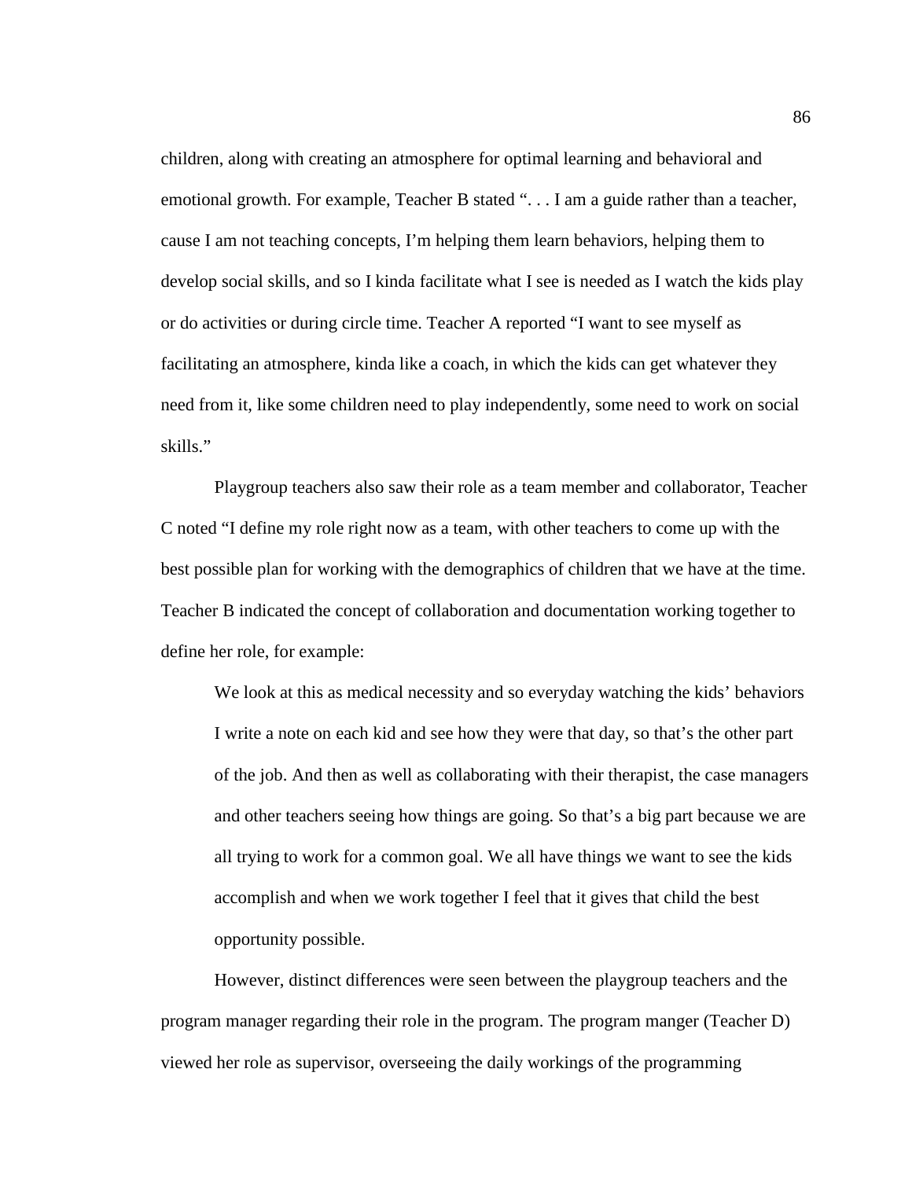children, along with creating an atmosphere for optimal learning and behavioral and emotional growth. For example, Teacher B stated ". . . I am a guide rather than a teacher, cause I am not teaching concepts, I'm helping them learn behaviors, helping them to develop social skills, and so I kinda facilitate what I see is needed as I watch the kids play or do activities or during circle time. Teacher A reported "I want to see myself as facilitating an atmosphere, kinda like a coach, in which the kids can get whatever they need from it, like some children need to play independently, some need to work on social skills."

Playgroup teachers also saw their role as a team member and collaborator, Teacher C noted "I define my role right now as a team, with other teachers to come up with the best possible plan for working with the demographics of children that we have at the time. Teacher B indicated the concept of collaboration and documentation working together to define her role, for example:

> We look at this as medical necessity and so everyday watching the kids' behaviors I write a note on each kid and see how they were that day, so that's the other part of the job. And then as well as collaborating with their therapist, the case managers and other teachers seeing how things are going. So that's a big part because we are all trying to work for a common goal. We all have things we want to see the kids accomplish and when we work together I feel that it gives that child the best opportunity possible.

However, distinct differences were seen between the playgroup teachers and the program manager regarding their role in the program. The program manger (Teacher D) viewed her role as supervisor, overseeing the daily workings of the programming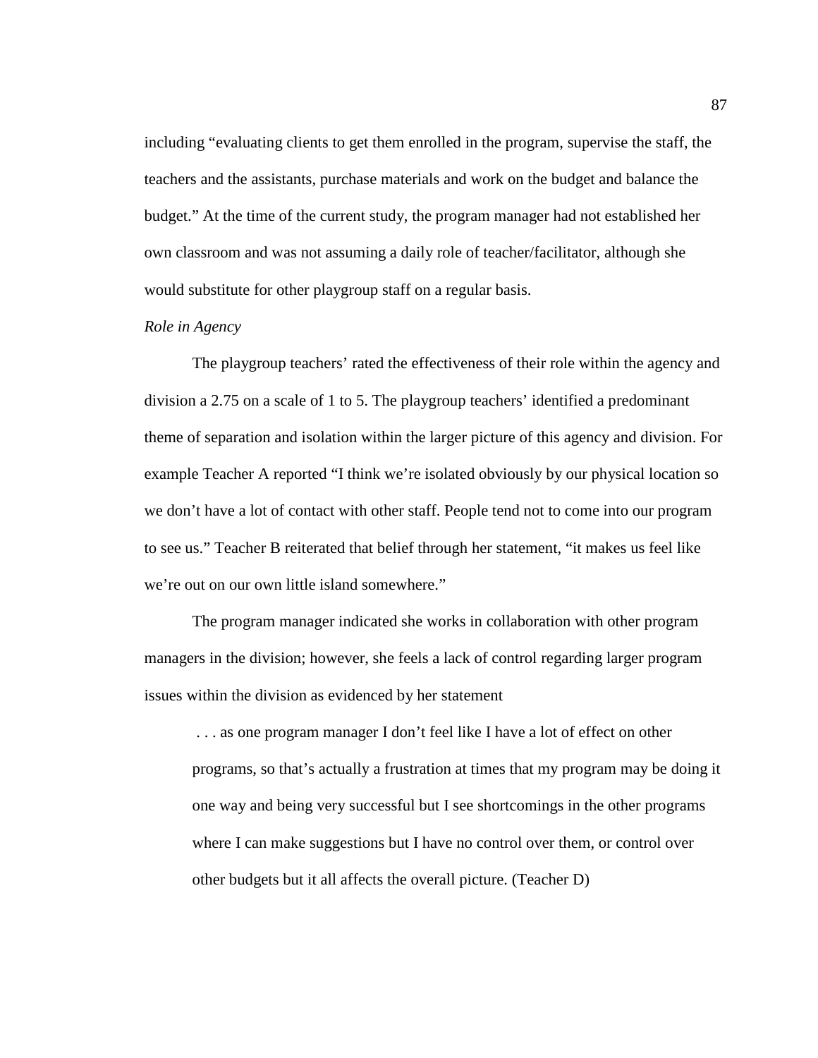including "evaluating clients to get them enrolled in the program, supervise the staff, the teachers and the assistants, purchase materials and work on the budget and balance the budget." At the time of the current study, the program manager had not established her own classroom and was not assuming a daily role of teacher/facilitator, although she would substitute for other playgroup staff on a regular basis.

*Role in Agency*

The playgroup teachers' rated the effectiveness of their role within the agency and division a 2.75 on a scale of 1 to 5. The playgroup teachers' identified a predominant theme of separation and isolation within the larger picture of this agency and division. For example Teacher A reported "I think we're isolated obviously by our physical location so we don't have a lot of contact with other staff. People tend not to come into our program to see us." Teacher B reiterated that belief through her statement, "it makes us feel like we're out on our own little island somewhere."

The program manager indicated she works in collaboration with other program managers in the division; however, she feels a lack of control regarding larger program issues within the division as evidenced by her statement

> . . . as one program manager I don't feel like I have a lot of effect on other programs, so that's actually a frustration at times that my program may be doing it one way and being very successful but I see shortcomings in the other programs where I can make suggestions but I have no control over them, or control over other budgets but it all affects the overall picture. (Teacher D)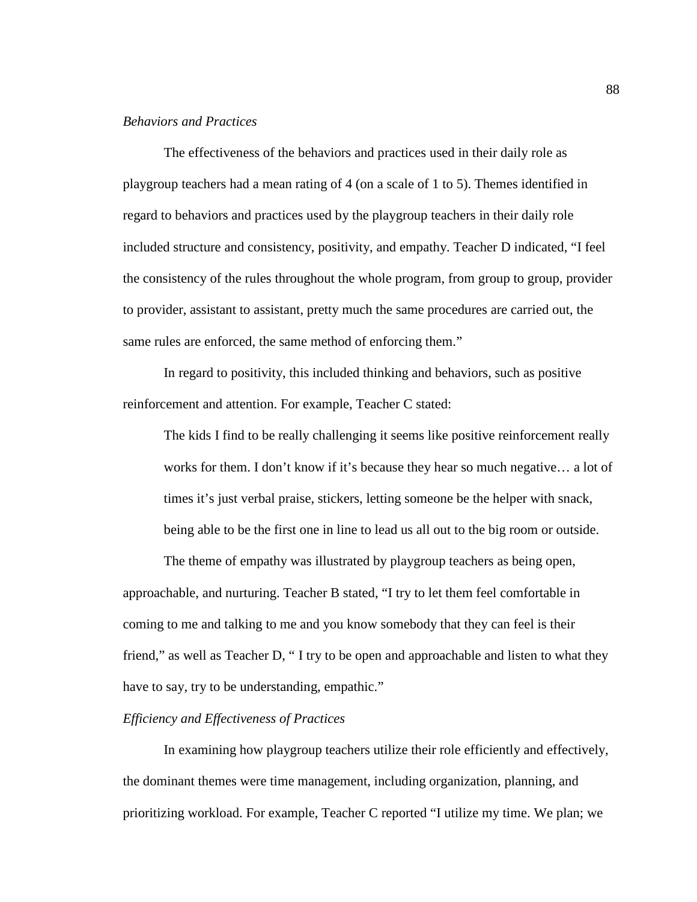*Behaviors and Practices*

The effectiveness of the behaviors and practices used in their daily role as playgroup teachers had a mean rating of 4 (on a scale of 1 to 5). Themes identified in regard to behaviors and practices used by the playgroup teachers in their daily role included structure and consistency, positivity, and empathy. Teacher D indicated, "I feel the consistency of the rules throughout the whole program, from group to group, provider to provider, assistant to assistant, pretty much the same procedures are carried out, the same rules are enforced, the same method of enforcing them."

In regard to positivity, this included thinking and behaviors, such as positive reinforcement and attention. For example, Teacher C stated:

> The kids I find to be really challenging it seems like positive reinforcement really works for them. I don't know if it's because they hear so much negative… a lot of times it's just verbal praise, stickers, letting someone be the helper with snack, being able to be the first one in line to lead us all out to the big room or outside.

The theme of empathy was illustrated by playgroup teachers as being open, approachable, and nurturing. Teacher B stated, "I try to let them feel comfortable in coming to me and talking to me and you know somebody that they can feel is their friend," as well as Teacher D, " I try to be open and approachable and listen to what they have to say, try to be understanding, empathic."

*Efficiency and Effectiveness of Practices*

In examining how playgroup teachers utilize their role efficiently and effectively, the dominant themes were time management, including organization, planning, and prioritizing workload. For example, Teacher C reported "I utilize my time. We plan; we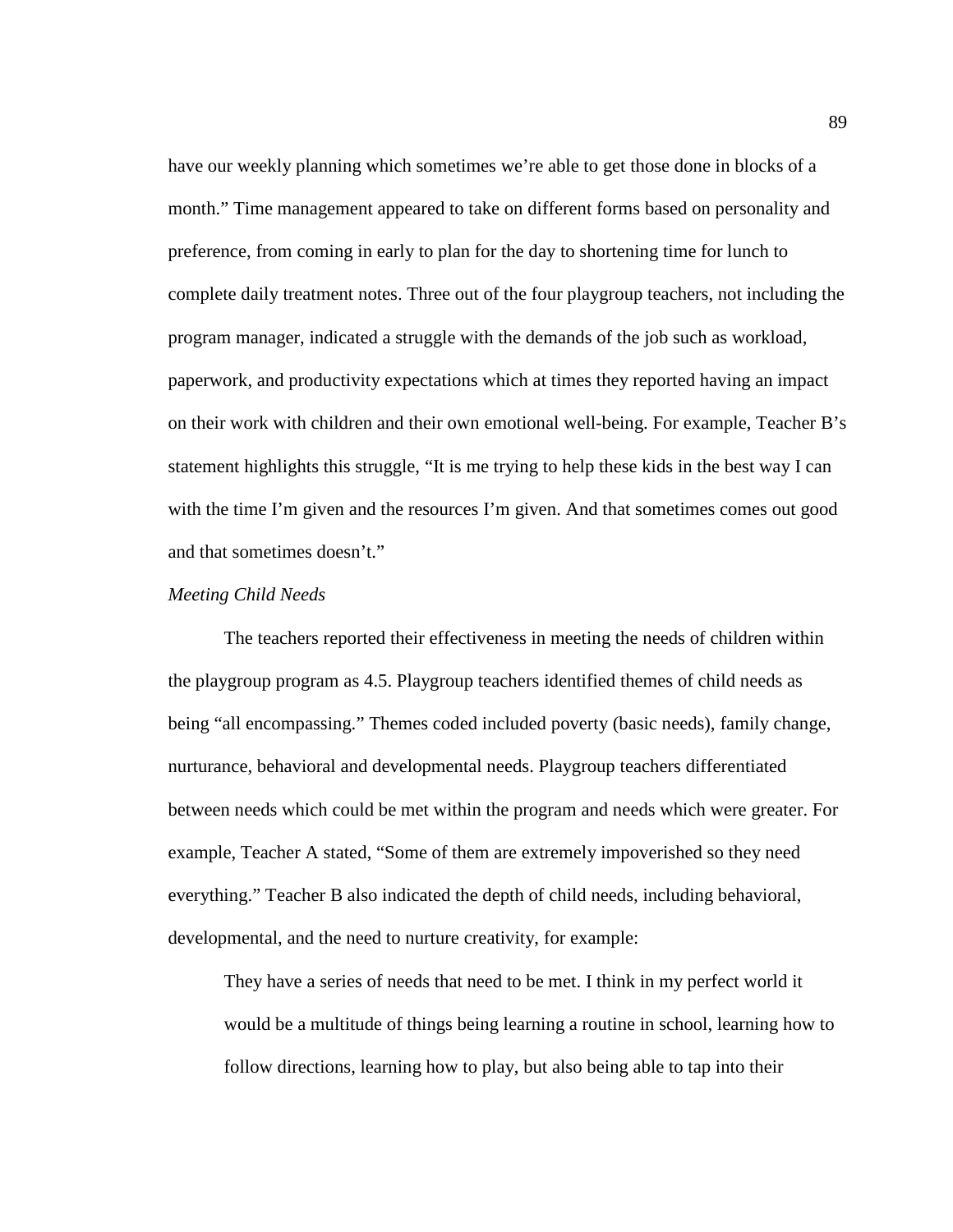have our weekly planning which sometimes we're able to get those done in blocks of a month." Time management appeared to take on different forms based on personality and preference, from coming in early to plan for the day to shortening time for lunch to complete daily treatment notes. Three out of the four playgroup teachers, not including the program manager, indicated a struggle with the demands of the job such as workload, paperwork, and productivity expectations which at times they reported having an impact on their work with children and their own emotional well-being. For example, Teacher B's statement highlights this struggle, "It is me trying to help these kids in the best way I can with the time I'm given and the resources I'm given. And that sometimes comes out good and that sometimes doesn't."

*Meeting Child Needs*

The teachers reported their effectiveness in meeting the needs of children within the playgroup program as 4.5. Playgroup teachers identified themes of child needs as being "all encompassing." Themes coded included poverty (basic needs), family change, nurturance, behavioral and developmental needs. Playgroup teachers differentiated between needs which could be met within the program and needs which were greater. For example, Teacher A stated, "Some of them are extremely impoverished so they need everything." Teacher B also indicated the depth of child needs, including behavioral, developmental, and the need to nurture creativity, for example:

> They have a series of needs that need to be met. I think in my perfect world it would be a multitude of things being learning a routine in school, learning how to follow directions, learning how to play, but also being able to tap into their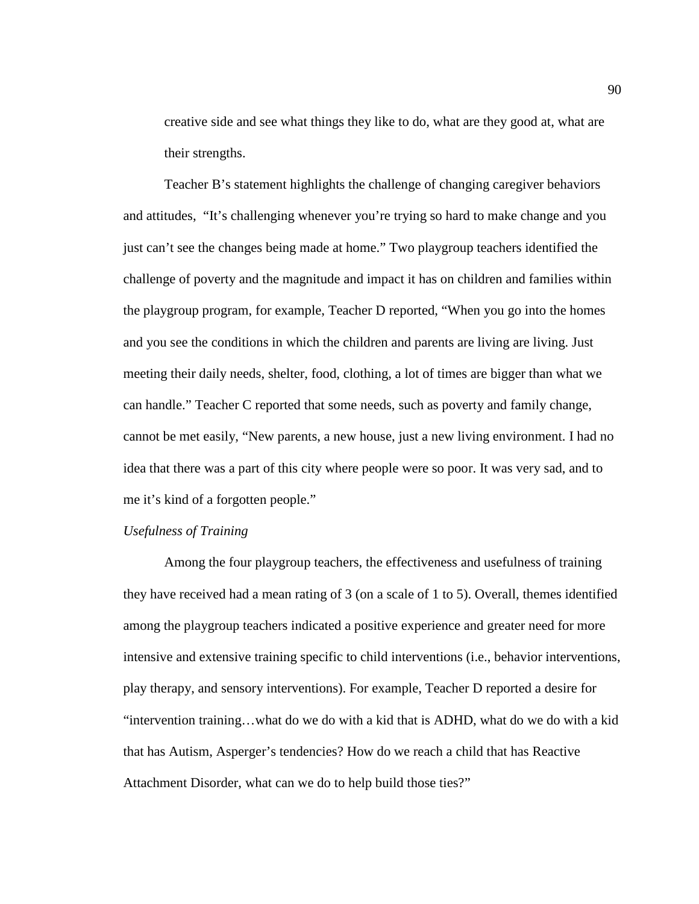creative side and see what things they like to do, what are they good at, what are their strengths.

Teacher B's statement highlights the challenge of changing caregiver behaviors and attitudes, "It's challenging whenever you're trying so hard to make change and you just can't see the changes being made at home." Two playgroup teachers identified the challenge of poverty and the magnitude and impact it has on children and families within the playgroup program, for example, Teacher D reported, "When you go into the homes and you see the conditions in which the children and parents are living are living. Just meeting their daily needs, shelter, food, clothing, a lot of times are bigger than what we can handle." Teacher C reported that some needs, such as poverty and family change, cannot be met easily, "New parents, a new house, just a new living environment. I had no idea that there was a part of this city where people were so poor. It was very sad, and to me it's kind of a forgotten people."

*Usefulness of Training*

Among the four playgroup teachers, the effectiveness and usefulness of training they have received had a mean rating of 3 (on a scale of 1 to 5). Overall, themes identified among the playgroup teachers indicated a positive experience and greater need for more intensive and extensive training specific to child interventions (i.e., behavior interventions, play therapy, and sensory interventions). For example, Teacher D reported a desire for "intervention training…what do we do with a kid that is ADHD, what do we do with a kid that has Autism, Asperger's tendencies? How do we reach a child that has Reactive Attachment Disorder, what can we do to help build those ties?"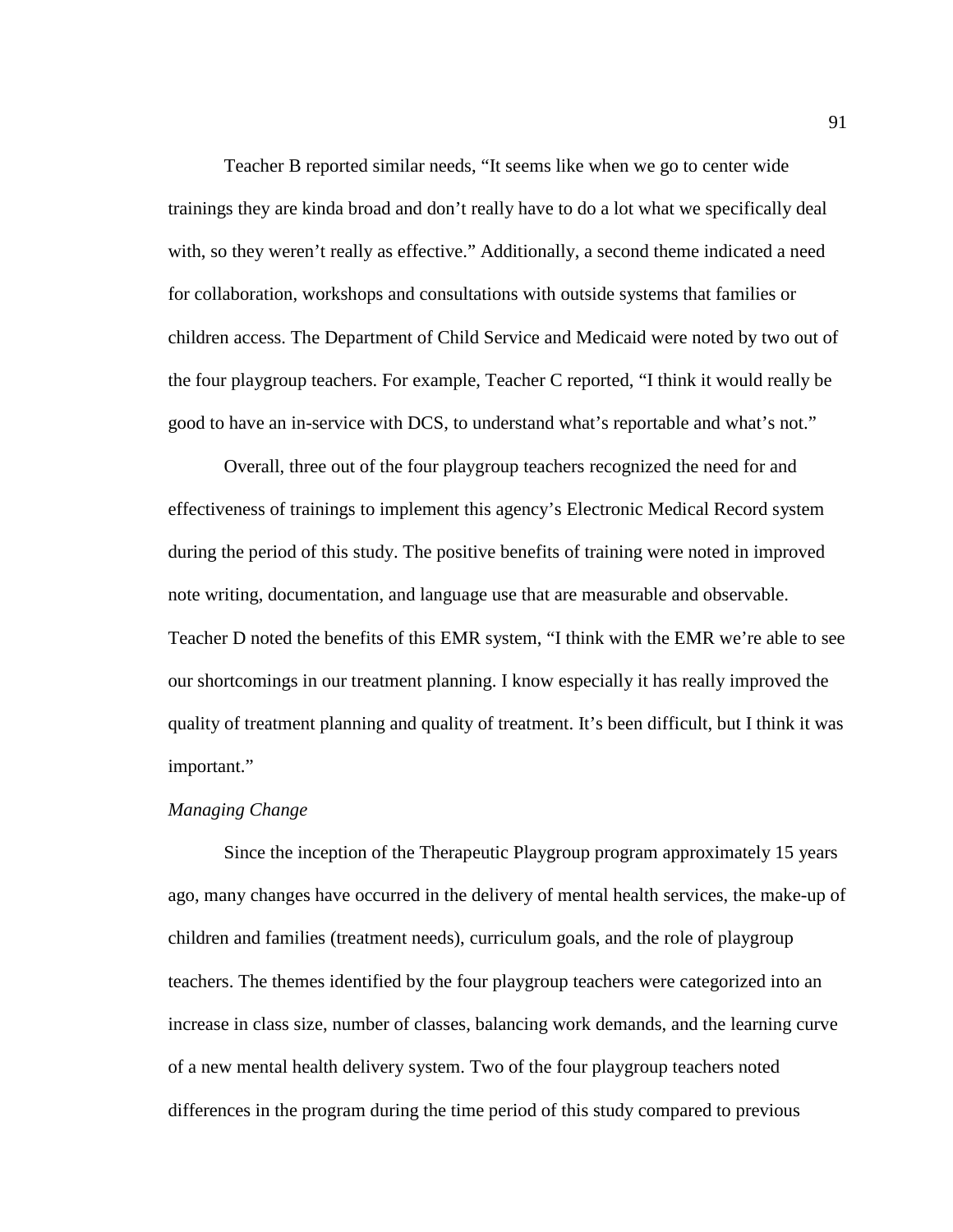Teacher B reported similar needs, “It seems like when we go to center wide trainings they are kinda broad and don’t really have to do a lot what we specifically deal with, so they weren’t really as effective.” Additionally, a second theme indicated a need for collaboration, workshops and consultations with outside systems that families or children access. The Department of Child Service and Medicaid were noted by two out of the four playgroup teachers. For example, Teacher C reported, “I think it would really be good to have an in-service with DCS, to understand what’s reportable and what’s not.”

Overall, three out of the four playgroup teachers recognized the need for and effectiveness of trainings to implement this agency’s Electronic Medical Record system during the period of this study. The positive benefits of training were noted in improved note writing, documentation, and language use that are measurable and observable. Teacher D noted the benefits of this EMR system, “I think with the EMR we’re able to see our shortcomings in our treatment planning. I know especially it has really improved the quality of treatment planning and quality of treatment. It’s been difficult, but I think it was important.”

*Managing Change*

Since the inception of the Therapeutic Playgroup program approximately 15 years ago, many changes have occurred in the delivery of mental health services, the make-up of children and families (treatment needs), curriculum goals, and the role of playgroup teachers. The themes identified by the four playgroup teachers were categorized into an increase in class size, number of classes, balancing work demands, and the learning curve of a new mental health delivery system. Two of the four playgroup teachers noted differences in the program during the time period of this study compared to previous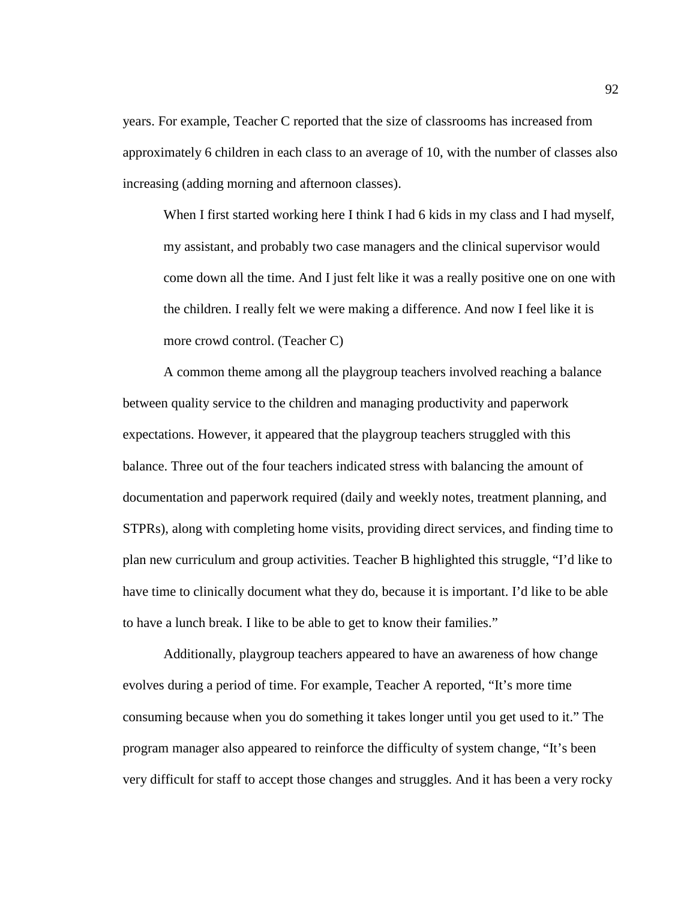years. For example, Teacher C reported that the size of classrooms has increased from approximately 6 children in each class to an average of 10, with the number of classes also increasing (adding morning and afternoon classes).

> When I first started working here I think I had 6 kids in my class and I had myself, my assistant, and probably two case managers and the clinical supervisor would come down all the time. And I just felt like it was a really positive one on one with the children. I really felt we were making a difference. And now I feel like it is more crowd control. (Teacher C)

A common theme among all the playgroup teachers involved reaching a balance between quality service to the children and managing productivity and paperwork expectations. However, it appeared that the playgroup teachers struggled with this balance. Three out of the four teachers indicated stress with balancing the amount of documentation and paperwork required (daily and weekly notes, treatment planning, and STPRs), along with completing home visits, providing direct services, and finding time to plan new curriculum and group activities. Teacher B highlighted this struggle, "I'd like to have time to clinically document what they do, because it is important. I'd like to be able to have a lunch break. I like to be able to get to know their families."

Additionally, playgroup teachers appeared to have an awareness of how change evolves during a period of time. For example, Teacher A reported, "It's more time consuming because when you do something it takes longer until you get used to it." The program manager also appeared to reinforce the difficulty of system change, "It's been very difficult for staff to accept those changes and struggles. And it has been a very rocky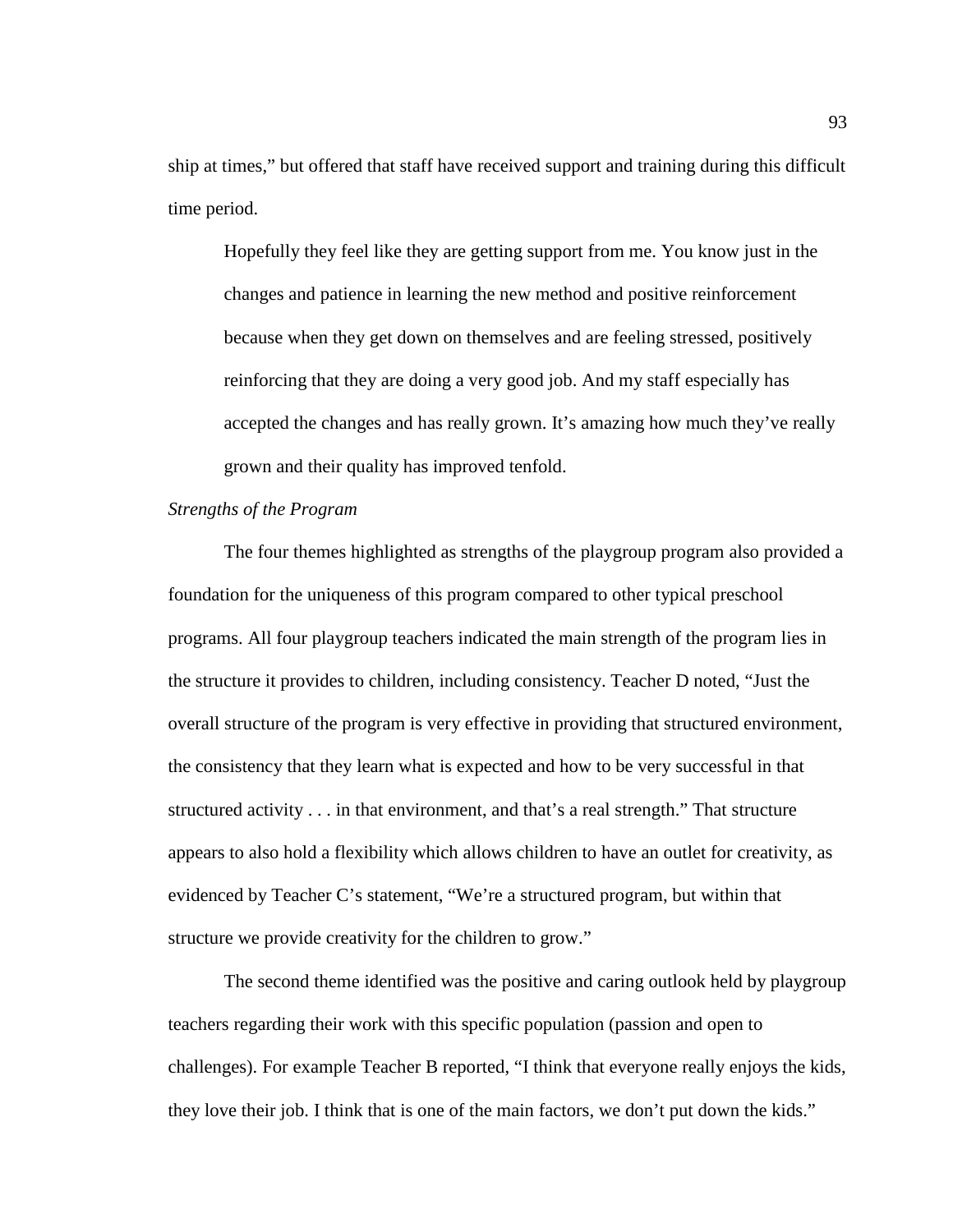ship at times," but offered that staff have received support and training during this difficult time period.

> Hopefully they feel like they are getting support from me. You know just in the changes and patience in learning the new method and positive reinforcement because when they get down on themselves and are feeling stressed, positively reinforcing that they are doing a very good job. And my staff especially has accepted the changes and has really grown. It's amazing how much they've really grown and their quality has improved tenfold.

*Strengths of the Program*

The four themes highlighted as strengths of the playgroup program also provided a foundation for the uniqueness of this program compared to other typical preschool programs. All four playgroup teachers indicated the main strength of the program lies in the structure it provides to children, including consistency. Teacher D noted, "Just the overall structure of the program is very effective in providing that structured environment, the consistency that they learn what is expected and how to be very successful in that structured activity . . . in that environment, and that's a real strength." That structure appears to also hold a flexibility which allows children to have an outlet for creativity, as evidenced by Teacher C's statement, "We're a structured program, but within that structure we provide creativity for the children to grow."

The second theme identified was the positive and caring outlook held by playgroup teachers regarding their work with this specific population (passion and open to challenges). For example Teacher B reported, "I think that everyone really enjoys the kids, they love their job. I think that is one of the main factors, we don't put down the kids."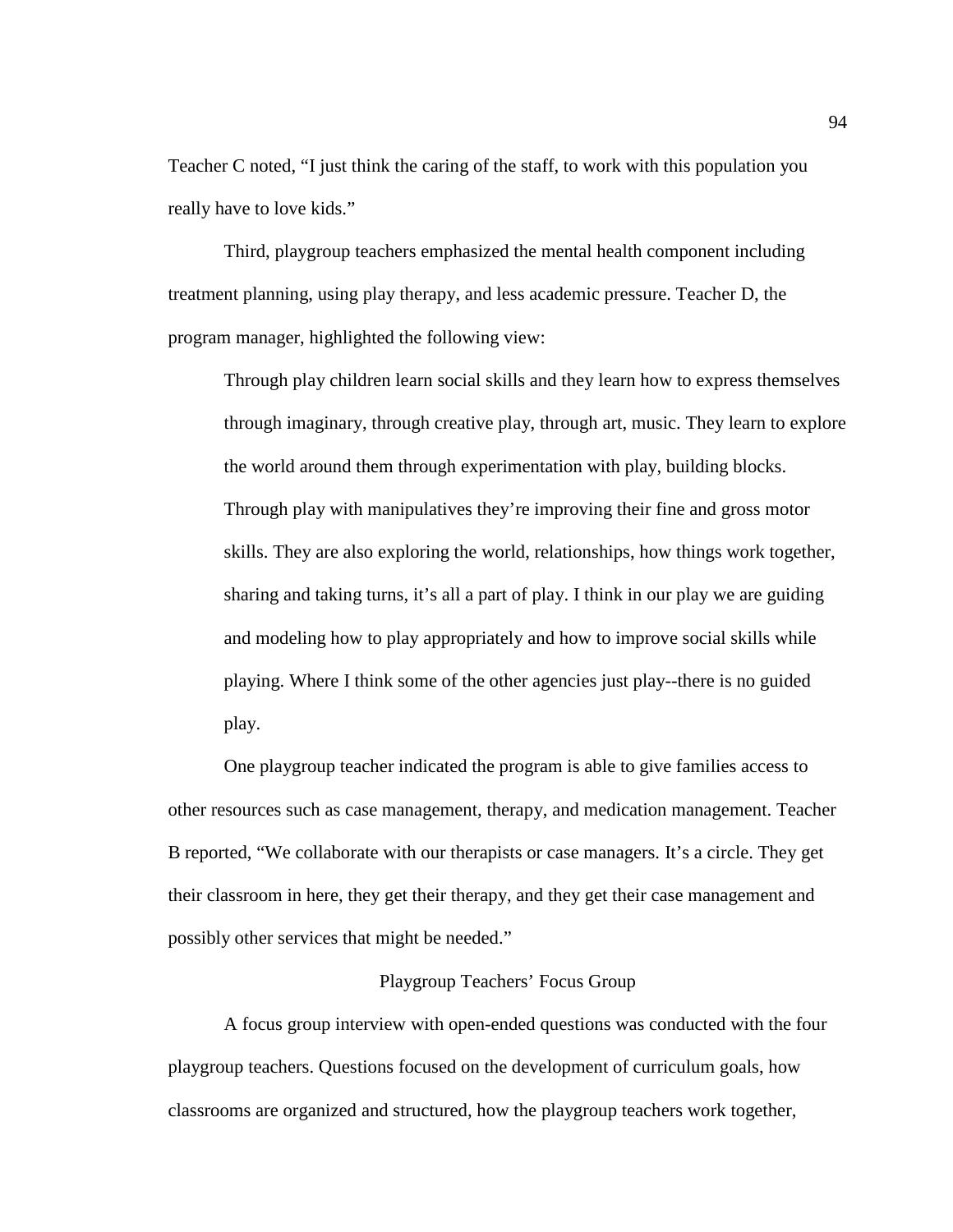Teacher C noted, “I just think the caring of the staff, to work with this population you really have to love kids.”

Third, playgroup teachers emphasized the mental health component including treatment planning, using play therapy, and less academic pressure. Teacher D, the program manager, highlighted the following view:

> Through play children learn social skills and they learn how to express themselves through imaginary, through creative play, through art, music. They learn to explore the world around them through experimentation with play, building blocks. Through play with manipulatives they’re improving their fine and gross motor skills. They are also exploring the world, relationships, how things work together, sharing and taking turns, it’s all a part of play. I think in our play we are guiding and modeling how to play appropriately and how to improve social skills while playing. Where I think some of the other agencies just play--there is no guided play.

One playgroup teacher indicated the program is able to give families access to other resources such as case management, therapy, and medication management. Teacher B reported, “We collaborate with our therapists or case managers. It’s a circle. They get their classroom in here, they get their therapy, and they get their case management and possibly other services that might be needed.”

## Playgroup Teachers’ Focus Group

A focus group interview with open-ended questions was conducted with the four playgroup teachers. Questions focused on the development of curriculum goals, how classrooms are organized and structured, how the playgroup teachers work together,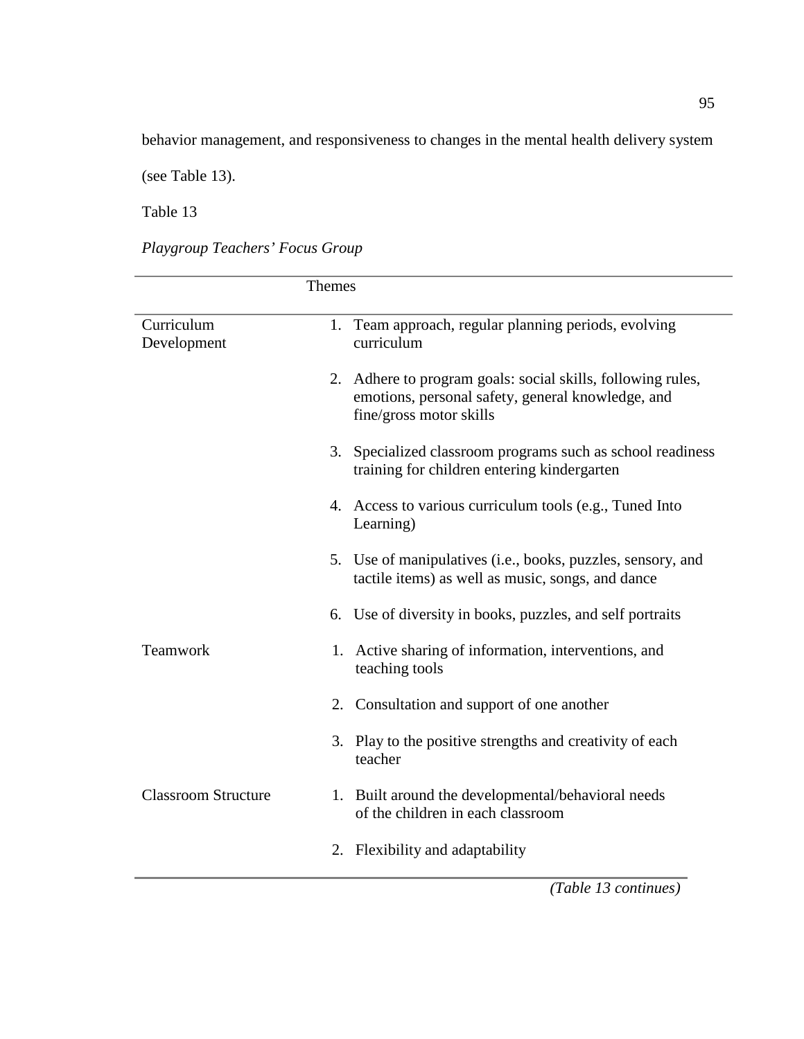behavior management, and responsiveness to changes in the mental health delivery system (see Table 13).

Table 13

*Playgroup Teachers' Focus Group*

| | Themes |
|---|---|
| Curriculum Development | 1. Team approach, regular planning periods, evolving curriculum |
| | 2. Adhere to program goals: social skills, following rules, emotions, personal safety, general knowledge, and fine/gross motor skills |
| | 3. Specialized classroom programs such as school readiness training for children entering kindergarten |
| | 4. Access to various curriculum tools (e.g., Tuned Into Learning) |
| | 5. Use of manipulatives (i.e., books, puzzles, sensory, and tactile items) as well as music, songs, and dance |
| | 6. Use of diversity in books, puzzles, and self portraits |
| Teamwork | 1. Active sharing of information, interventions, and teaching tools |
| | 2. Consultation and support of one another |
| | 3. Play to the positive strengths and creativity of each teacher |
| Classroom Structure | 1. Built around the developmental/behavioral needs of the children in each classroom |
| | 2. Flexibility and adaptability |

*(Table 13 continues)*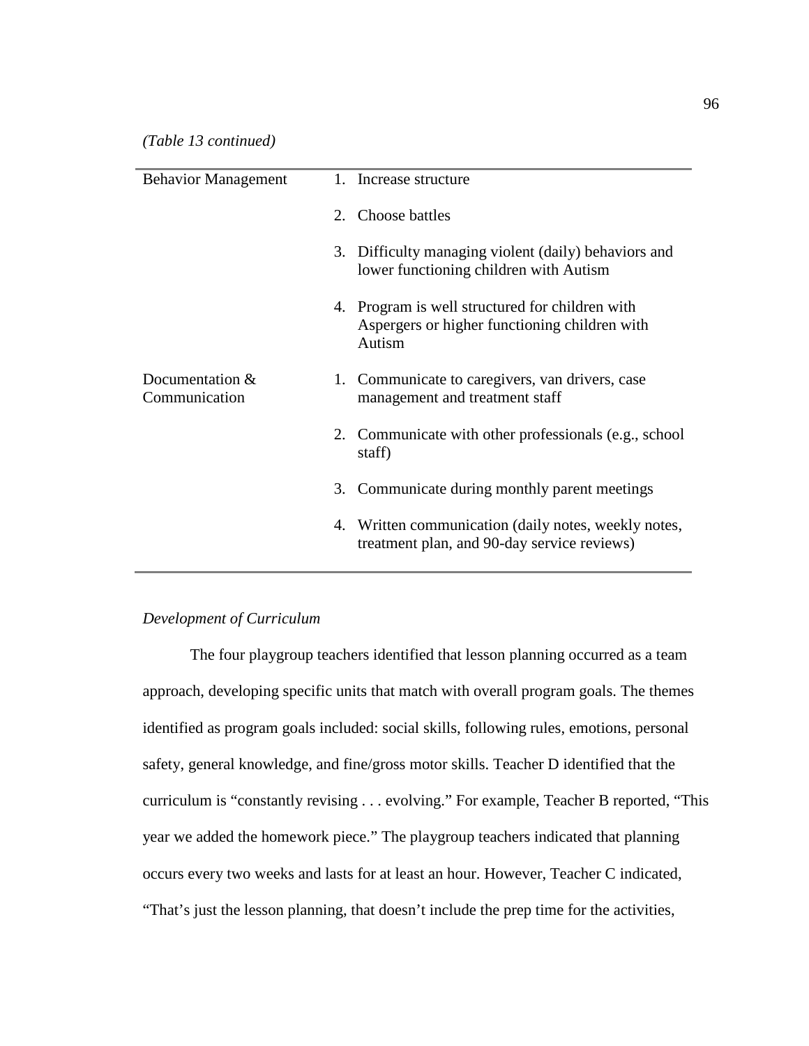*(Table 13 continued)*

| | |
|---|---|
| Behavior Management | 1. Increase structure |
| | 2. Choose battles |
| | 3. Difficulty managing violent (daily) behaviors and lower functioning children with Autism |
| | 4. Program is well structured for children with Aspergers or higher functioning children with Autism |
| Documentation & Communication | 1. Communicate to caregivers, van drivers, case management and treatment staff |
| | 2. Communicate with other professionals (e.g., school staff) |
| | 3. Communicate during monthly parent meetings |
| | 4. Written communication (daily notes, weekly notes, treatment plan, and 90-day service reviews) |

*Development of Curriculum*

The four playgroup teachers identified that lesson planning occurred as a team approach, developing specific units that match with overall program goals. The themes identified as program goals included: social skills, following rules, emotions, personal safety, general knowledge, and fine/gross motor skills. Teacher D identified that the curriculum is "constantly revising . . . evolving." For example, Teacher B reported, "This year we added the homework piece." The playgroup teachers indicated that planning occurs every two weeks and lasts for at least an hour. However, Teacher C indicated, "That's just the lesson planning, that doesn't include the prep time for the activities,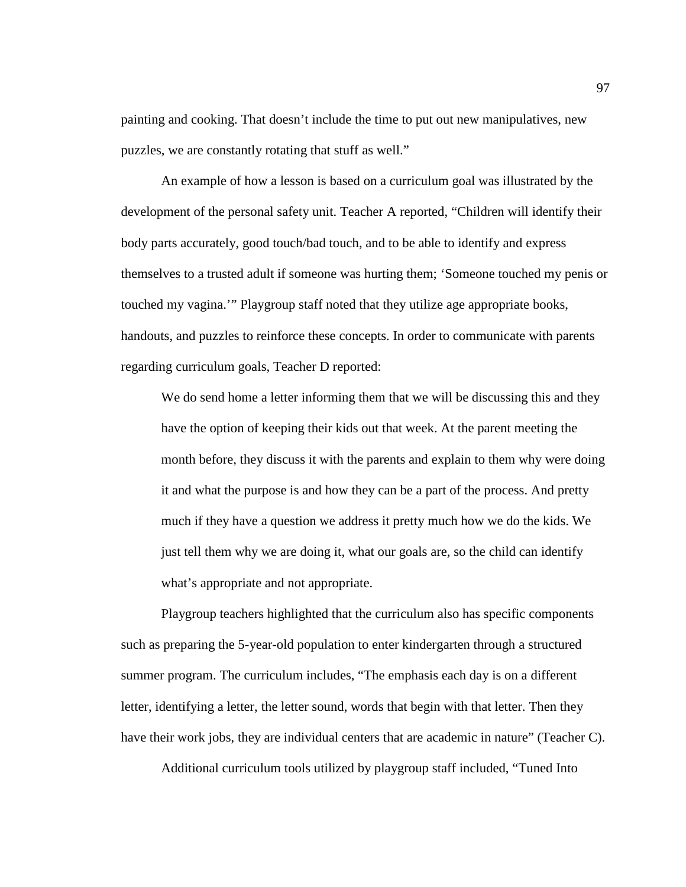painting and cooking. That doesn't include the time to put out new manipulatives, new puzzles, we are constantly rotating that stuff as well."

An example of how a lesson is based on a curriculum goal was illustrated by the development of the personal safety unit. Teacher A reported, "Children will identify their body parts accurately, good touch/bad touch, and to be able to identify and express themselves to a trusted adult if someone was hurting them; 'Someone touched my penis or touched my vagina.'" Playgroup staff noted that they utilize age appropriate books, handouts, and puzzles to reinforce these concepts. In order to communicate with parents regarding curriculum goals, Teacher D reported:

> We do send home a letter informing them that we will be discussing this and they have the option of keeping their kids out that week. At the parent meeting the month before, they discuss it with the parents and explain to them why were doing it and what the purpose is and how they can be a part of the process. And pretty much if they have a question we address it pretty much how we do the kids. We just tell them why we are doing it, what our goals are, so the child can identify what's appropriate and not appropriate.

Playgroup teachers highlighted that the curriculum also has specific components such as preparing the 5-year-old population to enter kindergarten through a structured summer program. The curriculum includes, "The emphasis each day is on a different letter, identifying a letter, the letter sound, words that begin with that letter. Then they have their work jobs, they are individual centers that are academic in nature" (Teacher C).

Additional curriculum tools utilized by playgroup staff included, "Tuned Into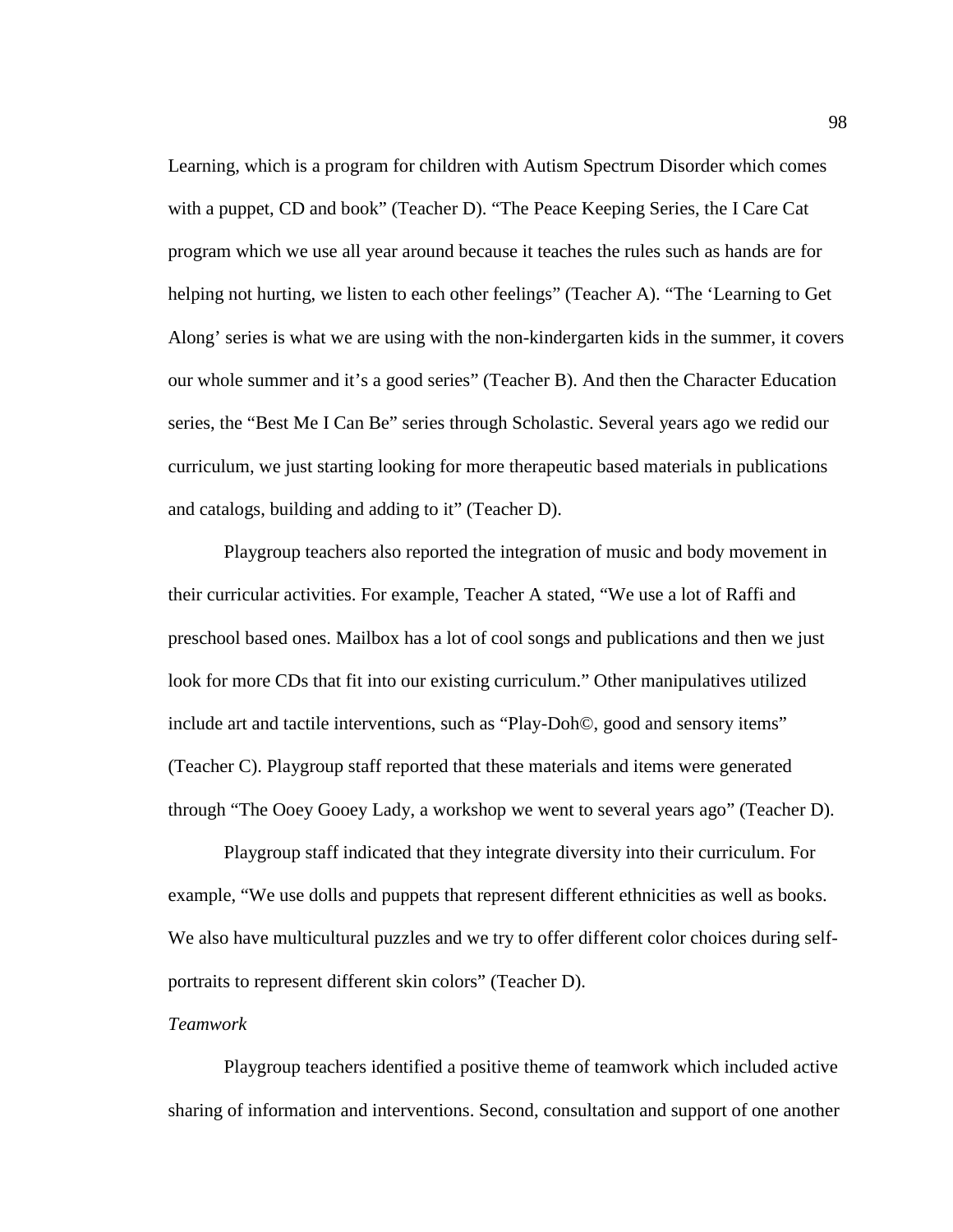Learning, which is a program for children with Autism Spectrum Disorder which comes with a puppet, CD and book" (Teacher D). "The Peace Keeping Series, the I Care Cat program which we use all year around because it teaches the rules such as hands are for helping not hurting, we listen to each other feelings" (Teacher A). "The 'Learning to Get Along' series is what we are using with the non-kindergarten kids in the summer, it covers our whole summer and it's a good series" (Teacher B). And then the Character Education series, the "Best Me I Can Be" series through Scholastic. Several years ago we redid our curriculum, we just starting looking for more therapeutic based materials in publications and catalogs, building and adding to it" (Teacher D).

Playgroup teachers also reported the integration of music and body movement in their curricular activities. For example, Teacher A stated, "We use a lot of Raffi and preschool based ones. Mailbox has a lot of cool songs and publications and then we just look for more CDs that fit into our existing curriculum." Other manipulatives utilized include art and tactile interventions, such as "Play-Doh©, good and sensory items" (Teacher C). Playgroup staff reported that these materials and items were generated through "The Ooey Gooey Lady, a workshop we went to several years ago" (Teacher D).

Playgroup staff indicated that they integrate diversity into their curriculum. For example, "We use dolls and puppets that represent different ethnicities as well as books. We also have multicultural puzzles and we try to offer different color choices during self-portraits to represent different skin colors" (Teacher D).

*Teamwork*

Playgroup teachers identified a positive theme of teamwork which included active sharing of information and interventions. Second, consultation and support of one another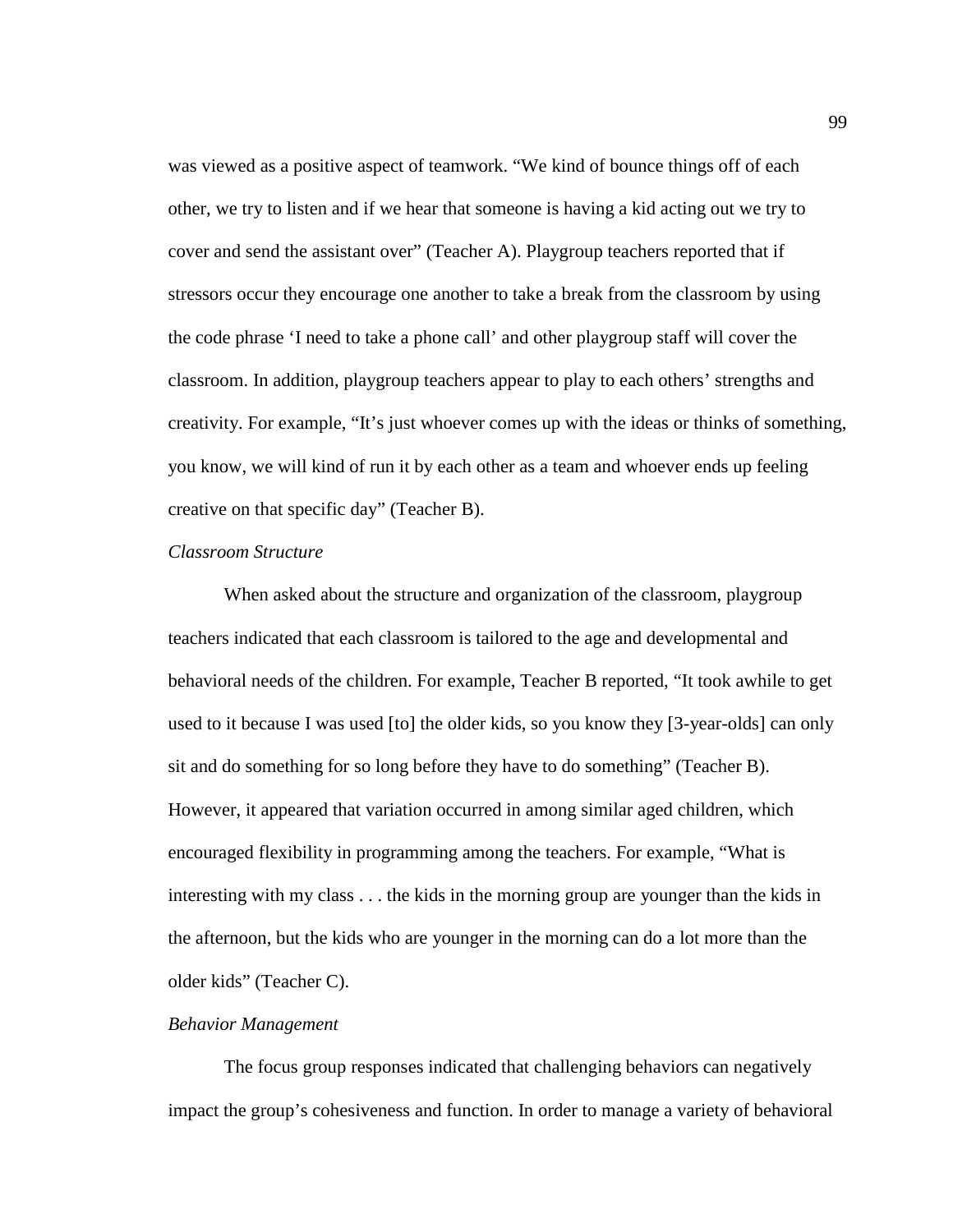was viewed as a positive aspect of teamwork. “We kind of bounce things off of each other, we try to listen and if we hear that someone is having a kid acting out we try to cover and send the assistant over” (Teacher A). Playgroup teachers reported that if stressors occur they encourage one another to take a break from the classroom by using the code phrase ‘I need to take a phone call’ and other playgroup staff will cover the classroom. In addition, playgroup teachers appear to play to each others’ strengths and creativity. For example, “It’s just whoever comes up with the ideas or thinks of something, you know, we will kind of run it by each other as a team and whoever ends up feeling creative on that specific day” (Teacher B).

*Classroom Structure*

When asked about the structure and organization of the classroom, playgroup teachers indicated that each classroom is tailored to the age and developmental and behavioral needs of the children. For example, Teacher B reported, “It took awhile to get used to it because I was used [to] the older kids, so you know they [3-year-olds] can only sit and do something for so long before they have to do something” (Teacher B). However, it appeared that variation occurred in among similar aged children, which encouraged flexibility in programming among the teachers. For example, “What is interesting with my class . . . the kids in the morning group are younger than the kids in the afternoon, but the kids who are younger in the morning can do a lot more than the older kids” (Teacher C).

*Behavior Management*

The focus group responses indicated that challenging behaviors can negatively impact the group’s cohesiveness and function. In order to manage a variety of behavioral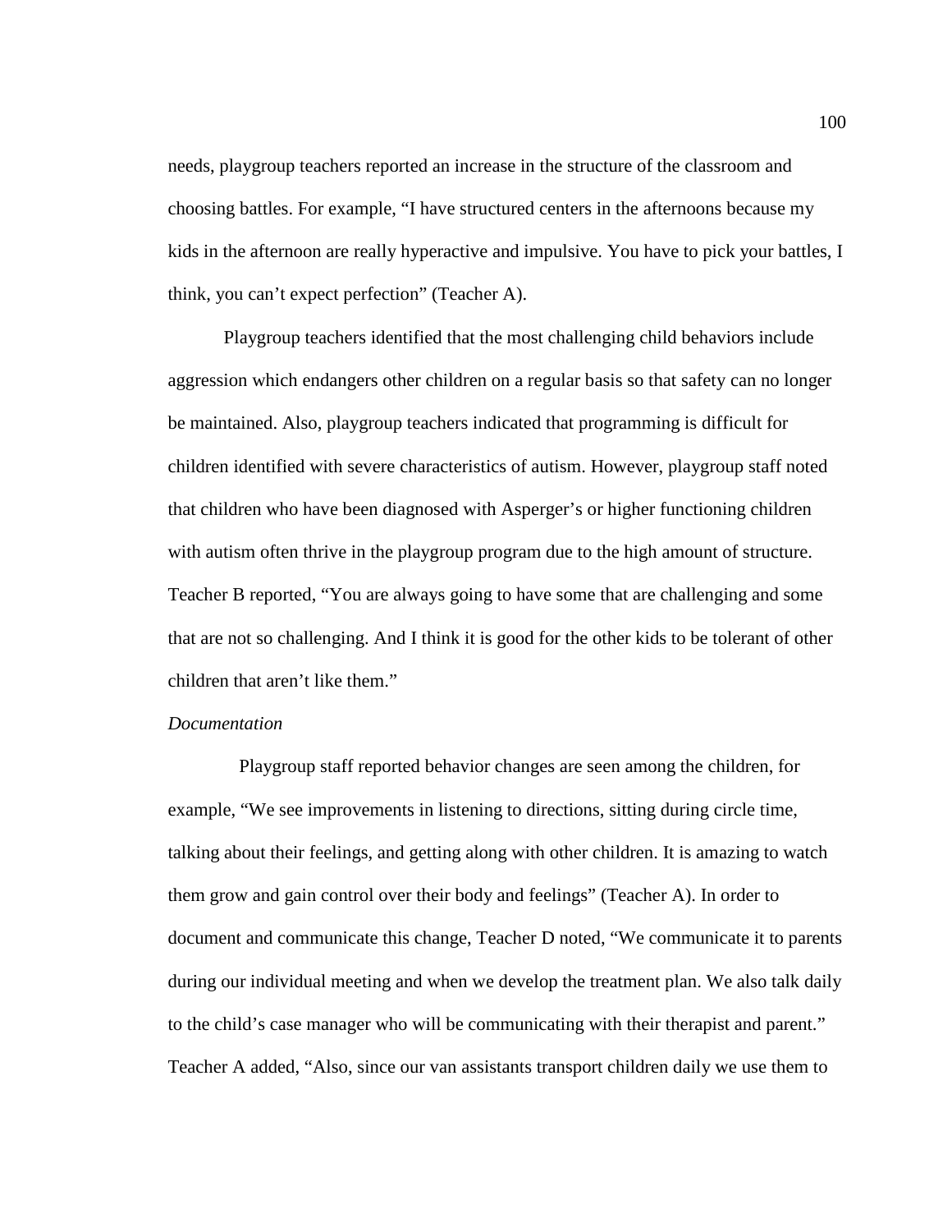needs, playgroup teachers reported an increase in the structure of the classroom and choosing battles. For example, “I have structured centers in the afternoons because my kids in the afternoon are really hyperactive and impulsive. You have to pick your battles, I think, you can’t expect perfection” (Teacher A).

Playgroup teachers identified that the most challenging child behaviors include aggression which endangers other children on a regular basis so that safety can no longer be maintained. Also, playgroup teachers indicated that programming is difficult for children identified with severe characteristics of autism. However, playgroup staff noted that children who have been diagnosed with Asperger’s or higher functioning children with autism often thrive in the playgroup program due to the high amount of structure. Teacher B reported, “You are always going to have some that are challenging and some that are not so challenging. And I think it is good for the other kids to be tolerant of other children that aren’t like them.”

*Documentation*

Playgroup staff reported behavior changes are seen among the children, for example, “We see improvements in listening to directions, sitting during circle time, talking about their feelings, and getting along with other children. It is amazing to watch them grow and gain control over their body and feelings” (Teacher A). In order to document and communicate this change, Teacher D noted, “We communicate it to parents during our individual meeting and when we develop the treatment plan. We also talk daily to the child’s case manager who will be communicating with their therapist and parent.” Teacher A added, “Also, since our van assistants transport children daily we use them to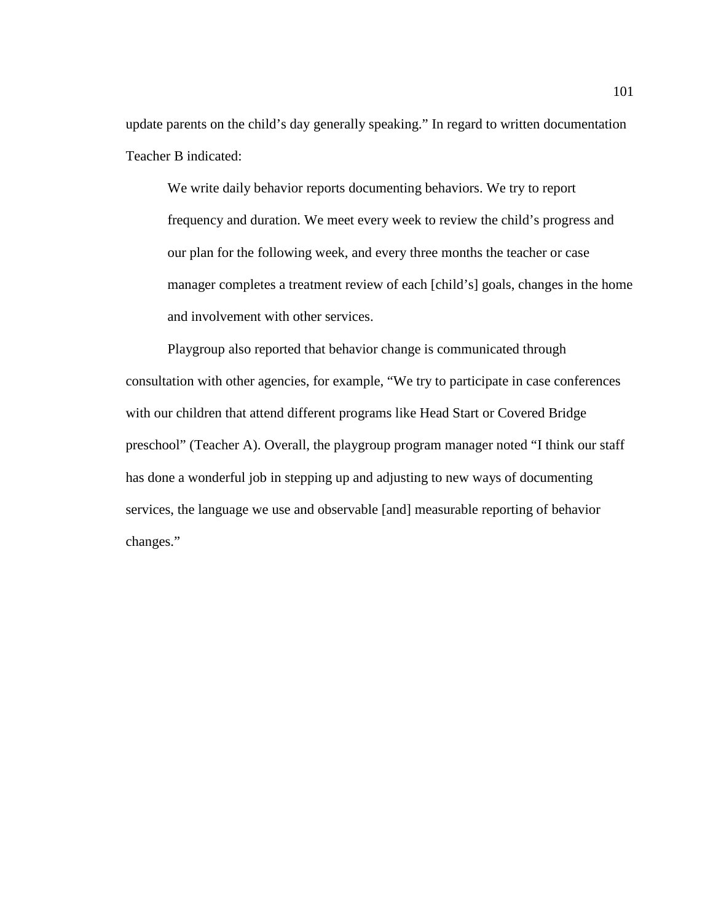update parents on the child's day generally speaking." In regard to written documentation Teacher B indicated:

> We write daily behavior reports documenting behaviors. We try to report frequency and duration. We meet every week to review the child's progress and our plan for the following week, and every three months the teacher or case manager completes a treatment review of each [child's] goals, changes in the home and involvement with other services.

Playgroup also reported that behavior change is communicated through consultation with other agencies, for example, "We try to participate in case conferences with our children that attend different programs like Head Start or Covered Bridge preschool" (Teacher A). Overall, the playgroup program manager noted "I think our staff has done a wonderful job in stepping up and adjusting to new ways of documenting services, the language we use and observable [and] measurable reporting of behavior changes."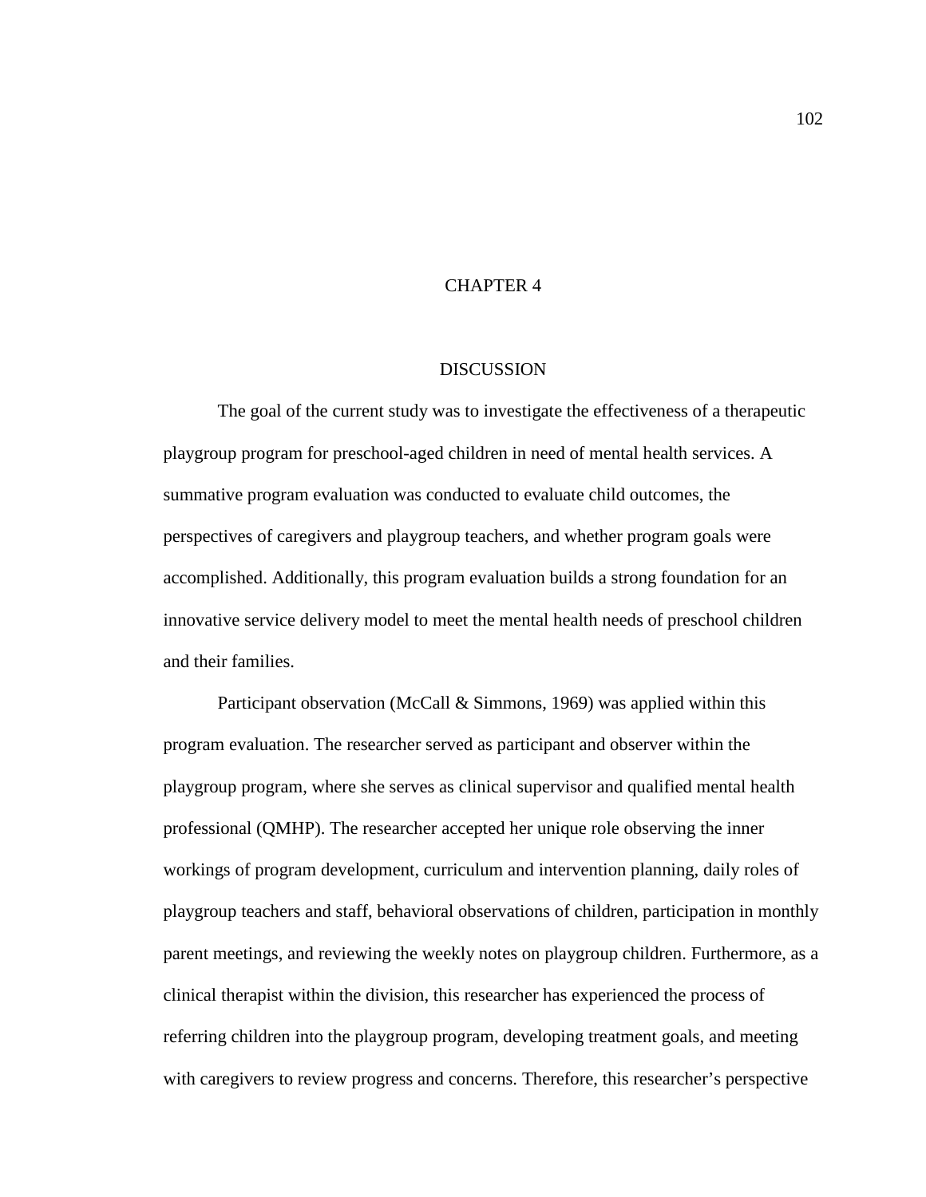# CHAPTER 4

## DISCUSSION

The goal of the current study was to investigate the effectiveness of a therapeutic playgroup program for preschool-aged children in need of mental health services. A summative program evaluation was conducted to evaluate child outcomes, the perspectives of caregivers and playgroup teachers, and whether program goals were accomplished. Additionally, this program evaluation builds a strong foundation for an innovative service delivery model to meet the mental health needs of preschool children and their families.

Participant observation (McCall & Simmons, 1969) was applied within this program evaluation. The researcher served as participant and observer within the playgroup program, where she serves as clinical supervisor and qualified mental health professional (QMHP). The researcher accepted her unique role observing the inner workings of program development, curriculum and intervention planning, daily roles of playgroup teachers and staff, behavioral observations of children, participation in monthly parent meetings, and reviewing the weekly notes on playgroup children. Furthermore, as a clinical therapist within the division, this researcher has experienced the process of referring children into the playgroup program, developing treatment goals, and meeting with caregivers to review progress and concerns. Therefore, this researcher's perspective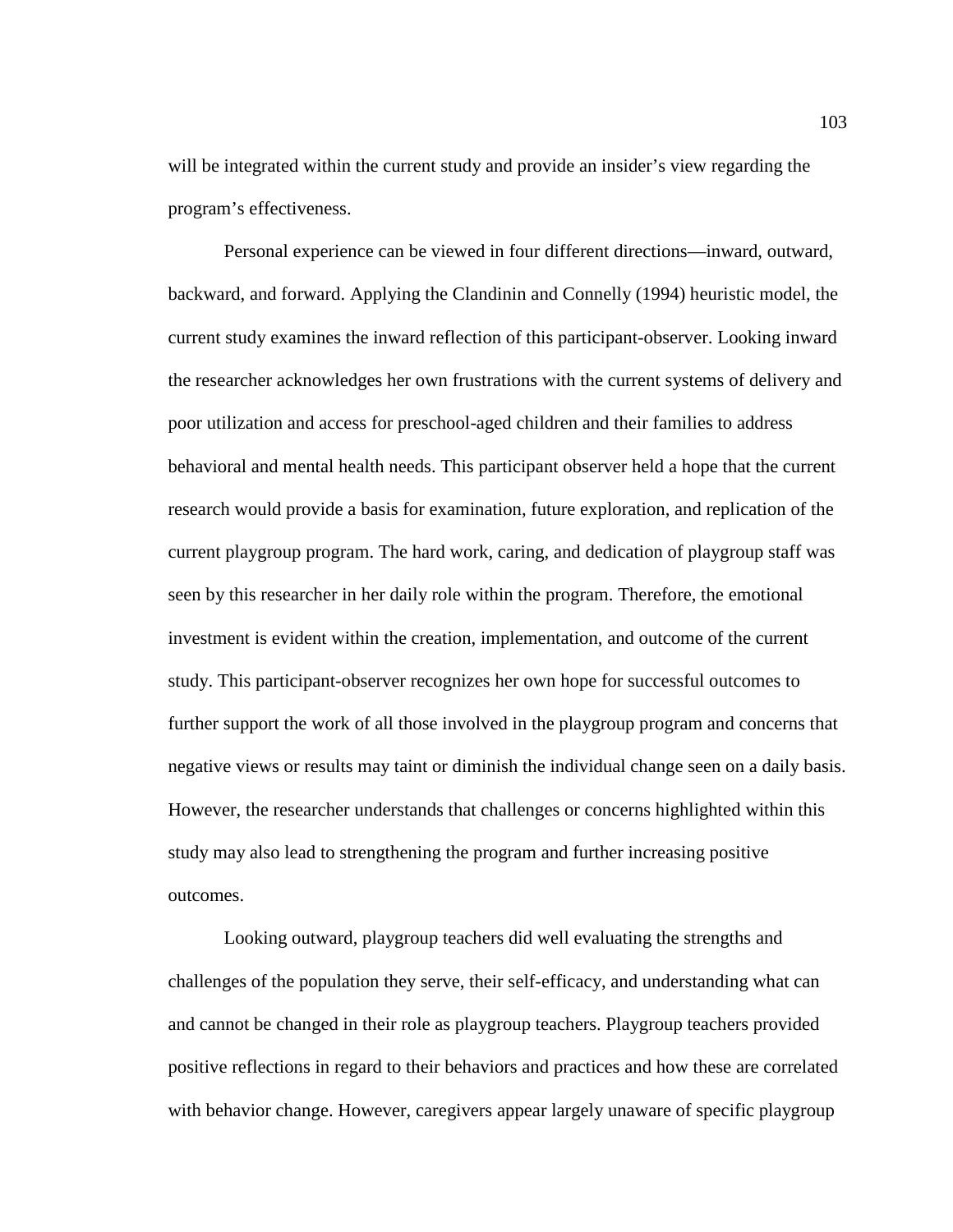will be integrated within the current study and provide an insider's view regarding the program's effectiveness.

Personal experience can be viewed in four different directions—inward, outward, backward, and forward. Applying the Clandinin and Connelly (1994) heuristic model, the current study examines the inward reflection of this participant-observer. Looking inward the researcher acknowledges her own frustrations with the current systems of delivery and poor utilization and access for preschool-aged children and their families to address behavioral and mental health needs. This participant observer held a hope that the current research would provide a basis for examination, future exploration, and replication of the current playgroup program. The hard work, caring, and dedication of playgroup staff was seen by this researcher in her daily role within the program. Therefore, the emotional investment is evident within the creation, implementation, and outcome of the current study. This participant-observer recognizes her own hope for successful outcomes to further support the work of all those involved in the playgroup program and concerns that negative views or results may taint or diminish the individual change seen on a daily basis. However, the researcher understands that challenges or concerns highlighted within this study may also lead to strengthening the program and further increasing positive outcomes.

Looking outward, playgroup teachers did well evaluating the strengths and challenges of the population they serve, their self-efficacy, and understanding what can and cannot be changed in their role as playgroup teachers. Playgroup teachers provided positive reflections in regard to their behaviors and practices and how these are correlated with behavior change. However, caregivers appear largely unaware of specific playgroup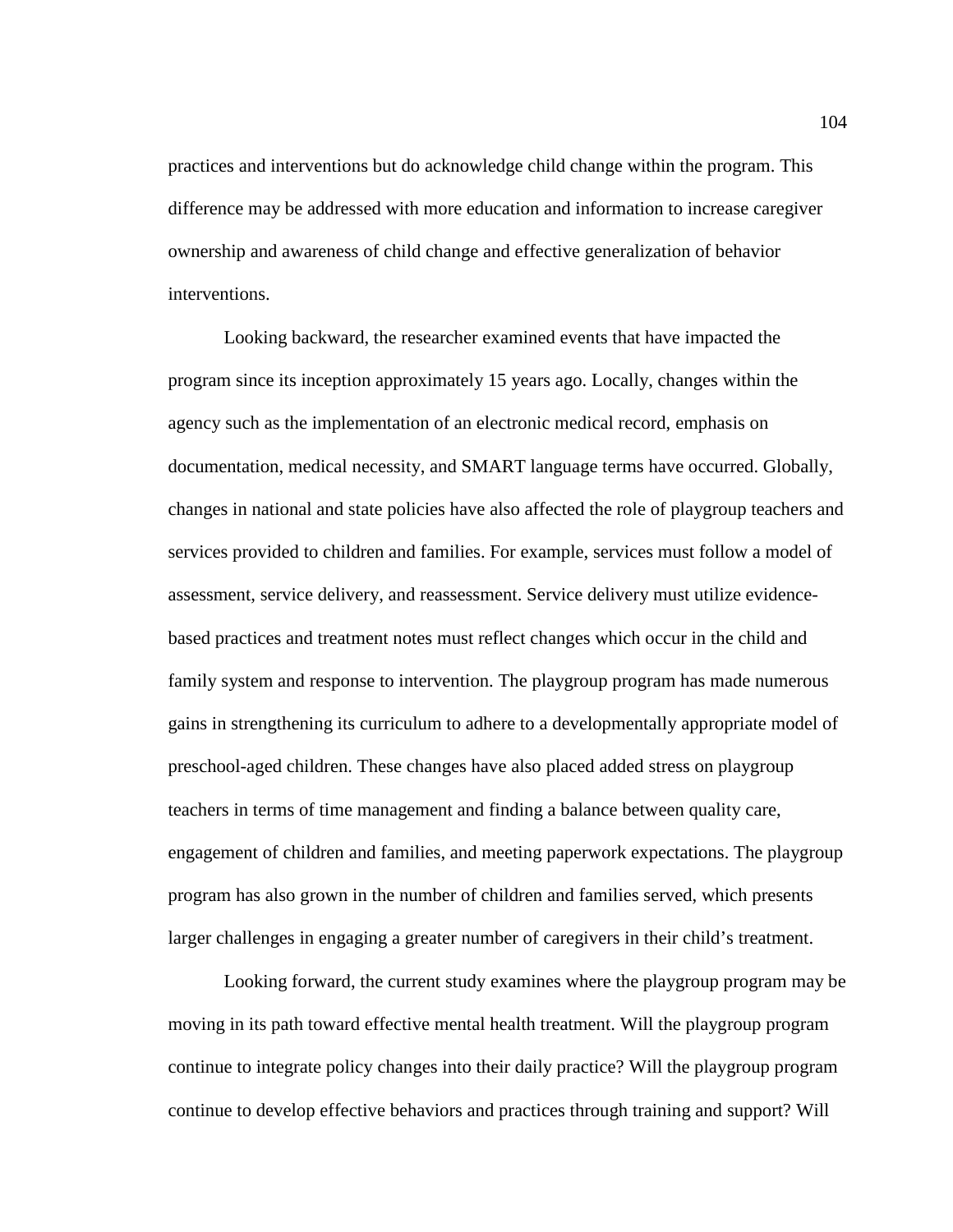practices and interventions but do acknowledge child change within the program. This difference may be addressed with more education and information to increase caregiver ownership and awareness of child change and effective generalization of behavior interventions.

Looking backward, the researcher examined events that have impacted the program since its inception approximately 15 years ago. Locally, changes within the agency such as the implementation of an electronic medical record, emphasis on documentation, medical necessity, and SMART language terms have occurred. Globally, changes in national and state policies have also affected the role of playgroup teachers and services provided to children and families. For example, services must follow a model of assessment, service delivery, and reassessment. Service delivery must utilize evidence-based practices and treatment notes must reflect changes which occur in the child and family system and response to intervention. The playgroup program has made numerous gains in strengthening its curriculum to adhere to a developmentally appropriate model of preschool-aged children. These changes have also placed added stress on playgroup teachers in terms of time management and finding a balance between quality care, engagement of children and families, and meeting paperwork expectations. The playgroup program has also grown in the number of children and families served, which presents larger challenges in engaging a greater number of caregivers in their child's treatment.

Looking forward, the current study examines where the playgroup program may be moving in its path toward effective mental health treatment. Will the playgroup program continue to integrate policy changes into their daily practice? Will the playgroup program continue to develop effective behaviors and practices through training and support? Will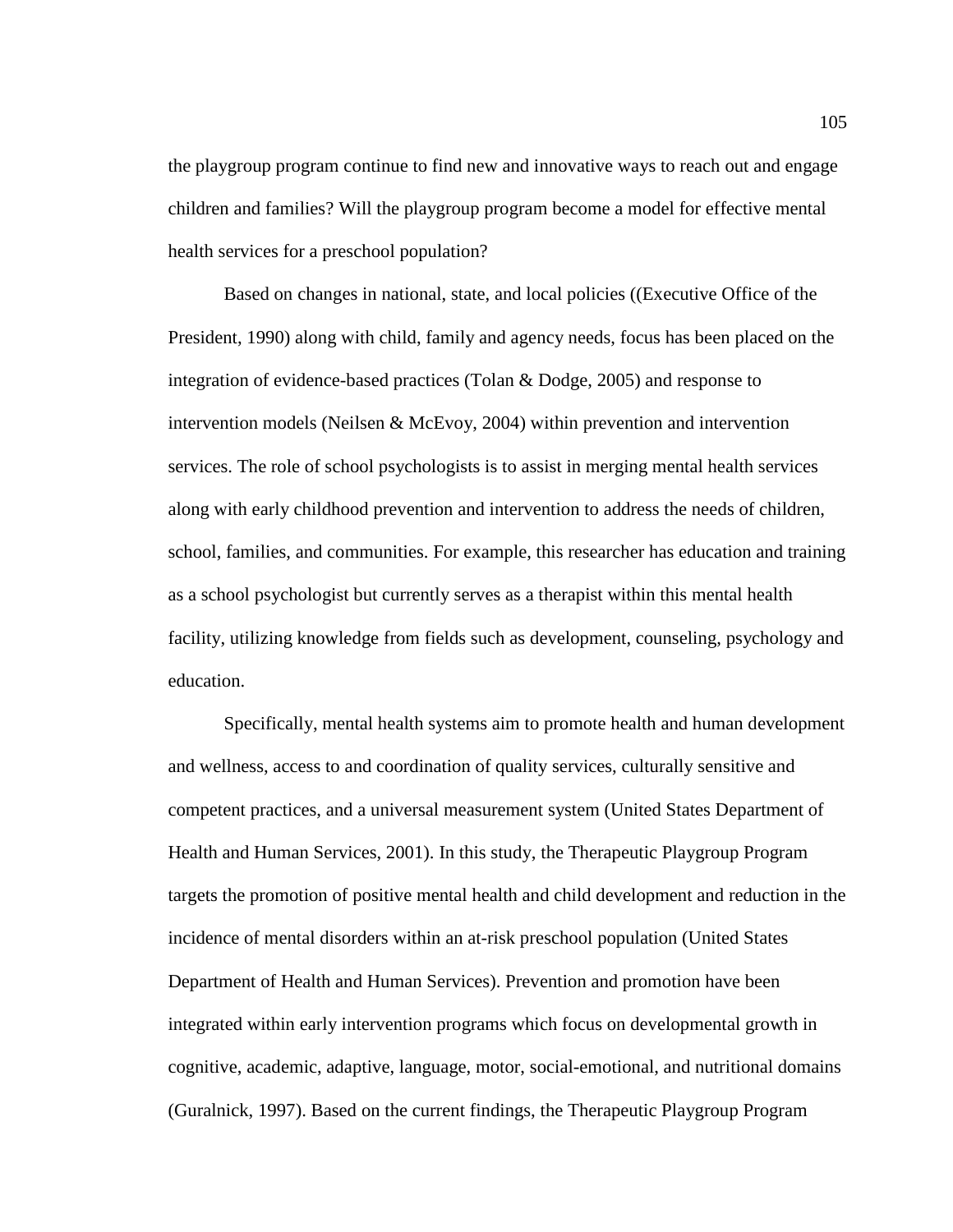the playgroup program continue to find new and innovative ways to reach out and engage children and families? Will the playgroup program become a model for effective mental health services for a preschool population?

Based on changes in national, state, and local policies ((Executive Office of the President, 1990) along with child, family and agency needs, focus has been placed on the integration of evidence-based practices (Tolan & Dodge, 2005) and response to intervention models (Neilsen & McEvoy, 2004) within prevention and intervention services. The role of school psychologists is to assist in merging mental health services along with early childhood prevention and intervention to address the needs of children, school, families, and communities. For example, this researcher has education and training as a school psychologist but currently serves as a therapist within this mental health facility, utilizing knowledge from fields such as development, counseling, psychology and education.

Specifically, mental health systems aim to promote health and human development and wellness, access to and coordination of quality services, culturally sensitive and competent practices, and a universal measurement system (United States Department of Health and Human Services, 2001). In this study, the Therapeutic Playgroup Program targets the promotion of positive mental health and child development and reduction in the incidence of mental disorders within an at-risk preschool population (United States Department of Health and Human Services). Prevention and promotion have been integrated within early intervention programs which focus on developmental growth in cognitive, academic, adaptive, language, motor, social-emotional, and nutritional domains (Guralnick, 1997). Based on the current findings, the Therapeutic Playgroup Program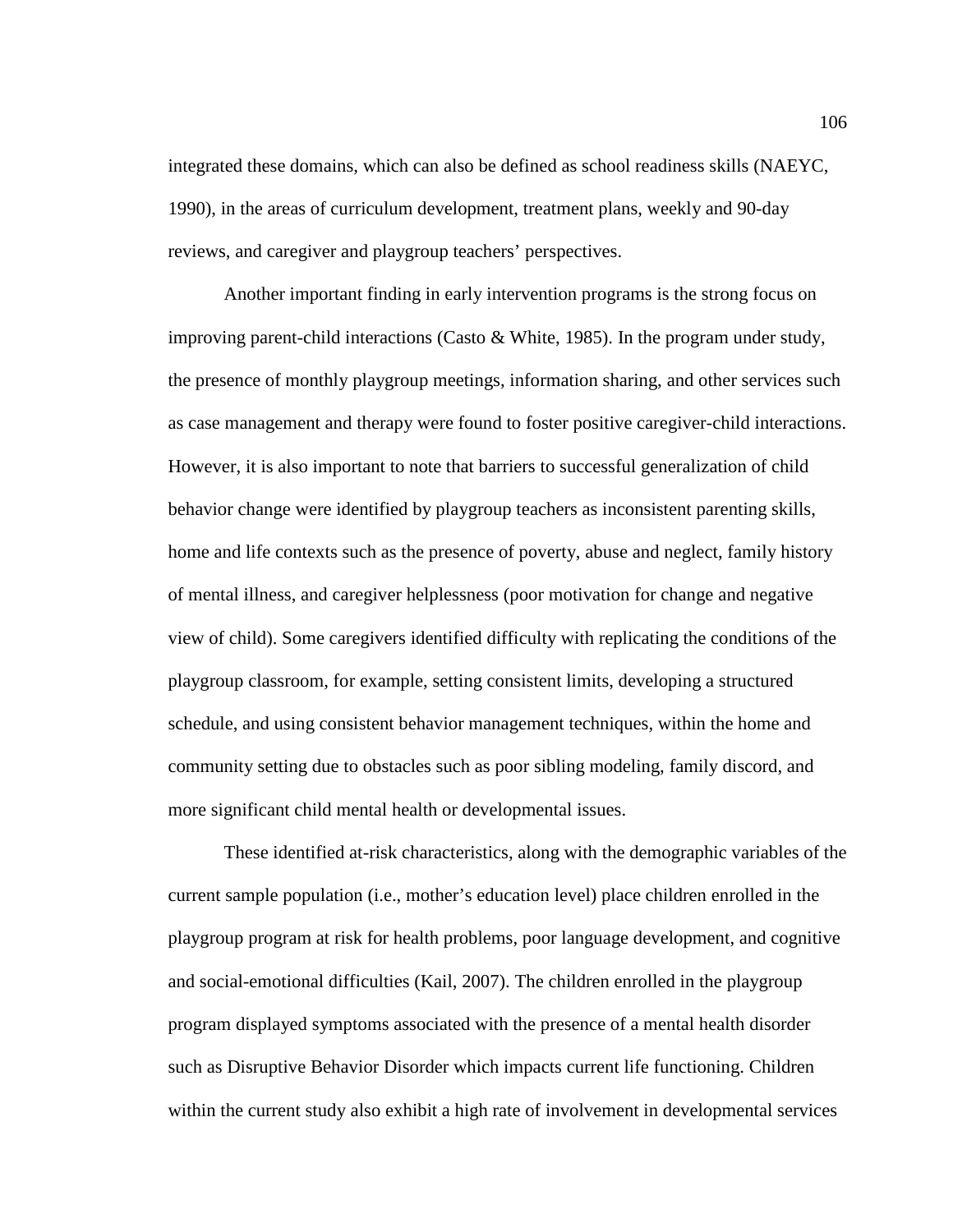integrated these domains, which can also be defined as school readiness skills (NAEYC, 1990), in the areas of curriculum development, treatment plans, weekly and 90-day reviews, and caregiver and playgroup teachers' perspectives.

Another important finding in early intervention programs is the strong focus on improving parent-child interactions (Casto & White, 1985). In the program under study, the presence of monthly playgroup meetings, information sharing, and other services such as case management and therapy were found to foster positive caregiver-child interactions. However, it is also important to note that barriers to successful generalization of child behavior change were identified by playgroup teachers as inconsistent parenting skills, home and life contexts such as the presence of poverty, abuse and neglect, family history of mental illness, and caregiver helplessness (poor motivation for change and negative view of child). Some caregivers identified difficulty with replicating the conditions of the playgroup classroom, for example, setting consistent limits, developing a structured schedule, and using consistent behavior management techniques, within the home and community setting due to obstacles such as poor sibling modeling, family discord, and more significant child mental health or developmental issues.

These identified at-risk characteristics, along with the demographic variables of the current sample population (i.e., mother's education level) place children enrolled in the playgroup program at risk for health problems, poor language development, and cognitive and social-emotional difficulties (Kail, 2007). The children enrolled in the playgroup program displayed symptoms associated with the presence of a mental health disorder such as Disruptive Behavior Disorder which impacts current life functioning. Children within the current study also exhibit a high rate of involvement in developmental services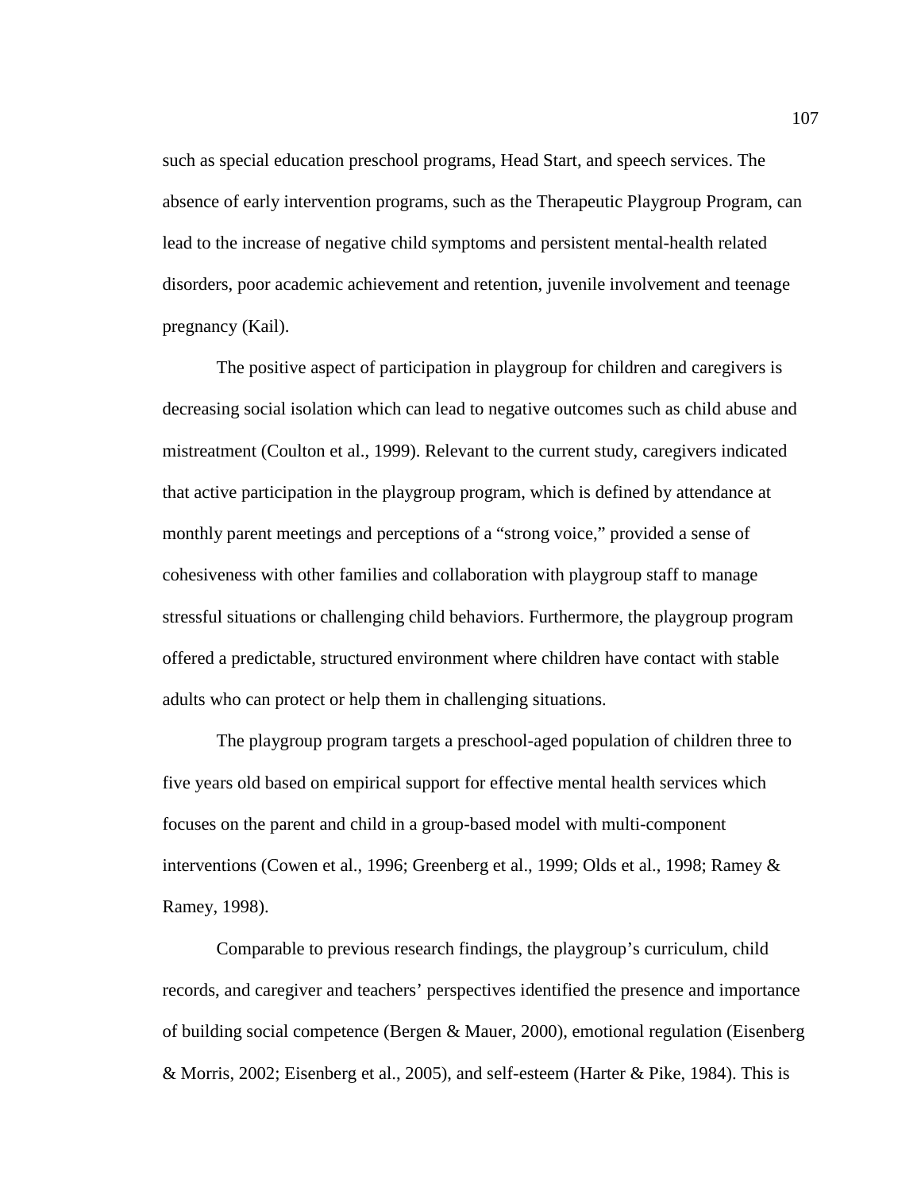such as special education preschool programs, Head Start, and speech services. The absence of early intervention programs, such as the Therapeutic Playgroup Program, can lead to the increase of negative child symptoms and persistent mental-health related disorders, poor academic achievement and retention, juvenile involvement and teenage pregnancy (Kail).

The positive aspect of participation in playgroup for children and caregivers is decreasing social isolation which can lead to negative outcomes such as child abuse and mistreatment (Coulton et al., 1999). Relevant to the current study, caregivers indicated that active participation in the playgroup program, which is defined by attendance at monthly parent meetings and perceptions of a "strong voice," provided a sense of cohesiveness with other families and collaboration with playgroup staff to manage stressful situations or challenging child behaviors. Furthermore, the playgroup program offered a predictable, structured environment where children have contact with stable adults who can protect or help them in challenging situations.

The playgroup program targets a preschool-aged population of children three to five years old based on empirical support for effective mental health services which focuses on the parent and child in a group-based model with multi-component interventions (Cowen et al., 1996; Greenberg et al., 1999; Olds et al., 1998; Ramey & Ramey, 1998).

Comparable to previous research findings, the playgroup's curriculum, child records, and caregiver and teachers' perspectives identified the presence and importance of building social competence (Bergen & Mauer, 2000), emotional regulation (Eisenberg & Morris, 2002; Eisenberg et al., 2005), and self-esteem (Harter & Pike, 1984). This is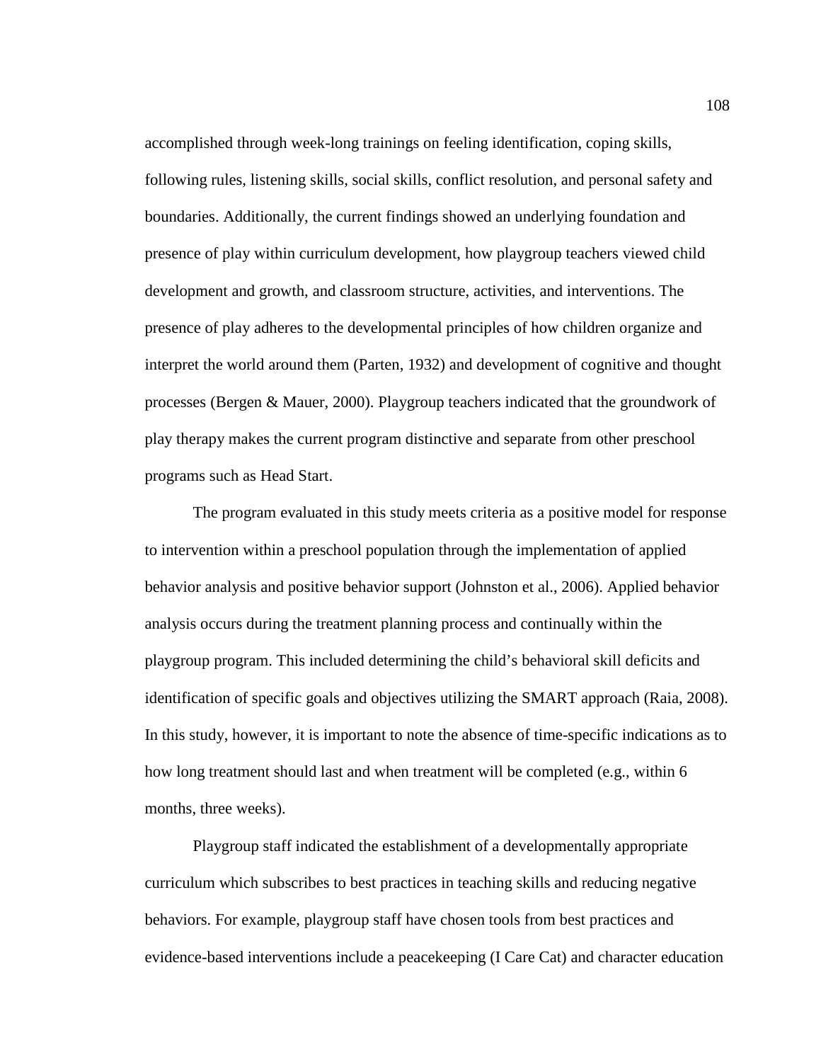accomplished through week-long trainings on feeling identification, coping skills, following rules, listening skills, social skills, conflict resolution, and personal safety and boundaries. Additionally, the current findings showed an underlying foundation and presence of play within curriculum development, how playgroup teachers viewed child development and growth, and classroom structure, activities, and interventions. The presence of play adheres to the developmental principles of how children organize and interpret the world around them (Parten, 1932) and development of cognitive and thought processes (Bergen & Mauer, 2000). Playgroup teachers indicated that the groundwork of play therapy makes the current program distinctive and separate from other preschool programs such as Head Start.

The program evaluated in this study meets criteria as a positive model for response to intervention within a preschool population through the implementation of applied behavior analysis and positive behavior support (Johnston et al., 2006). Applied behavior analysis occurs during the treatment planning process and continually within the playgroup program. This included determining the child's behavioral skill deficits and identification of specific goals and objectives utilizing the SMART approach (Raia, 2008). In this study, however, it is important to note the absence of time-specific indications as to how long treatment should last and when treatment will be completed (e.g., within 6 months, three weeks).

Playgroup staff indicated the establishment of a developmentally appropriate curriculum which subscribes to best practices in teaching skills and reducing negative behaviors. For example, playgroup staff have chosen tools from best practices and evidence-based interventions include a peacekeeping (I Care Cat) and character education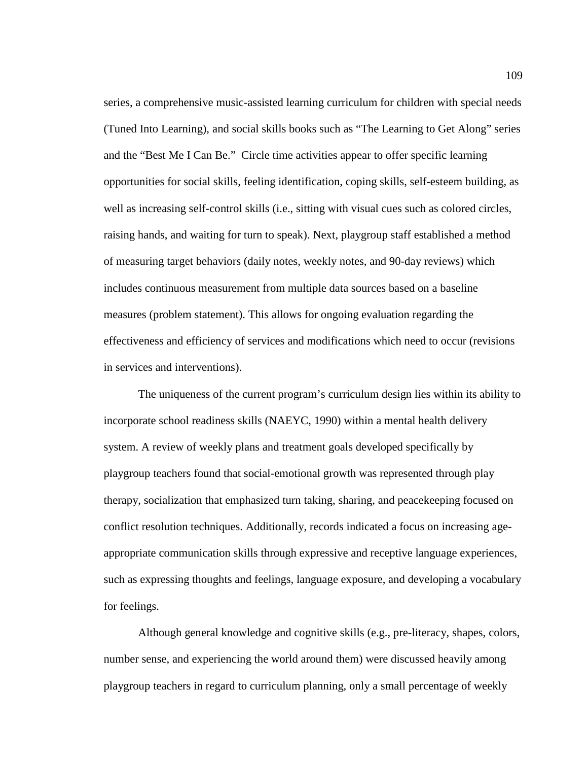series, a comprehensive music-assisted learning curriculum for children with special needs (Tuned Into Learning), and social skills books such as "The Learning to Get Along" series and the "Best Me I Can Be." Circle time activities appear to offer specific learning opportunities for social skills, feeling identification, coping skills, self-esteem building, as well as increasing self-control skills (i.e., sitting with visual cues such as colored circles, raising hands, and waiting for turn to speak). Next, playgroup staff established a method of measuring target behaviors (daily notes, weekly notes, and 90-day reviews) which includes continuous measurement from multiple data sources based on a baseline measures (problem statement). This allows for ongoing evaluation regarding the effectiveness and efficiency of services and modifications which need to occur (revisions in services and interventions).

The uniqueness of the current program's curriculum design lies within its ability to incorporate school readiness skills (NAEYC, 1990) within a mental health delivery system. A review of weekly plans and treatment goals developed specifically by playgroup teachers found that social-emotional growth was represented through play therapy, socialization that emphasized turn taking, sharing, and peacekeeping focused on conflict resolution techniques. Additionally, records indicated a focus on increasing age-appropriate communication skills through expressive and receptive language experiences, such as expressing thoughts and feelings, language exposure, and developing a vocabulary for feelings.

Although general knowledge and cognitive skills (e.g., pre-literacy, shapes, colors, number sense, and experiencing the world around them) were discussed heavily among playgroup teachers in regard to curriculum planning, only a small percentage of weekly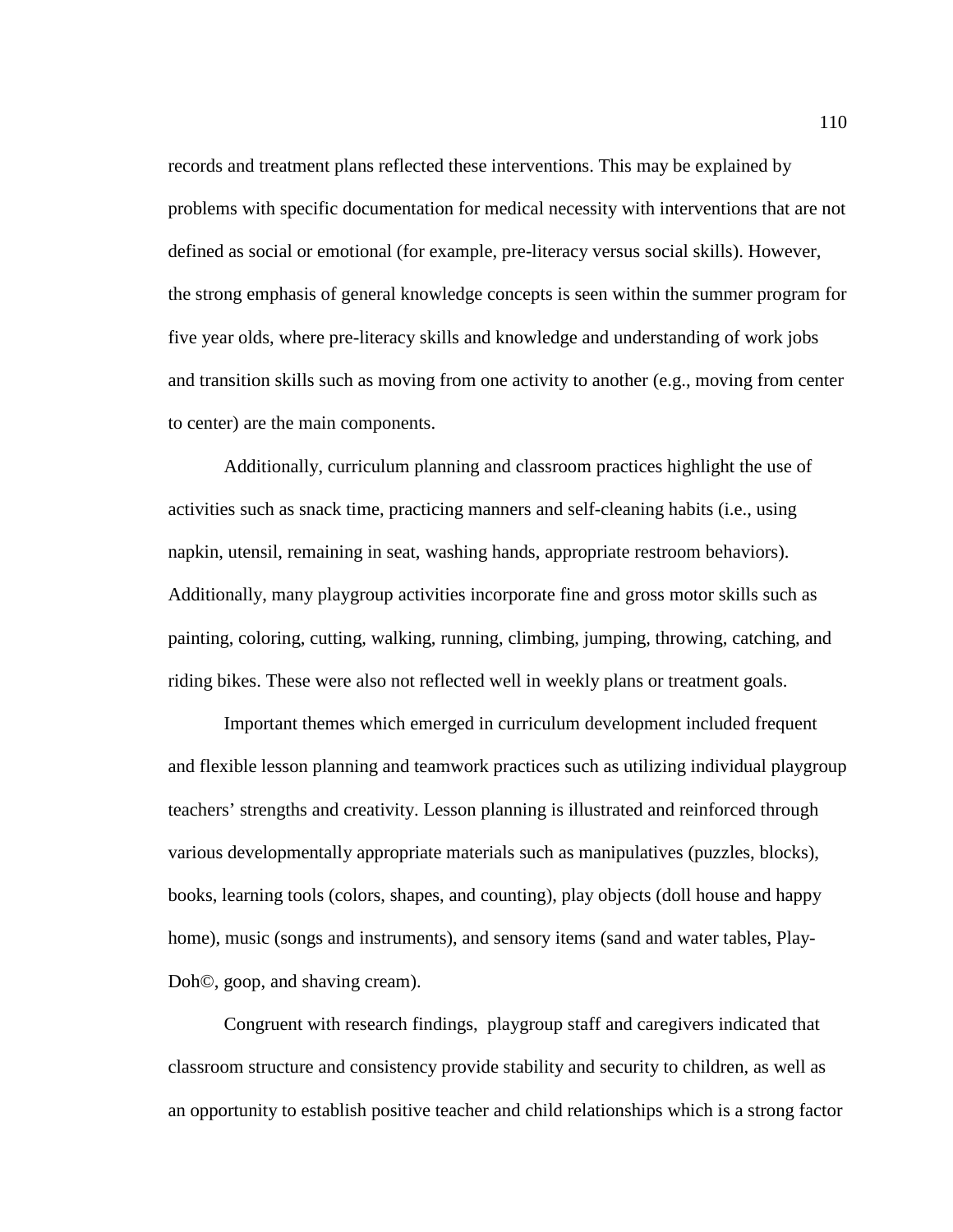records and treatment plans reflected these interventions. This may be explained by problems with specific documentation for medical necessity with interventions that are not defined as social or emotional (for example, pre-literacy versus social skills). However, the strong emphasis of general knowledge concepts is seen within the summer program for five year olds, where pre-literacy skills and knowledge and understanding of work jobs and transition skills such as moving from one activity to another (e.g., moving from center to center) are the main components.

Additionally, curriculum planning and classroom practices highlight the use of activities such as snack time, practicing manners and self-cleaning habits (i.e., using napkin, utensil, remaining in seat, washing hands, appropriate restroom behaviors). Additionally, many playgroup activities incorporate fine and gross motor skills such as painting, coloring, cutting, walking, running, climbing, jumping, throwing, catching, and riding bikes. These were also not reflected well in weekly plans or treatment goals.

Important themes which emerged in curriculum development included frequent and flexible lesson planning and teamwork practices such as utilizing individual playgroup teachers' strengths and creativity. Lesson planning is illustrated and reinforced through various developmentally appropriate materials such as manipulatives (puzzles, blocks), books, learning tools (colors, shapes, and counting), play objects (doll house and happy home), music (songs and instruments), and sensory items (sand and water tables, Play-Doh©, goop, and shaving cream).

Congruent with research findings, playgroup staff and caregivers indicated that classroom structure and consistency provide stability and security to children, as well as an opportunity to establish positive teacher and child relationships which is a strong factor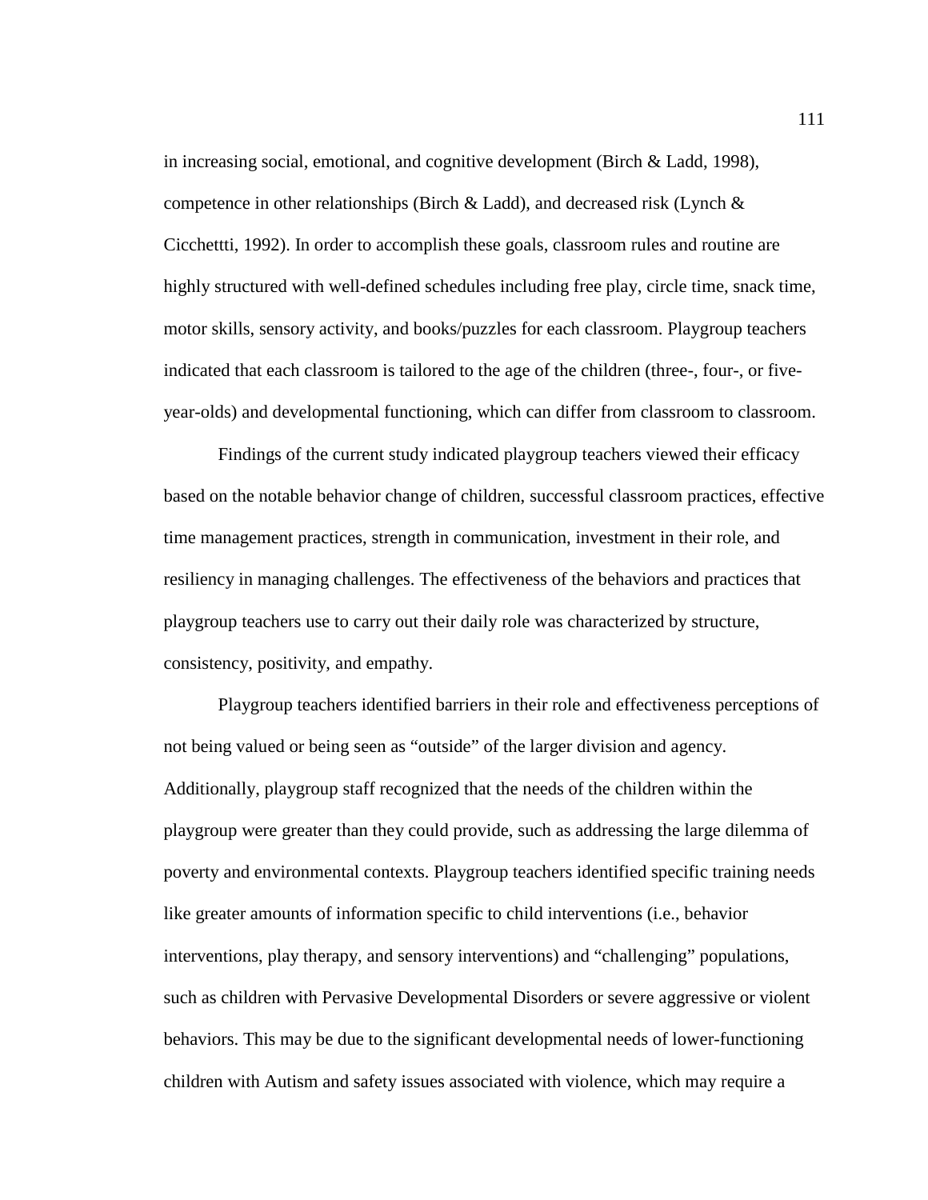in increasing social, emotional, and cognitive development (Birch & Ladd, 1998), competence in other relationships (Birch & Ladd), and decreased risk (Lynch & Cicchettti, 1992). In order to accomplish these goals, classroom rules and routine are highly structured with well-defined schedules including free play, circle time, snack time, motor skills, sensory activity, and books/puzzles for each classroom. Playgroup teachers indicated that each classroom is tailored to the age of the children (three-, four-, or five-year-olds) and developmental functioning, which can differ from classroom to classroom.

Findings of the current study indicated playgroup teachers viewed their efficacy based on the notable behavior change of children, successful classroom practices, effective time management practices, strength in communication, investment in their role, and resiliency in managing challenges. The effectiveness of the behaviors and practices that playgroup teachers use to carry out their daily role was characterized by structure, consistency, positivity, and empathy.

Playgroup teachers identified barriers in their role and effectiveness perceptions of not being valued or being seen as "outside" of the larger division and agency. Additionally, playgroup staff recognized that the needs of the children within the playgroup were greater than they could provide, such as addressing the large dilemma of poverty and environmental contexts. Playgroup teachers identified specific training needs like greater amounts of information specific to child interventions (i.e., behavior interventions, play therapy, and sensory interventions) and "challenging" populations, such as children with Pervasive Developmental Disorders or severe aggressive or violent behaviors. This may be due to the significant developmental needs of lower-functioning children with Autism and safety issues associated with violence, which may require a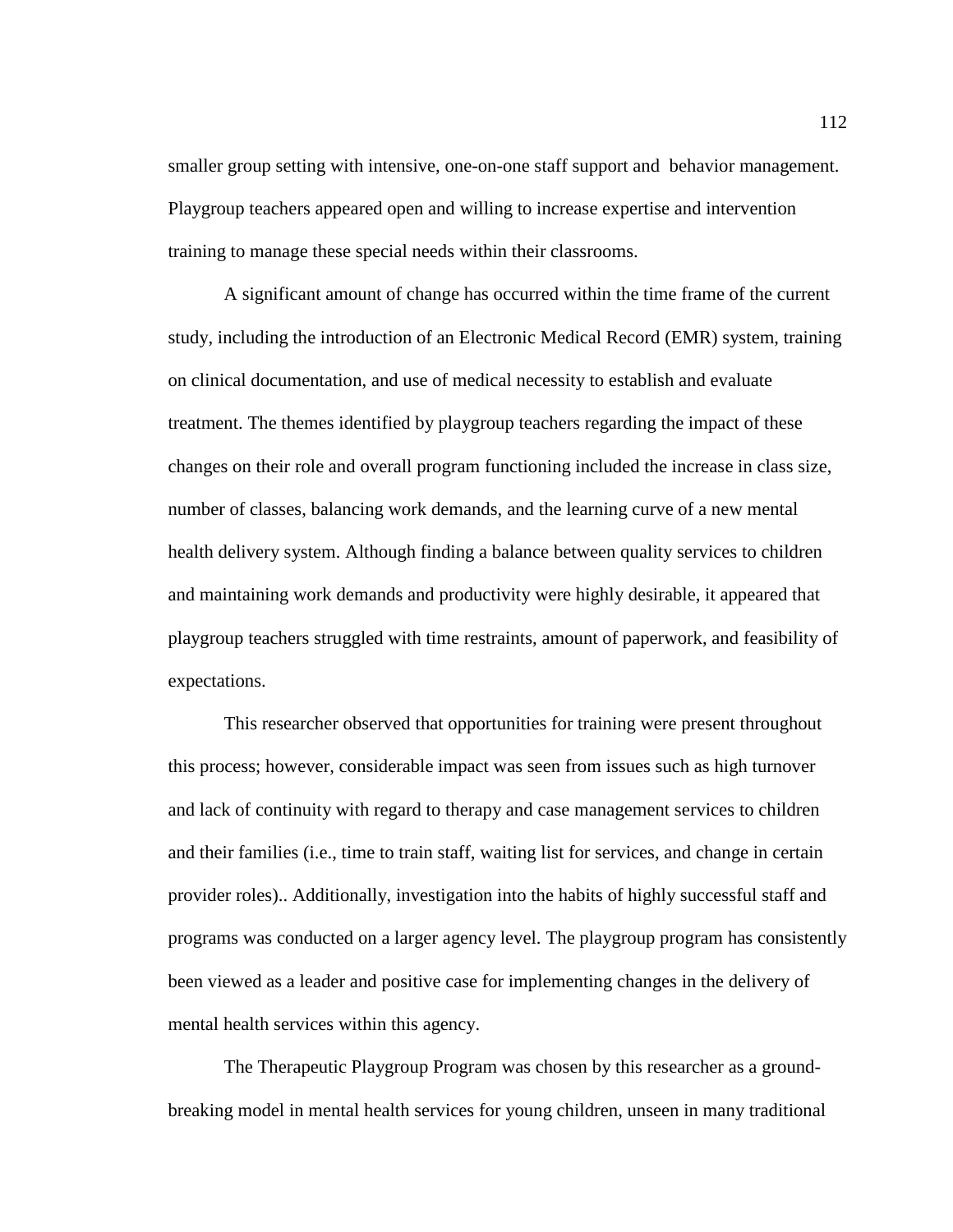smaller group setting with intensive, one-on-one staff support and behavior management. Playgroup teachers appeared open and willing to increase expertise and intervention training to manage these special needs within their classrooms.

A significant amount of change has occurred within the time frame of the current study, including the introduction of an Electronic Medical Record (EMR) system, training on clinical documentation, and use of medical necessity to establish and evaluate treatment. The themes identified by playgroup teachers regarding the impact of these changes on their role and overall program functioning included the increase in class size, number of classes, balancing work demands, and the learning curve of a new mental health delivery system. Although finding a balance between quality services to children and maintaining work demands and productivity were highly desirable, it appeared that playgroup teachers struggled with time restraints, amount of paperwork, and feasibility of expectations.

This researcher observed that opportunities for training were present throughout this process; however, considerable impact was seen from issues such as high turnover and lack of continuity with regard to therapy and case management services to children and their families (i.e., time to train staff, waiting list for services, and change in certain provider roles).. Additionally, investigation into the habits of highly successful staff and programs was conducted on a larger agency level. The playgroup program has consistently been viewed as a leader and positive case for implementing changes in the delivery of mental health services within this agency.

The Therapeutic Playgroup Program was chosen by this researcher as a ground-breaking model in mental health services for young children, unseen in many traditional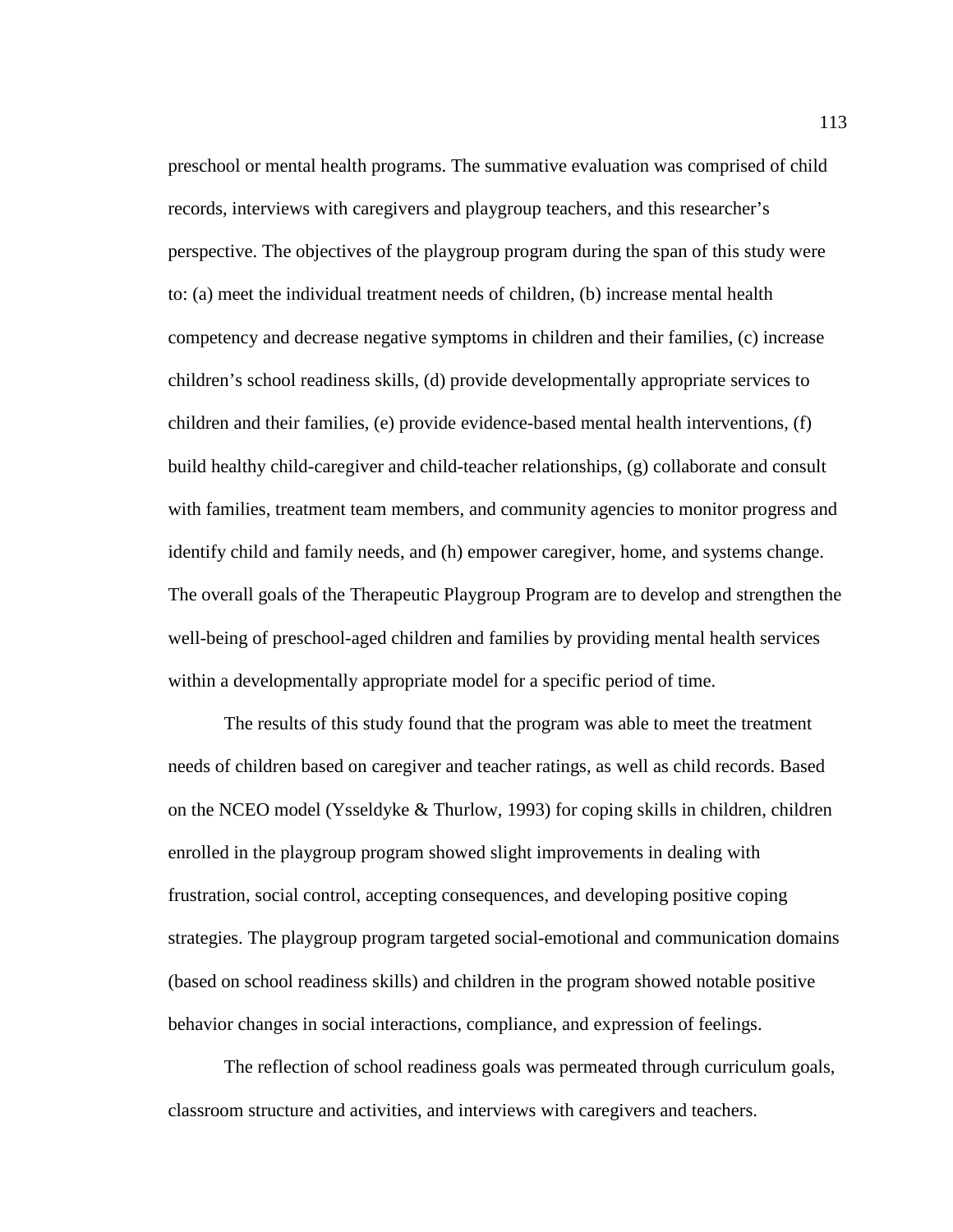preschool or mental health programs. The summative evaluation was comprised of child records, interviews with caregivers and playgroup teachers, and this researcher's perspective. The objectives of the playgroup program during the span of this study were to: (a) meet the individual treatment needs of children, (b) increase mental health competency and decrease negative symptoms in children and their families, (c) increase children's school readiness skills, (d) provide developmentally appropriate services to children and their families, (e) provide evidence-based mental health interventions, (f) build healthy child-caregiver and child-teacher relationships, (g) collaborate and consult with families, treatment team members, and community agencies to monitor progress and identify child and family needs, and (h) empower caregiver, home, and systems change. The overall goals of the Therapeutic Playgroup Program are to develop and strengthen the well-being of preschool-aged children and families by providing mental health services within a developmentally appropriate model for a specific period of time.

The results of this study found that the program was able to meet the treatment needs of children based on caregiver and teacher ratings, as well as child records. Based on the NCEO model (Ysseldyke & Thurlow, 1993) for coping skills in children, children enrolled in the playgroup program showed slight improvements in dealing with frustration, social control, accepting consequences, and developing positive coping strategies. The playgroup program targeted social-emotional and communication domains (based on school readiness skills) and children in the program showed notable positive behavior changes in social interactions, compliance, and expression of feelings.

The reflection of school readiness goals was permeated through curriculum goals, classroom structure and activities, and interviews with caregivers and teachers.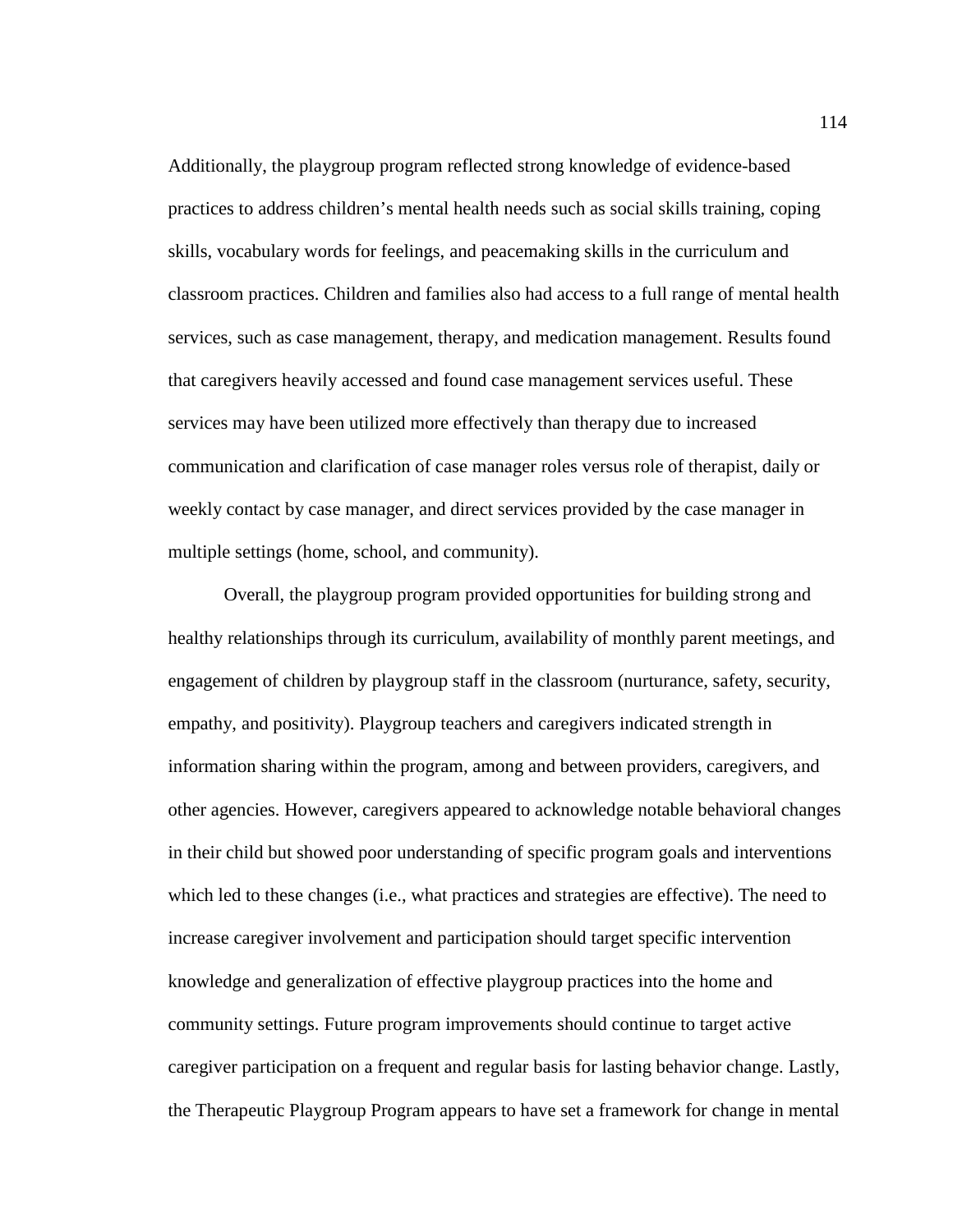Additionally, the playgroup program reflected strong knowledge of evidence-based practices to address children's mental health needs such as social skills training, coping skills, vocabulary words for feelings, and peacemaking skills in the curriculum and classroom practices. Children and families also had access to a full range of mental health services, such as case management, therapy, and medication management. Results found that caregivers heavily accessed and found case management services useful. These services may have been utilized more effectively than therapy due to increased communication and clarification of case manager roles versus role of therapist, daily or weekly contact by case manager, and direct services provided by the case manager in multiple settings (home, school, and community).

Overall, the playgroup program provided opportunities for building strong and healthy relationships through its curriculum, availability of monthly parent meetings, and engagement of children by playgroup staff in the classroom (nurturance, safety, security, empathy, and positivity). Playgroup teachers and caregivers indicated strength in information sharing within the program, among and between providers, caregivers, and other agencies. However, caregivers appeared to acknowledge notable behavioral changes in their child but showed poor understanding of specific program goals and interventions which led to these changes (i.e., what practices and strategies are effective). The need to increase caregiver involvement and participation should target specific intervention knowledge and generalization of effective playgroup practices into the home and community settings. Future program improvements should continue to target active caregiver participation on a frequent and regular basis for lasting behavior change. Lastly, the Therapeutic Playgroup Program appears to have set a framework for change in mental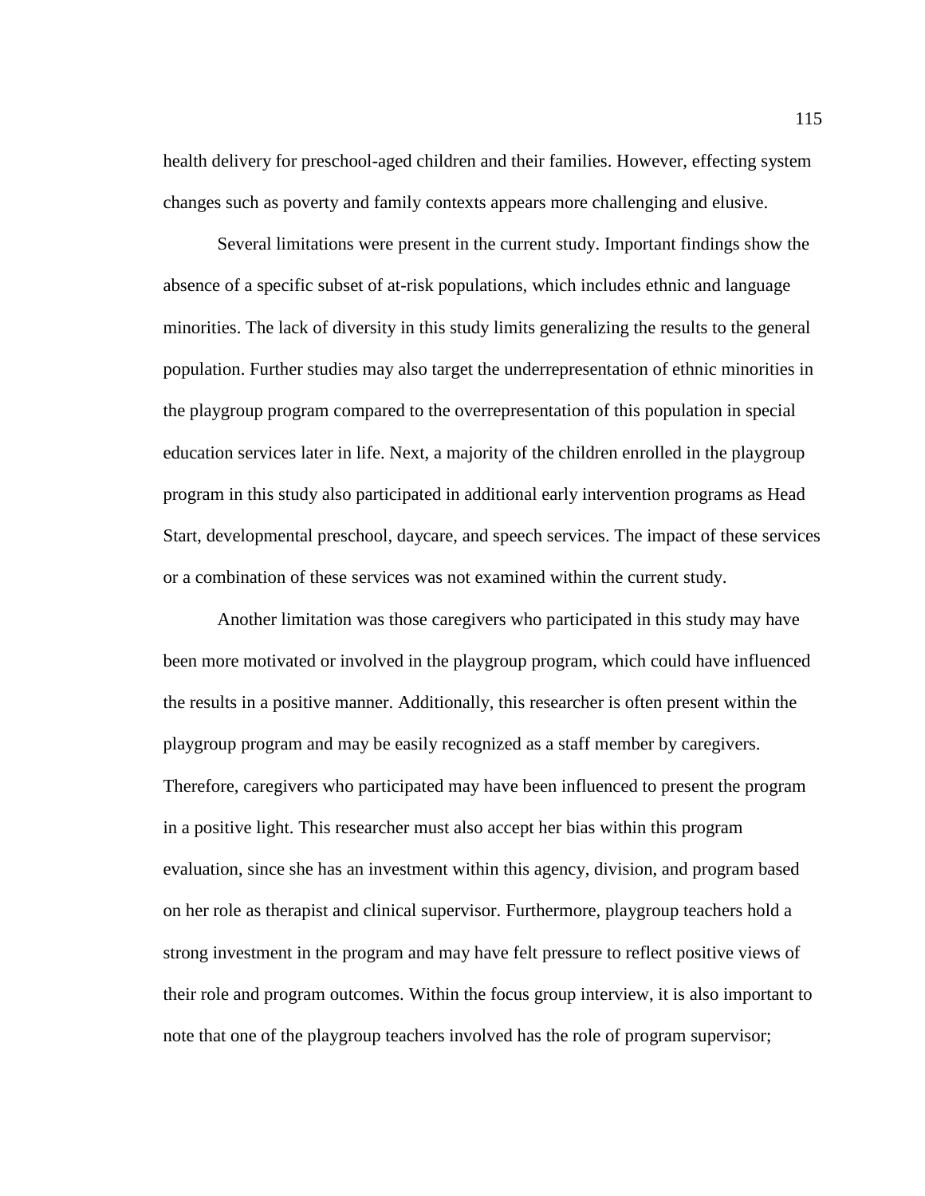health delivery for preschool-aged children and their families. However, effecting system changes such as poverty and family contexts appears more challenging and elusive.

Several limitations were present in the current study. Important findings show the absence of a specific subset of at-risk populations, which includes ethnic and language minorities. The lack of diversity in this study limits generalizing the results to the general population. Further studies may also target the underrepresentation of ethnic minorities in the playgroup program compared to the overrepresentation of this population in special education services later in life. Next, a majority of the children enrolled in the playgroup program in this study also participated in additional early intervention programs as Head Start, developmental preschool, daycare, and speech services. The impact of these services or a combination of these services was not examined within the current study.

Another limitation was those caregivers who participated in this study may have been more motivated or involved in the playgroup program, which could have influenced the results in a positive manner. Additionally, this researcher is often present within the playgroup program and may be easily recognized as a staff member by caregivers. Therefore, caregivers who participated may have been influenced to present the program in a positive light. This researcher must also accept her bias within this program evaluation, since she has an investment within this agency, division, and program based on her role as therapist and clinical supervisor. Furthermore, playgroup teachers hold a strong investment in the program and may have felt pressure to reflect positive views of their role and program outcomes. Within the focus group interview, it is also important to note that one of the playgroup teachers involved has the role of program supervisor;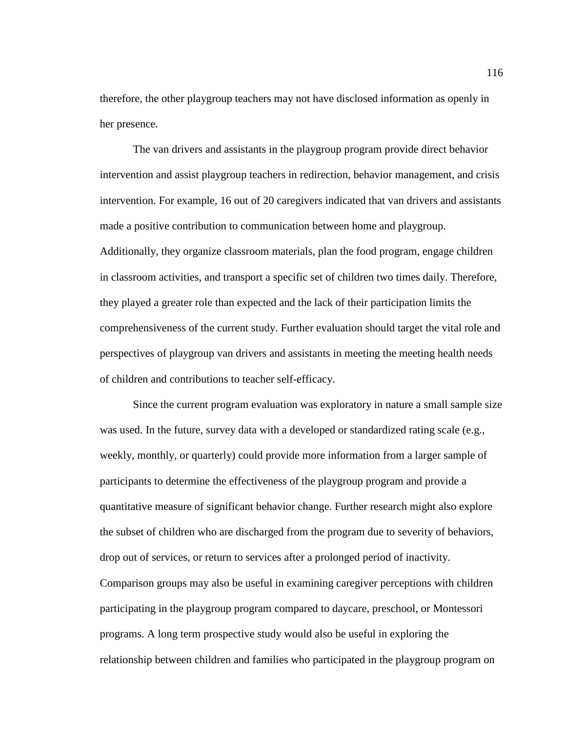therefore, the other playgroup teachers may not have disclosed information as openly in her presence.

The van drivers and assistants in the playgroup program provide direct behavior intervention and assist playgroup teachers in redirection, behavior management, and crisis intervention. For example, 16 out of 20 caregivers indicated that van drivers and assistants made a positive contribution to communication between home and playgroup. Additionally, they organize classroom materials, plan the food program, engage children in classroom activities, and transport a specific set of children two times daily. Therefore, they played a greater role than expected and the lack of their participation limits the comprehensiveness of the current study. Further evaluation should target the vital role and perspectives of playgroup van drivers and assistants in meeting the meeting health needs of children and contributions to teacher self-efficacy.

Since the current program evaluation was exploratory in nature a small sample size was used. In the future, survey data with a developed or standardized rating scale (e.g., weekly, monthly, or quarterly) could provide more information from a larger sample of participants to determine the effectiveness of the playgroup program and provide a quantitative measure of significant behavior change. Further research might also explore the subset of children who are discharged from the program due to severity of behaviors, drop out of services, or return to services after a prolonged period of inactivity. Comparison groups may also be useful in examining caregiver perceptions with children participating in the playgroup program compared to daycare, preschool, or Montessori programs. A long term prospective study would also be useful in exploring the relationship between children and families who participated in the playgroup program on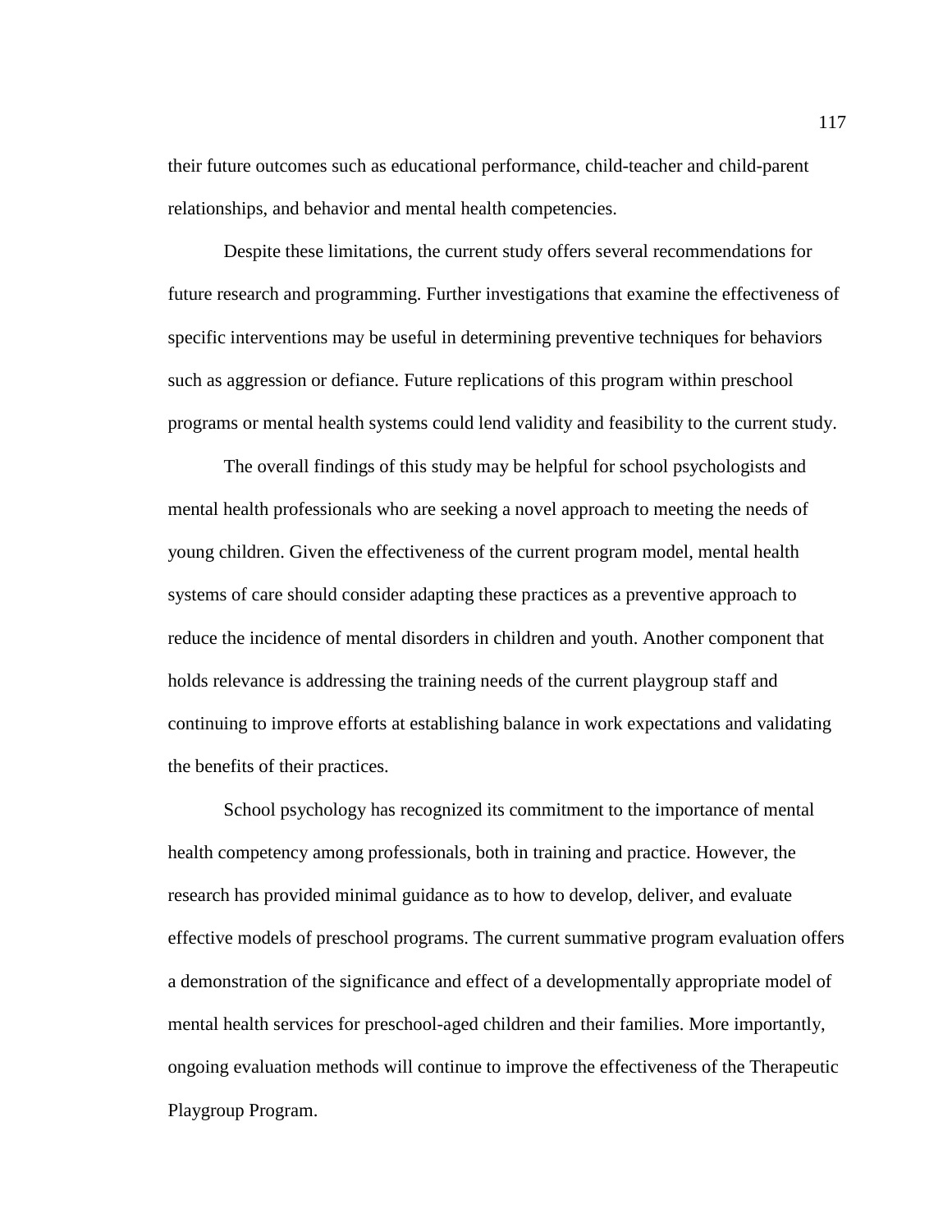their future outcomes such as educational performance, child-teacher and child-parent relationships, and behavior and mental health competencies.

Despite these limitations, the current study offers several recommendations for future research and programming. Further investigations that examine the effectiveness of specific interventions may be useful in determining preventive techniques for behaviors such as aggression or defiance. Future replications of this program within preschool programs or mental health systems could lend validity and feasibility to the current study.

The overall findings of this study may be helpful for school psychologists and mental health professionals who are seeking a novel approach to meeting the needs of young children. Given the effectiveness of the current program model, mental health systems of care should consider adapting these practices as a preventive approach to reduce the incidence of mental disorders in children and youth. Another component that holds relevance is addressing the training needs of the current playgroup staff and continuing to improve efforts at establishing balance in work expectations and validating the benefits of their practices.

School psychology has recognized its commitment to the importance of mental health competency among professionals, both in training and practice. However, the research has provided minimal guidance as to how to develop, deliver, and evaluate effective models of preschool programs. The current summative program evaluation offers a demonstration of the significance and effect of a developmentally appropriate model of mental health services for preschool-aged children and their families. More importantly, ongoing evaluation methods will continue to improve the effectiveness of the Therapeutic Playgroup Program.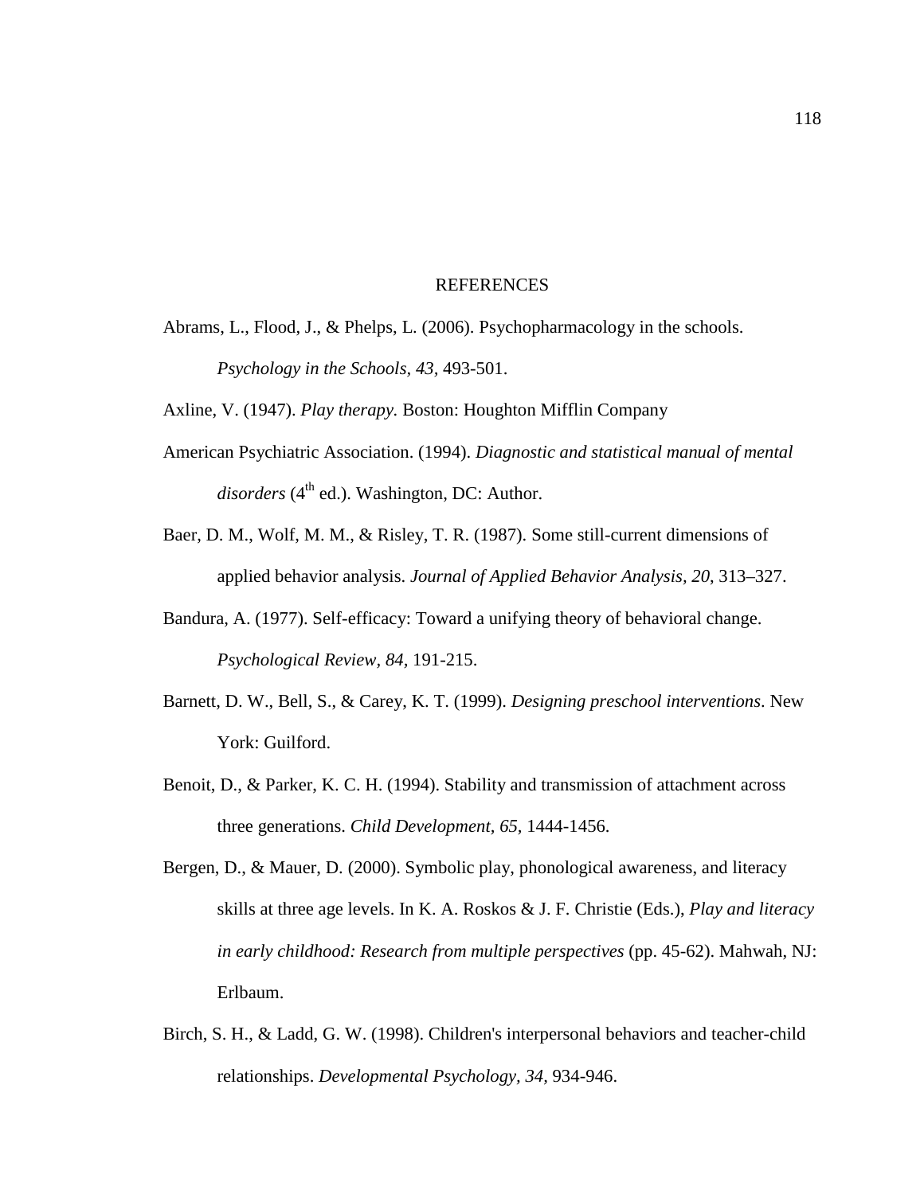# REFERENCES

Abrams, L., Flood, J., & Phelps, L. (2006). Psychopharmacology in the schools. *Psychology in the Schools*, *43*, 493-501.

Axline, V. (1947). *Play therapy.* Boston: Houghton Mifflin Company

American Psychiatric Association. (1994). *Diagnostic and statistical manual of mental disorders* (4th ed.). Washington, DC: Author.

Baer, D. M., Wolf, M. M., & Risley, T. R. (1987). Some still-current dimensions of applied behavior analysis. *Journal of Applied Behavior Analysis, 20*, 313–327.

Bandura, A. (1977). Self-efficacy: Toward a unifying theory of behavioral change. *Psychological Review*, *84*, 191-215.

Barnett, D. W., Bell, S., & Carey, K. T. (1999). *Designing preschool interventions*. New York: Guilford.

Benoit, D., & Parker, K. C. H. (1994). Stability and transmission of attachment across three generations. *Child Development, 65,* 1444-1456.

Bergen, D., & Mauer, D. (2000). Symbolic play, phonological awareness, and literacy skills at three age levels. In K. A. Roskos & J. F. Christie (Eds.), *Play and literacy in early childhood: Research from multiple perspectives* (pp. 45-62). Mahwah, NJ: Erlbaum.

Birch, S. H., & Ladd, G. W. (1998). Children's interpersonal behaviors and teacher-child relationships. *Developmental Psychology, 34,* 934-946.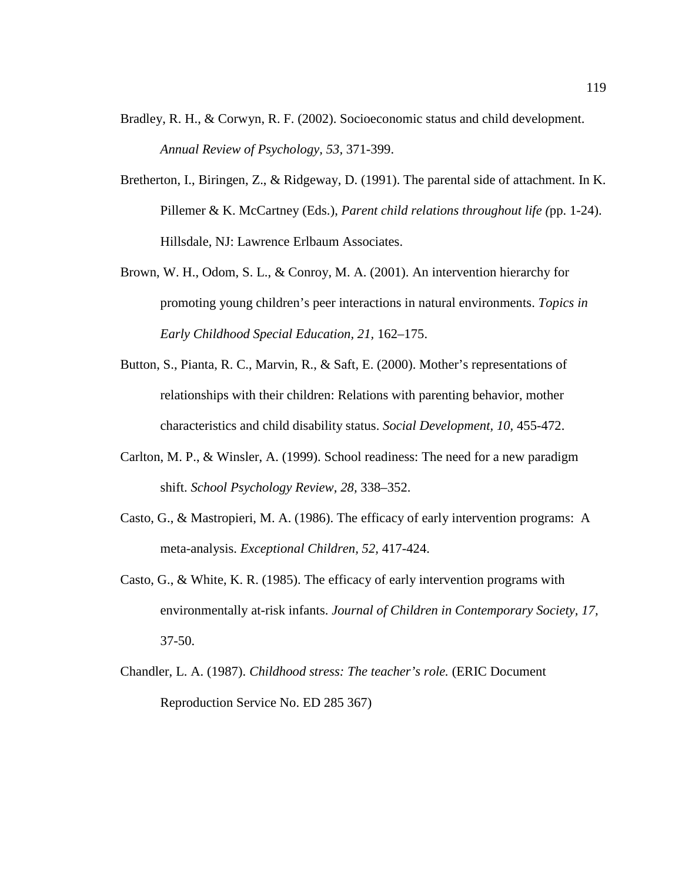Bradley, R. H., & Corwyn, R. F. (2002). Socioeconomic status and child development. *Annual Review of Psychology, 53*, 371-399.

Bretherton, I., Biringen, Z., & Ridgeway, D. (1991). The parental side of attachment. In K. Pillemer & K. McCartney (Eds.), *Parent child relations throughout life (*pp. 1-24). Hillsdale, NJ: Lawrence Erlbaum Associates.

Brown, W. H., Odom, S. L., & Conroy, M. A. (2001). An intervention hierarchy for promoting young children's peer interactions in natural environments. *Topics in Early Childhood Special Education, 21,* 162–175.

Button, S., Pianta, R. C., Marvin, R., & Saft, E. (2000). Mother's representations of relationships with their children: Relations with parenting behavior, mother characteristics and child disability status. *Social Development, 10*, 455-472.

Carlton, M. P., & Winsler, A. (1999). School readiness: The need for a new paradigm shift. *School Psychology Review, 28,* 338–352.

Casto, G., & Mastropieri, M. A. (1986). The efficacy of early intervention programs: A meta-analysis. *Exceptional Children, 52*, 417-424.

Casto, G., & White, K. R. (1985). The efficacy of early intervention programs with environmentally at-risk infants. *Journal of Children in Contemporary Society, 17,* 37-50.

Chandler, L. A. (1987). *Childhood stress: The teacher's role.* (ERIC Document Reproduction Service No. ED 285 367)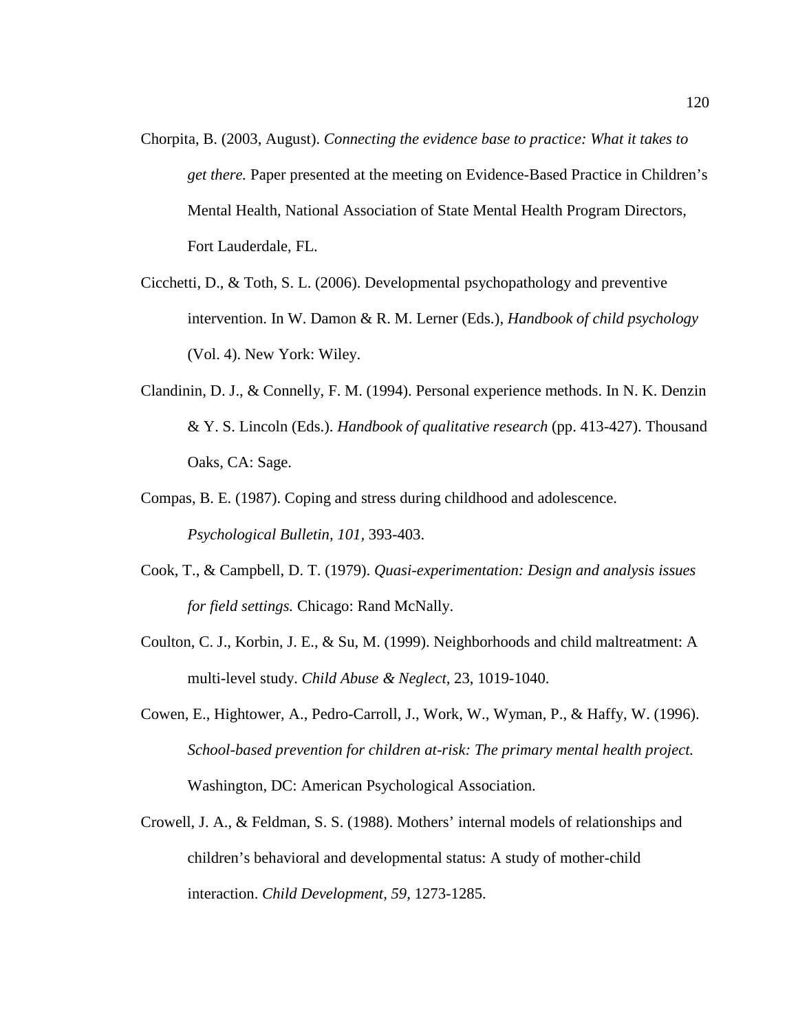Chorpita, B. (2003, August). *Connecting the evidence base to practice: What it takes to get there.* Paper presented at the meeting on Evidence-Based Practice in Children's Mental Health, National Association of State Mental Health Program Directors, Fort Lauderdale, FL.

Cicchetti, D., & Toth, S. L. (2006). Developmental psychopathology and preventive intervention. In W. Damon & R. M. Lerner (Eds.), *Handbook of child psychology* (Vol. 4). New York: Wiley.

Clandinin, D. J., & Connelly, F. M. (1994). Personal experience methods. In N. K. Denzin & Y. S. Lincoln (Eds.). *Handbook of qualitative research* (pp. 413-427). Thousand Oaks, CA: Sage.

Compas, B. E. (1987). Coping and stress during childhood and adolescence. *Psychological Bulletin, 101,* 393-403.

Cook, T., & Campbell, D. T. (1979). *Quasi-experimentation: Design and analysis issues for field settings.* Chicago: Rand McNally.

Coulton, C. J., Korbin, J. E., & Su, M. (1999). Neighborhoods and child maltreatment: A multi-level study. *Child Abuse & Neglect*, 23, 1019-1040.

Cowen, E., Hightower, A., Pedro-Carroll, J., Work, W., Wyman, P., & Haffy, W. (1996). *School-based prevention for children at-risk: The primary mental health project.* Washington, DC: American Psychological Association.

Crowell, J. A., & Feldman, S. S. (1988). Mothers' internal models of relationships and children's behavioral and developmental status: A study of mother-child interaction. *Child Development, 59,* 1273-1285.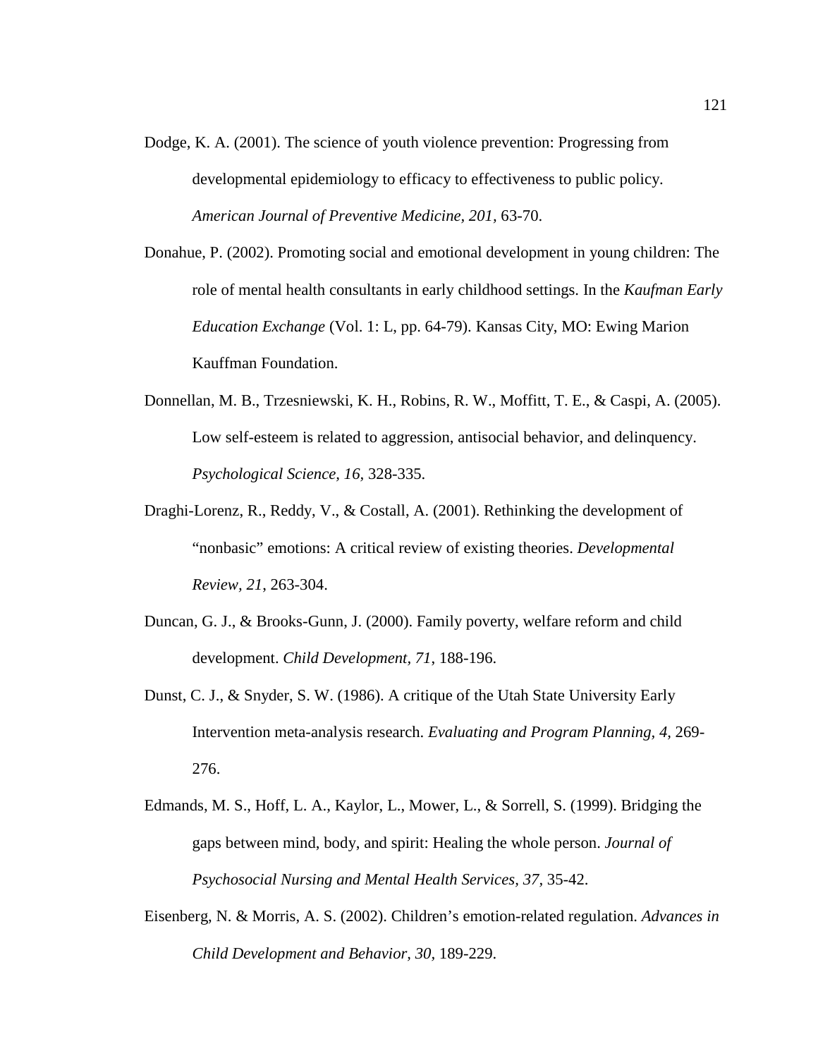Dodge, K. A. (2001). The science of youth violence prevention: Progressing from developmental epidemiology to efficacy to effectiveness to public policy. *American Journal of Preventive Medicine, 201,* 63-70.

Donahue, P. (2002). Promoting social and emotional development in young children: The role of mental health consultants in early childhood settings. In the *Kaufman Early Education Exchange* (Vol. 1: L, pp. 64-79). Kansas City, MO: Ewing Marion Kauffman Foundation.

Donnellan, M. B., Trzesniewski, K. H., Robins, R. W., Moffitt, T. E., & Caspi, A. (2005). Low self-esteem is related to aggression, antisocial behavior, and delinquency. *Psychological Science, 16,* 328-335.

Draghi-Lorenz, R., Reddy, V., & Costall, A. (2001). Rethinking the development of "nonbasic" emotions: A critical review of existing theories. *Developmental Review, 21*, 263-304.

Duncan, G. J., & Brooks-Gunn, J. (2000). Family poverty, welfare reform and child development. *Child Development, 71,* 188-196.

Dunst, C. J., & Snyder, S. W. (1986). A critique of the Utah State University Early Intervention meta-analysis research. *Evaluating and Program Planning, 4,* 269-276.

Edmands, M. S., Hoff, L. A., Kaylor, L., Mower, L., & Sorrell, S. (1999). Bridging the gaps between mind, body, and spirit: Healing the whole person. *Journal of Psychosocial Nursing and Mental Health Services, 37,* 35-42.

Eisenberg, N. & Morris, A. S. (2002). Children's emotion-related regulation. *Advances in Child Development and Behavior, 30,* 189-229.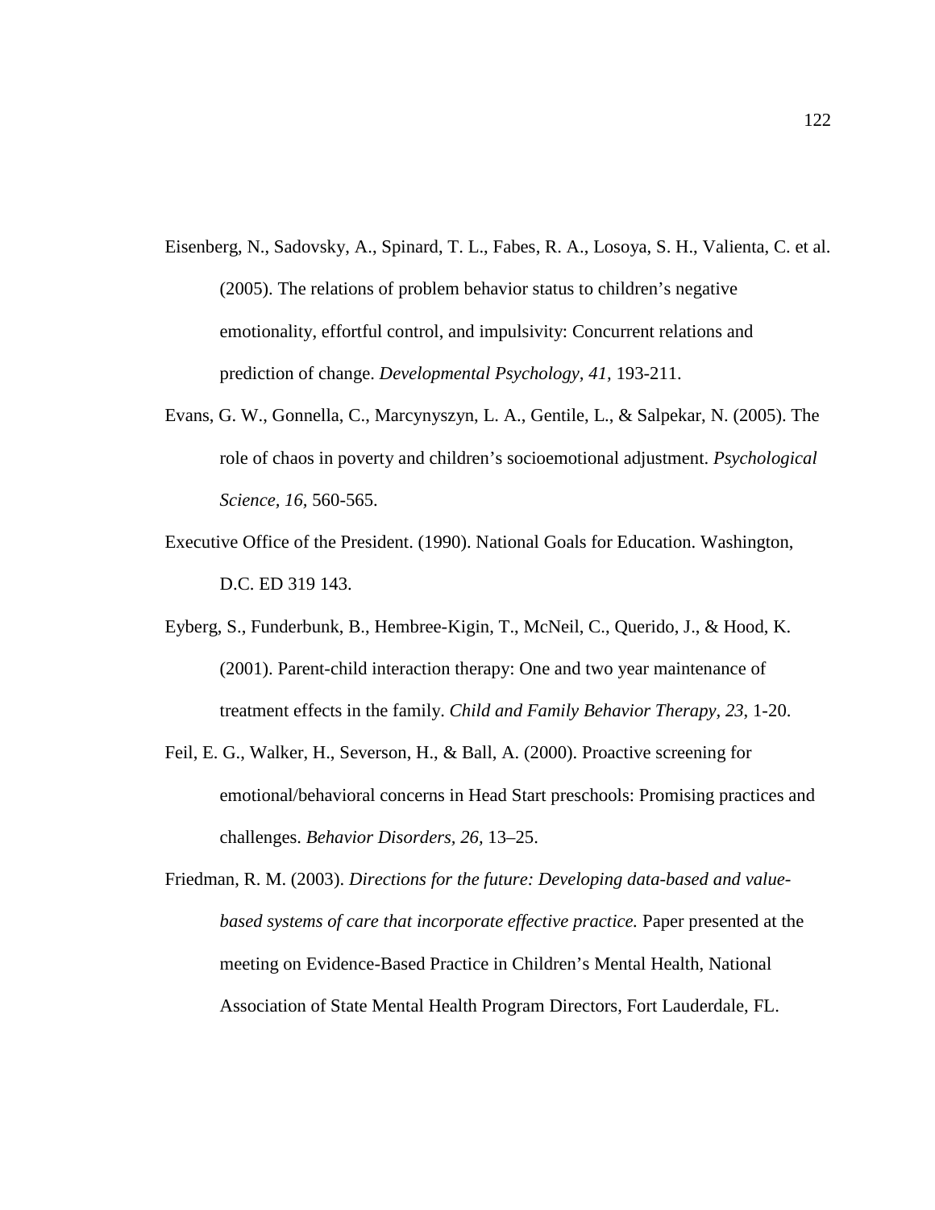Eisenberg, N., Sadovsky, A., Spinard, T. L., Fabes, R. A., Losoya, S. H., Valienta, C. et al. (2005). The relations of problem behavior status to children's negative emotionality, effortful control, and impulsivity: Concurrent relations and prediction of change. *Developmental Psychology, 41*, 193-211.

Evans, G. W., Gonnella, C., Marcynyszyn, L. A., Gentile, L., & Salpekar, N. (2005). The role of chaos in poverty and children's socioemotional adjustment. *Psychological Science, 16*, 560-565.

Executive Office of the President. (1990). National Goals for Education. Washington, D.C. ED 319 143.

Eyberg, S., Funderbunk, B., Hembree-Kigin, T., McNeil, C., Querido, J., & Hood, K. (2001). Parent-child interaction therapy: One and two year maintenance of treatment effects in the family. *Child and Family Behavior Therapy, 23*, 1-20.

Feil, E. G., Walker, H., Severson, H., & Ball, A. (2000). Proactive screening for emotional/behavioral concerns in Head Start preschools: Promising practices and challenges. *Behavior Disorders, 26*, 13–25.

Friedman, R. M. (2003). *Directions for the future: Developing data-based and value-based systems of care that incorporate effective practice.* Paper presented at the meeting on Evidence-Based Practice in Children's Mental Health, National Association of State Mental Health Program Directors, Fort Lauderdale, FL.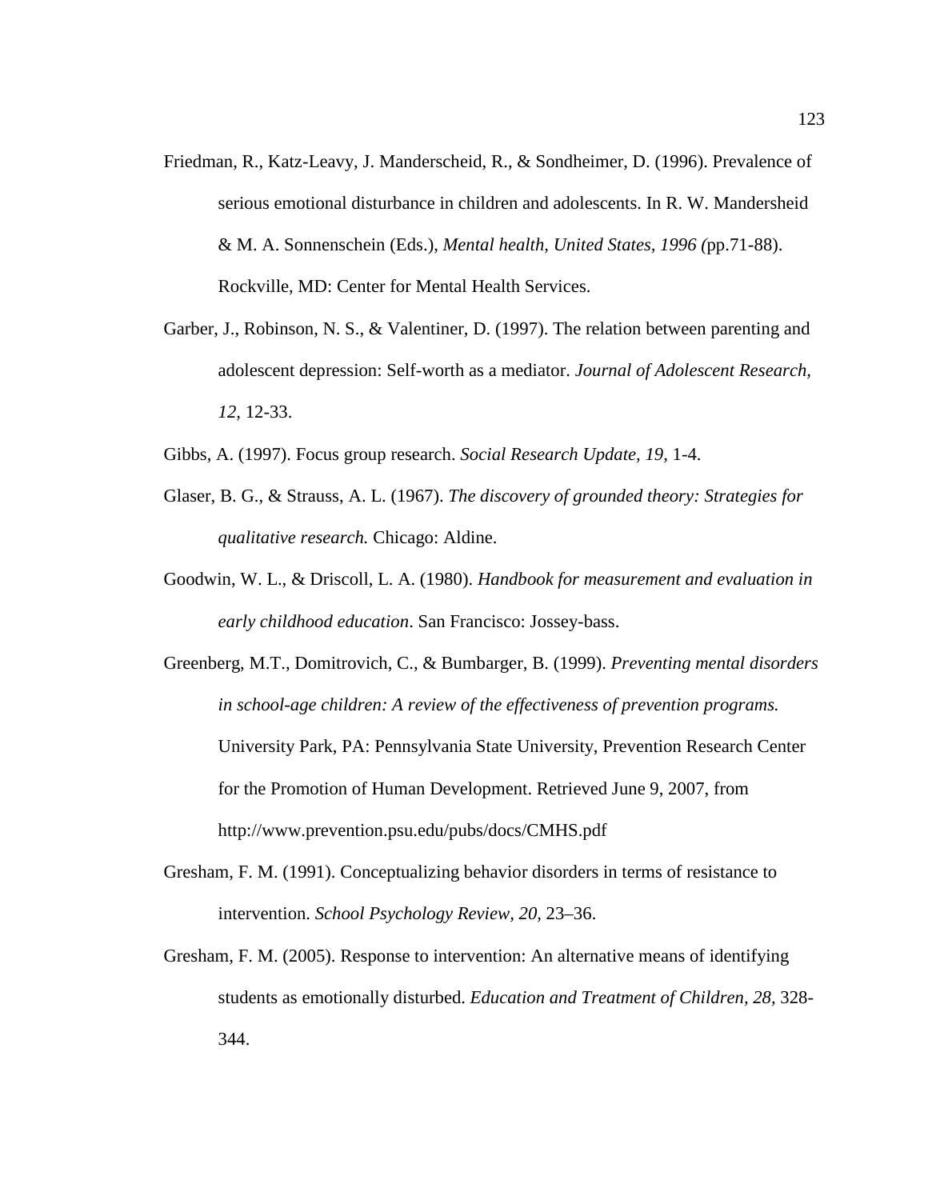Friedman, R., Katz-Leavy, J. Manderscheid, R., & Sondheimer, D. (1996). Prevalence of serious emotional disturbance in children and adolescents. In R. W. Mandersheid & M. A. Sonnenschein (Eds.), *Mental health, United States, 1996 (*pp.71-88). Rockville, MD: Center for Mental Health Services.

Garber, J., Robinson, N. S., & Valentiner, D. (1997). The relation between parenting and adolescent depression: Self-worth as a mediator. *Journal of Adolescent Research, 12,* 12-33.

Gibbs, A. (1997). Focus group research. *Social Research Update, 19,* 1-4.

Glaser, B. G., & Strauss, A. L. (1967). *The discovery of grounded theory: Strategies for qualitative research.* Chicago: Aldine.

Goodwin, W. L., & Driscoll, L. A. (1980). *Handbook for measurement and evaluation in early childhood education*. San Francisco: Jossey-bass.

Greenberg, M.T., Domitrovich, C., & Bumbarger, B. (1999). *Preventing mental disorders in school-age children: A review of the effectiveness of prevention programs.* University Park, PA: Pennsylvania State University, Prevention Research Center for the Promotion of Human Development. Retrieved June 9, 2007, from http://www.prevention.psu.edu/pubs/docs/CMHS.pdf

Gresham, F. M. (1991). Conceptualizing behavior disorders in terms of resistance to intervention. *School Psychology Review, 20,* 23–36.

Gresham, F. M. (2005). Response to intervention: An alternative means of identifying students as emotionally disturbed. *Education and Treatment of Children, 28,* 328-344.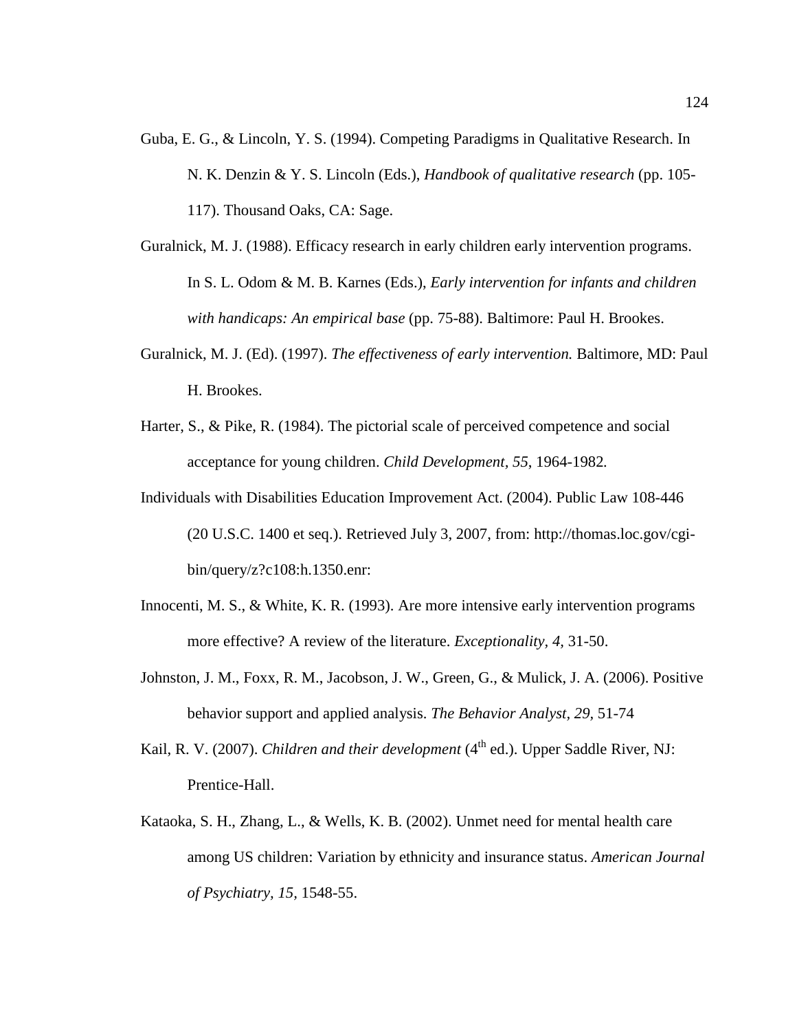Guba, E. G., & Lincoln, Y. S. (1994). Competing Paradigms in Qualitative Research. In N. K. Denzin & Y. S. Lincoln (Eds.), *Handbook of qualitative research* (pp. 105-117). Thousand Oaks, CA: Sage.

Guralnick, M. J. (1988). Efficacy research in early children early intervention programs. In S. L. Odom & M. B. Karnes (Eds.), *Early intervention for infants and children with handicaps: An empirical base* (pp. 75-88). Baltimore: Paul H. Brookes.

Guralnick, M. J. (Ed). (1997). *The effectiveness of early intervention.* Baltimore, MD: Paul H. Brookes.

Harter, S., & Pike, R. (1984). The pictorial scale of perceived competence and social acceptance for young children. *Child Development, 55*, 1964-1982.

Individuals with Disabilities Education Improvement Act. (2004). Public Law 108-446 (20 U.S.C. 1400 et seq.). Retrieved July 3, 2007, from: http://thomas.loc.gov/cgi-bin/query/z?c108:h.1350.enr:

Innocenti, M. S., & White, K. R. (1993). Are more intensive early intervention programs more effective? A review of the literature. *Exceptionality, 4,* 31-50.

Johnston, J. M., Foxx, R. M., Jacobson, J. W., Green, G., & Mulick, J. A. (2006). Positive behavior support and applied analysis. *The Behavior Analyst, 29,* 51-74

Kail, R. V. (2007). *Children and their development* (4th ed.). Upper Saddle River, NJ: Prentice-Hall.

Kataoka, S. H., Zhang, L., & Wells, K. B. (2002). Unmet need for mental health care among US children: Variation by ethnicity and insurance status. *American Journal of Psychiatry, 15,* 1548-55.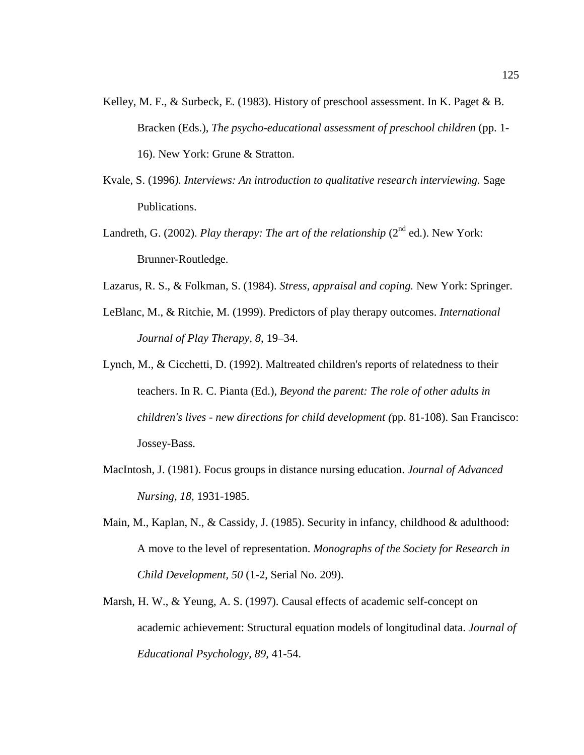Kelley, M. F., & Surbeck, E. (1983). History of preschool assessment. In K. Paget & B. Bracken (Eds.), *The psycho-educational assessment of preschool children* (pp. 1-16). New York: Grune & Stratton.

Kvale, S. (1996*). Interviews: An introduction to qualitative research interviewing.* Sage Publications.

Landreth, G. (2002). *Play therapy: The art of the relationship* (2nd ed.). New York: Brunner-Routledge.

Lazarus, R. S., & Folkman, S. (1984). *Stress, appraisal and coping.* New York: Springer.

LeBlanc, M., & Ritchie, M. (1999). Predictors of play therapy outcomes. *International Journal of Play Therapy*, *8,* 19–34.

Lynch, M., & Cicchetti, D. (1992). Maltreated children's reports of relatedness to their teachers. In R. C. Pianta (Ed.), *Beyond the parent: The role of other adults in children's lives - new directions for child development (*pp. 81-108). San Francisco: Jossey-Bass.

MacIntosh, J. (1981). Focus groups in distance nursing education. *Journal of Advanced Nursing, 18,* 1931-1985.

Main, M., Kaplan, N., & Cassidy, J. (1985). Security in infancy, childhood & adulthood: A move to the level of representation. *Monographs of the Society for Research in Child Development, 50* (1-2, Serial No. 209).

Marsh, H. W., & Yeung, A. S. (1997). Causal effects of academic self-concept on academic achievement: Structural equation models of longitudinal data. *Journal of Educational Psychology, 89,* 41-54.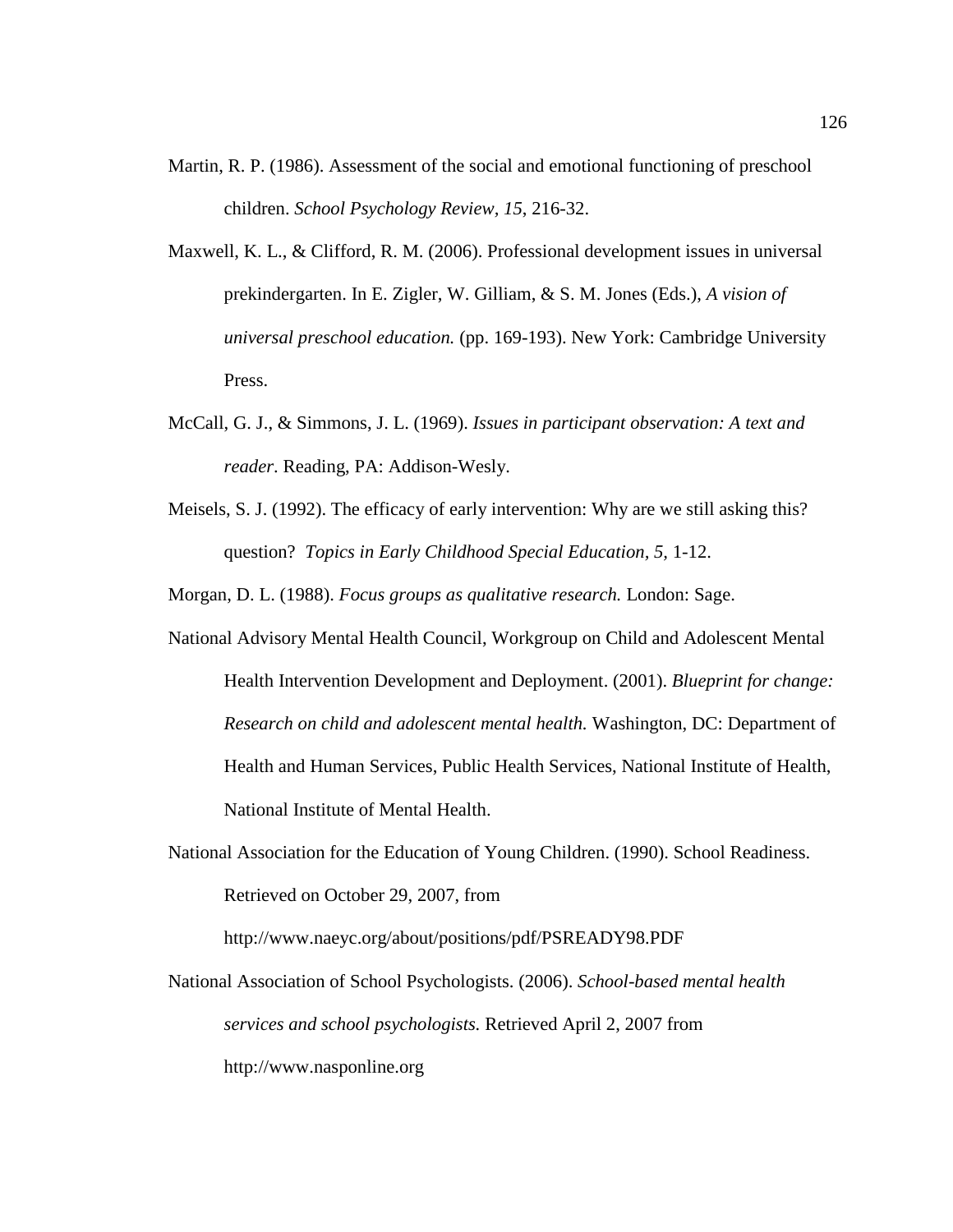Martin, R. P. (1986). Assessment of the social and emotional functioning of preschool children. *School Psychology Review, 15*, 216-32.

Maxwell, K. L., & Clifford, R. M. (2006). Professional development issues in universal prekindergarten. In E. Zigler, W. Gilliam, & S. M. Jones (Eds.), *A vision of universal preschool education.* (pp. 169-193). New York: Cambridge University Press.

McCall, G. J., & Simmons, J. L. (1969). *Issues in participant observation: A text and reader*. Reading, PA: Addison-Wesly.

Meisels, S. J. (1992). The efficacy of early intervention: Why are we still asking this? question? *Topics in Early Childhood Special Education, 5*, 1-12.

Morgan, D. L. (1988). *Focus groups as qualitative research.* London: Sage.

National Advisory Mental Health Council, Workgroup on Child and Adolescent Mental Health Intervention Development and Deployment. (2001). *Blueprint for change: Research on child and adolescent mental health.* Washington, DC: Department of Health and Human Services, Public Health Services, National Institute of Health, National Institute of Mental Health.

National Association for the Education of Young Children. (1990). School Readiness. Retrieved on October 29, 2007, from http://www.naeyc.org/about/positions/pdf/PSREADY98.PDF

National Association of School Psychologists. (2006). *School-based mental health services and school psychologists.* Retrieved April 2, 2007 from http://www.nasponline.org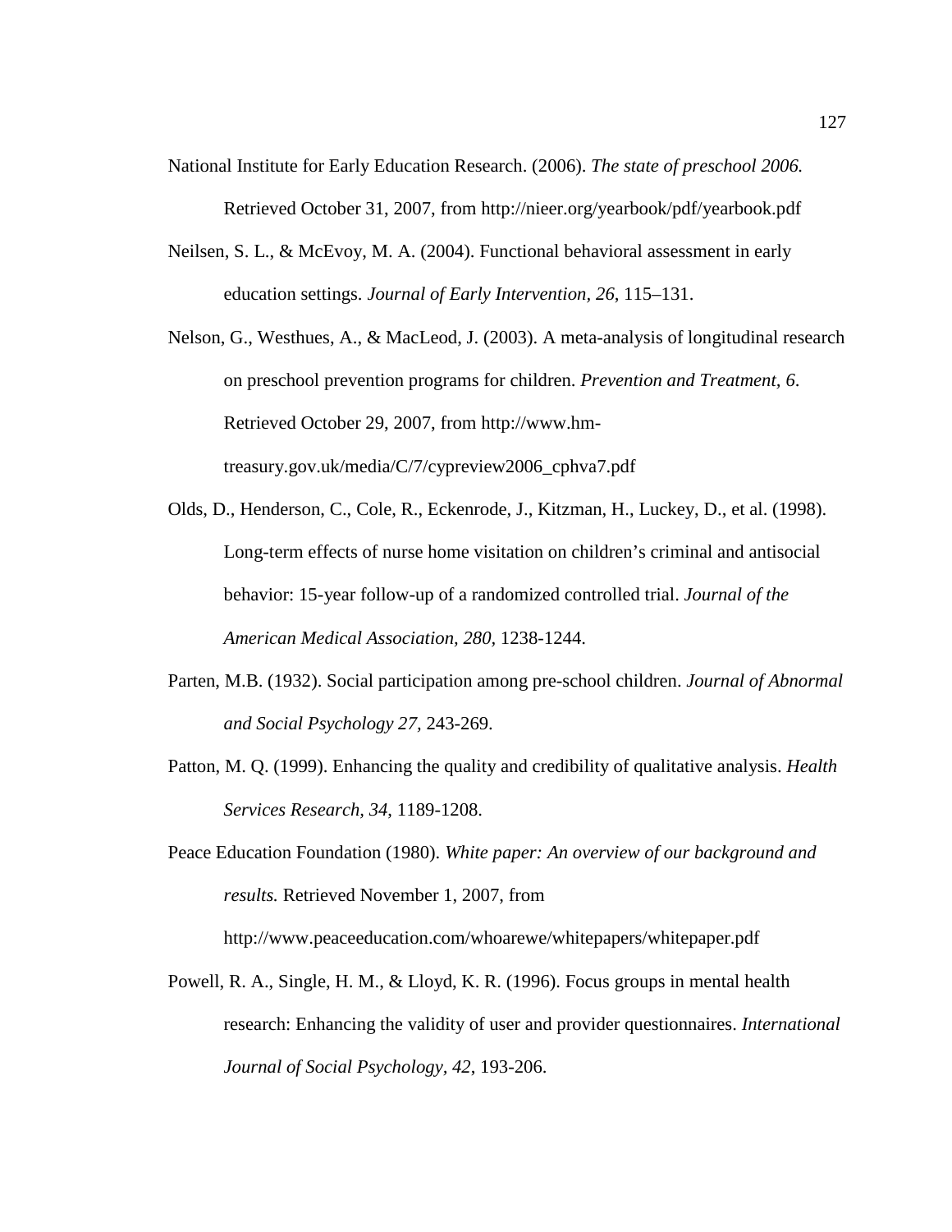National Institute for Early Education Research. (2006). *The state of preschool 2006.* Retrieved October 31, 2007, from http://nieer.org/yearbook/pdf/yearbook.pdf

Neilsen, S. L., & McEvoy, M. A. (2004). Functional behavioral assessment in early education settings. *Journal of Early Intervention, 26*, 115–131.

Nelson, G., Westhues, A., & MacLeod, J. (2003). A meta-analysis of longitudinal research on preschool prevention programs for children. *Prevention and Treatment, 6*. Retrieved October 29, 2007, from http://www.hm-treasury.gov.uk/media/C/7/cypreview2006_cphva7.pdf

Olds, D., Henderson, C., Cole, R., Eckenrode, J., Kitzman, H., Luckey, D., et al. (1998). Long-term effects of nurse home visitation on children's criminal and antisocial behavior: 15-year follow-up of a randomized controlled trial. *Journal of the American Medical Association, 280*, 1238-1244.

Parten, M.B. (1932). Social participation among pre-school children. *Journal of Abnormal and Social Psychology 27,* 243-269.

Patton, M. Q. (1999). Enhancing the quality and credibility of qualitative analysis. *Health Services Research, 34*, 1189-1208.

Peace Education Foundation (1980). *White paper: An overview of our background and results.* Retrieved November 1, 2007, from http://www.peaceeducation.com/whoarewe/whitepapers/whitepaper.pdf

Powell, R. A., Single, H. M., & Lloyd, K. R. (1996). Focus groups in mental health research: Enhancing the validity of user and provider questionnaires. *International Journal of Social Psychology, 42*, 193-206.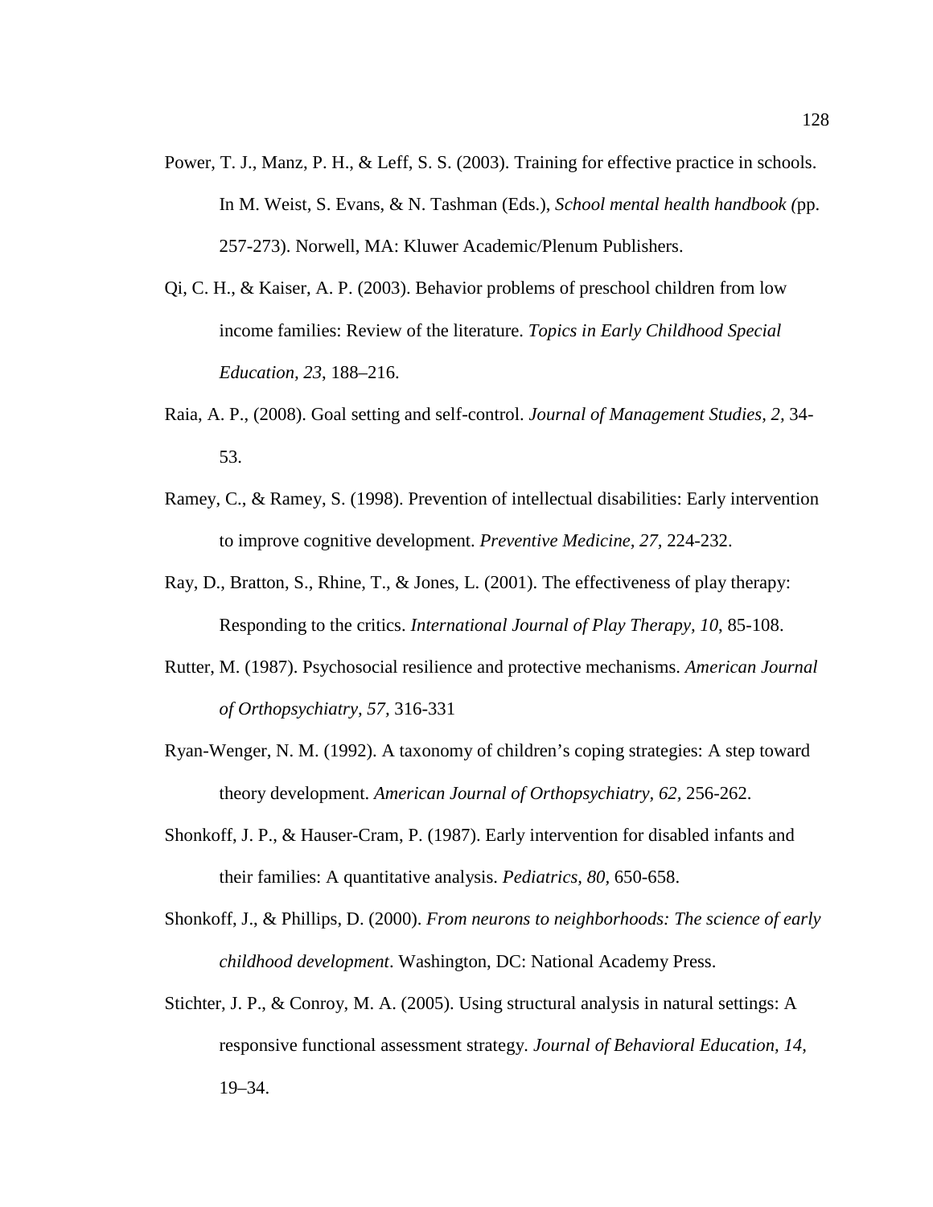Power, T. J., Manz, P. H., & Leff, S. S. (2003). Training for effective practice in schools. In M. Weist, S. Evans, & N. Tashman (Eds.), *School mental health handbook (*pp. 257-273). Norwell, MA: Kluwer Academic/Plenum Publishers.

Qi, C. H., & Kaiser, A. P. (2003). Behavior problems of preschool children from low income families: Review of the literature. *Topics in Early Childhood Special Education, 23*, 188–216.

Raia, A. P., (2008). Goal setting and self-control. *Journal of Management Studies, 2,* 34-53.

Ramey, C., & Ramey, S. (1998). Prevention of intellectual disabilities: Early intervention to improve cognitive development. *Preventive Medicine, 27,* 224-232.

Ray, D., Bratton, S., Rhine, T., & Jones, L. (2001). The effectiveness of play therapy: Responding to the critics. *International Journal of Play Therapy, 10,* 85-108.

Rutter, M. (1987). Psychosocial resilience and protective mechanisms. *American Journal of Orthopsychiatry, 57,* 316-331

Ryan-Wenger, N. M. (1992). A taxonomy of children's coping strategies: A step toward theory development. *American Journal of Orthopsychiatry, 62,* 256-262.

Shonkoff, J. P., & Hauser-Cram, P. (1987). Early intervention for disabled infants and their families: A quantitative analysis. *Pediatrics, 80,* 650-658.

Shonkoff, J., & Phillips, D. (2000). *From neurons to neighborhoods: The science of early childhood development*. Washington, DC: National Academy Press.

Stichter, J. P., & Conroy, M. A. (2005). Using structural analysis in natural settings: A responsive functional assessment strategy. *Journal of Behavioral Education, 14,* 19–34.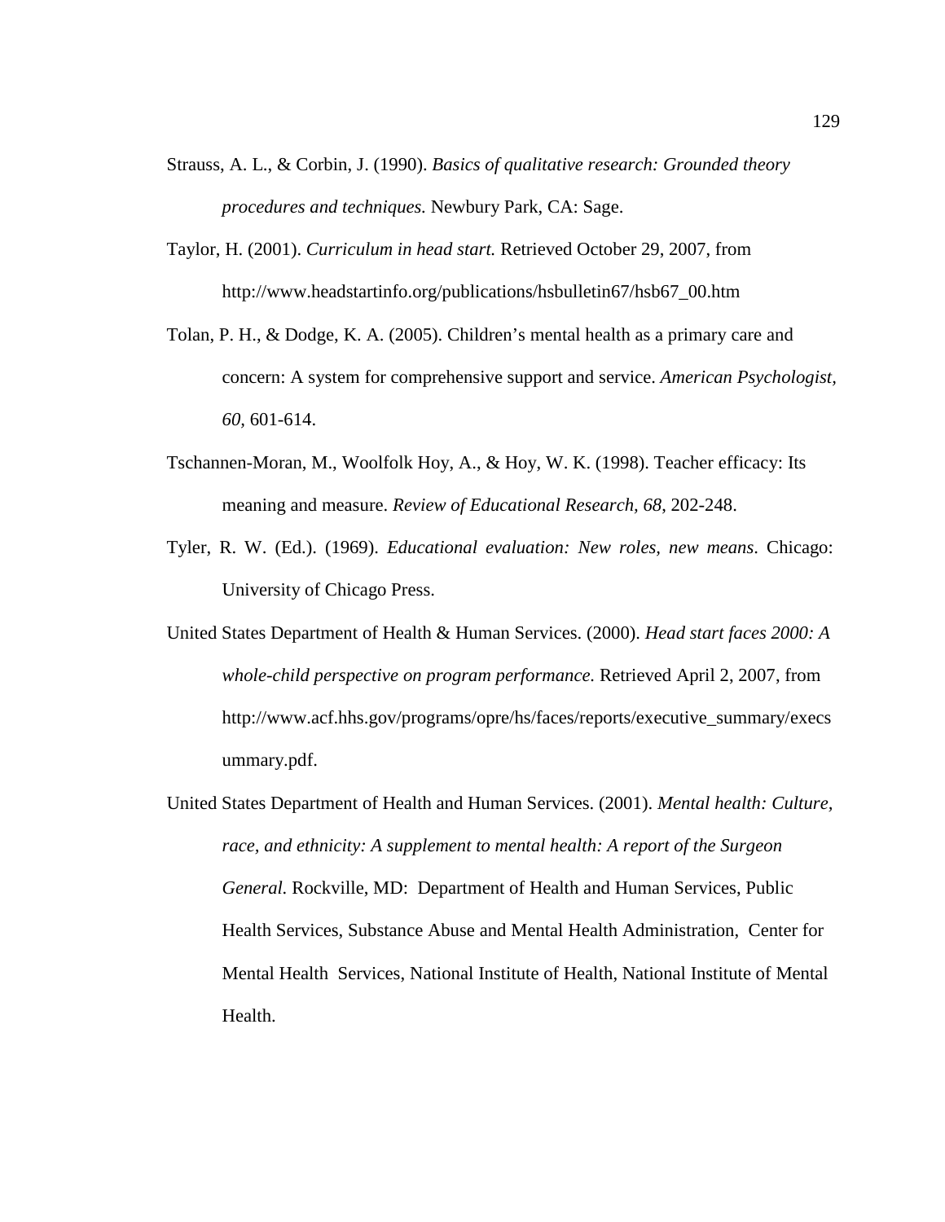Strauss, A. L., & Corbin, J. (1990). *Basics of qualitative research: Grounded theory procedures and techniques.* Newbury Park, CA: Sage.

Taylor, H. (2001). *Curriculum in head start.* Retrieved October 29, 2007, from http://www.headstartinfo.org/publications/hsbulletin67/hsb67_00.htm

Tolan, P. H., & Dodge, K. A. (2005). Children's mental health as a primary care and concern: A system for comprehensive support and service. *American Psychologist, 60,* 601-614.

Tschannen-Moran, M., Woolfolk Hoy, A., & Hoy, W. K. (1998). Teacher efficacy: Its meaning and measure. *Review of Educational Research, 68*, 202-248.

Tyler, R. W. (Ed.). (1969). *Educational evaluation: New roles, new means*. Chicago: University of Chicago Press.

United States Department of Health & Human Services. (2000). *Head start faces 2000: A whole-child perspective on program performance.* Retrieved April 2, 2007, from http://www.acf.hhs.gov/programs/opre/hs/faces/reports/executive_summary/execsummary.pdf.

United States Department of Health and Human Services. (2001). *Mental health: Culture, race, and ethnicity: A supplement to mental health: A report of the Surgeon General.* Rockville, MD: Department of Health and Human Services, Public Health Services, Substance Abuse and Mental Health Administration, Center for Mental Health Services, National Institute of Health, National Institute of Mental Health.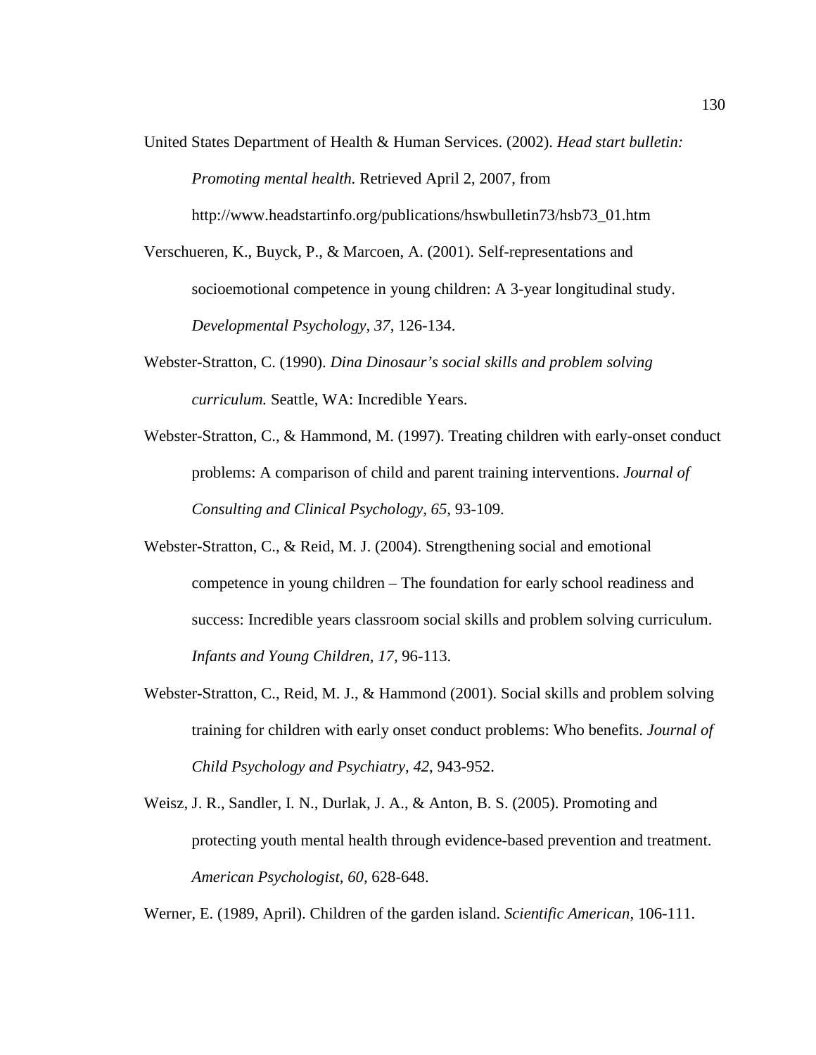United States Department of Health & Human Services. (2002). *Head start bulletin: Promoting mental health.* Retrieved April 2, 2007, from http://www.headstartinfo.org/publications/hswbulletin73/hsb73_01.htm

Verschueren, K., Buyck, P., & Marcoen, A. (2001). Self-representations and socioemotional competence in young children: A 3-year longitudinal study. *Developmental Psychology, 37,* 126-134.

Webster-Stratton, C. (1990). *Dina Dinosaur's social skills and problem solving curriculum.* Seattle, WA: Incredible Years.

Webster-Stratton, C., & Hammond, M. (1997). Treating children with early-onset conduct problems: A comparison of child and parent training interventions. *Journal of Consulting and Clinical Psychology, 65,* 93-109.

Webster-Stratton, C., & Reid, M. J. (2004). Strengthening social and emotional competence in young children – The foundation for early school readiness and success: Incredible years classroom social skills and problem solving curriculum. *Infants and Young Children, 17,* 96-113.

Webster-Stratton, C., Reid, M. J., & Hammond (2001). Social skills and problem solving training for children with early onset conduct problems: Who benefits. *Journal of Child Psychology and Psychiatry, 42,* 943-952.

Weisz, J. R., Sandler, I. N., Durlak, J. A., & Anton, B. S. (2005). Promoting and protecting youth mental health through evidence-based prevention and treatment. *American Psychologist, 60,* 628-648.

Werner, E. (1989, April). Children of the garden island. *Scientific American,* 106-111.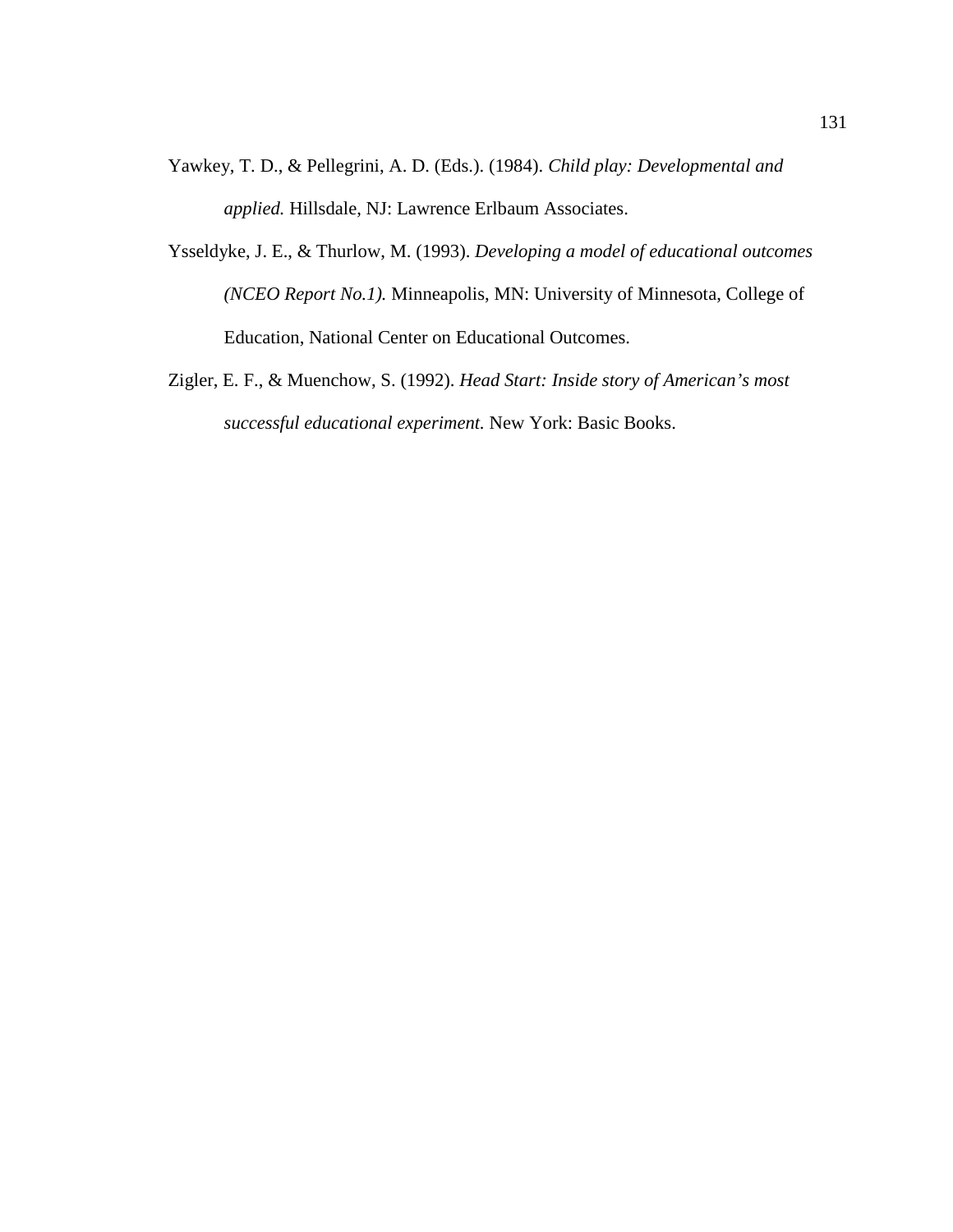Yawkey, T. D., & Pellegrini, A. D. (Eds.). (1984). *Child play: Developmental and applied.* Hillsdale, NJ: Lawrence Erlbaum Associates.

Ysseldyke, J. E., & Thurlow, M. (1993). *Developing a model of educational outcomes (NCEO Report No.1).* Minneapolis, MN: University of Minnesota, College of Education, National Center on Educational Outcomes.

Zigler, E. F., & Muenchow, S. (1992). *Head Start: Inside story of American's most successful educational experiment.* New York: Basic Books.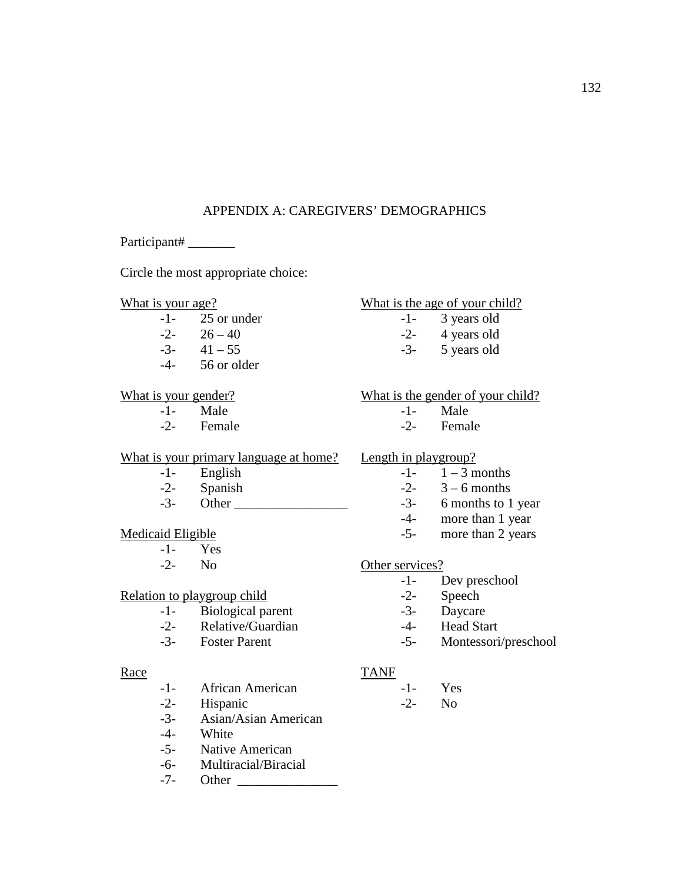## APPENDIX A: CAREGIVERS' DEMOGRAPHICS

Participant# _______

Circle the most appropriate choice:

What is your age?

- -1- 25 or under
- -2- 26 – 40
- -3- 41 – 55
- -4- 56 or older

What is your gender?

- -1- Male
- -2- Female

What is your primary language at home?

- -1- English
- -2- Spanish
- -3- Other _________________

Medicaid Eligible

- -1- Yes
- -2- No

Relation to playgroup child

- -1- Biological parent
- -2- Relative/Guardian
- -3- Foster Parent

Race

- -1- African American
- -2- Hispanic
- -3- Asian/Asian American
- -4- White
- -5- Native American
- -6- Multiracial/Biracial
- -7- Other _______________

What is the age of your child?

- -1- 3 years old
- -2- 4 years old
- -3- 5 years old

What is the gender of your child?

- -1- Male
- -2- Female

Length in playgroup?

- -1- 1 – 3 months
- -2- 3 – 6 months
- -3- 6 months to 1 year
- -4- more than 1 year
- -5- more than 2 years

Other services?

- -1- Dev preschool
- -2- Speech
- -3- Daycare
- -4- Head Start
- -5- Montessori/preschool

TANF

- -1- Yes
- -2- No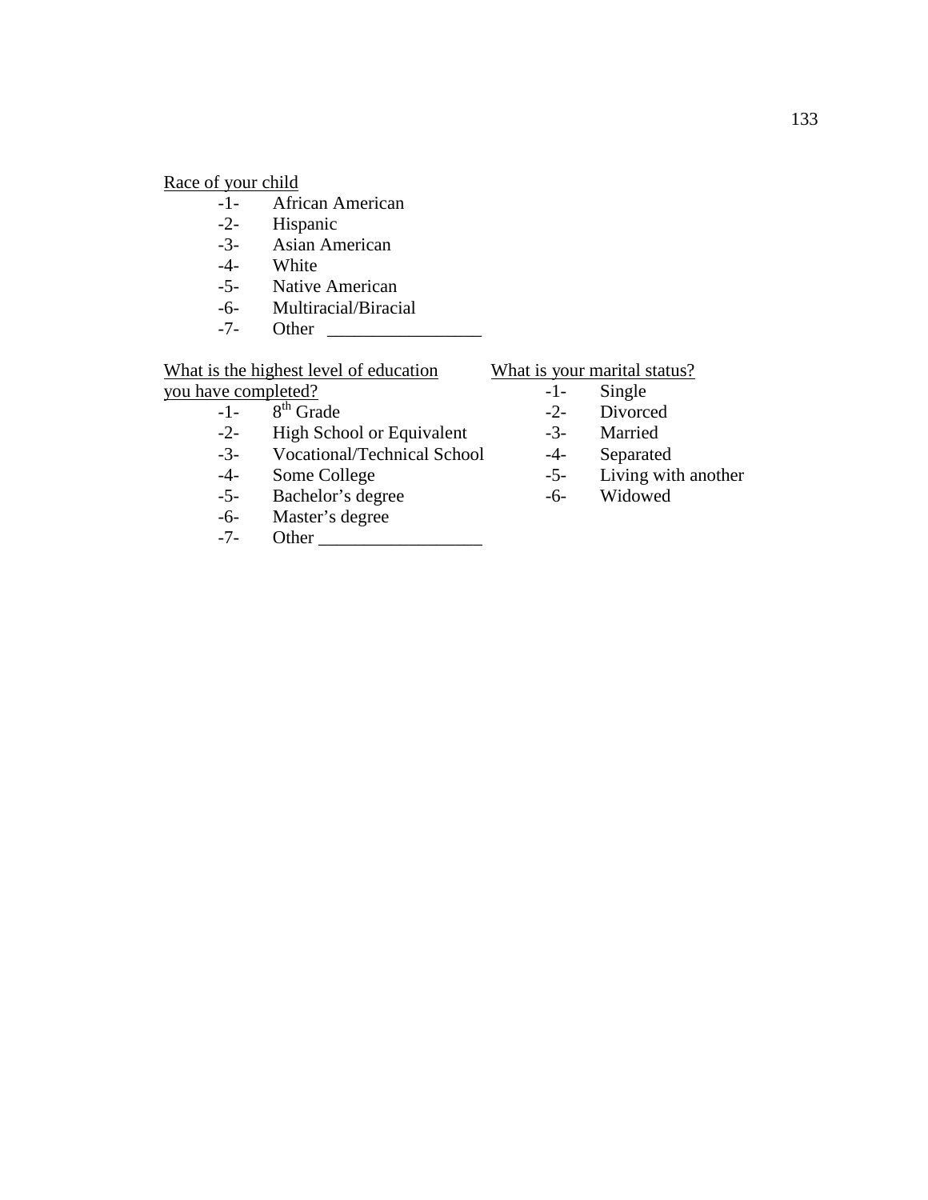Race of your child

-1- African American
-2- Hispanic
-3- Asian American
-4- White
-5- Native American
-6- Multiracial/Biracial
-7- Other _________________

What is the highest level of education you have completed?

-1- 8th Grade
-2- High School or Equivalent
-3- Vocational/Technical School
-4- Some College
-5- Bachelor's degree
-6- Master's degree
-7- Other _________________

What is your marital status?

-1- Single
-2- Divorced
-3- Married
-4- Separated
-5- Living with another
-6- Widowed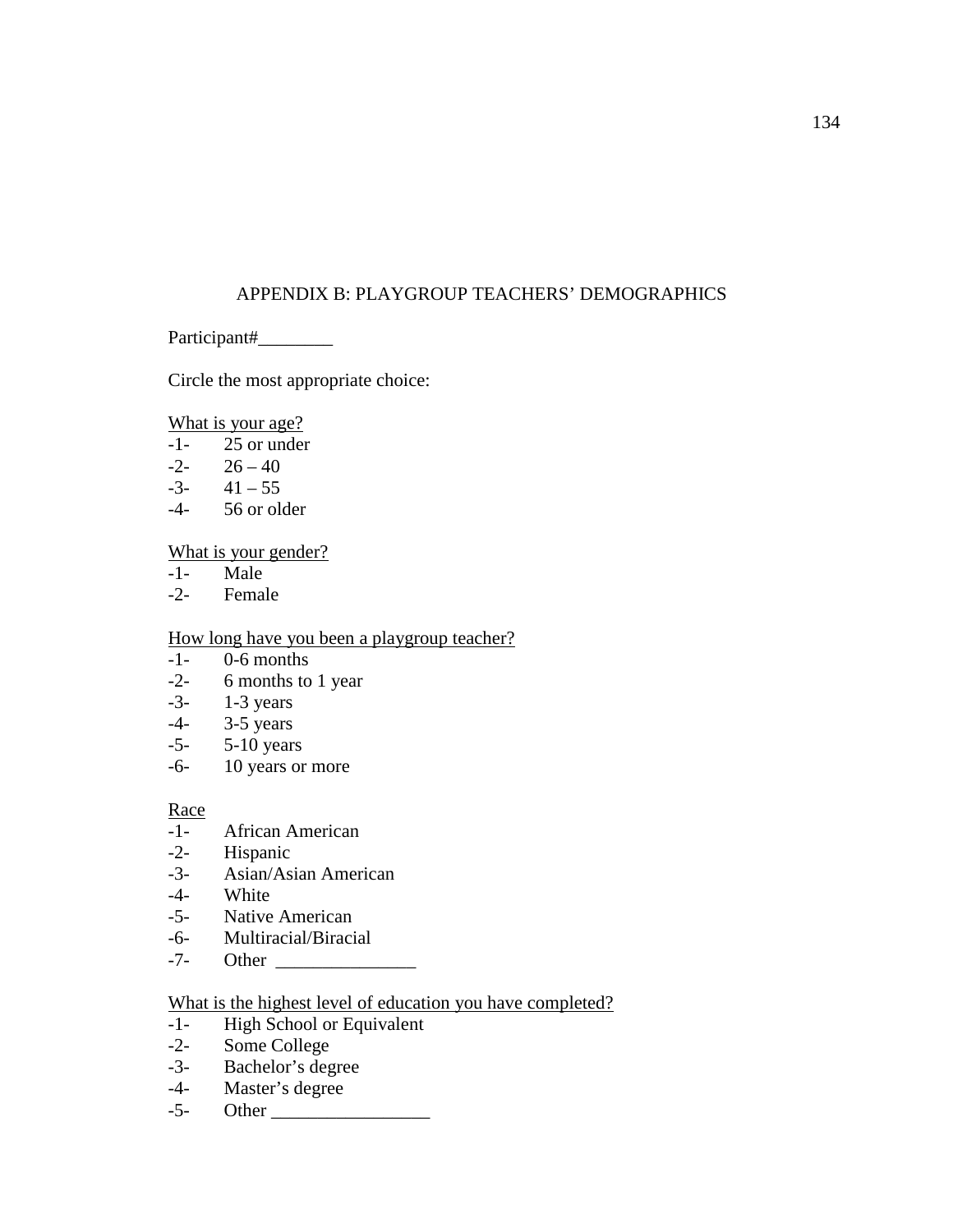# APPENDIX B: PLAYGROUP TEACHERS' DEMOGRAPHICS

Participant#________

Circle the most appropriate choice:

<u>What is your age?</u>

-1- 25 or under
-2- 26 – 40
-3- 41 – 55
-4- 56 or older

<u>What is your gender?</u>

-1- Male
-2- Female

<u>How long have you been a playgroup teacher?</u>

-1- 0-6 months
-2- 6 months to 1 year
-3- 1-3 years
-4- 3-5 years
-5- 5-10 years
-6- 10 years or more

<u>Race</u>

-1- African American
-2- Hispanic
-3- Asian/Asian American
-4- White
-5- Native American
-6- Multiracial/Biracial
-7- Other _______________

<u>What is the highest level of education you have completed?</u>

-1- High School or Equivalent
-2- Some College
-3- Bachelor's degree
-4- Master's degree
-5- Other _________________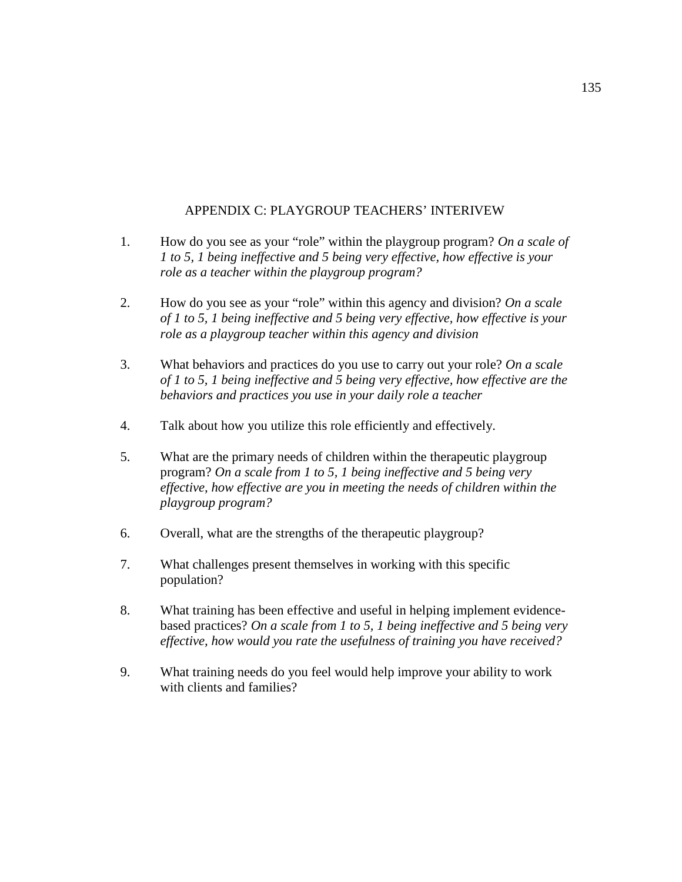## APPENDIX C: PLAYGROUP TEACHERS' INTERIVEW

1. How do you see as your "role" within the playgroup program? *On a scale of 1 to 5, 1 being ineffective and 5 being very effective, how effective is your role as a teacher within the playgroup program?*

2. How do you see as your "role" within this agency and division? *On a scale of 1 to 5, 1 being ineffective and 5 being very effective, how effective is your role as a playgroup teacher within this agency and division*

3. What behaviors and practices do you use to carry out your role? *On a scale of 1 to 5, 1 being ineffective and 5 being very effective, how effective are the behaviors and practices you use in your daily role a teacher*

4. Talk about how you utilize this role efficiently and effectively.

5. What are the primary needs of children within the therapeutic playgroup program? *On a scale from 1 to 5, 1 being ineffective and 5 being very effective, how effective are you in meeting the needs of children within the playgroup program?*

6. Overall, what are the strengths of the therapeutic playgroup?

7. What challenges present themselves in working with this specific population?

8. What training has been effective and useful in helping implement evidence-based practices? *On a scale from 1 to 5, 1 being ineffective and 5 being very effective, how would you rate the usefulness of training you have received?*

9. What training needs do you feel would help improve your ability to work with clients and families?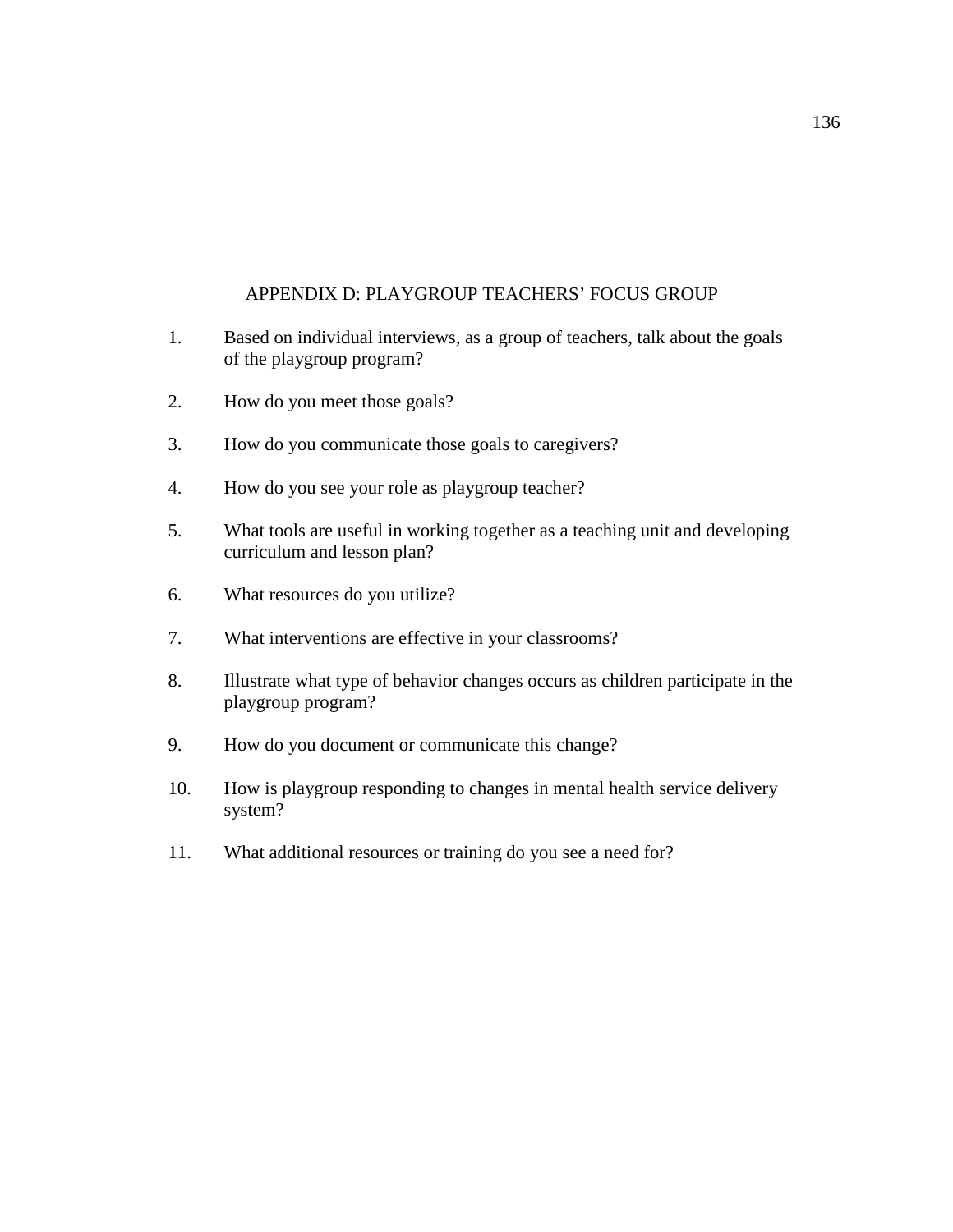# APPENDIX D: PLAYGROUP TEACHERS' FOCUS GROUP

1. Based on individual interviews, as a group of teachers, talk about the goals of the playgroup program?

2. How do you meet those goals?

3. How do you communicate those goals to caregivers?

4. How do you see your role as playgroup teacher?

5. What tools are useful in working together as a teaching unit and developing curriculum and lesson plan?

6. What resources do you utilize?

7. What interventions are effective in your classrooms?

8. Illustrate what type of behavior changes occurs as children participate in the playgroup program?

9. How do you document or communicate this change?

10. How is playgroup responding to changes in mental health service delivery system?

11. What additional resources or training do you see a need for?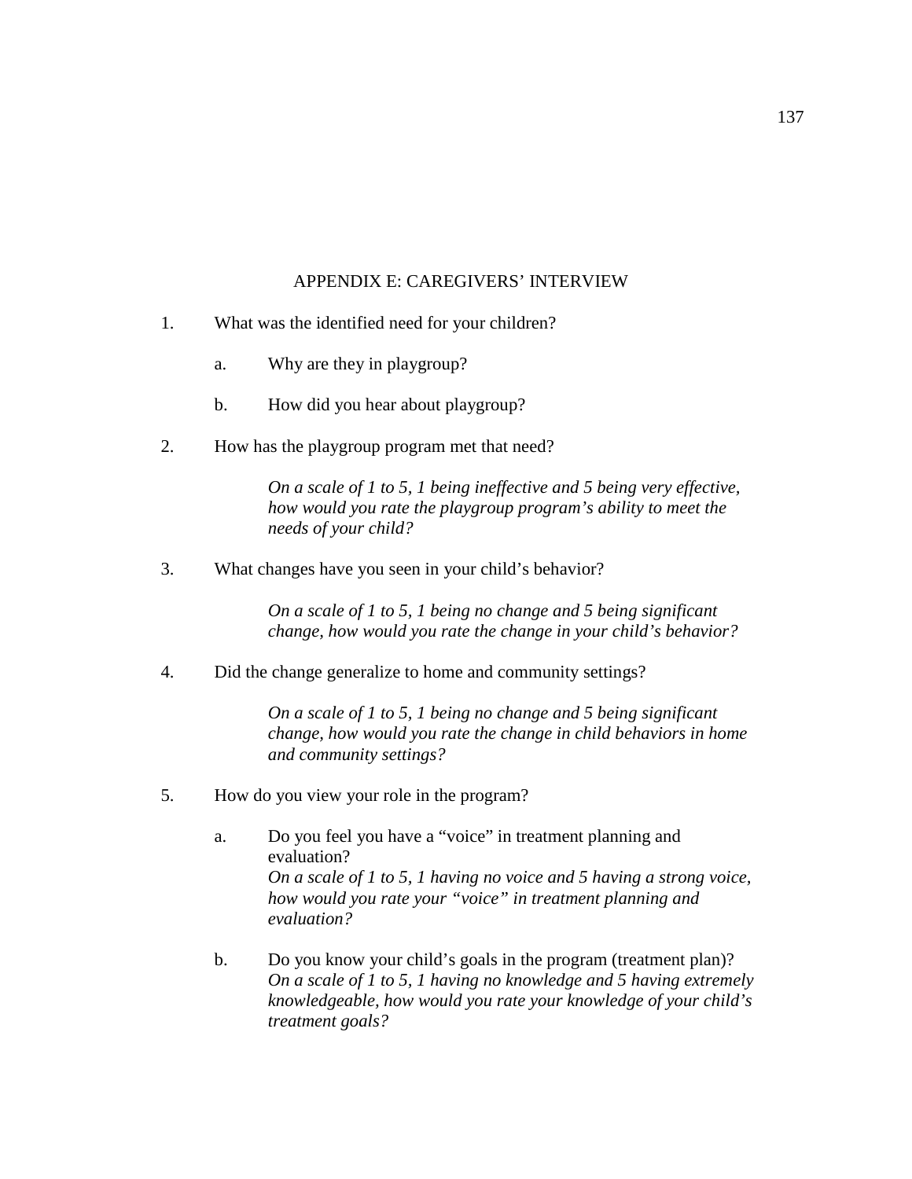## APPENDIX E: CAREGIVERS' INTERVIEW

1. What was the identified need for your children?

   a. Why are they in playgroup?

   b. How did you hear about playgroup?

2. How has the playgroup program met that need?

   *On a scale of 1 to 5, 1 being ineffective and 5 being very effective, how would you rate the playgroup program's ability to meet the needs of your child?*

3. What changes have you seen in your child's behavior?

   *On a scale of 1 to 5, 1 being no change and 5 being significant change, how would you rate the change in your child's behavior?*

4. Did the change generalize to home and community settings?

   *On a scale of 1 to 5, 1 being no change and 5 being significant change, how would you rate the change in child behaviors in home and community settings?*

5. How do you view your role in the program?

   a. Do you feel you have a "voice" in treatment planning and evaluation?
   *On a scale of 1 to 5, 1 having no voice and 5 having a strong voice, how would you rate your "voice" in treatment planning and evaluation?*

   b. Do you know your child's goals in the program (treatment plan)?
   *On a scale of 1 to 5, 1 having no knowledge and 5 having extremely knowledgeable, how would you rate your knowledge of your child's treatment goals?*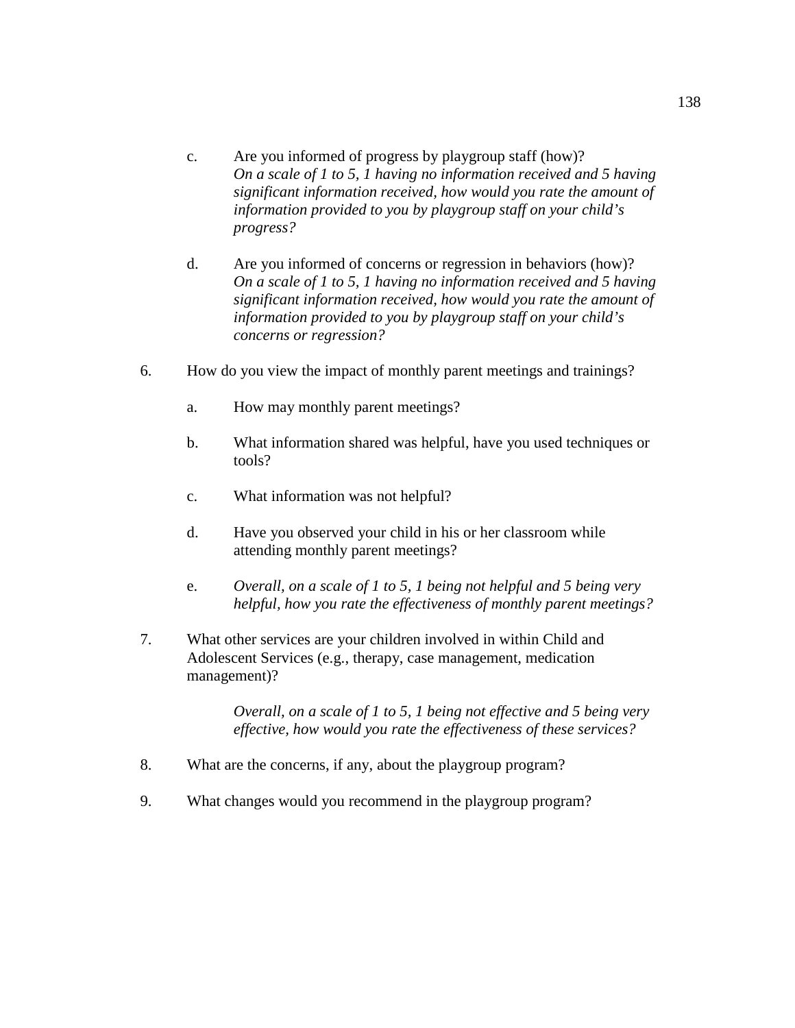c. Are you informed of progress by playgroup staff (how)?
   *On a scale of 1 to 5, 1 having no information received and 5 having significant information received, how would you rate the amount of information provided to you by playgroup staff on your child's progress?*

d. Are you informed of concerns or regression in behaviors (how)?
   *On a scale of 1 to 5, 1 having no information received and 5 having significant information received, how would you rate the amount of information provided to you by playgroup staff on your child's concerns or regression?*

6. How do you view the impact of monthly parent meetings and trainings?

   a. How may monthly parent meetings?

   b. What information shared was helpful, have you used techniques or tools?

   c. What information was not helpful?

   d. Have you observed your child in his or her classroom while attending monthly parent meetings?

   e. *Overall, on a scale of 1 to 5, 1 being not helpful and 5 being very helpful, how you rate the effectiveness of monthly parent meetings?*

7. What other services are your children involved in within Child and Adolescent Services (e.g., therapy, case management, medication management)?

   *Overall, on a scale of 1 to 5, 1 being not effective and 5 being very effective, how would you rate the effectiveness of these services?*

8. What are the concerns, if any, about the playgroup program?

9. What changes would you recommend in the playgroup program?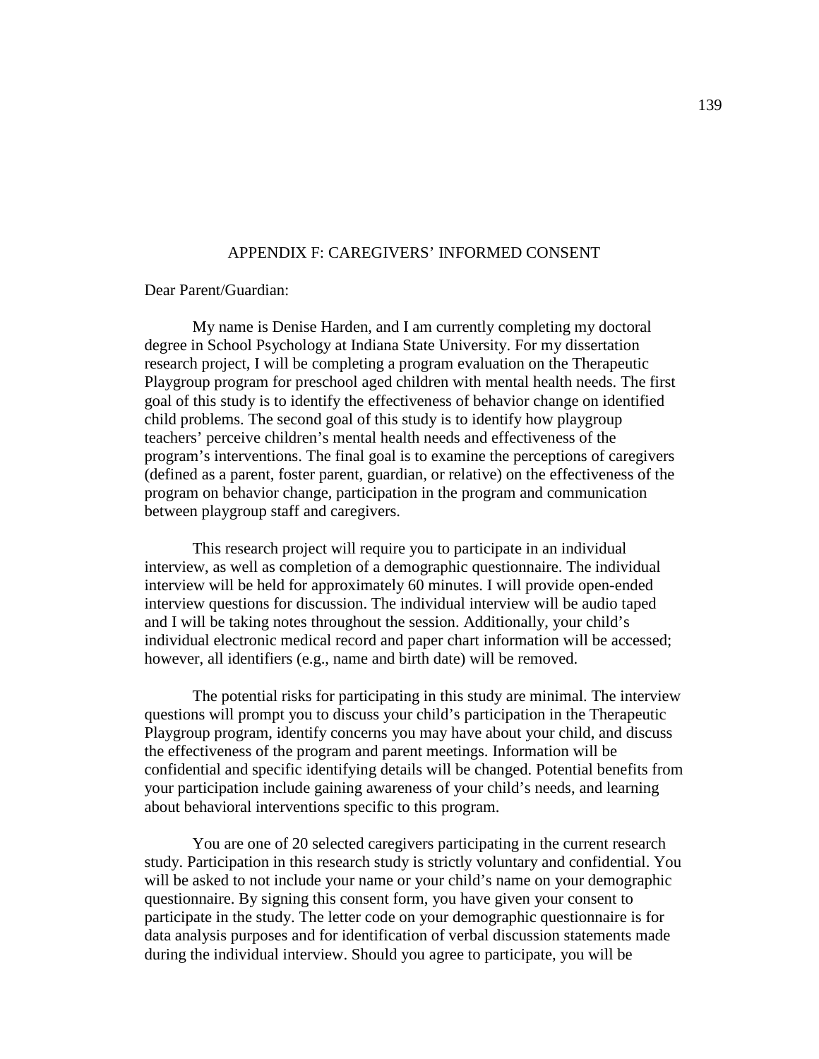## APPENDIX F: CAREGIVERS' INFORMED CONSENT

Dear Parent/Guardian:

My name is Denise Harden, and I am currently completing my doctoral degree in School Psychology at Indiana State University. For my dissertation research project, I will be completing a program evaluation on the Therapeutic Playgroup program for preschool aged children with mental health needs. The first goal of this study is to identify the effectiveness of behavior change on identified child problems. The second goal of this study is to identify how playgroup teachers' perceive children's mental health needs and effectiveness of the program's interventions. The final goal is to examine the perceptions of caregivers (defined as a parent, foster parent, guardian, or relative) on the effectiveness of the program on behavior change, participation in the program and communication between playgroup staff and caregivers.

This research project will require you to participate in an individual interview, as well as completion of a demographic questionnaire. The individual interview will be held for approximately 60 minutes. I will provide open-ended interview questions for discussion. The individual interview will be audio taped and I will be taking notes throughout the session. Additionally, your child's individual electronic medical record and paper chart information will be accessed; however, all identifiers (e.g., name and birth date) will be removed.

The potential risks for participating in this study are minimal. The interview questions will prompt you to discuss your child's participation in the Therapeutic Playgroup program, identify concerns you may have about your child, and discuss the effectiveness of the program and parent meetings. Information will be confidential and specific identifying details will be changed. Potential benefits from your participation include gaining awareness of your child's needs, and learning about behavioral interventions specific to this program.

You are one of 20 selected caregivers participating in the current research study. Participation in this research study is strictly voluntary and confidential. You will be asked to not include your name or your child's name on your demographic questionnaire. By signing this consent form, you have given your consent to participate in the study. The letter code on your demographic questionnaire is for data analysis purposes and for identification of verbal discussion statements made during the individual interview. Should you agree to participate, you will be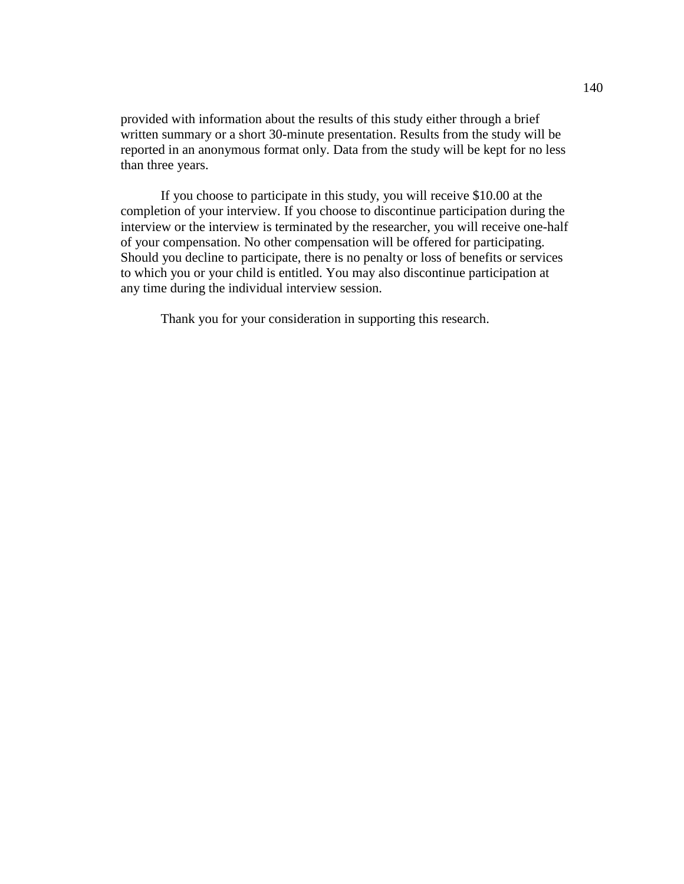provided with information about the results of this study either through a brief written summary or a short 30-minute presentation. Results from the study will be reported in an anonymous format only. Data from the study will be kept for no less than three years.

If you choose to participate in this study, you will receive $10.00 at the completion of your interview. If you choose to discontinue participation during the interview or the interview is terminated by the researcher, you will receive one-half of your compensation. No other compensation will be offered for participating. Should you decline to participate, there is no penalty or loss of benefits or services to which you or your child is entitled. You may also discontinue participation at any time during the individual interview session.

Thank you for your consideration in supporting this research.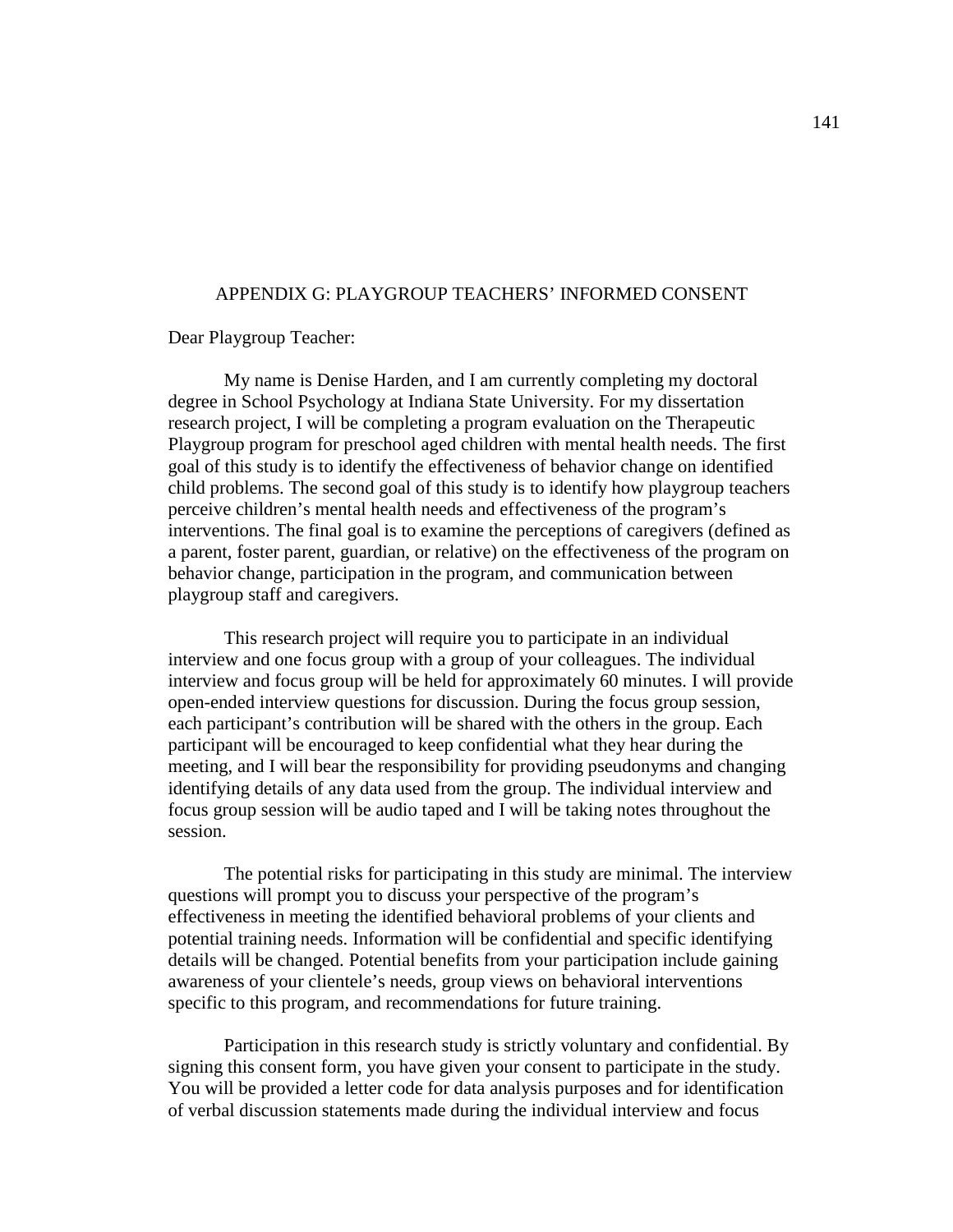## APPENDIX G: PLAYGROUP TEACHERS' INFORMED CONSENT

Dear Playgroup Teacher:

My name is Denise Harden, and I am currently completing my doctoral degree in School Psychology at Indiana State University. For my dissertation research project, I will be completing a program evaluation on the Therapeutic Playgroup program for preschool aged children with mental health needs. The first goal of this study is to identify the effectiveness of behavior change on identified child problems. The second goal of this study is to identify how playgroup teachers perceive children's mental health needs and effectiveness of the program's interventions. The final goal is to examine the perceptions of caregivers (defined as a parent, foster parent, guardian, or relative) on the effectiveness of the program on behavior change, participation in the program, and communication between playgroup staff and caregivers.

This research project will require you to participate in an individual interview and one focus group with a group of your colleagues. The individual interview and focus group will be held for approximately 60 minutes. I will provide open-ended interview questions for discussion. During the focus group session, each participant's contribution will be shared with the others in the group. Each participant will be encouraged to keep confidential what they hear during the meeting, and I will bear the responsibility for providing pseudonyms and changing identifying details of any data used from the group. The individual interview and focus group session will be audio taped and I will be taking notes throughout the session.

The potential risks for participating in this study are minimal. The interview questions will prompt you to discuss your perspective of the program's effectiveness in meeting the identified behavioral problems of your clients and potential training needs. Information will be confidential and specific identifying details will be changed. Potential benefits from your participation include gaining awareness of your clientele's needs, group views on behavioral interventions specific to this program, and recommendations for future training.

Participation in this research study is strictly voluntary and confidential. By signing this consent form, you have given your consent to participate in the study. You will be provided a letter code for data analysis purposes and for identification of verbal discussion statements made during the individual interview and focus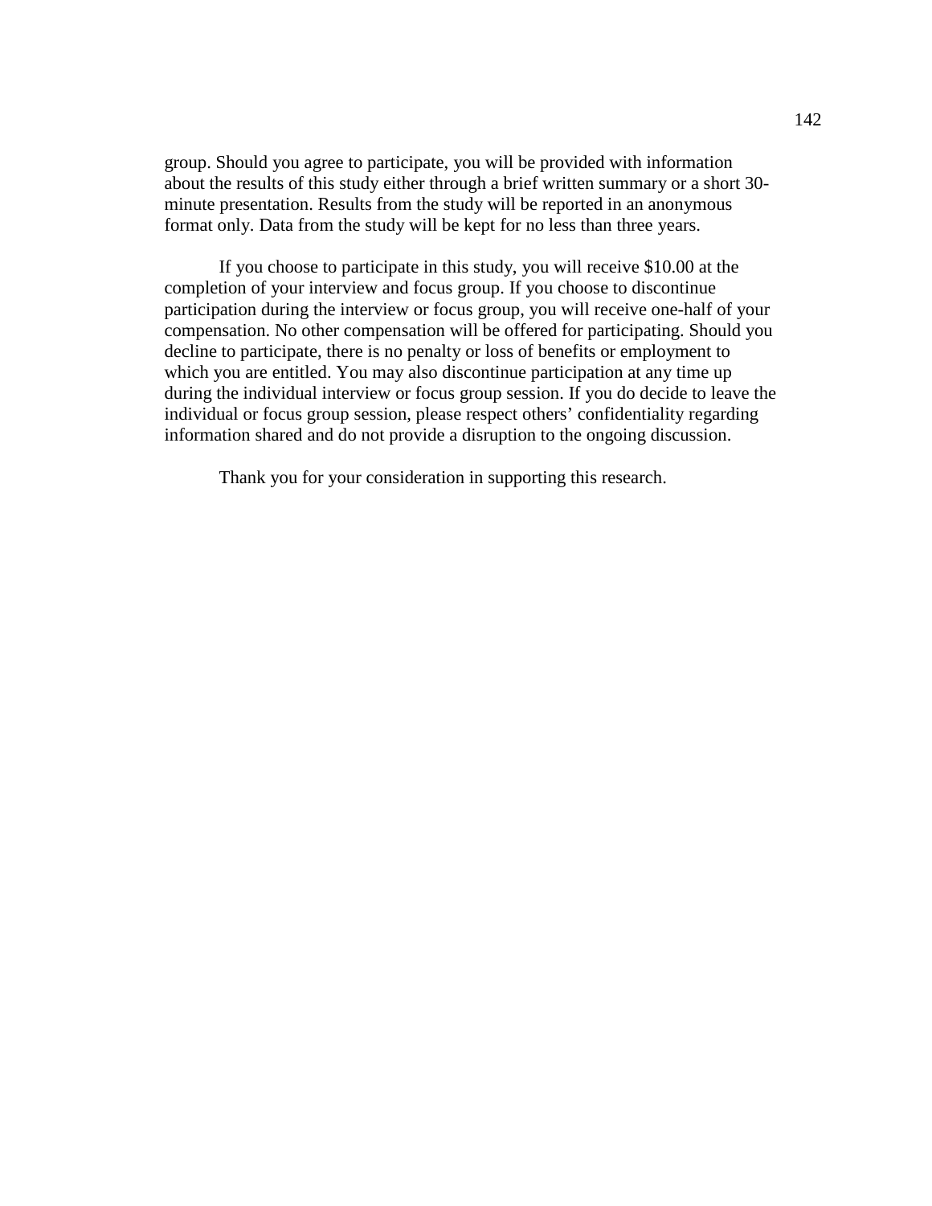group. Should you agree to participate, you will be provided with information about the results of this study either through a brief written summary or a short 30-minute presentation. Results from the study will be reported in an anonymous format only. Data from the study will be kept for no less than three years.

If you choose to participate in this study, you will receive $10.00 at the completion of your interview and focus group. If you choose to discontinue participation during the interview or focus group, you will receive one-half of your compensation. No other compensation will be offered for participating. Should you decline to participate, there is no penalty or loss of benefits or employment to which you are entitled. You may also discontinue participation at any time up during the individual interview or focus group session. If you do decide to leave the individual or focus group session, please respect others' confidentiality regarding information shared and do not provide a disruption to the ongoing discussion.

Thank you for your consideration in supporting this research.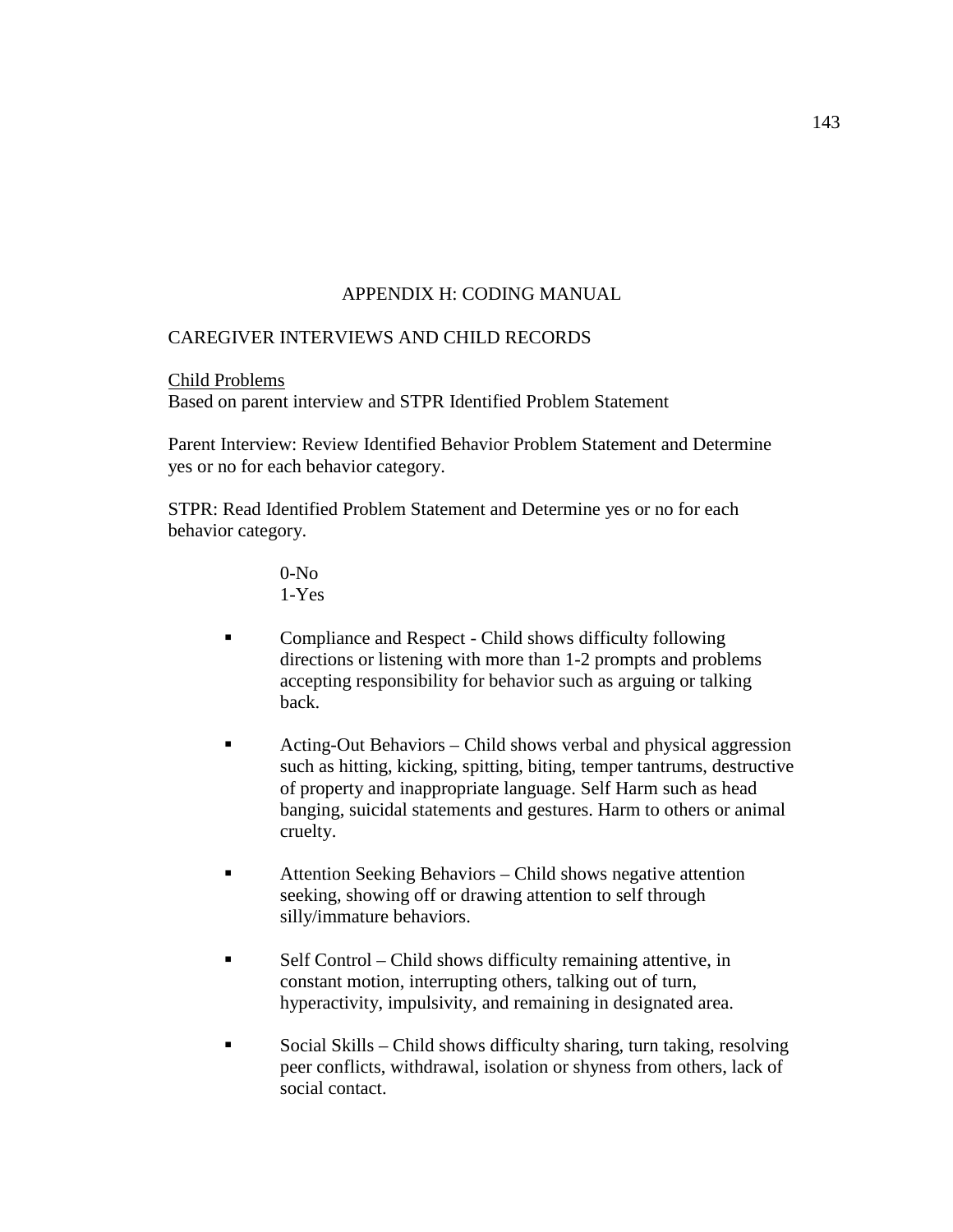# APPENDIX H: CODING MANUAL

## CAREGIVER INTERVIEWS AND CHILD RECORDS

<u>Child Problems</u>
Based on parent interview and STPR Identified Problem Statement

Parent Interview: Review Identified Behavior Problem Statement and Determine yes or no for each behavior category.

STPR: Read Identified Problem Statement and Determine yes or no for each behavior category.

0-No
1-Yes

- Compliance and Respect - Child shows difficulty following directions or listening with more than 1-2 prompts and problems accepting responsibility for behavior such as arguing or talking back.

- Acting-Out Behaviors – Child shows verbal and physical aggression such as hitting, kicking, spitting, biting, temper tantrums, destructive of property and inappropriate language. Self Harm such as head banging, suicidal statements and gestures. Harm to others or animal cruelty.

- Attention Seeking Behaviors – Child shows negative attention seeking, showing off or drawing attention to self through silly/immature behaviors.

- Self Control – Child shows difficulty remaining attentive, in constant motion, interrupting others, talking out of turn, hyperactivity, impulsivity, and remaining in designated area.

- Social Skills – Child shows difficulty sharing, turn taking, resolving peer conflicts, withdrawal, isolation or shyness from others, lack of social contact.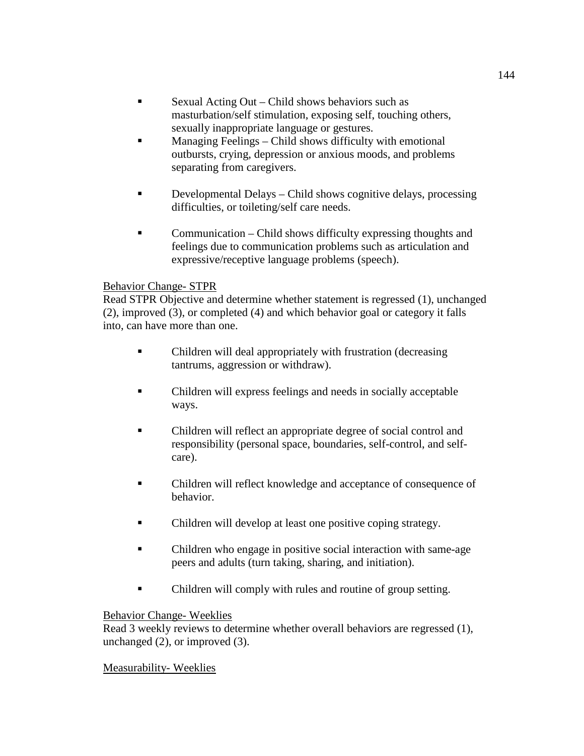- Sexual Acting Out – Child shows behaviors such as masturbation/self stimulation, exposing self, touching others, sexually inappropriate language or gestures.
- Managing Feelings – Child shows difficulty with emotional outbursts, crying, depression or anxious moods, and problems separating from caregivers.
- Developmental Delays – Child shows cognitive delays, processing difficulties, or toileting/self care needs.
- Communication – Child shows difficulty expressing thoughts and feelings due to communication problems such as articulation and expressive/receptive language problems (speech).

<u>Behavior Change- STPR</u>

Read STPR Objective and determine whether statement is regressed (1), unchanged (2), improved (3), or completed (4) and which behavior goal or category it falls into, can have more than one.

- Children will deal appropriately with frustration (decreasing tantrums, aggression or withdraw).
- Children will express feelings and needs in socially acceptable ways.
- Children will reflect an appropriate degree of social control and responsibility (personal space, boundaries, self-control, and self-care).
- Children will reflect knowledge and acceptance of consequence of behavior.
- Children will develop at least one positive coping strategy.
- Children who engage in positive social interaction with same-age peers and adults (turn taking, sharing, and initiation).
- Children will comply with rules and routine of group setting.

<u>Behavior Change- Weeklies</u>

Read 3 weekly reviews to determine whether overall behaviors are regressed (1), unchanged (2), or improved (3).

<u>Measurability- Weeklies</u>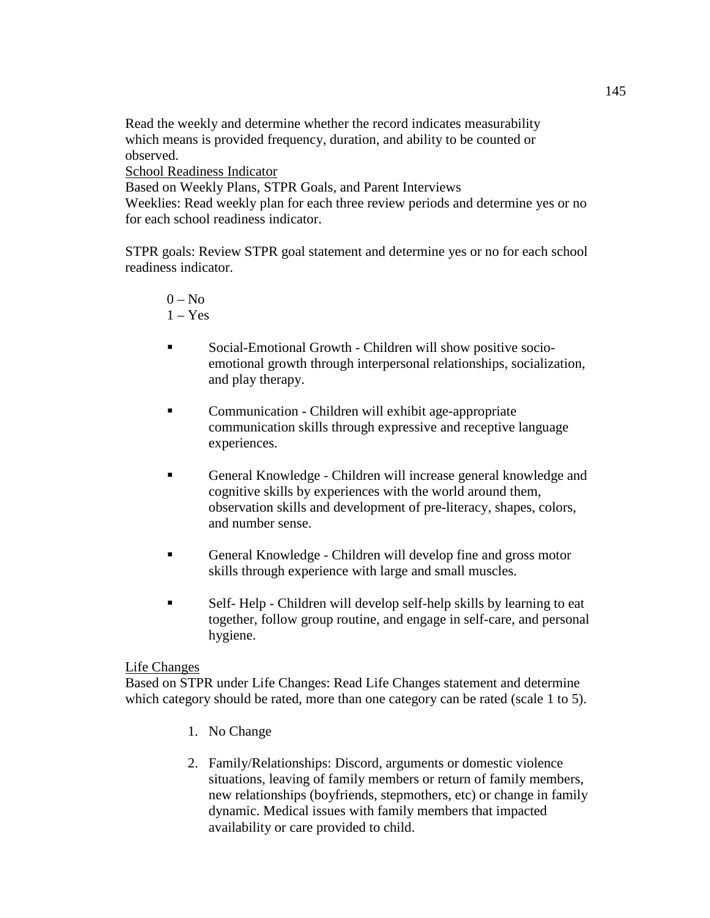Read the weekly and determine whether the record indicates measurability which means is provided frequency, duration, and ability to be counted or observed.

<u>School Readiness Indicator</u>

Based on Weekly Plans, STPR Goals, and Parent Interviews

Weeklies: Read weekly plan for each three review periods and determine yes or no for each school readiness indicator.

STPR goals: Review STPR goal statement and determine yes or no for each school readiness indicator.

0 – No
1 – Yes

- Social-Emotional Growth - Children will show positive socio-emotional growth through interpersonal relationships, socialization, and play therapy.
- Communication - Children will exhibit age-appropriate communication skills through expressive and receptive language experiences.
- General Knowledge - Children will increase general knowledge and cognitive skills by experiences with the world around them, observation skills and development of pre-literacy, shapes, colors, and number sense.
- General Knowledge - Children will develop fine and gross motor skills through experience with large and small muscles.
- Self- Help - Children will develop self-help skills by learning to eat together, follow group routine, and engage in self-care, and personal hygiene.

<u>Life Changes</u>

Based on STPR under Life Changes: Read Life Changes statement and determine which category should be rated, more than one category can be rated (scale 1 to 5).

1. No Change
2. Family/Relationships: Discord, arguments or domestic violence situations, leaving of family members or return of family members, new relationships (boyfriends, stepmothers, etc) or change in family dynamic. Medical issues with family members that impacted availability or care provided to child.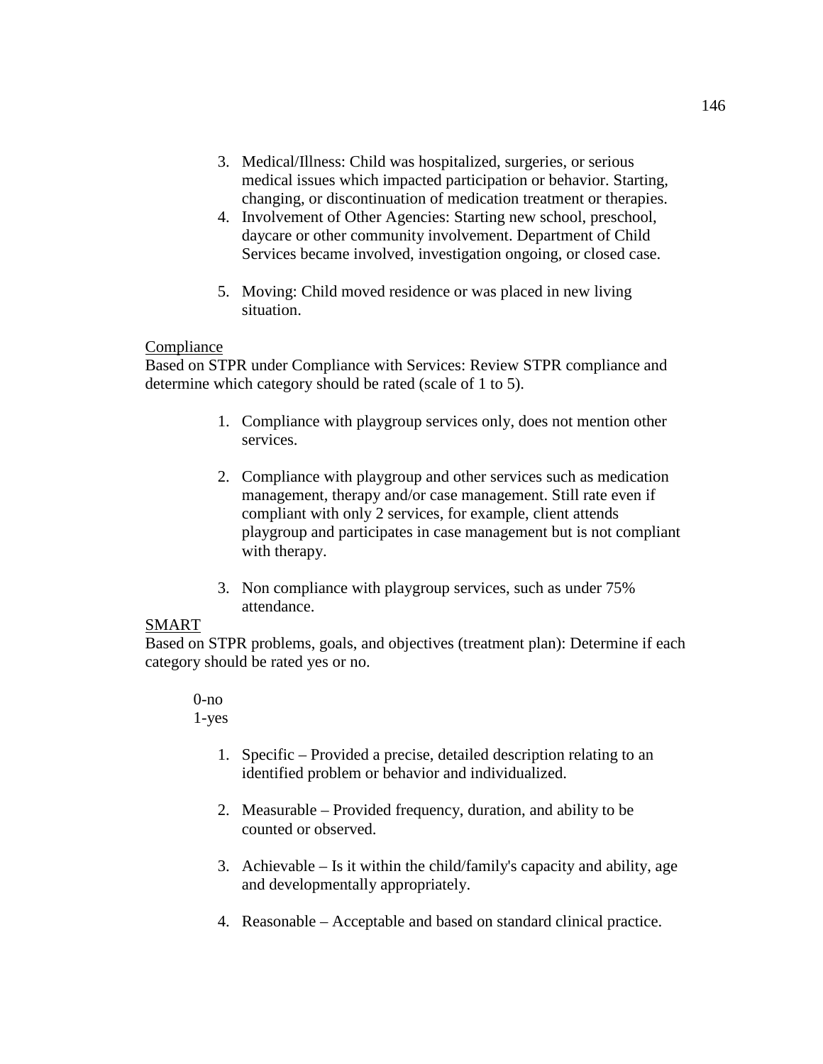3. Medical/Illness: Child was hospitalized, surgeries, or serious medical issues which impacted participation or behavior. Starting, changing, or discontinuation of medication treatment or therapies.
4. Involvement of Other Agencies: Starting new school, preschool, daycare or other community involvement. Department of Child Services became involved, investigation ongoing, or closed case.
5. Moving: Child moved residence or was placed in new living situation.

<u>Compliance</u>

Based on STPR under Compliance with Services: Review STPR compliance and determine which category should be rated (scale of 1 to 5).

1. Compliance with playgroup services only, does not mention other services.
2. Compliance with playgroup and other services such as medication management, therapy and/or case management. Still rate even if compliant with only 2 services, for example, client attends playgroup and participates in case management but is not compliant with therapy.
3. Non compliance with playgroup services, such as under 75% attendance.

<u>SMART</u>

Based on STPR problems, goals, and objectives (treatment plan): Determine if each category should be rated yes or no.

0-no
1-yes

1. Specific – Provided a precise, detailed description relating to an identified problem or behavior and individualized.
2. Measurable – Provided frequency, duration, and ability to be counted or observed.
3. Achievable – Is it within the child/family's capacity and ability, age and developmentally appropriately.
4. Reasonable – Acceptable and based on standard clinical practice.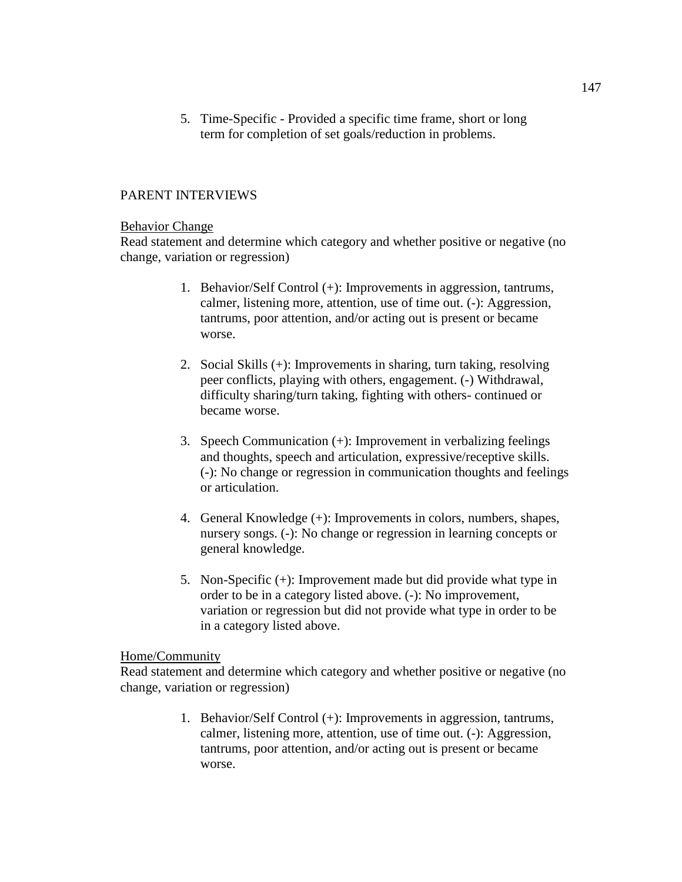5. Time-Specific - Provided a specific time frame, short or long term for completion of set goals/reduction in problems.

PARENT INTERVIEWS

Behavior Change

Read statement and determine which category and whether positive or negative (no change, variation or regression)

1. Behavior/Self Control (+): Improvements in aggression, tantrums, calmer, listening more, attention, use of time out. (-): Aggression, tantrums, poor attention, and/or acting out is present or became worse.

2. Social Skills (+): Improvements in sharing, turn taking, resolving peer conflicts, playing with others, engagement. (-) Withdrawal, difficulty sharing/turn taking, fighting with others- continued or became worse.

3. Speech Communication (+): Improvement in verbalizing feelings and thoughts, speech and articulation, expressive/receptive skills. (-): No change or regression in communication thoughts and feelings or articulation.

4. General Knowledge (+): Improvements in colors, numbers, shapes, nursery songs. (-): No change or regression in learning concepts or general knowledge.

5. Non-Specific (+): Improvement made but did provide what type in order to be in a category listed above. (-): No improvement, variation or regression but did not provide what type in order to be in a category listed above.

Home/Community

Read statement and determine which category and whether positive or negative (no change, variation or regression)

1. Behavior/Self Control (+): Improvements in aggression, tantrums, calmer, listening more, attention, use of time out. (-): Aggression, tantrums, poor attention, and/or acting out is present or became worse.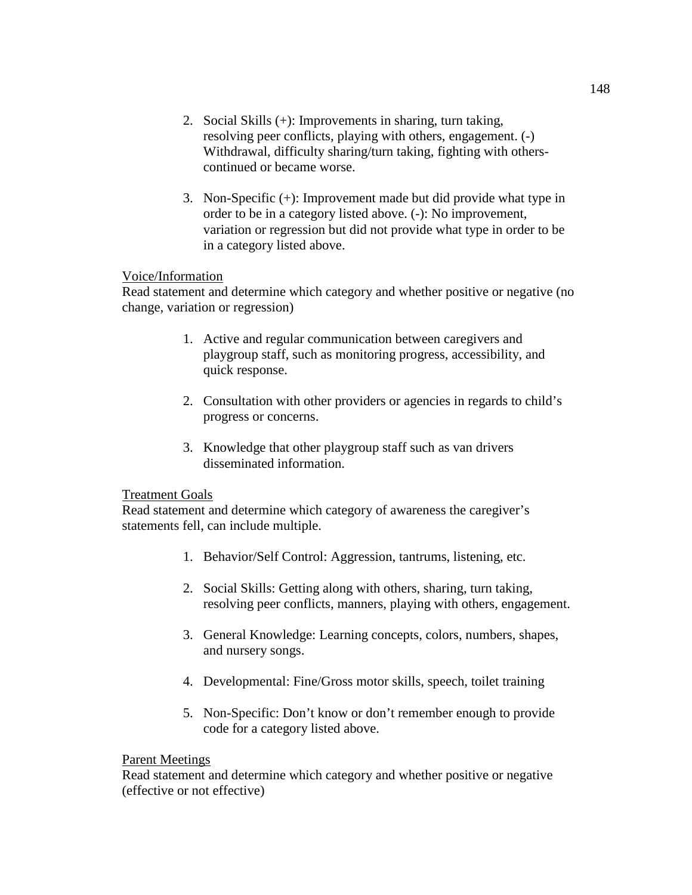2. Social Skills (+): Improvements in sharing, turn taking, resolving peer conflicts, playing with others, engagement. (-) Withdrawal, difficulty sharing/turn taking, fighting with others- continued or became worse.

3. Non-Specific (+): Improvement made but did provide what type in order to be in a category listed above. (-): No improvement, variation or regression but did not provide what type in order to be in a category listed above.

<u>Voice/Information</u>
Read statement and determine which category and whether positive or negative (no change, variation or regression)

1. Active and regular communication between caregivers and playgroup staff, such as monitoring progress, accessibility, and quick response.

2. Consultation with other providers or agencies in regards to child's progress or concerns.

3. Knowledge that other playgroup staff such as van drivers disseminated information.

<u>Treatment Goals</u>
Read statement and determine which category of awareness the caregiver's statements fell, can include multiple.

1. Behavior/Self Control: Aggression, tantrums, listening, etc.

2. Social Skills: Getting along with others, sharing, turn taking, resolving peer conflicts, manners, playing with others, engagement.

3. General Knowledge: Learning concepts, colors, numbers, shapes, and nursery songs.

4. Developmental: Fine/Gross motor skills, speech, toilet training

5. Non-Specific: Don't know or don't remember enough to provide code for a category listed above.

<u>Parent Meetings</u>
Read statement and determine which category and whether positive or negative (effective or not effective)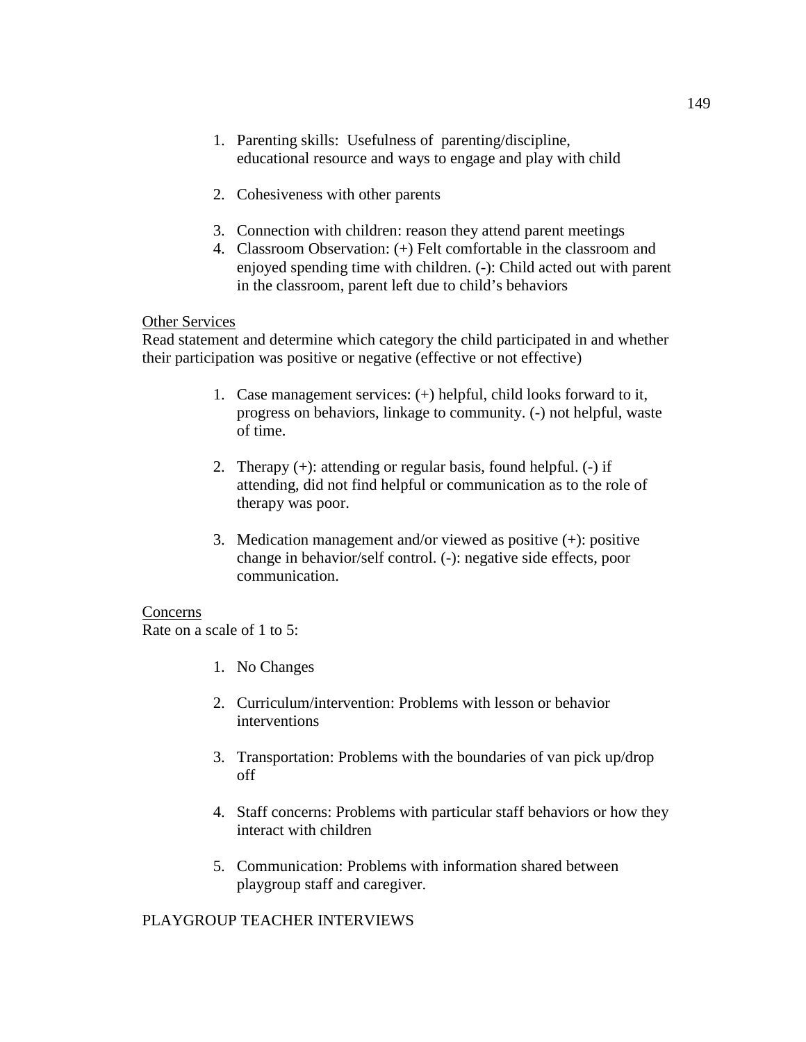1. Parenting skills: Usefulness of parenting/discipline, educational resource and ways to engage and play with child

2. Cohesiveness with other parents

3. Connection with children: reason they attend parent meetings
4. Classroom Observation: (+) Felt comfortable in the classroom and enjoyed spending time with children. (-): Child acted out with parent in the classroom, parent left due to child's behaviors

<u>Other Services</u>
Read statement and determine which category the child participated in and whether their participation was positive or negative (effective or not effective)

1. Case management services: (+) helpful, child looks forward to it, progress on behaviors, linkage to community. (-) not helpful, waste of time.

2. Therapy (+): attending or regular basis, found helpful. (-) if attending, did not find helpful or communication as to the role of therapy was poor.

3. Medication management and/or viewed as positive (+): positive change in behavior/self control. (-): negative side effects, poor communication.

<u>Concerns</u>
Rate on a scale of 1 to 5:

1. No Changes

2. Curriculum/intervention: Problems with lesson or behavior interventions

3. Transportation: Problems with the boundaries of van pick up/drop off

4. Staff concerns: Problems with particular staff behaviors or how they interact with children

5. Communication: Problems with information shared between playgroup staff and caregiver.

PLAYGROUP TEACHER INTERVIEWS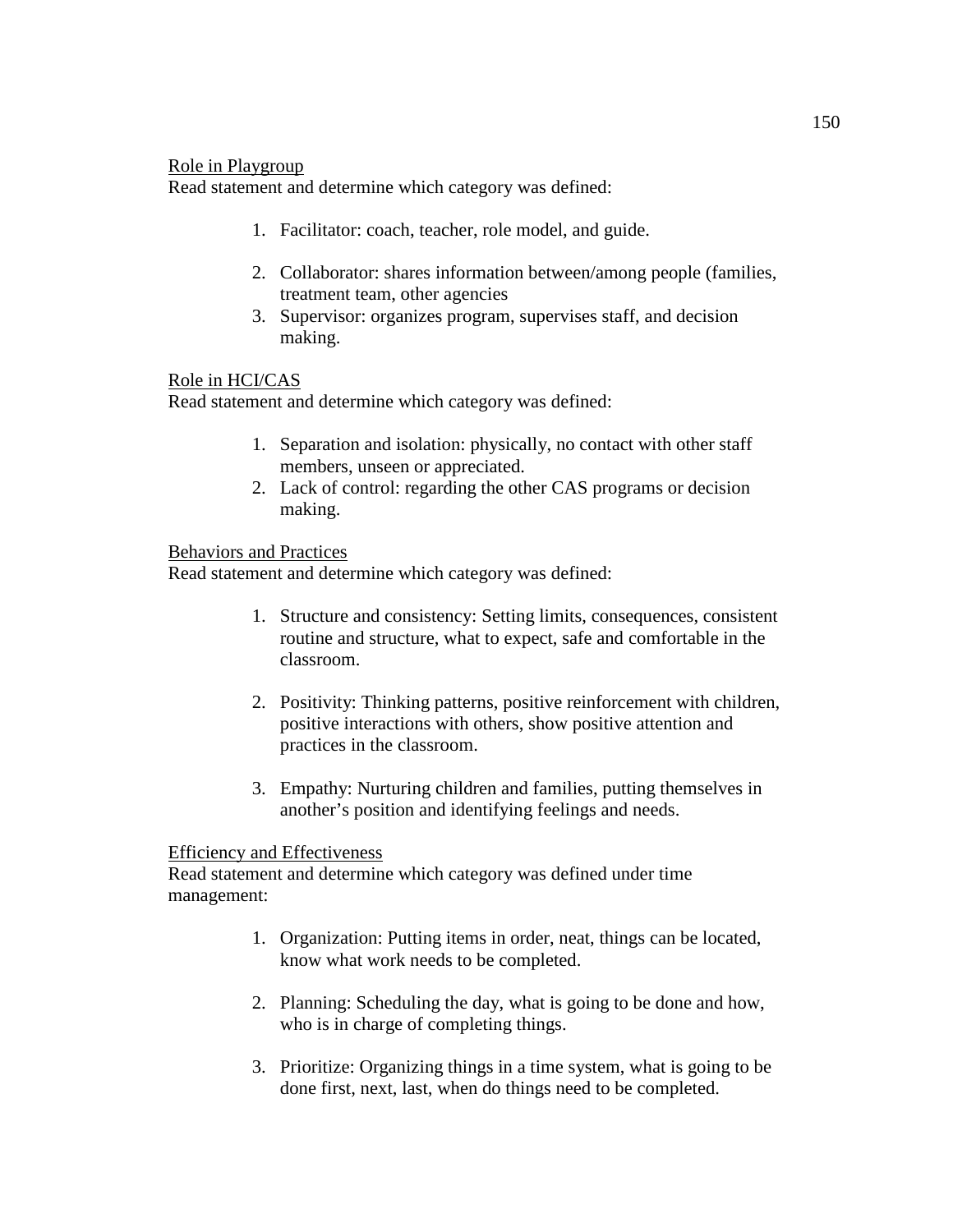<u>Role in Playgroup</u>
Read statement and determine which category was defined:

1. Facilitator: coach, teacher, role model, and guide.

2. Collaborator: shares information between/among people (families, treatment team, other agencies
3. Supervisor: organizes program, supervises staff, and decision making.

<u>Role in HCI/CAS</u>
Read statement and determine which category was defined:

1. Separation and isolation: physically, no contact with other staff members, unseen or appreciated.
2. Lack of control: regarding the other CAS programs or decision making.

<u>Behaviors and Practices</u>
Read statement and determine which category was defined:

1. Structure and consistency: Setting limits, consequences, consistent routine and structure, what to expect, safe and comfortable in the classroom.

2. Positivity: Thinking patterns, positive reinforcement with children, positive interactions with others, show positive attention and practices in the classroom.

3. Empathy: Nurturing children and families, putting themselves in another's position and identifying feelings and needs.

<u>Efficiency and Effectiveness</u>
Read statement and determine which category was defined under time management:

1. Organization: Putting items in order, neat, things can be located, know what work needs to be completed.

2. Planning: Scheduling the day, what is going to be done and how, who is in charge of completing things.

3. Prioritize: Organizing things in a time system, what is going to be done first, next, last, when do things need to be completed.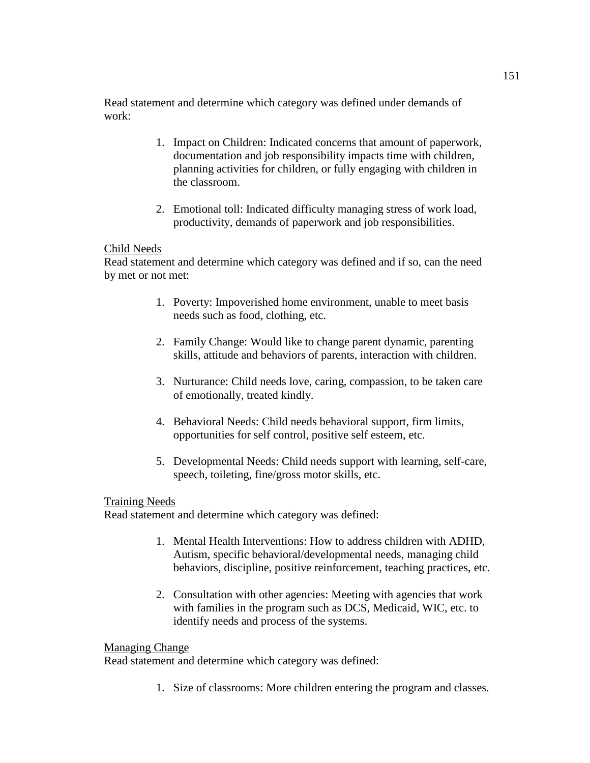Read statement and determine which category was defined under demands of work:

1. Impact on Children: Indicated concerns that amount of paperwork, documentation and job responsibility impacts time with children, planning activities for children, or fully engaging with children in the classroom.

2. Emotional toll: Indicated difficulty managing stress of work load, productivity, demands of paperwork and job responsibilities.

<u>Child Needs</u>
Read statement and determine which category was defined and if so, can the need by met or not met:

1. Poverty: Impoverished home environment, unable to meet basis needs such as food, clothing, etc.

2. Family Change: Would like to change parent dynamic, parenting skills, attitude and behaviors of parents, interaction with children.

3. Nurturance: Child needs love, caring, compassion, to be taken care of emotionally, treated kindly.

4. Behavioral Needs: Child needs behavioral support, firm limits, opportunities for self control, positive self esteem, etc.

5. Developmental Needs: Child needs support with learning, self-care, speech, toileting, fine/gross motor skills, etc.

<u>Training Needs</u>
Read statement and determine which category was defined:

1. Mental Health Interventions: How to address children with ADHD, Autism, specific behavioral/developmental needs, managing child behaviors, discipline, positive reinforcement, teaching practices, etc.

2. Consultation with other agencies: Meeting with agencies that work with families in the program such as DCS, Medicaid, WIC, etc. to identify needs and process of the systems.

<u>Managing Change</u>
Read statement and determine which category was defined:

1. Size of classrooms: More children entering the program and classes.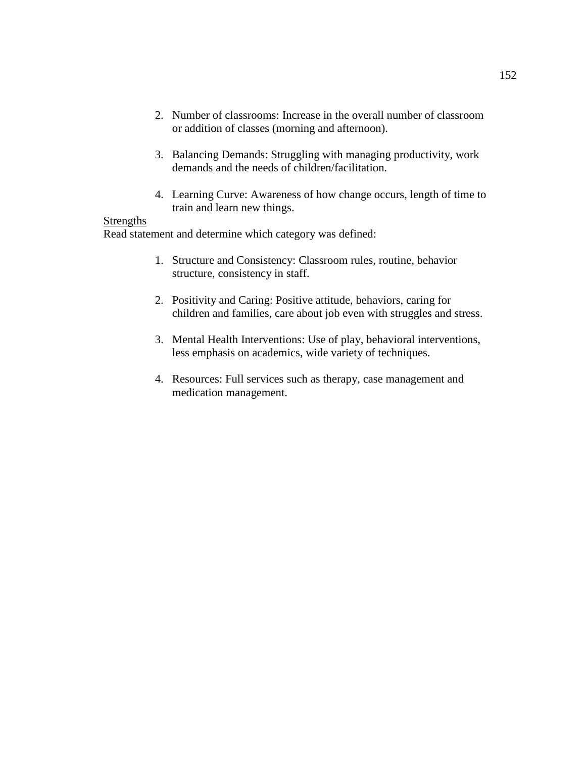2. Number of classrooms: Increase in the overall number of classroom or addition of classes (morning and afternoon).

3. Balancing Demands: Struggling with managing productivity, work demands and the needs of children/facilitation.

4. Learning Curve: Awareness of how change occurs, length of time to train and learn new things.

<u>Strengths</u>

Read statement and determine which category was defined:

1. Structure and Consistency: Classroom rules, routine, behavior structure, consistency in staff.

2. Positivity and Caring: Positive attitude, behaviors, caring for children and families, care about job even with struggles and stress.

3. Mental Health Interventions: Use of play, behavioral interventions, less emphasis on academics, wide variety of techniques.

4. Resources: Full services such as therapy, case management and medication management.